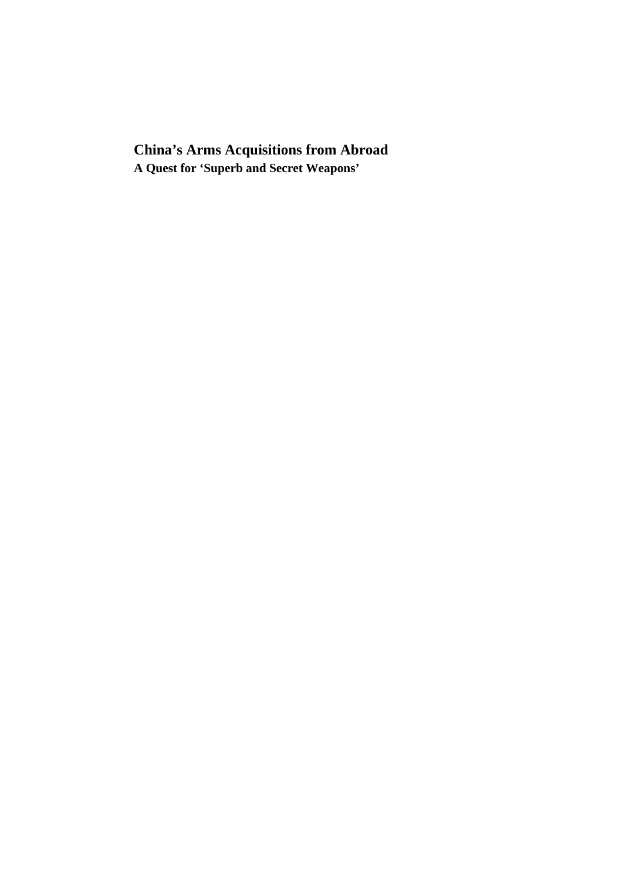# China's Arms Acquisitions from Abroad

## A Quest for 'Superb and Secret Weapons'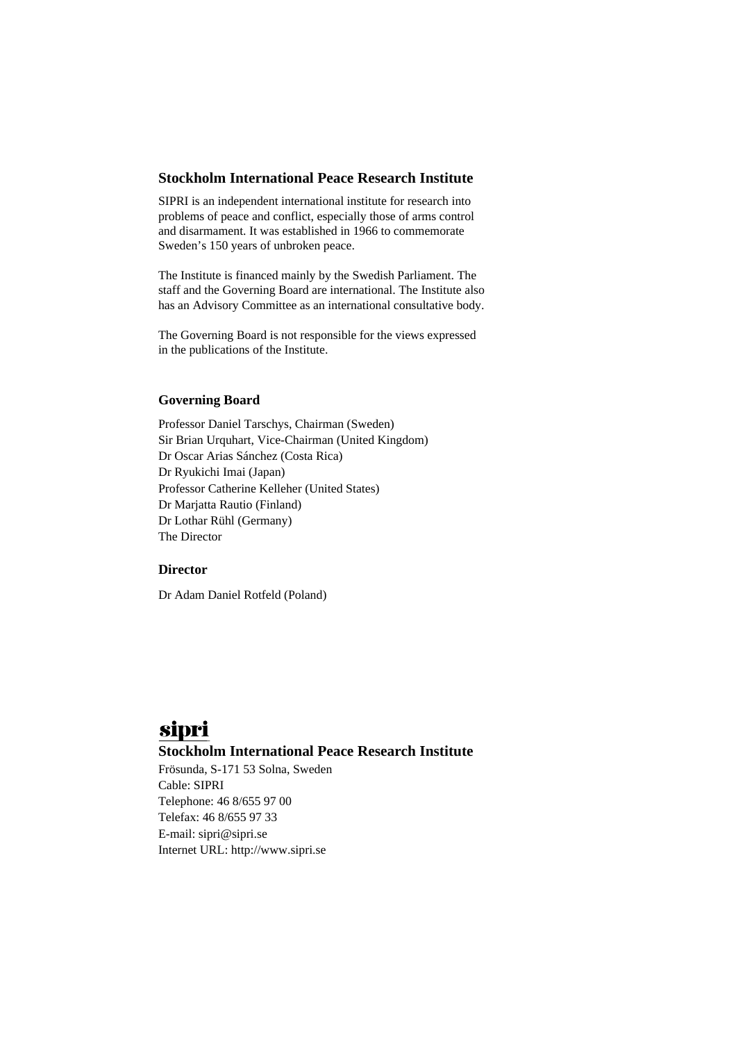## Stockholm International Peace Research Institute

SIPRI is an independent international institute for research into problems of peace and conflict, especially those of arms control and disarmament. It was established in 1966 to commemorate Sweden's 150 years of unbroken peace.

The Institute is financed mainly by the Swedish Parliament. The staff and the Governing Board are international. The Institute also has an Advisory Committee as an international consultative body.

The Governing Board is not responsible for the views expressed in the publications of the Institute.

### Governing Board

Professor Daniel Tarschys, Chairman (Sweden)
Sir Brian Urquhart, Vice-Chairman (United Kingdom)
Dr Oscar Arias Sánchez (Costa Rica)
Dr Ryukichi Imai (Japan)
Professor Catherine Kelleher (United States)
Dr Marjatta Rautio (Finland)
Dr Lothar Rühl (Germany)
The Director

### Director

Dr Adam Daniel Rotfeld (Poland)

**sipri**

**Stockholm International Peace Research Institute**

Frösunda, S-171 53 Solna, Sweden
Cable: SIPRI
Telephone: 46 8/655 97 00
Telefax: 46 8/655 97 33
E-mail: sipri@sipri.se
Internet URL: http://www.sipri.se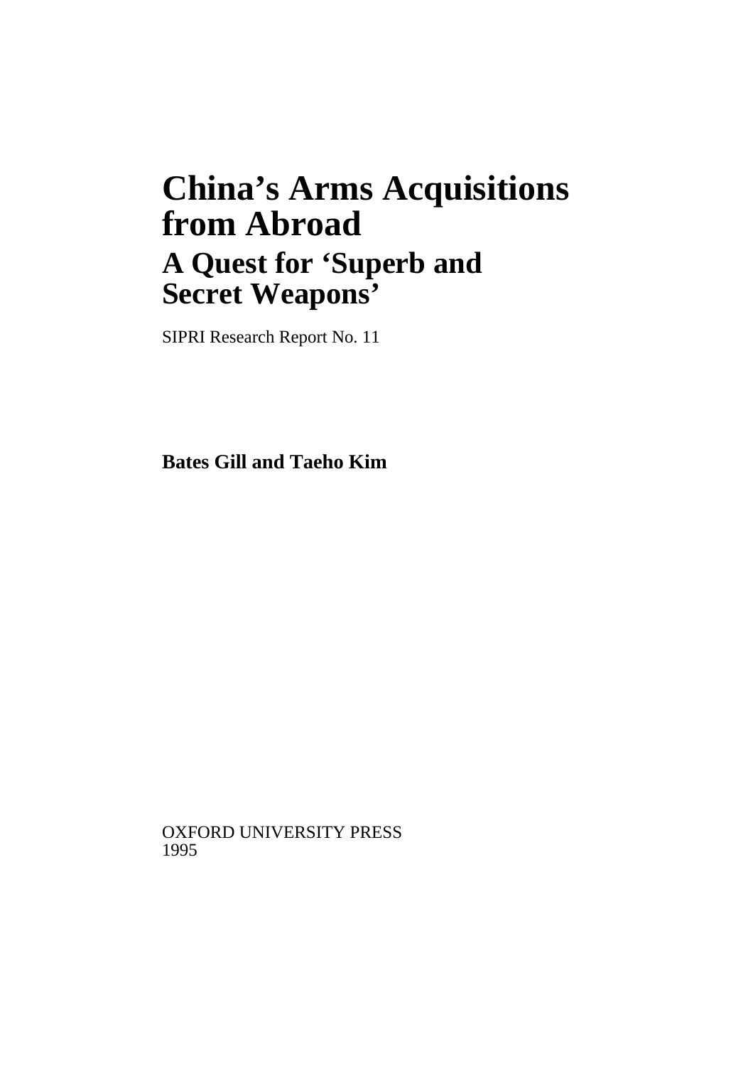# China's Arms Acquisitions from Abroad

## A Quest for 'Superb and Secret Weapons'

SIPRI Research Report No. 11

**Bates Gill and Taeho Kim**

OXFORD UNIVERSITY PRESS
1995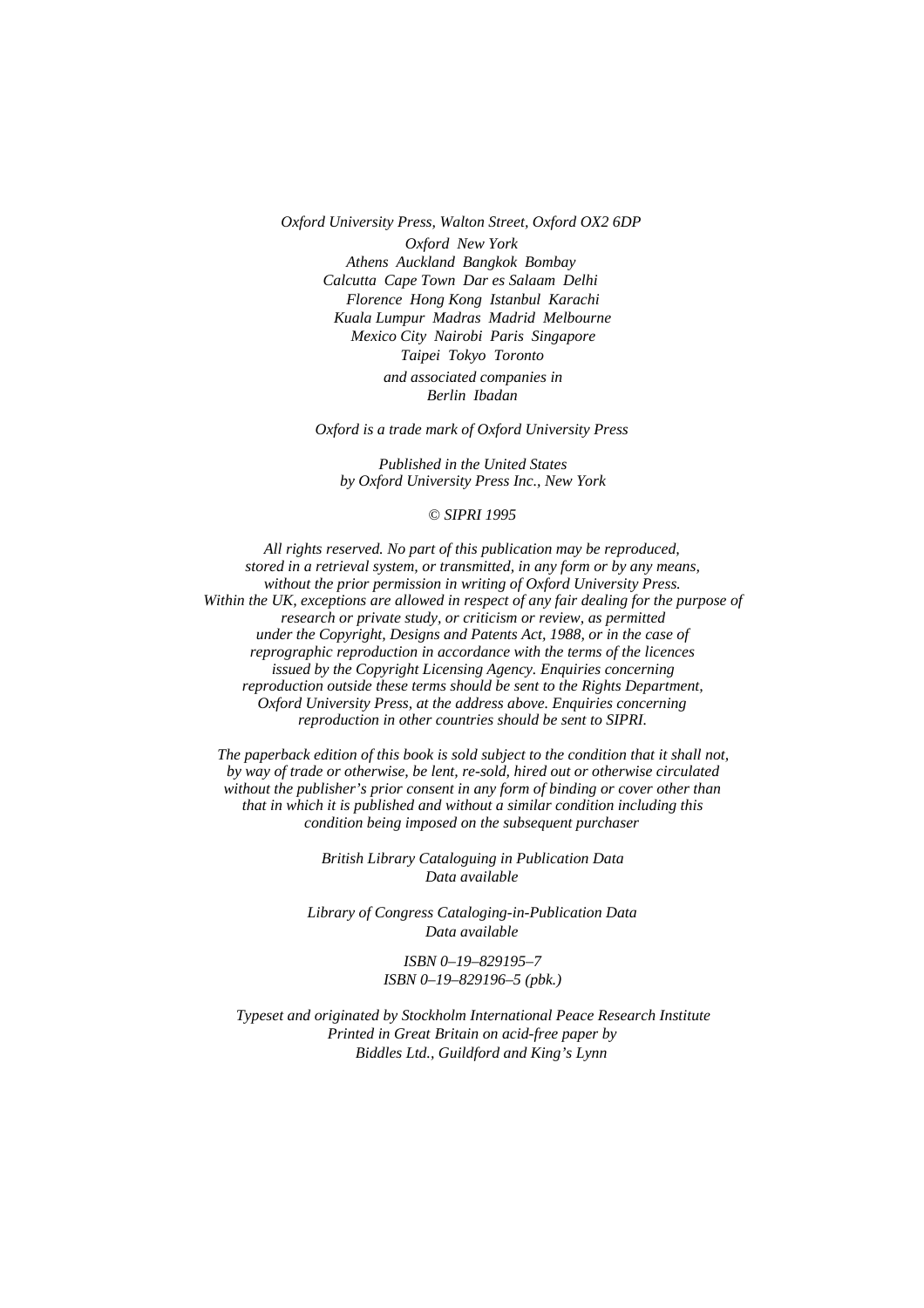*Oxford University Press, Walton Street, Oxford OX2 6DP*

*Oxford New York*
*Athens Auckland Bangkok Bombay*
*Calcutta Cape Town Dar es Salaam Delhi*
*Florence Hong Kong Istanbul Karachi*
*Kuala Lumpur Madras Madrid Melbourne*
*Mexico City Nairobi Paris Singapore*
*Taipei Tokyo Toronto*
*and associated companies in*
*Berlin Ibadan*

*Oxford is a trade mark of Oxford University Press*

*Published in the United States*
*by Oxford University Press Inc., New York*

*© SIPRI 1995*

*All rights reserved. No part of this publication may be reproduced, stored in a retrieval system, or transmitted, in any form or by any means, without the prior permission in writing of Oxford University Press. Within the UK, exceptions are allowed in respect of any fair dealing for the purpose of research or private study, or criticism or review, as permitted under the Copyright, Designs and Patents Act, 1988, or in the case of reprographic reproduction in accordance with the terms of the licences issued by the Copyright Licensing Agency. Enquiries concerning reproduction outside these terms should be sent to the Rights Department, Oxford University Press, at the address above. Enquiries concerning reproduction in other countries should be sent to SIPRI.*

*The paperback edition of this book is sold subject to the condition that it shall not, by way of trade or otherwise, be lent, re-sold, hired out or otherwise circulated without the publisher's prior consent in any form of binding or cover other than that in which it is published and without a similar condition including this condition being imposed on the subsequent purchaser*

*British Library Cataloguing in Publication Data*
*Data available*

*Library of Congress Cataloging-in-Publication Data*
*Data available*

*ISBN 0–19–829195–7*
*ISBN 0–19–829196–5 (pbk.)*

*Typeset and originated by Stockholm International Peace Research Institute*
*Printed in Great Britain on acid-free paper by*
*Biddles Ltd., Guildford and King's Lynn*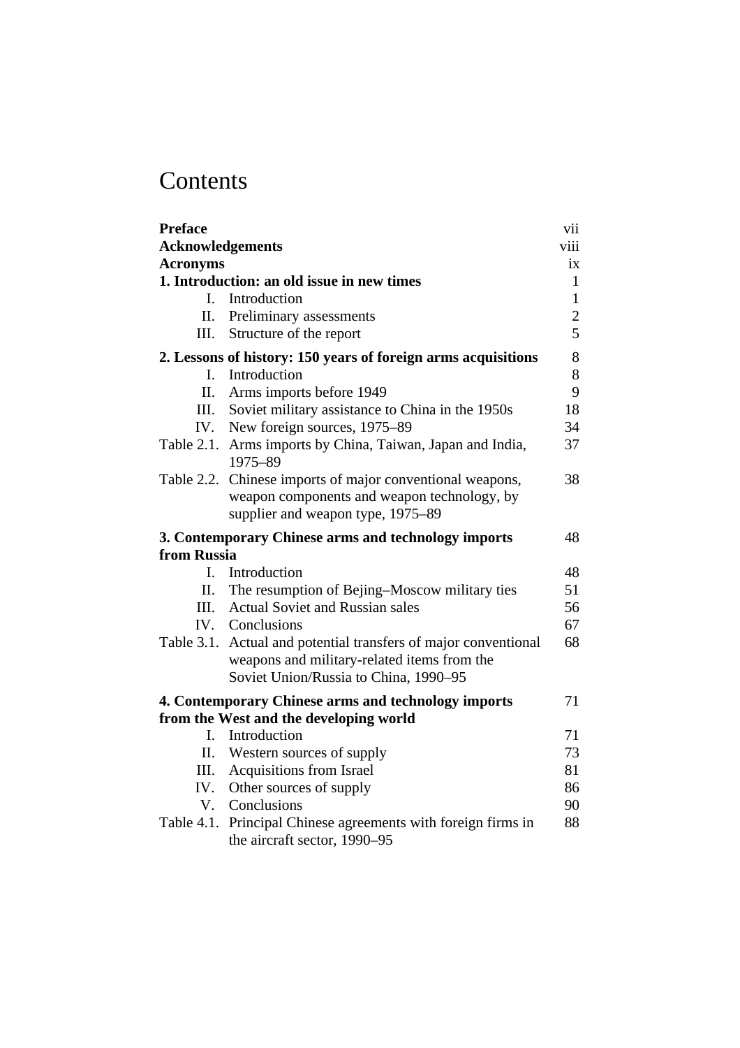# Contents

| | | |
|---|---|---|
| **Preface** | | vii |
| **Acknowledgements** | | viii |
| **Acronyms** | | ix |
| **1. Introduction: an old issue in new times** | | 1 |
| I. | Introduction | 1 |
| II. | Preliminary assessments | 2 |
| III. | Structure of the report | 5 |
| **2. Lessons of history: 150 years of foreign arms acquisitions** | | 8 |
| I. | Introduction | 8 |
| II. | Arms imports before 1949 | 9 |
| III. | Soviet military assistance to China in the 1950s | 18 |
| IV. | New foreign sources, 1975–89 | 34 |
| Table 2.1. | Arms imports by China, Taiwan, Japan and India, 1975–89 | 37 |
| Table 2.2. | Chinese imports of major conventional weapons, weapon components and weapon technology, by supplier and weapon type, 1975–89 | 38 |
| **3. Contemporary Chinese arms and technology imports from Russia** | | 48 |
| I. | Introduction | 48 |
| II. | The resumption of Bejing–Moscow military ties | 51 |
| III. | Actual Soviet and Russian sales | 56 |
| IV. | Conclusions | 67 |
| Table 3.1. | Actual and potential transfers of major conventional weapons and military-related items from the Soviet Union/Russia to China, 1990–95 | 68 |
| **4. Contemporary Chinese arms and technology imports from the West and the developing world** | | 71 |
| I. | Introduction | 71 |
| II. | Western sources of supply | 73 |
| III. | Acquisitions from Israel | 81 |
| IV. | Other sources of supply | 86 |
| V. | Conclusions | 90 |
| Table 4.1. | Principal Chinese agreements with foreign firms in the aircraft sector, 1990–95 | 88 |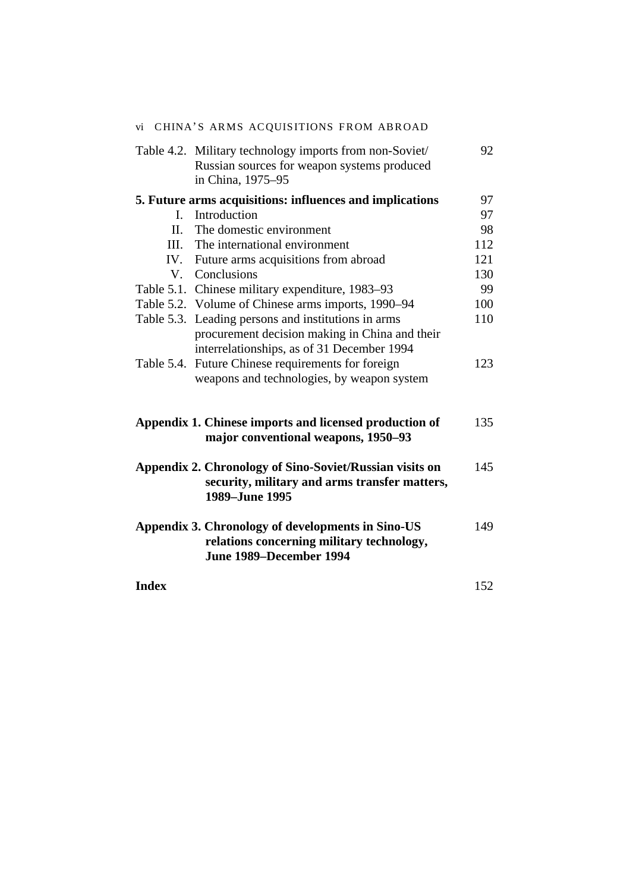| | | |
|---|---|---|
| Table 4.2. | Military technology imports from non-Soviet/ Russian sources for weapon systems produced in China, 1975–95 | 92 |
| **5. Future arms acquisitions: influences and implications** | | **97** |
| I. | Introduction | 97 |
| II. | The domestic environment | 98 |
| III. | The international environment | 112 |
| IV. | Future arms acquisitions from abroad | 121 |
| V. | Conclusions | 130 |
| Table 5.1. | Chinese military expenditure, 1983–93 | 99 |
| Table 5.2. | Volume of Chinese arms imports, 1990–94 | 100 |
| Table 5.3. | Leading persons and institutions in arms procurement decision making in China and their interrelationships, as of 31 December 1994 | 110 |
| Table 5.4. | Future Chinese requirements for foreign weapons and technologies, by weapon system | 123 |
| **Appendix 1. Chinese imports and licensed production of major conventional weapons, 1950–93** | | **135** |
| **Appendix 2. Chronology of Sino-Soviet/Russian visits on security, military and arms transfer matters, 1989–June 1995** | | **145** |
| **Appendix 3. Chronology of developments in Sino-US relations concerning military technology, June 1989–December 1994** | | **149** |
| **Index** | | **152** |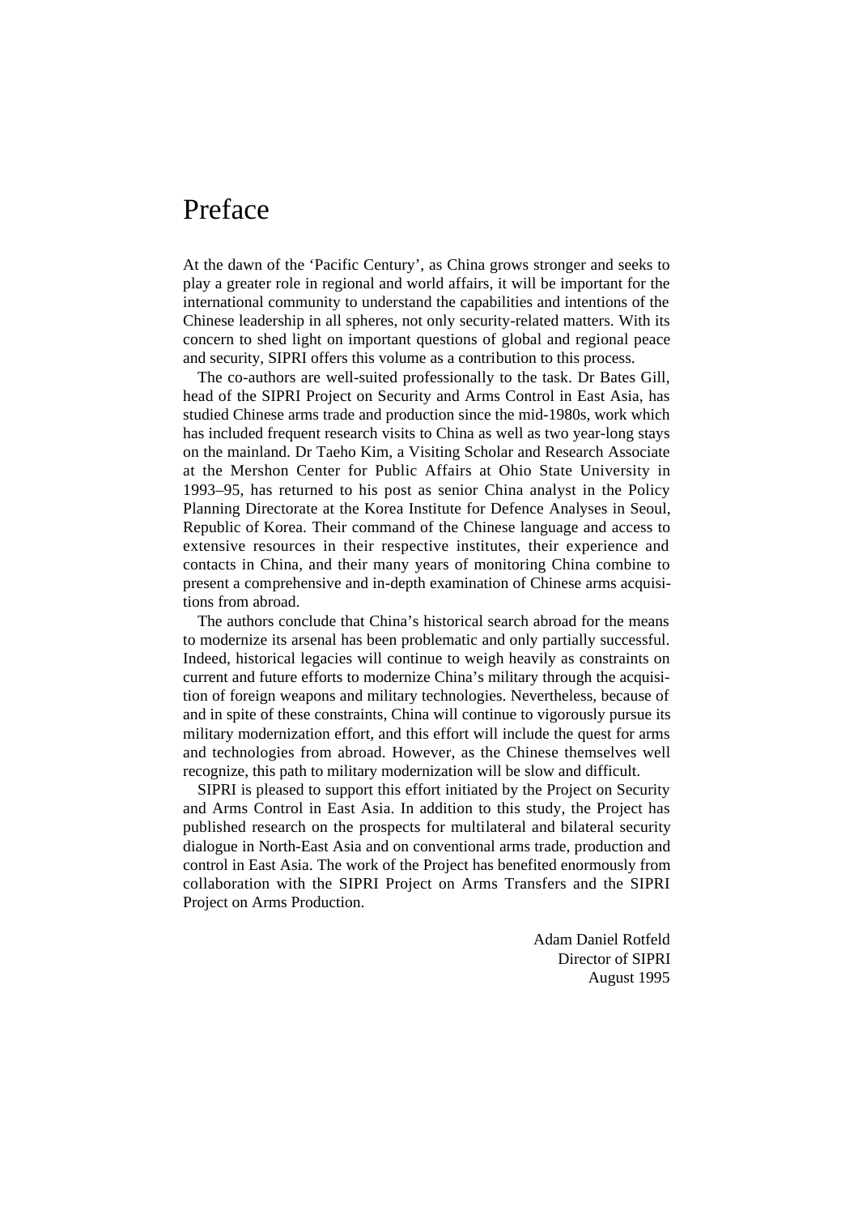# Preface

At the dawn of the 'Pacific Century', as China grows stronger and seeks to play a greater role in regional and world affairs, it will be important for the international community to understand the capabilities and intentions of the Chinese leadership in all spheres, not only security-related matters. With its concern to shed light on important questions of global and regional peace and security, SIPRI offers this volume as a contribution to this process.

The co-authors are well-suited professionally to the task. Dr Bates Gill, head of the SIPRI Project on Security and Arms Control in East Asia, has studied Chinese arms trade and production since the mid-1980s, work which has included frequent research visits to China as well as two year-long stays on the mainland. Dr Taeho Kim, a Visiting Scholar and Research Associate at the Mershon Center for Public Affairs at Ohio State University in 1993–95, has returned to his post as senior China analyst in the Policy Planning Directorate at the Korea Institute for Defence Analyses in Seoul, Republic of Korea. Their command of the Chinese language and access to extensive resources in their respective institutes, their experience and contacts in China, and their many years of monitoring China combine to present a comprehensive and in-depth examination of Chinese arms acquisitions from abroad.

The authors conclude that China's historical search abroad for the means to modernize its arsenal has been problematic and only partially successful. Indeed, historical legacies will continue to weigh heavily as constraints on current and future efforts to modernize China's military through the acquisition of foreign weapons and military technologies. Nevertheless, because of and in spite of these constraints, China will continue to vigorously pursue its military modernization effort, and this effort will include the quest for arms and technologies from abroad. However, as the Chinese themselves well recognize, this path to military modernization will be slow and difficult.

SIPRI is pleased to support this effort initiated by the Project on Security and Arms Control in East Asia. In addition to this study, the Project has published research on the prospects for multilateral and bilateral security dialogue in North-East Asia and on conventional arms trade, production and control in East Asia. The work of the Project has benefited enormously from collaboration with the SIPRI Project on Arms Transfers and the SIPRI Project on Arms Production.

Adam Daniel Rotfeld  
Director of SIPRI  
August 1995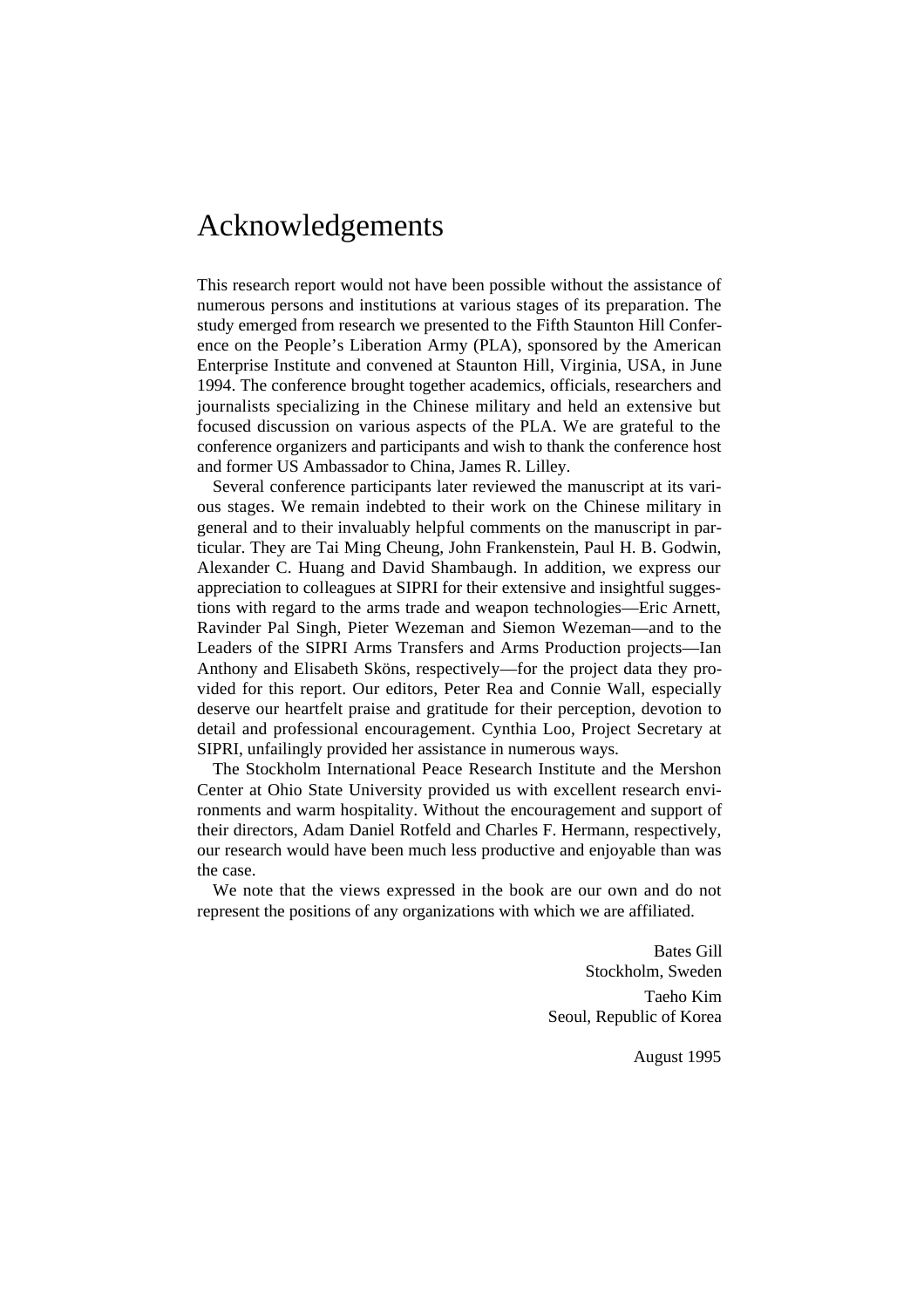# Acknowledgements

This research report would not have been possible without the assistance of numerous persons and institutions at various stages of its preparation. The study emerged from research we presented to the Fifth Staunton Hill Conference on the People's Liberation Army (PLA), sponsored by the American Enterprise Institute and convened at Staunton Hill, Virginia, USA, in June 1994. The conference brought together academics, officials, researchers and journalists specializing in the Chinese military and held an extensive but focused discussion on various aspects of the PLA. We are grateful to the conference organizers and participants and wish to thank the conference host and former US Ambassador to China, James R. Lilley.

Several conference participants later reviewed the manuscript at its various stages. We remain indebted to their work on the Chinese military in general and to their invaluably helpful comments on the manuscript in particular. They are Tai Ming Cheung, John Frankenstein, Paul H. B. Godwin, Alexander C. Huang and David Shambaugh. In addition, we express our appreciation to colleagues at SIPRI for their extensive and insightful suggestions with regard to the arms trade and weapon technologies—Eric Arnett, Ravinder Pal Singh, Pieter Wezeman and Siemon Wezeman—and to the Leaders of the SIPRI Arms Transfers and Arms Production projects—Ian Anthony and Elisabeth Sköns, respectively—for the project data they provided for this report. Our editors, Peter Rea and Connie Wall, especially deserve our heartfelt praise and gratitude for their perception, devotion to detail and professional encouragement. Cynthia Loo, Project Secretary at SIPRI, unfailingly provided her assistance in numerous ways.

The Stockholm International Peace Research Institute and the Mershon Center at Ohio State University provided us with excellent research environments and warm hospitality. Without the encouragement and support of their directors, Adam Daniel Rotfeld and Charles F. Hermann, respectively, our research would have been much less productive and enjoyable than was the case.

We note that the views expressed in the book are our own and do not represent the positions of any organizations with which we are affiliated.

Bates Gill
Stockholm, Sweden

Taeho Kim
Seoul, Republic of Korea

August 1995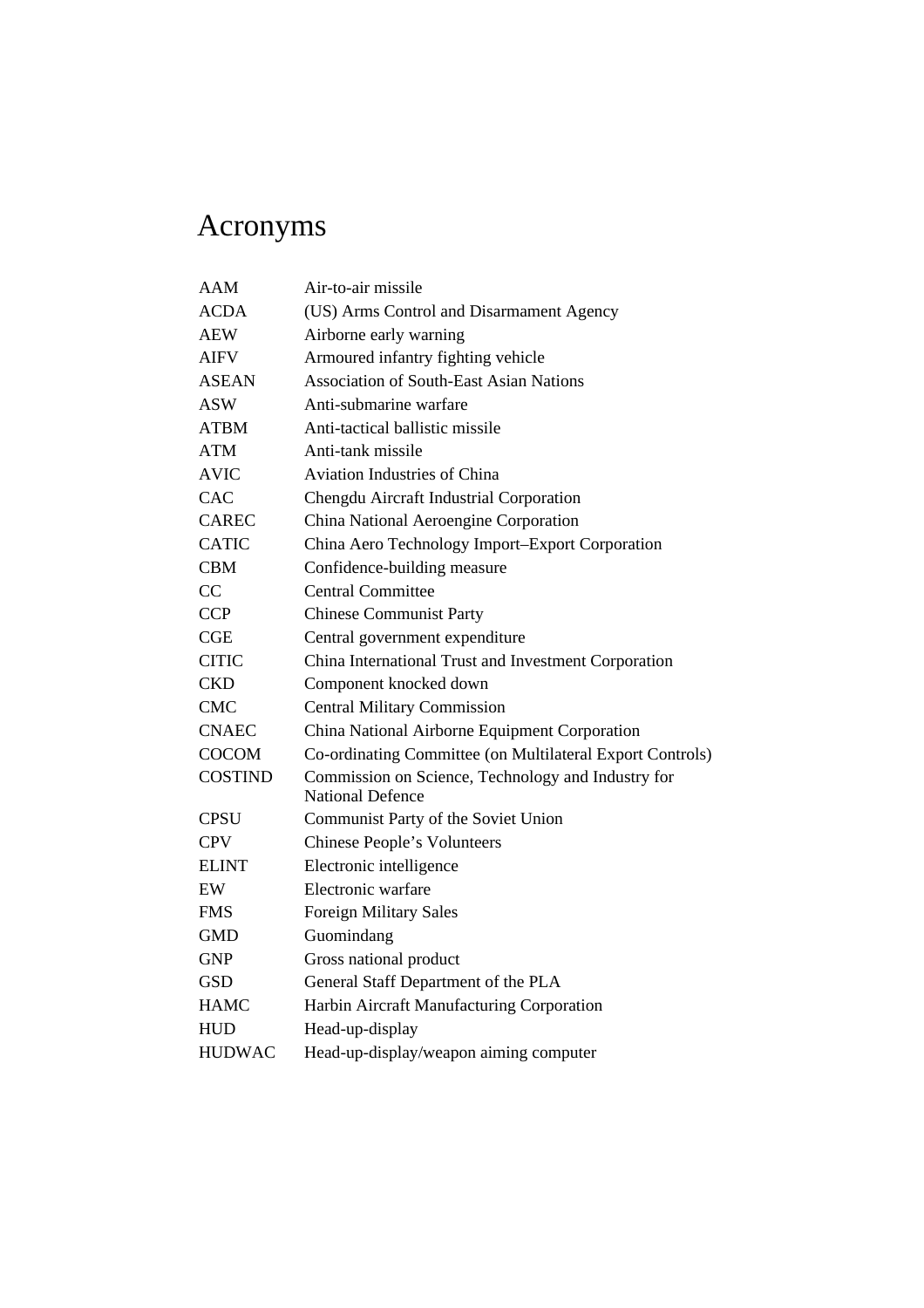# Acronyms

| | |
|---|---|
| AAM | Air-to-air missile |
| ACDA | (US) Arms Control and Disarmament Agency |
| AEW | Airborne early warning |
| AIFV | Armoured infantry fighting vehicle |
| ASEAN | Association of South-East Asian Nations |
| ASW | Anti-submarine warfare |
| ATBM | Anti-tactical ballistic missile |
| ATM | Anti-tank missile |
| AVIC | Aviation Industries of China |
| CAC | Chengdu Aircraft Industrial Corporation |
| CAREC | China National Aeroengine Corporation |
| CATIC | China Aero Technology Import–Export Corporation |
| CBM | Confidence-building measure |
| CC | Central Committee |
| CCP | Chinese Communist Party |
| CGE | Central government expenditure |
| CITIC | China International Trust and Investment Corporation |
| CKD | Component knocked down |
| CMC | Central Military Commission |
| CNAEC | China National Airborne Equipment Corporation |
| COCOM | Co-ordinating Committee (on Multilateral Export Controls) |
| COSTIND | Commission on Science, Technology and Industry for National Defence |
| CPSU | Communist Party of the Soviet Union |
| CPV | Chinese People's Volunteers |
| ELINT | Electronic intelligence |
| EW | Electronic warfare |
| FMS | Foreign Military Sales |
| GMD | Guomindang |
| GNP | Gross national product |
| GSD | General Staff Department of the PLA |
| HAMC | Harbin Aircraft Manufacturing Corporation |
| HUD | Head-up-display |
| HUDWAC | Head-up-display/weapon aiming computer |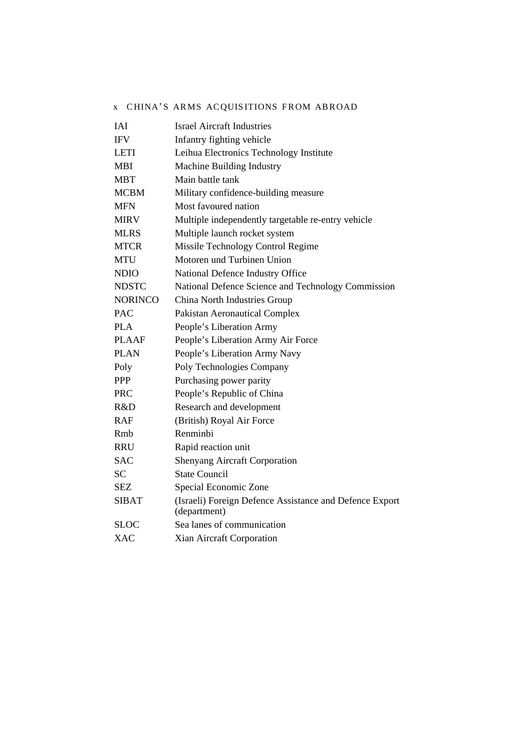| | |
|---|---|
| IAI | Israel Aircraft Industries |
| IFV | Infantry fighting vehicle |
| LETI | Leihua Electronics Technology Institute |
| MBI | Machine Building Industry |
| MBT | Main battle tank |
| MCBM | Military confidence-building measure |
| MFN | Most favoured nation |
| MIRV | Multiple independently targetable re-entry vehicle |
| MLRS | Multiple launch rocket system |
| MTCR | Missile Technology Control Regime |
| MTU | Motoren und Turbinen Union |
| NDIO | National Defence Industry Office |
| NDSTC | National Defence Science and Technology Commission |
| NORINCO | China North Industries Group |
| PAC | Pakistan Aeronautical Complex |
| PLA | People's Liberation Army |
| PLAAF | People's Liberation Army Air Force |
| PLAN | People's Liberation Army Navy |
| Poly | Poly Technologies Company |
| PPP | Purchasing power parity |
| PRC | People's Republic of China |
| R&D | Research and development |
| RAF | (British) Royal Air Force |
| Rmb | Renminbi |
| RRU | Rapid reaction unit |
| SAC | Shenyang Aircraft Corporation |
| SC | State Council |
| SEZ | Special Economic Zone |
| SIBAT | (Israeli) Foreign Defence Assistance and Defence Export (department) |
| SLOC | Sea lanes of communication |
| XAC | Xian Aircraft Corporation |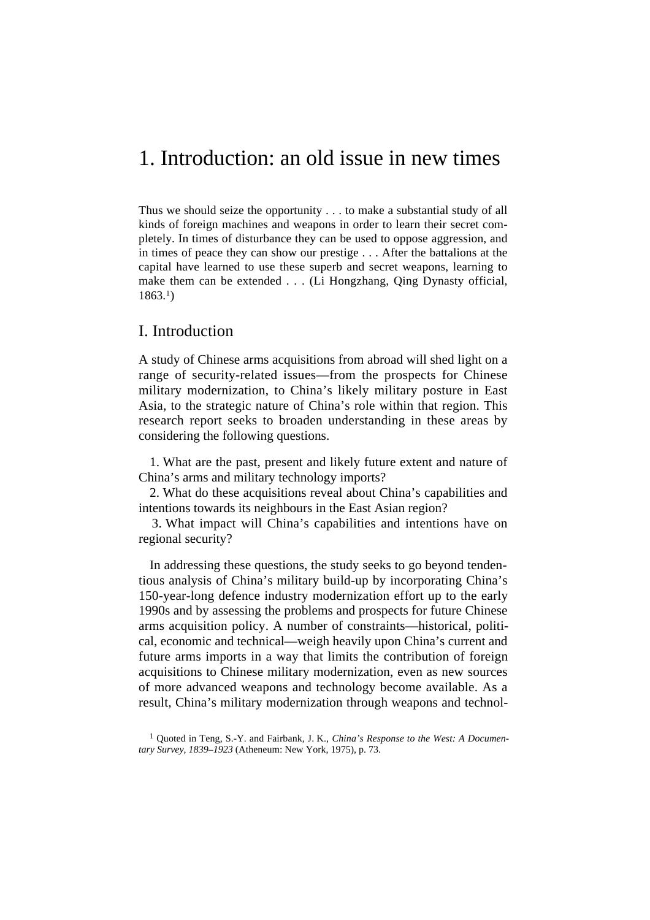# 1. Introduction: an old issue in new times

> Thus we should seize the opportunity . . . to make a substantial study of all kinds of foreign machines and weapons in order to learn their secret completely. In times of disturbance they can be used to oppose aggression, and in times of peace they can show our prestige . . . After the battalions at the capital have learned to use these superb and secret weapons, learning to make them can be extended . . . (Li Hongzhang, Qing Dynasty official, 1863.[1])

## I. Introduction

A study of Chinese arms acquisitions from abroad will shed light on a range of security-related issues—from the prospects for Chinese military modernization, to China's likely military posture in East Asia, to the strategic nature of China's role within that region. This research report seeks to broaden understanding in these areas by considering the following questions.

1. What are the past, present and likely future extent and nature of China's arms and military technology imports?
2. What do these acquisitions reveal about China's capabilities and intentions towards its neighbours in the East Asian region?
3. What impact will China's capabilities and intentions have on regional security?

In addressing these questions, the study seeks to go beyond tendentious analysis of China's military build-up by incorporating China's 150-year-long defence industry modernization effort up to the early 1990s and by assessing the problems and prospects for future Chinese arms acquisition policy. A number of constraints—historical, political, economic and technical—weigh heavily upon China's current and future arms imports in a way that limits the contribution of foreign acquisitions to Chinese military modernization, even as new sources of more advanced weapons and technology become available. As a result, China's military modernization through weapons and technol-

[1] Quoted in Teng, S.-Y. and Fairbank, J. K., *China's Response to the West: A Documentary Survey, 1839–1923* (Atheneum: New York, 1975), p. 73.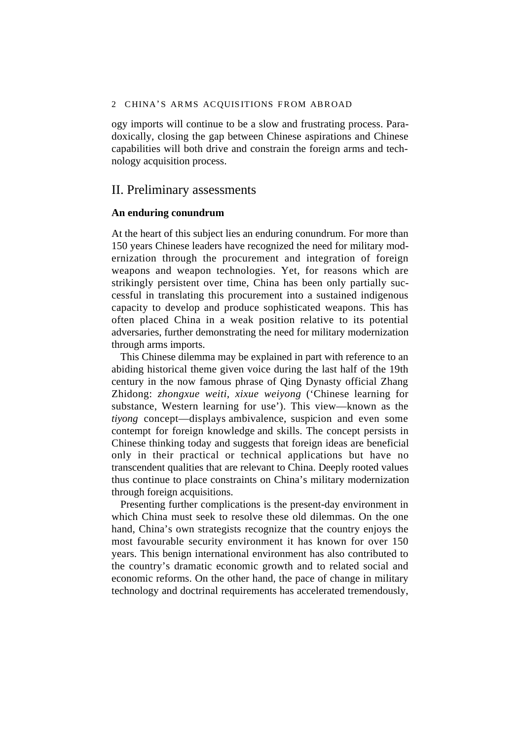ogy imports will continue to be a slow and frustrating process. Paradoxically, closing the gap between Chinese aspirations and Chinese capabilities will both drive and constrain the foreign arms and technology acquisition process.

## II. Preliminary assessments

### An enduring conundrum

At the heart of this subject lies an enduring conundrum. For more than 150 years Chinese leaders have recognized the need for military modernization through the procurement and integration of foreign weapons and weapon technologies. Yet, for reasons which are strikingly persistent over time, China has been only partially successful in translating this procurement into a sustained indigenous capacity to develop and produce sophisticated weapons. This has often placed China in a weak position relative to its potential adversaries, further demonstrating the need for military modernization through arms imports.

This Chinese dilemma may be explained in part with reference to an abiding historical theme given voice during the last half of the 19th century in the now famous phrase of Qing Dynasty official Zhang Zhidong: *zhongxue weiti, xixue weiyong* ('Chinese learning for substance, Western learning for use'). This view—known as the *tiyong* concept—displays ambivalence, suspicion and even some contempt for foreign knowledge and skills. The concept persists in Chinese thinking today and suggests that foreign ideas are beneficial only in their practical or technical applications but have no transcendent qualities that are relevant to China. Deeply rooted values thus continue to place constraints on China's military modernization through foreign acquisitions.

Presenting further complications is the present-day environment in which China must seek to resolve these old dilemmas. On the one hand, China's own strategists recognize that the country enjoys the most favourable security environment it has known for over 150 years. This benign international environment has also contributed to the country's dramatic economic growth and to related social and economic reforms. On the other hand, the pace of change in military technology and doctrinal requirements has accelerated tremendously,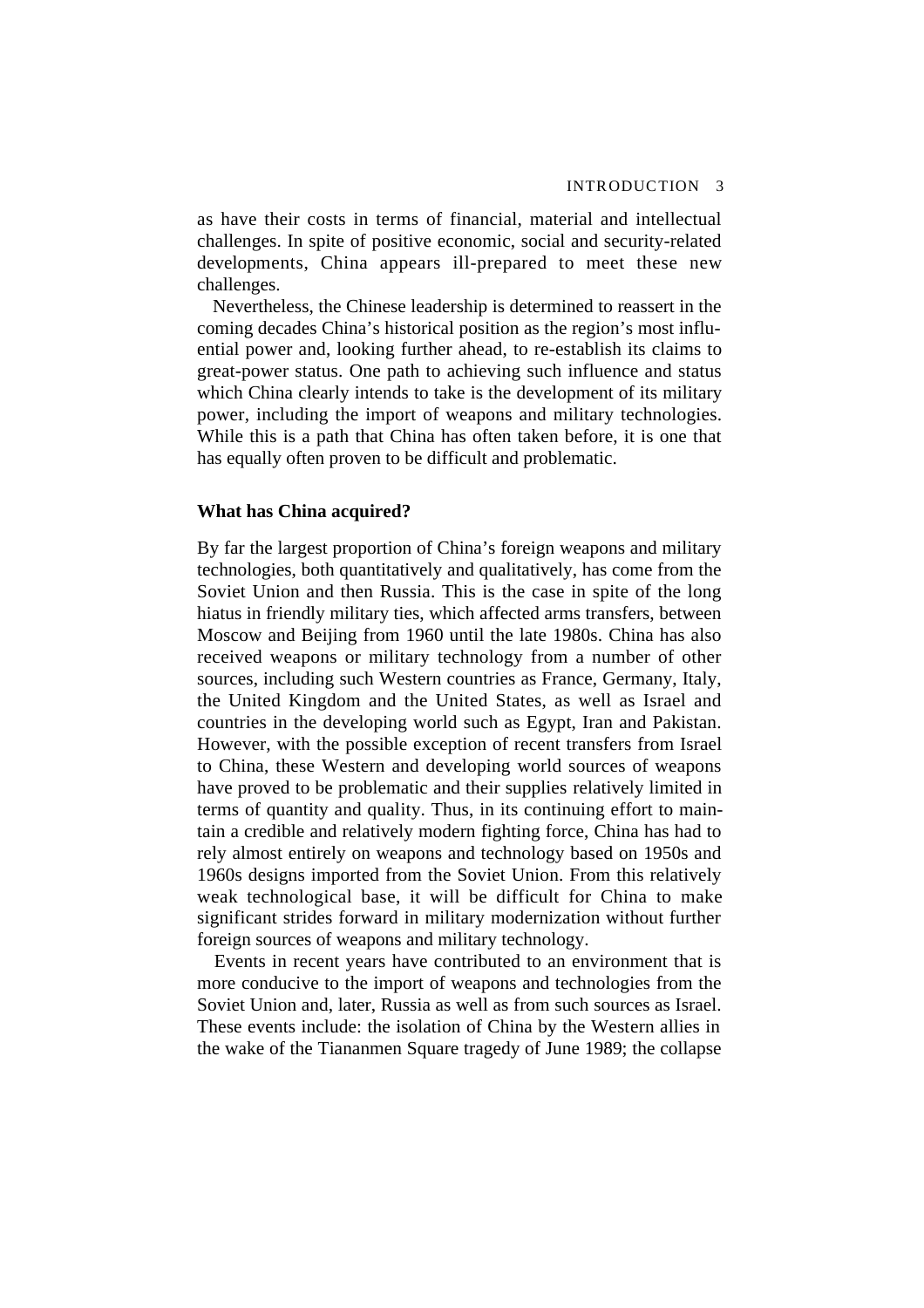as have their costs in terms of financial, material and intellectual challenges. In spite of positive economic, social and security-related developments, China appears ill-prepared to meet these new challenges.

Nevertheless, the Chinese leadership is determined to reassert in the coming decades China's historical position as the region's most influential power and, looking further ahead, to re-establish its claims to great-power status. One path to achieving such influence and status which China clearly intends to take is the development of its military power, including the import of weapons and military technologies. While this is a path that China has often taken before, it is one that has equally often proven to be difficult and problematic.

## What has China acquired?

By far the largest proportion of China's foreign weapons and military technologies, both quantitatively and qualitatively, has come from the Soviet Union and then Russia. This is the case in spite of the long hiatus in friendly military ties, which affected arms transfers, between Moscow and Beijing from 1960 until the late 1980s. China has also received weapons or military technology from a number of other sources, including such Western countries as France, Germany, Italy, the United Kingdom and the United States, as well as Israel and countries in the developing world such as Egypt, Iran and Pakistan. However, with the possible exception of recent transfers from Israel to China, these Western and developing world sources of weapons have proved to be problematic and their supplies relatively limited in terms of quantity and quality. Thus, in its continuing effort to maintain a credible and relatively modern fighting force, China has had to rely almost entirely on weapons and technology based on 1950s and 1960s designs imported from the Soviet Union. From this relatively weak technological base, it will be difficult for China to make significant strides forward in military modernization without further foreign sources of weapons and military technology.

Events in recent years have contributed to an environment that is more conducive to the import of weapons and technologies from the Soviet Union and, later, Russia as well as from such sources as Israel. These events include: the isolation of China by the Western allies in the wake of the Tiananmen Square tragedy of June 1989; the collapse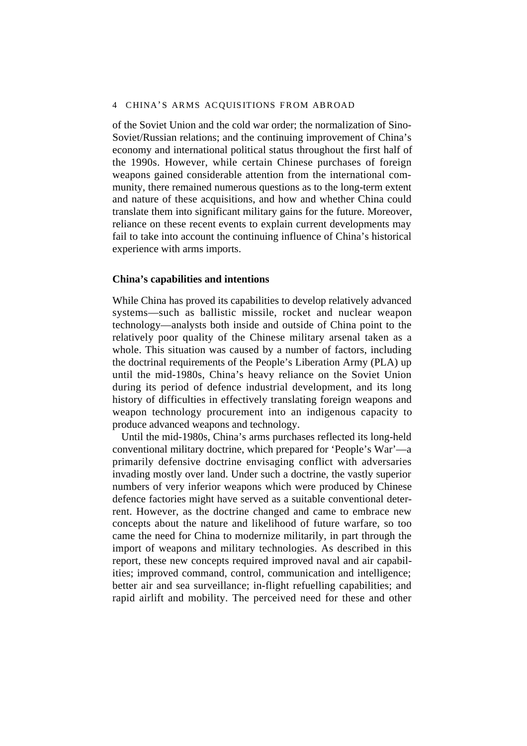of the Soviet Union and the cold war order; the normalization of Sino-Soviet/Russian relations; and the continuing improvement of China's economy and international political status throughout the first half of the 1990s. However, while certain Chinese purchases of foreign weapons gained considerable attention from the international community, there remained numerous questions as to the long-term extent and nature of these acquisitions, and how and whether China could translate them into significant military gains for the future. Moreover, reliance on these recent events to explain current developments may fail to take into account the continuing influence of China's historical experience with arms imports.

### China's capabilities and intentions

While China has proved its capabilities to develop relatively advanced systems—such as ballistic missile, rocket and nuclear weapon technology—analysts both inside and outside of China point to the relatively poor quality of the Chinese military arsenal taken as a whole. This situation was caused by a number of factors, including the doctrinal requirements of the People's Liberation Army (PLA) up until the mid-1980s, China's heavy reliance on the Soviet Union during its period of defence industrial development, and its long history of difficulties in effectively translating foreign weapons and weapon technology procurement into an indigenous capacity to produce advanced weapons and technology.

Until the mid-1980s, China's arms purchases reflected its long-held conventional military doctrine, which prepared for 'People's War'—a primarily defensive doctrine envisaging conflict with adversaries invading mostly over land. Under such a doctrine, the vastly superior numbers of very inferior weapons which were produced by Chinese defence factories might have served as a suitable conventional deterrent. However, as the doctrine changed and came to embrace new concepts about the nature and likelihood of future warfare, so too came the need for China to modernize militarily, in part through the import of weapons and military technologies. As described in this report, these new concepts required improved naval and air capabilities; improved command, control, communication and intelligence; better air and sea surveillance; in-flight refuelling capabilities; and rapid airlift and mobility. The perceived need for these and other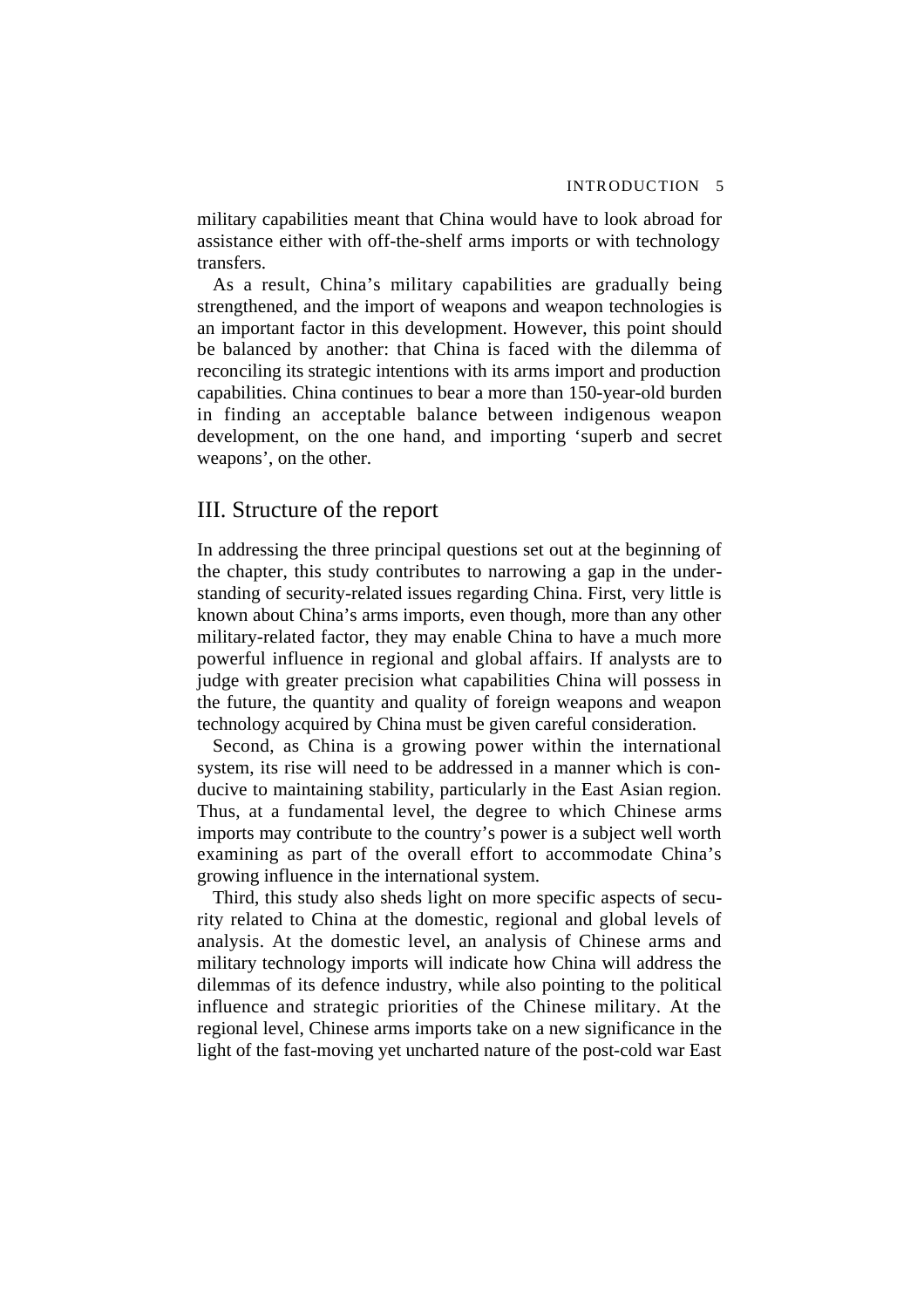military capabilities meant that China would have to look abroad for assistance either with off-the-shelf arms imports or with technology transfers.

As a result, China's military capabilities are gradually being strengthened, and the import of weapons and weapon technologies is an important factor in this development. However, this point should be balanced by another: that China is faced with the dilemma of reconciling its strategic intentions with its arms import and production capabilities. China continues to bear a more than 150-year-old burden in finding an acceptable balance between indigenous weapon development, on the one hand, and importing 'superb and secret weapons', on the other.

## III. Structure of the report

In addressing the three principal questions set out at the beginning of the chapter, this study contributes to narrowing a gap in the understanding of security-related issues regarding China. First, very little is known about China's arms imports, even though, more than any other military-related factor, they may enable China to have a much more powerful influence in regional and global affairs. If analysts are to judge with greater precision what capabilities China will possess in the future, the quantity and quality of foreign weapons and weapon technology acquired by China must be given careful consideration.

Second, as China is a growing power within the international system, its rise will need to be addressed in a manner which is conducive to maintaining stability, particularly in the East Asian region. Thus, at a fundamental level, the degree to which Chinese arms imports may contribute to the country's power is a subject well worth examining as part of the overall effort to accommodate China's growing influence in the international system.

Third, this study also sheds light on more specific aspects of security related to China at the domestic, regional and global levels of analysis. At the domestic level, an analysis of Chinese arms and military technology imports will indicate how China will address the dilemmas of its defence industry, while also pointing to the political influence and strategic priorities of the Chinese military. At the regional level, Chinese arms imports take on a new significance in the light of the fast-moving yet uncharted nature of the post-cold war East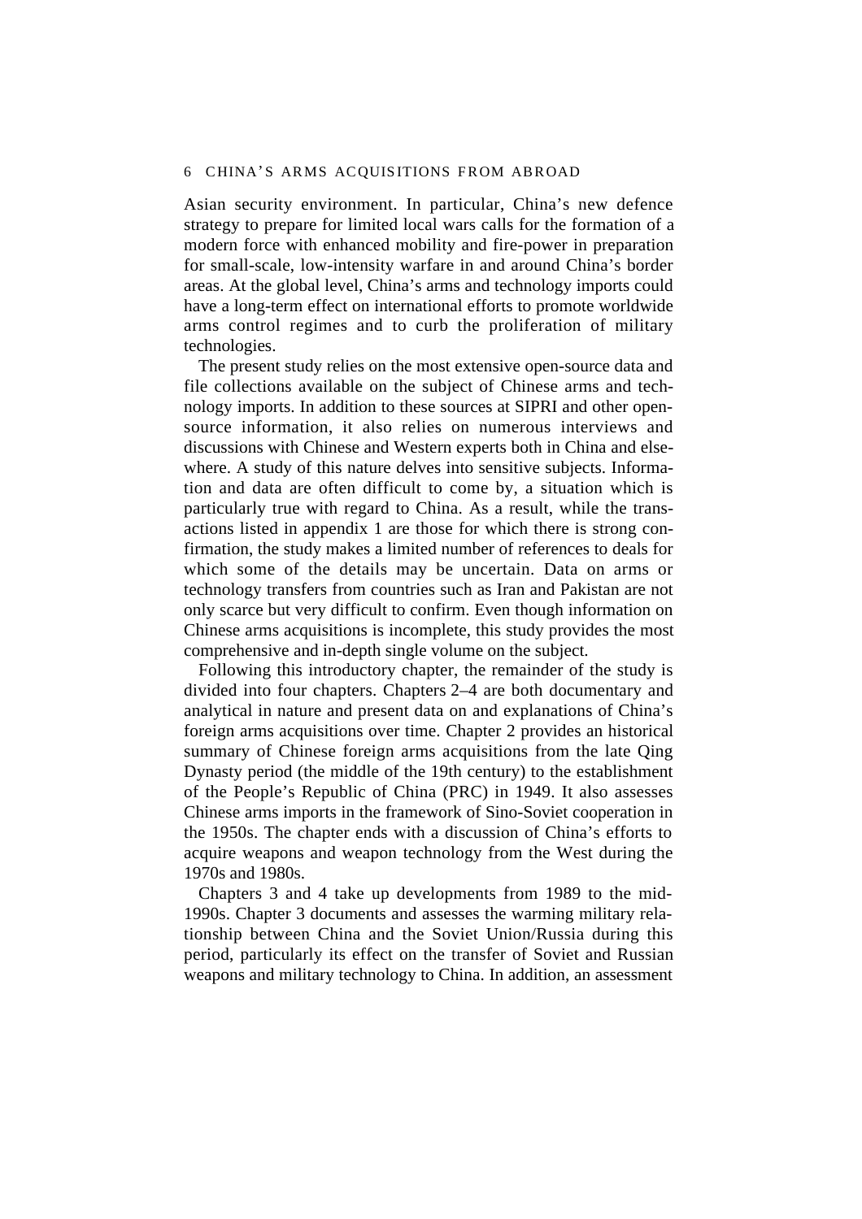Asian security environment. In particular, China's new defence strategy to prepare for limited local wars calls for the formation of a modern force with enhanced mobility and fire-power in preparation for small-scale, low-intensity warfare in and around China's border areas. At the global level, China's arms and technology imports could have a long-term effect on international efforts to promote worldwide arms control regimes and to curb the proliferation of military technologies.

The present study relies on the most extensive open-source data and file collections available on the subject of Chinese arms and technology imports. In addition to these sources at SIPRI and other open-source information, it also relies on numerous interviews and discussions with Chinese and Western experts both in China and elsewhere. A study of this nature delves into sensitive subjects. Information and data are often difficult to come by, a situation which is particularly true with regard to China. As a result, while the transactions listed in appendix 1 are those for which there is strong confirmation, the study makes a limited number of references to deals for which some of the details may be uncertain. Data on arms or technology transfers from countries such as Iran and Pakistan are not only scarce but very difficult to confirm. Even though information on Chinese arms acquisitions is incomplete, this study provides the most comprehensive and in-depth single volume on the subject.

Following this introductory chapter, the remainder of the study is divided into four chapters. Chapters 2–4 are both documentary and analytical in nature and present data on and explanations of China's foreign arms acquisitions over time. Chapter 2 provides an historical summary of Chinese foreign arms acquisitions from the late Qing Dynasty period (the middle of the 19th century) to the establishment of the People's Republic of China (PRC) in 1949. It also assesses Chinese arms imports in the framework of Sino-Soviet cooperation in the 1950s. The chapter ends with a discussion of China's efforts to acquire weapons and weapon technology from the West during the 1970s and 1980s.

Chapters 3 and 4 take up developments from 1989 to the mid-1990s. Chapter 3 documents and assesses the warming military relationship between China and the Soviet Union/Russia during this period, particularly its effect on the transfer of Soviet and Russian weapons and military technology to China. In addition, an assessment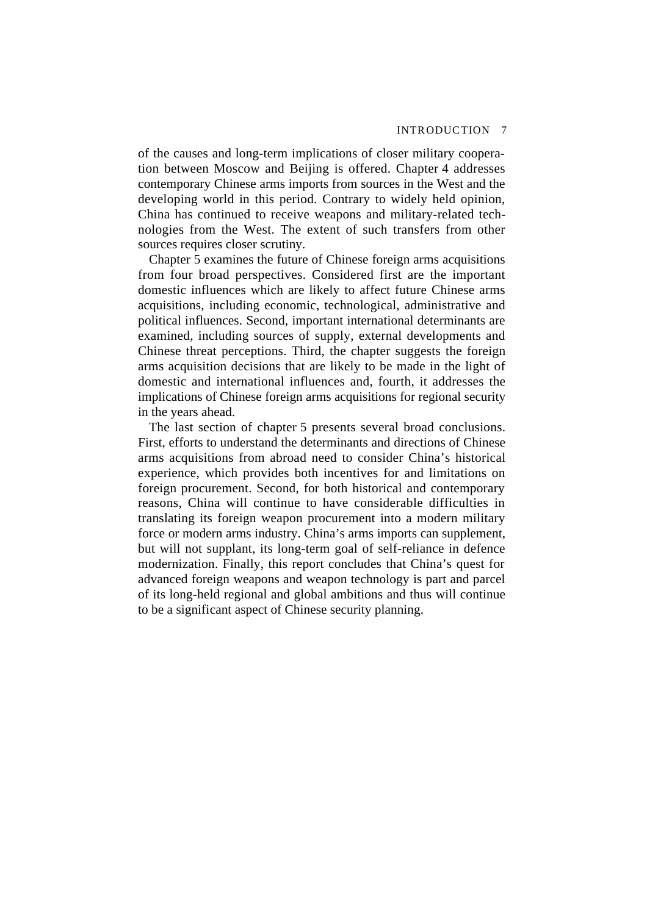of the causes and long-term implications of closer military cooperation between Moscow and Beijing is offered. Chapter 4 addresses contemporary Chinese arms imports from sources in the West and the developing world in this period. Contrary to widely held opinion, China has continued to receive weapons and military-related technologies from the West. The extent of such transfers from other sources requires closer scrutiny.

Chapter 5 examines the future of Chinese foreign arms acquisitions from four broad perspectives. Considered first are the important domestic influences which are likely to affect future Chinese arms acquisitions, including economic, technological, administrative and political influences. Second, important international determinants are examined, including sources of supply, external developments and Chinese threat perceptions. Third, the chapter suggests the foreign arms acquisition decisions that are likely to be made in the light of domestic and international influences and, fourth, it addresses the implications of Chinese foreign arms acquisitions for regional security in the years ahead.

The last section of chapter 5 presents several broad conclusions. First, efforts to understand the determinants and directions of Chinese arms acquisitions from abroad need to consider China's historical experience, which provides both incentives for and limitations on foreign procurement. Second, for both historical and contemporary reasons, China will continue to have considerable difficulties in translating its foreign weapon procurement into a modern military force or modern arms industry. China's arms imports can supplement, but will not supplant, its long-term goal of self-reliance in defence modernization. Finally, this report concludes that China's quest for advanced foreign weapons and weapon technology is part and parcel of its long-held regional and global ambitions and thus will continue to be a significant aspect of Chinese security planning.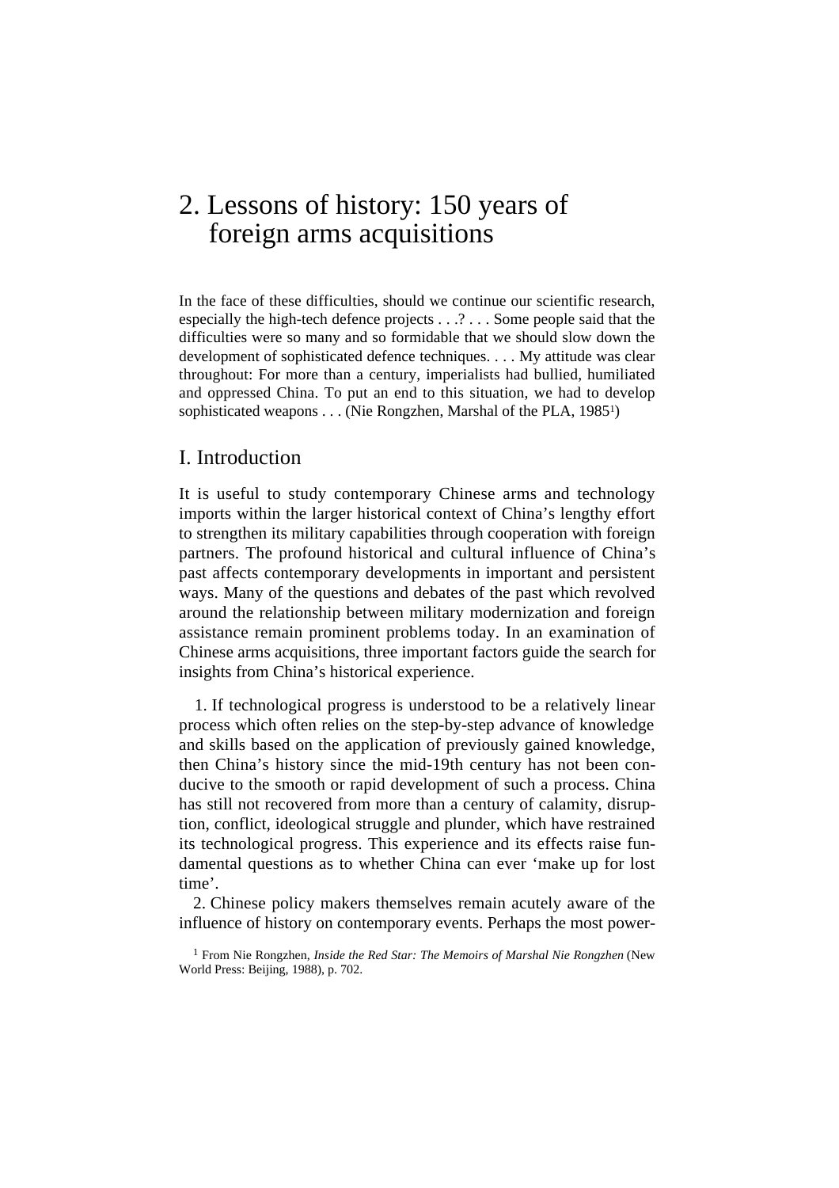# 2. Lessons of history: 150 years of foreign arms acquisitions

In the face of these difficulties, should we continue our scientific research, especially the high-tech defence projects . . .? . . . Some people said that the difficulties were so many and so formidable that we should slow down the development of sophisticated defence techniques. . . . My attitude was clear throughout: For more than a century, imperialists had bullied, humiliated and oppressed China. To put an end to this situation, we had to develop sophisticated weapons . . . (Nie Rongzhen, Marshal of the PLA, 1985[1])

## I. Introduction

It is useful to study contemporary Chinese arms and technology imports within the larger historical context of China's lengthy effort to strengthen its military capabilities through cooperation with foreign partners. The profound historical and cultural influence of China's past affects contemporary developments in important and persistent ways. Many of the questions and debates of the past which revolved around the relationship between military modernization and foreign assistance remain prominent problems today. In an examination of Chinese arms acquisitions, three important factors guide the search for insights from China's historical experience.

1. If technological progress is understood to be a relatively linear process which often relies on the step-by-step advance of knowledge and skills based on the application of previously gained knowledge, then China's history since the mid-19th century has not been conducive to the smooth or rapid development of such a process. China has still not recovered from more than a century of calamity, disruption, conflict, ideological struggle and plunder, which have restrained its technological progress. This experience and its effects raise fundamental questions as to whether China can ever 'make up for lost time'.

2. Chinese policy makers themselves remain acutely aware of the influence of history on contemporary events. Perhaps the most power-

[1] From Nie Rongzhen, *Inside the Red Star: The Memoirs of Marshal Nie Rongzhen* (New World Press: Beijing, 1988), p. 702.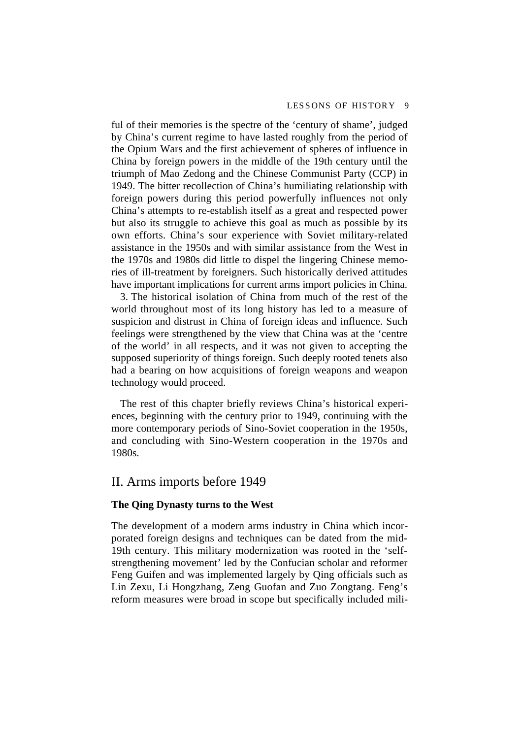ful of their memories is the spectre of the 'century of shame', judged by China's current regime to have lasted roughly from the period of the Opium Wars and the first achievement of spheres of influence in China by foreign powers in the middle of the 19th century until the triumph of Mao Zedong and the Chinese Communist Party (CCP) in 1949. The bitter recollection of China's humiliating relationship with foreign powers during this period powerfully influences not only China's attempts to re-establish itself as a great and respected power but also its struggle to achieve this goal as much as possible by its own efforts. China's sour experience with Soviet military-related assistance in the 1950s and with similar assistance from the West in the 1970s and 1980s did little to dispel the lingering Chinese memories of ill-treatment by foreigners. Such historically derived attitudes have important implications for current arms import policies in China.

3. The historical isolation of China from much of the rest of the world throughout most of its long history has led to a measure of suspicion and distrust in China of foreign ideas and influence. Such feelings were strengthened by the view that China was at the 'centre of the world' in all respects, and it was not given to accepting the supposed superiority of things foreign. Such deeply rooted tenets also had a bearing on how acquisitions of foreign weapons and weapon technology would proceed.

The rest of this chapter briefly reviews China's historical experiences, beginning with the century prior to 1949, continuing with the more contemporary periods of Sino-Soviet cooperation in the 1950s, and concluding with Sino-Western cooperation in the 1970s and 1980s.

## II. Arms imports before 1949

### The Qing Dynasty turns to the West

The development of a modern arms industry in China which incorporated foreign designs and techniques can be dated from the mid-19th century. This military modernization was rooted in the 'self-strengthening movement' led by the Confucian scholar and reformer Feng Guifen and was implemented largely by Qing officials such as Lin Zexu, Li Hongzhang, Zeng Guofan and Zuo Zongtang. Feng's reform measures were broad in scope but specifically included mili-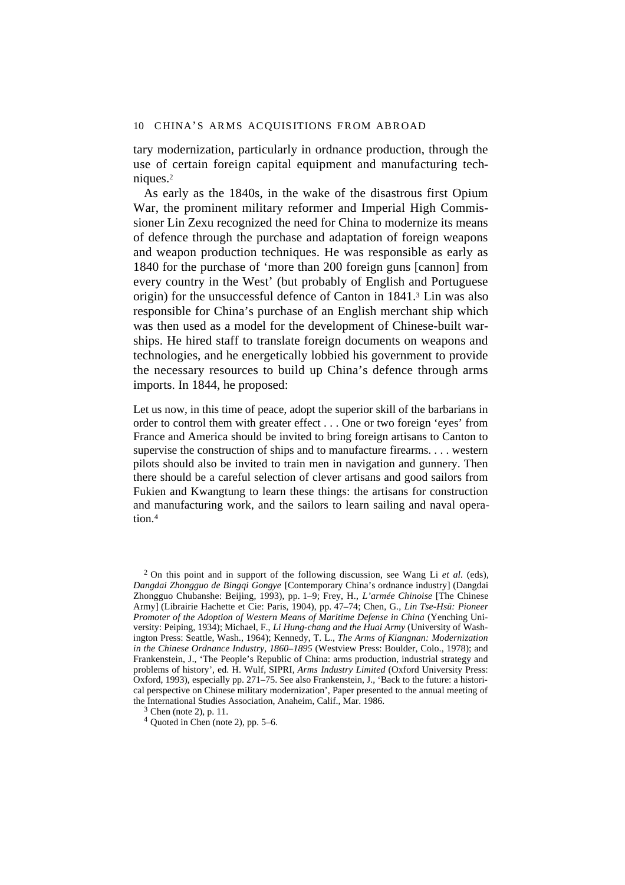tary modernization, particularly in ordnance production, through the use of certain foreign capital equipment and manufacturing techniques.[2]

As early as the 1840s, in the wake of the disastrous first Opium War, the prominent military reformer and Imperial High Commissioner Lin Zexu recognized the need for China to modernize its means of defence through the purchase and adaptation of foreign weapons and weapon production techniques. He was responsible as early as 1840 for the purchase of 'more than 200 foreign guns [cannon] from every country in the West' (but probably of English and Portuguese origin) for the unsuccessful defence of Canton in 1841.[3] Lin was also responsible for China's purchase of an English merchant ship which was then used as a model for the development of Chinese-built warships. He hired staff to translate foreign documents on weapons and technologies, and he energetically lobbied his government to provide the necessary resources to build up China's defence through arms imports. In 1844, he proposed:

> Let us now, in this time of peace, adopt the superior skill of the barbarians in order to control them with greater effect . . . One or two foreign 'eyes' from France and America should be invited to bring foreign artisans to Canton to supervise the construction of ships and to manufacture firearms. . . . western pilots should also be invited to train men in navigation and gunnery. Then there should be a careful selection of clever artisans and good sailors from Fukien and Kwangtung to learn these things: the artisans for construction and manufacturing work, and the sailors to learn sailing and naval operation.[4]

---

[2] On this point and in support of the following discussion, see Wang Li *et al.* (eds), *Dangdai Zhongguo de Bingqi Gongye* [Contemporary China's ordnance industry] (Dangdai Zhongguo Chubanshe: Beijing, 1993), pp. 1–9; Frey, H., *L'armée Chinoise* [The Chinese Army] (Librairie Hachette et Cie: Paris, 1904), pp. 47–74; Chen, G., *Lin Tse-Hsü: Pioneer Promoter of the Adoption of Western Means of Maritime Defense in China* (Yenching University: Peiping, 1934); Michael, F., *Li Hung-chang and the Huai Army* (University of Washington Press: Seattle, Wash., 1964); Kennedy, T. L., *The Arms of Kiangnan: Modernization in the Chinese Ordnance Industry, 1860–1895* (Westview Press: Boulder, Colo., 1978); and Frankenstein, J., 'The People's Republic of China: arms production, industrial strategy and problems of history', ed. H. Wulf, SIPRI, *Arms Industry Limited* (Oxford University Press: Oxford, 1993), especially pp. 271–75. See also Frankenstein, J., 'Back to the future: a historical perspective on Chinese military modernization', Paper presented to the annual meeting of the International Studies Association, Anaheim, Calif., Mar. 1986.

[3] Chen (note 2), p. 11.

[4] Quoted in Chen (note 2), pp. 5–6.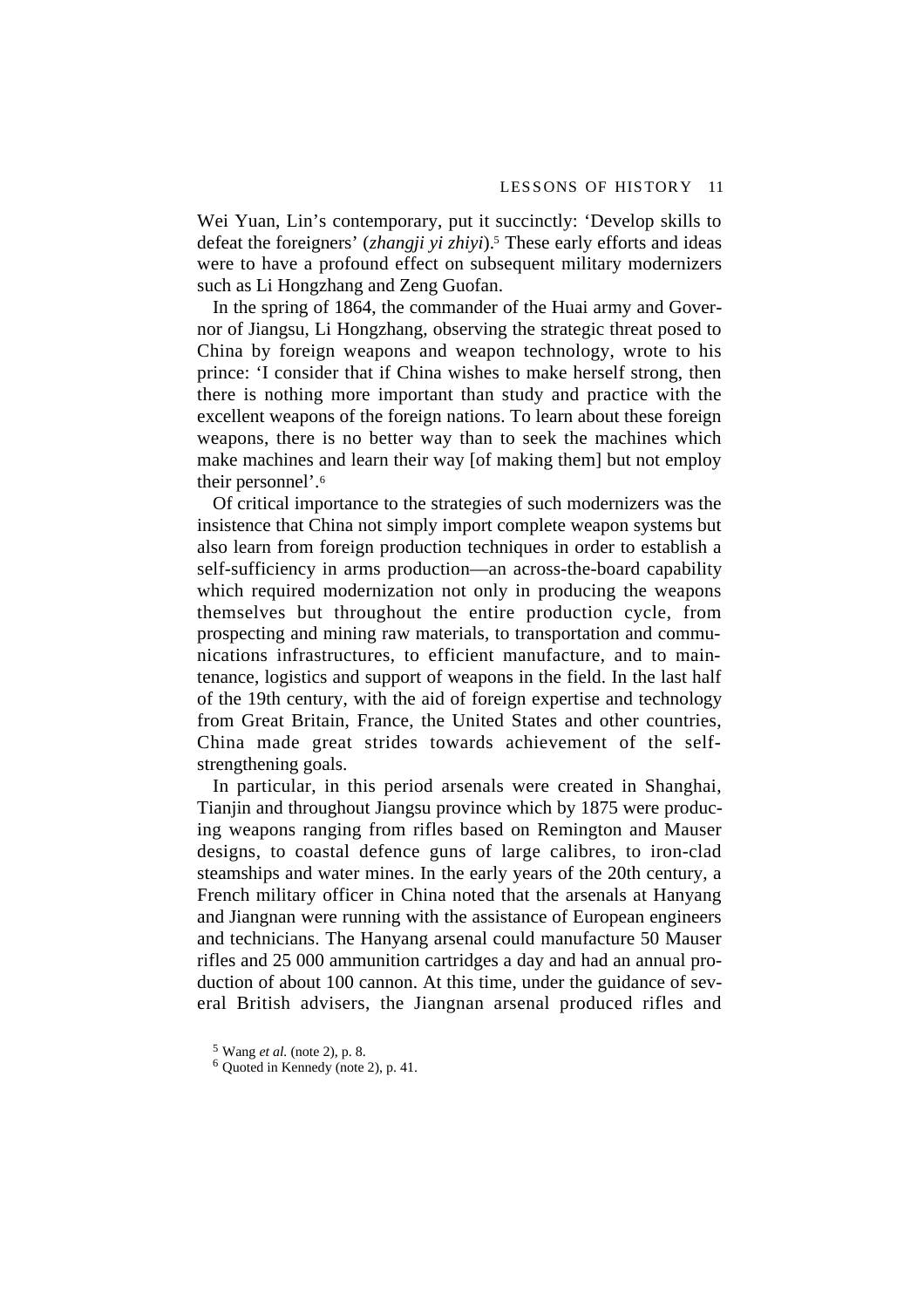Wei Yuan, Lin's contemporary, put it succinctly: 'Develop skills to defeat the foreigners' (*zhangji yi zhiyi*).[5] These early efforts and ideas were to have a profound effect on subsequent military modernizers such as Li Hongzhang and Zeng Guofan.

In the spring of 1864, the commander of the Huai army and Governor of Jiangsu, Li Hongzhang, observing the strategic threat posed to China by foreign weapons and weapon technology, wrote to his prince: 'I consider that if China wishes to make herself strong, then there is nothing more important than study and practice with the excellent weapons of the foreign nations. To learn about these foreign weapons, there is no better way than to seek the machines which make machines and learn their way [of making them] but not employ their personnel'.[6]

Of critical importance to the strategies of such modernizers was the insistence that China not simply import complete weapon systems but also learn from foreign production techniques in order to establish a self-sufficiency in arms production—an across-the-board capability which required modernization not only in producing the weapons themselves but throughout the entire production cycle, from prospecting and mining raw materials, to transportation and communications infrastructures, to efficient manufacture, and to maintenance, logistics and support of weapons in the field. In the last half of the 19th century, with the aid of foreign expertise and technology from Great Britain, France, the United States and other countries, China made great strides towards achievement of the self-strengthening goals.

In particular, in this period arsenals were created in Shanghai, Tianjin and throughout Jiangsu province which by 1875 were producing weapons ranging from rifles based on Remington and Mauser designs, to coastal defence guns of large calibres, to iron-clad steamships and water mines. In the early years of the 20th century, a French military officer in China noted that the arsenals at Hanyang and Jiangnan were running with the assistance of European engineers and technicians. The Hanyang arsenal could manufacture 50 Mauser rifles and 25 000 ammunition cartridges a day and had an annual production of about 100 cannon. At this time, under the guidance of several British advisers, the Jiangnan arsenal produced rifles and

[5] Wang *et al.* (note 2), p. 8.

[6] Quoted in Kennedy (note 2), p. 41.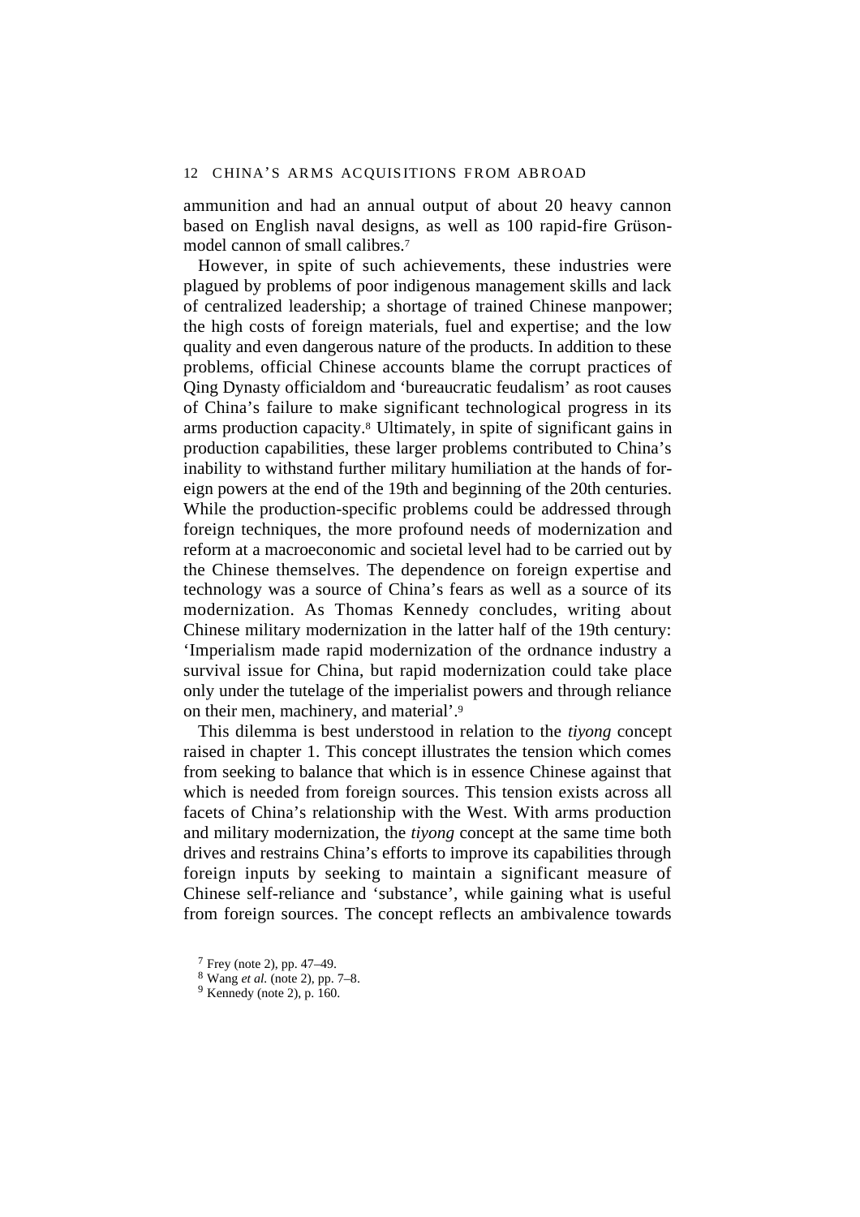ammunition and had an annual output of about 20 heavy cannon based on English naval designs, as well as 100 rapid-fire Grüson-model cannon of small calibres.[7]

However, in spite of such achievements, these industries were plagued by problems of poor indigenous management skills and lack of centralized leadership; a shortage of trained Chinese manpower; the high costs of foreign materials, fuel and expertise; and the low quality and even dangerous nature of the products. In addition to these problems, official Chinese accounts blame the corrupt practices of Qing Dynasty officialdom and 'bureaucratic feudalism' as root causes of China's failure to make significant technological progress in its arms production capacity.[8] Ultimately, in spite of significant gains in production capabilities, these larger problems contributed to China's inability to withstand further military humiliation at the hands of foreign powers at the end of the 19th and beginning of the 20th centuries. While the production-specific problems could be addressed through foreign techniques, the more profound needs of modernization and reform at a macroeconomic and societal level had to be carried out by the Chinese themselves. The dependence on foreign expertise and technology was a source of China's fears as well as a source of its modernization. As Thomas Kennedy concludes, writing about Chinese military modernization in the latter half of the 19th century: 'Imperialism made rapid modernization of the ordnance industry a survival issue for China, but rapid modernization could take place only under the tutelage of the imperialist powers and through reliance on their men, machinery, and material'.[9]

This dilemma is best understood in relation to the *tiyong* concept raised in chapter 1. This concept illustrates the tension which comes from seeking to balance that which is in essence Chinese against that which is needed from foreign sources. This tension exists across all facets of China's relationship with the West. With arms production and military modernization, the *tiyong* concept at the same time both drives and restrains China's efforts to improve its capabilities through foreign inputs by seeking to maintain a significant measure of Chinese self-reliance and 'substance', while gaining what is useful from foreign sources. The concept reflects an ambivalence towards

[7] Frey (note 2), pp. 47–49.

[8] Wang *et al.* (note 2), pp. 7–8.

[9] Kennedy (note 2), p. 160.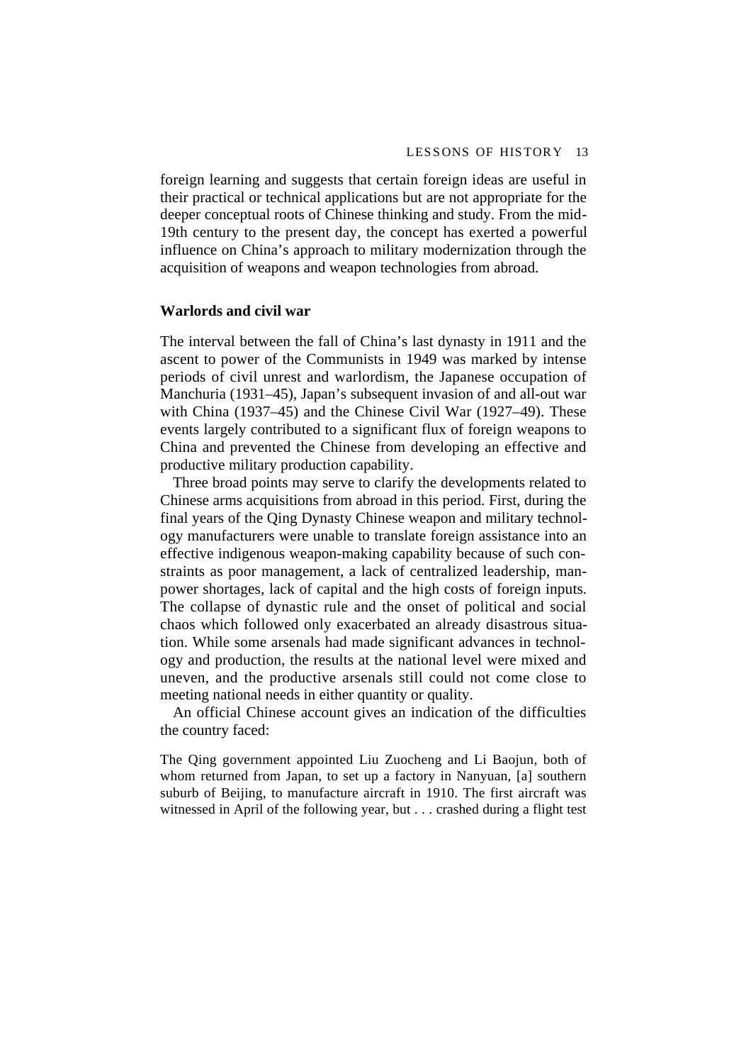foreign learning and suggests that certain foreign ideas are useful in their practical or technical applications but are not appropriate for the deeper conceptual roots of Chinese thinking and study. From the mid-19th century to the present day, the concept has exerted a powerful influence on China's approach to military modernization through the acquisition of weapons and weapon technologies from abroad.

### Warlords and civil war

The interval between the fall of China's last dynasty in 1911 and the ascent to power of the Communists in 1949 was marked by intense periods of civil unrest and warlordism, the Japanese occupation of Manchuria (1931–45), Japan's subsequent invasion of and all-out war with China (1937–45) and the Chinese Civil War (1927–49). These events largely contributed to a significant flux of foreign weapons to China and prevented the Chinese from developing an effective and productive military production capability.

Three broad points may serve to clarify the developments related to Chinese arms acquisitions from abroad in this period. First, during the final years of the Qing Dynasty Chinese weapon and military technology manufacturers were unable to translate foreign assistance into an effective indigenous weapon-making capability because of such constraints as poor management, a lack of centralized leadership, manpower shortages, lack of capital and the high costs of foreign inputs. The collapse of dynastic rule and the onset of political and social chaos which followed only exacerbated an already disastrous situation. While some arsenals had made significant advances in technology and production, the results at the national level were mixed and uneven, and the productive arsenals still could not come close to meeting national needs in either quantity or quality.

An official Chinese account gives an indication of the difficulties the country faced:

> The Qing government appointed Liu Zuocheng and Li Baojun, both of whom returned from Japan, to set up a factory in Nanyuan, [a] southern suburb of Beijing, to manufacture aircraft in 1910. The first aircraft was witnessed in April of the following year, but . . . crashed during a flight test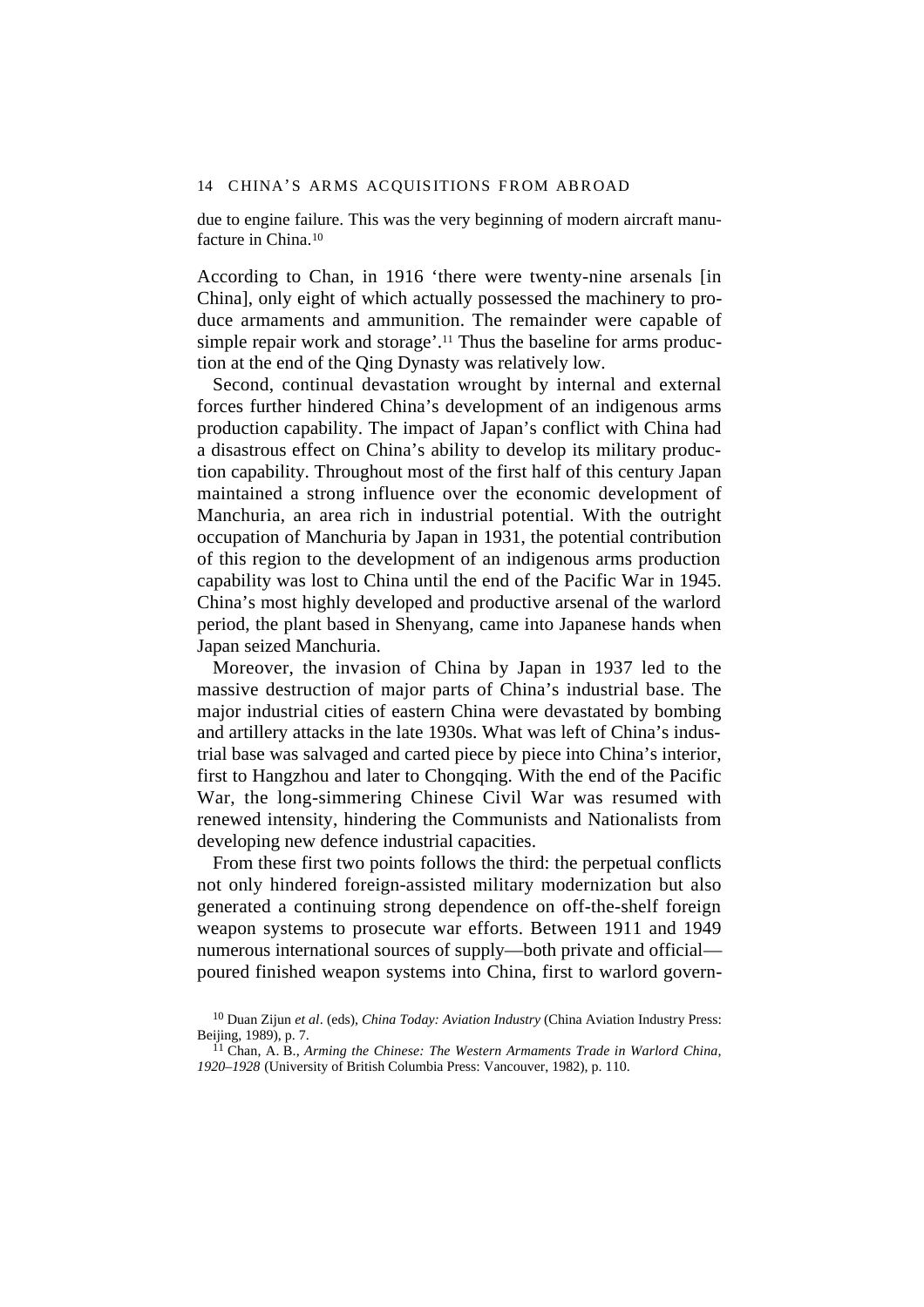due to engine failure. This was the very beginning of modern aircraft manufacture in China.[10]

According to Chan, in 1916 'there were twenty-nine arsenals [in China], only eight of which actually possessed the machinery to produce armaments and ammunition. The remainder were capable of simple repair work and storage'.[11] Thus the baseline for arms production at the end of the Qing Dynasty was relatively low.

Second, continual devastation wrought by internal and external forces further hindered China's development of an indigenous arms production capability. The impact of Japan's conflict with China had a disastrous effect on China's ability to develop its military production capability. Throughout most of the first half of this century Japan maintained a strong influence over the economic development of Manchuria, an area rich in industrial potential. With the outright occupation of Manchuria by Japan in 1931, the potential contribution of this region to the development of an indigenous arms production capability was lost to China until the end of the Pacific War in 1945. China's most highly developed and productive arsenal of the warlord period, the plant based in Shenyang, came into Japanese hands when Japan seized Manchuria.

Moreover, the invasion of China by Japan in 1937 led to the massive destruction of major parts of China's industrial base. The major industrial cities of eastern China were devastated by bombing and artillery attacks in the late 1930s. What was left of China's industrial base was salvaged and carted piece by piece into China's interior, first to Hangzhou and later to Chongqing. With the end of the Pacific War, the long-simmering Chinese Civil War was resumed with renewed intensity, hindering the Communists and Nationalists from developing new defence industrial capacities.

From these first two points follows the third: the perpetual conflicts not only hindered foreign-assisted military modernization but also generated a continuing strong dependence on off-the-shelf foreign weapon systems to prosecute war efforts. Between 1911 and 1949 numerous international sources of supply—both private and official—poured finished weapon systems into China, first to warlord govern-

[10] Duan Zijun *et al*. (eds), *China Today: Aviation Industry* (China Aviation Industry Press: Beijing, 1989), p. 7.

[11] Chan, A. B., *Arming the Chinese: The Western Armaments Trade in Warlord China, 1920–1928* (University of British Columbia Press: Vancouver, 1982), p. 110.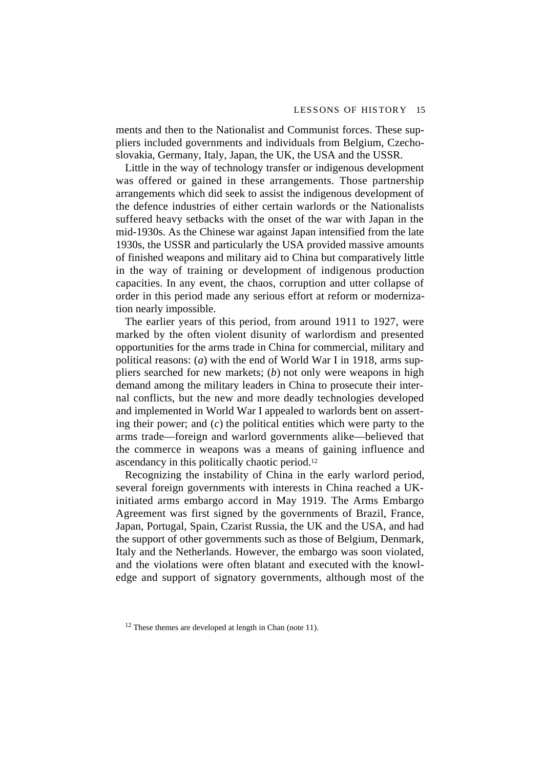ments and then to the Nationalist and Communist forces. These suppliers included governments and individuals from Belgium, Czechoslovakia, Germany, Italy, Japan, the UK, the USA and the USSR.

Little in the way of technology transfer or indigenous development was offered or gained in these arrangements. Those partnership arrangements which did seek to assist the indigenous development of the defence industries of either certain warlords or the Nationalists suffered heavy setbacks with the onset of the war with Japan in the mid-1930s. As the Chinese war against Japan intensified from the late 1930s, the USSR and particularly the USA provided massive amounts of finished weapons and military aid to China but comparatively little in the way of training or development of indigenous production capacities. In any event, the chaos, corruption and utter collapse of order in this period made any serious effort at reform or modernization nearly impossible.

The earlier years of this period, from around 1911 to 1927, were marked by the often violent disunity of warlordism and presented opportunities for the arms trade in China for commercial, military and political reasons: (*a*) with the end of World War I in 1918, arms suppliers searched for new markets; (*b*) not only were weapons in high demand among the military leaders in China to prosecute their internal conflicts, but the new and more deadly technologies developed and implemented in World War I appealed to warlords bent on asserting their power; and (*c*) the political entities which were party to the arms trade—foreign and warlord governments alike—believed that the commerce in weapons was a means of gaining influence and ascendancy in this politically chaotic period.[12]

Recognizing the instability of China in the early warlord period, several foreign governments with interests in China reached a UK-initiated arms embargo accord in May 1919. The Arms Embargo Agreement was first signed by the governments of Brazil, France, Japan, Portugal, Spain, Czarist Russia, the UK and the USA, and had the support of other governments such as those of Belgium, Denmark, Italy and the Netherlands. However, the embargo was soon violated, and the violations were often blatant and executed with the knowledge and support of signatory governments, although most of the

[12] These themes are developed at length in Chan (note 11).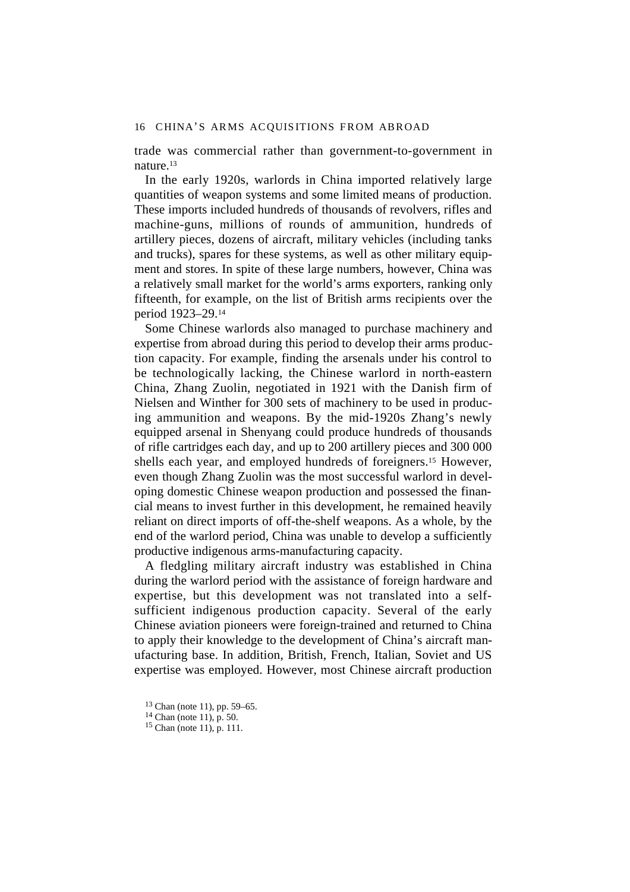trade was commercial rather than government-to-government in nature.[13]

In the early 1920s, warlords in China imported relatively large quantities of weapon systems and some limited means of production. These imports included hundreds of thousands of revolvers, rifles and machine-guns, millions of rounds of ammunition, hundreds of artillery pieces, dozens of aircraft, military vehicles (including tanks and trucks), spares for these systems, as well as other military equipment and stores. In spite of these large numbers, however, China was a relatively small market for the world's arms exporters, ranking only fifteenth, for example, on the list of British arms recipients over the period 1923–29.[14]

Some Chinese warlords also managed to purchase machinery and expertise from abroad during this period to develop their arms production capacity. For example, finding the arsenals under his control to be technologically lacking, the Chinese warlord in north-eastern China, Zhang Zuolin, negotiated in 1921 with the Danish firm of Nielsen and Winther for 300 sets of machinery to be used in producing ammunition and weapons. By the mid-1920s Zhang's newly equipped arsenal in Shenyang could produce hundreds of thousands of rifle cartridges each day, and up to 200 artillery pieces and 300 000 shells each year, and employed hundreds of foreigners.[15] However, even though Zhang Zuolin was the most successful warlord in developing domestic Chinese weapon production and possessed the financial means to invest further in this development, he remained heavily reliant on direct imports of off-the-shelf weapons. As a whole, by the end of the warlord period, China was unable to develop a sufficiently productive indigenous arms-manufacturing capacity.

A fledgling military aircraft industry was established in China during the warlord period with the assistance of foreign hardware and expertise, but this development was not translated into a self-sufficient indigenous production capacity. Several of the early Chinese aviation pioneers were foreign-trained and returned to China to apply their knowledge to the development of China's aircraft manufacturing base. In addition, British, French, Italian, Soviet and US expertise was employed. However, most Chinese aircraft production

[13] Chan (note 11), pp. 59–65.
[14] Chan (note 11), p. 50.
[15] Chan (note 11), p. 111.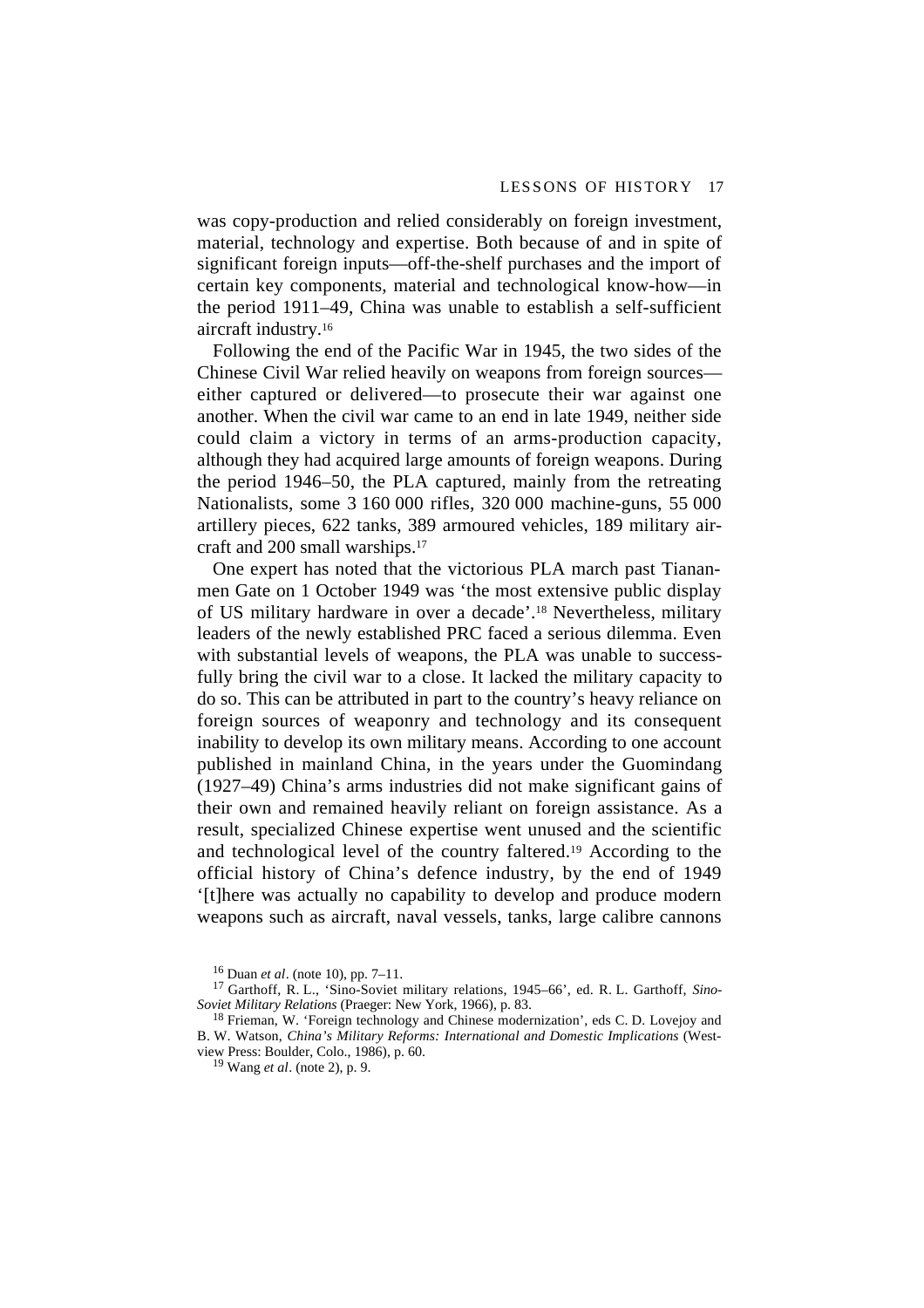was copy-production and relied considerably on foreign investment, material, technology and expertise. Both because of and in spite of significant foreign inputs—off-the-shelf purchases and the import of certain key components, material and technological know-how—in the period 1911–49, China was unable to establish a self-sufficient aircraft industry.[16]

Following the end of the Pacific War in 1945, the two sides of the Chinese Civil War relied heavily on weapons from foreign sources—either captured or delivered—to prosecute their war against one another. When the civil war came to an end in late 1949, neither side could claim a victory in terms of an arms-production capacity, although they had acquired large amounts of foreign weapons. During the period 1946–50, the PLA captured, mainly from the retreating Nationalists, some 3 160 000 rifles, 320 000 machine-guns, 55 000 artillery pieces, 622 tanks, 389 armoured vehicles, 189 military aircraft and 200 small warships.[17]

One expert has noted that the victorious PLA march past Tiananmen Gate on 1 October 1949 was 'the most extensive public display of US military hardware in over a decade'.[18] Nevertheless, military leaders of the newly established PRC faced a serious dilemma. Even with substantial levels of weapons, the PLA was unable to successfully bring the civil war to a close. It lacked the military capacity to do so. This can be attributed in part to the country's heavy reliance on foreign sources of weaponry and technology and its consequent inability to develop its own military means. According to one account published in mainland China, in the years under the Guomindang (1927–49) China's arms industries did not make significant gains of their own and remained heavily reliant on foreign assistance. As a result, specialized Chinese expertise went unused and the scientific and technological level of the country faltered.[19] According to the official history of China's defence industry, by the end of 1949 '[t]here was actually no capability to develop and produce modern weapons such as aircraft, naval vessels, tanks, large calibre cannons

[16] Duan *et al*. (note 10), pp. 7–11.

[17] Garthoff, R. L., 'Sino-Soviet military relations, 1945–66', ed. R. L. Garthoff, *Sino-Soviet Military Relations* (Praeger: New York, 1966), p. 83.

[18] Frieman, W. 'Foreign technology and Chinese modernization', eds C. D. Lovejoy and B. W. Watson, *China's Military Reforms: International and Domestic Implications* (Westview Press: Boulder, Colo., 1986), p. 60.

[19] Wang *et al*. (note 2), p. 9.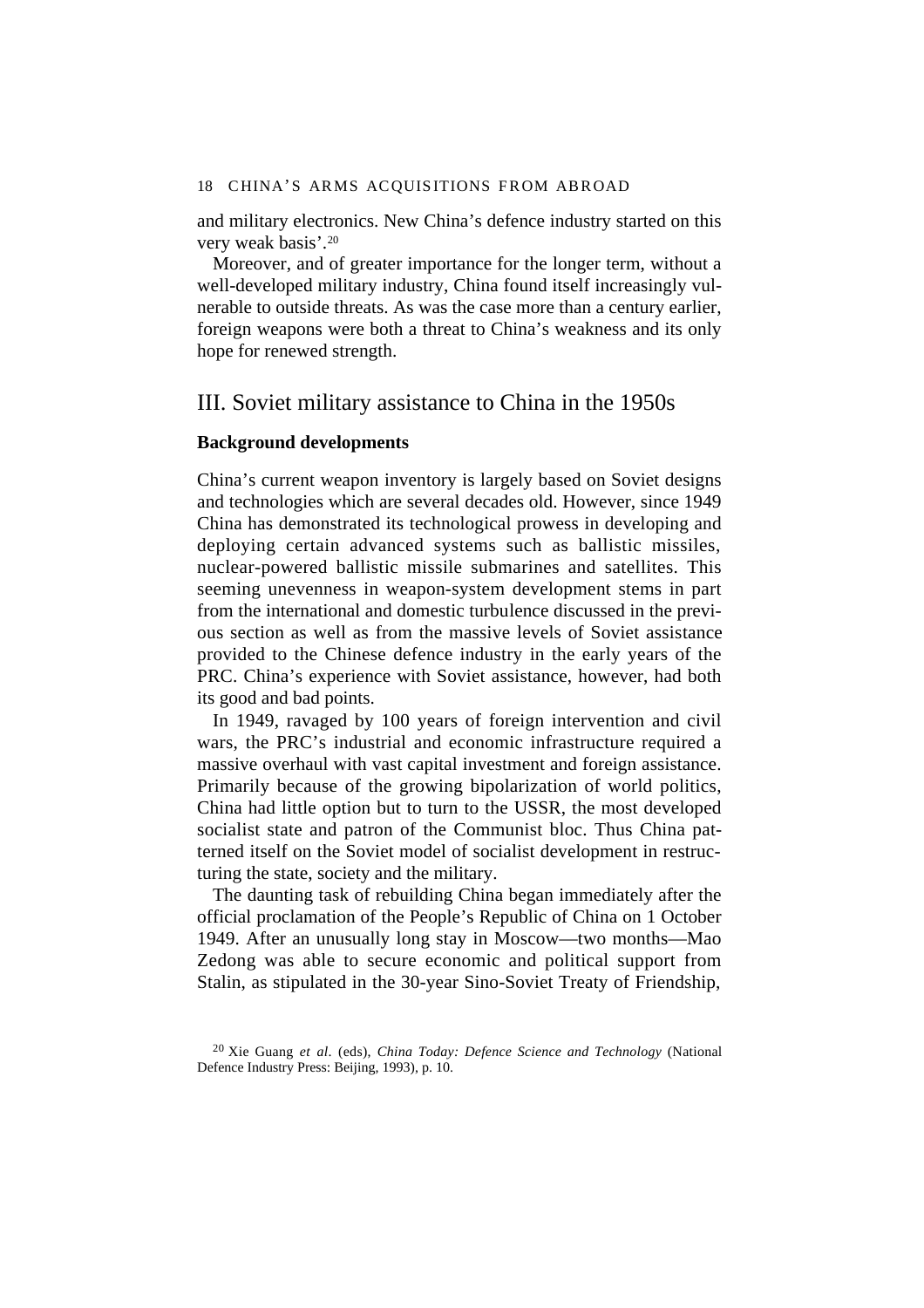and military electronics. New China's defence industry started on this very weak basis'.[20]

Moreover, and of greater importance for the longer term, without a well-developed military industry, China found itself increasingly vulnerable to outside threats. As was the case more than a century earlier, foreign weapons were both a threat to China's weakness and its only hope for renewed strength.

## III. Soviet military assistance to China in the 1950s

### Background developments

China's current weapon inventory is largely based on Soviet designs and technologies which are several decades old. However, since 1949 China has demonstrated its technological prowess in developing and deploying certain advanced systems such as ballistic missiles, nuclear-powered ballistic missile submarines and satellites. This seeming unevenness in weapon-system development stems in part from the international and domestic turbulence discussed in the previous section as well as from the massive levels of Soviet assistance provided to the Chinese defence industry in the early years of the PRC. China's experience with Soviet assistance, however, had both its good and bad points.

In 1949, ravaged by 100 years of foreign intervention and civil wars, the PRC's industrial and economic infrastructure required a massive overhaul with vast capital investment and foreign assistance. Primarily because of the growing bipolarization of world politics, China had little option but to turn to the USSR, the most developed socialist state and patron of the Communist bloc. Thus China patterned itself on the Soviet model of socialist development in restructuring the state, society and the military.

The daunting task of rebuilding China began immediately after the official proclamation of the People's Republic of China on 1 October 1949. After an unusually long stay in Moscow—two months—Mao Zedong was able to secure economic and political support from Stalin, as stipulated in the 30-year Sino-Soviet Treaty of Friendship,

[20] Xie Guang *et al*. (eds), *China Today: Defence Science and Technology* (National Defence Industry Press: Beijing, 1993), p. 10.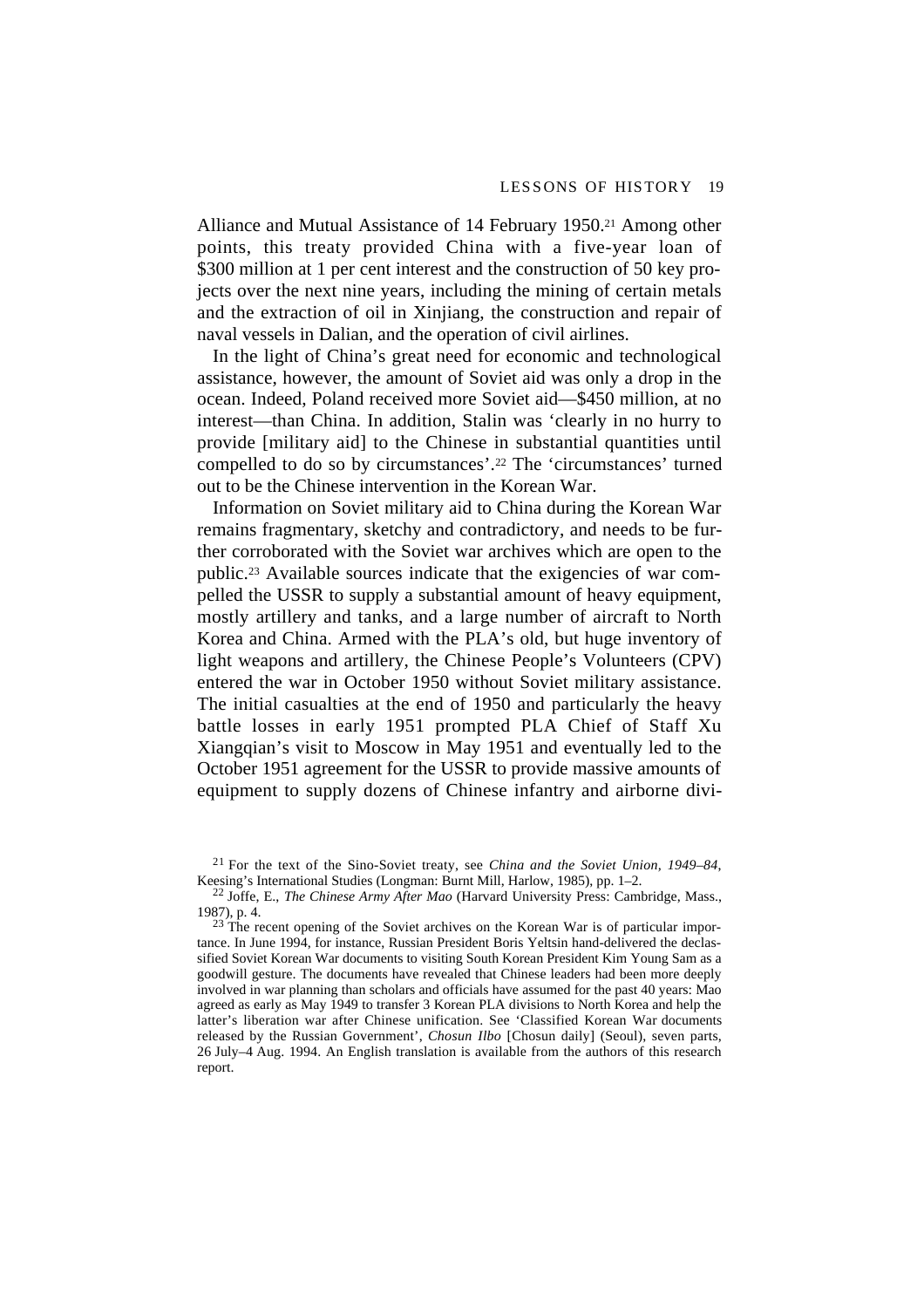Alliance and Mutual Assistance of 14 February 1950.[21] Among other points, this treaty provided China with a five-year loan of $300 million at 1 per cent interest and the construction of 50 key projects over the next nine years, including the mining of certain metals and the extraction of oil in Xinjiang, the construction and repair of naval vessels in Dalian, and the operation of civil airlines.

In the light of China's great need for economic and technological assistance, however, the amount of Soviet aid was only a drop in the ocean. Indeed, Poland received more Soviet aid—$450 million, at no interest—than China. In addition, Stalin was 'clearly in no hurry to provide [military aid] to the Chinese in substantial quantities until compelled to do so by circumstances'.[22] The 'circumstances' turned out to be the Chinese intervention in the Korean War.

Information on Soviet military aid to China during the Korean War remains fragmentary, sketchy and contradictory, and needs to be further corroborated with the Soviet war archives which are open to the public.[23] Available sources indicate that the exigencies of war compelled the USSR to supply a substantial amount of heavy equipment, mostly artillery and tanks, and a large number of aircraft to North Korea and China. Armed with the PLA's old, but huge inventory of light weapons and artillery, the Chinese People's Volunteers (CPV) entered the war in October 1950 without Soviet military assistance. The initial casualties at the end of 1950 and particularly the heavy battle losses in early 1951 prompted PLA Chief of Staff Xu Xiangqian's visit to Moscow in May 1951 and eventually led to the October 1951 agreement for the USSR to provide massive amounts of equipment to supply dozens of Chinese infantry and airborne divi-

[21] For the text of the Sino-Soviet treaty, see *China and the Soviet Union, 1949–84*, Keesing's International Studies (Longman: Burnt Mill, Harlow, 1985), pp. 1–2.

[22] Joffe, E., *The Chinese Army After Mao* (Harvard University Press: Cambridge, Mass., 1987), p. 4.

[23] The recent opening of the Soviet archives on the Korean War is of particular importance. In June 1994, for instance, Russian President Boris Yeltsin hand-delivered the declassified Soviet Korean War documents to visiting South Korean President Kim Young Sam as a goodwill gesture. The documents have revealed that Chinese leaders had been more deeply involved in war planning than scholars and officials have assumed for the past 40 years: Mao agreed as early as May 1949 to transfer 3 Korean PLA divisions to North Korea and help the latter's liberation war after Chinese unification. See 'Classified Korean War documents released by the Russian Government', *Chosun Ilbo* [Chosun daily] (Seoul), seven parts, 26 July–4 Aug. 1994. An English translation is available from the authors of this research report.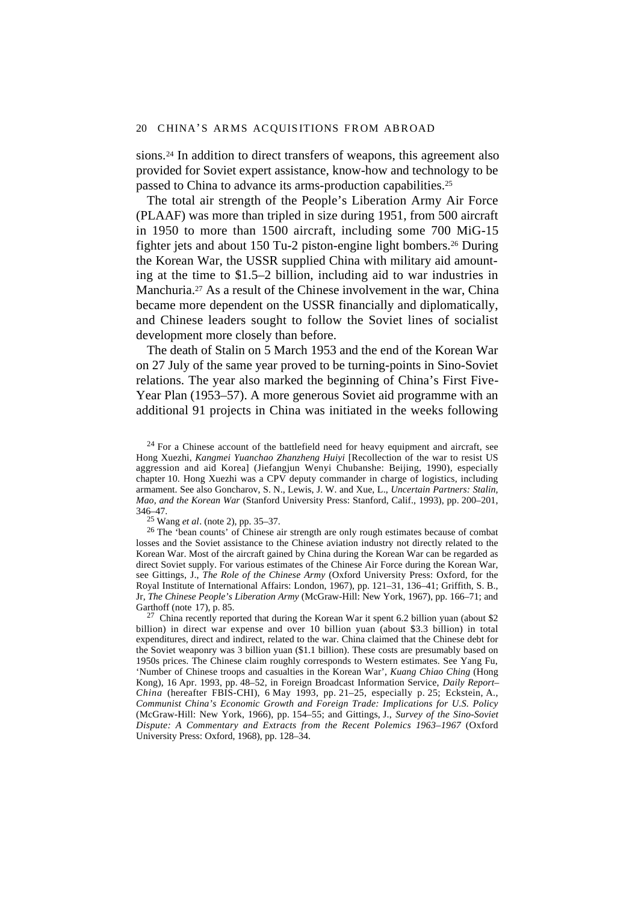sions.[24] In addition to direct transfers of weapons, this agreement also provided for Soviet expert assistance, know-how and technology to be passed to China to advance its arms-production capabilities.[25]

The total air strength of the People's Liberation Army Air Force (PLAAF) was more than tripled in size during 1951, from 500 aircraft in 1950 to more than 1500 aircraft, including some 700 MiG-15 fighter jets and about 150 Tu-2 piston-engine light bombers.[26] During the Korean War, the USSR supplied China with military aid amounting at the time to $1.5–2 billion, including aid to war industries in Manchuria.[27] As a result of the Chinese involvement in the war, China became more dependent on the USSR financially and diplomatically, and Chinese leaders sought to follow the Soviet lines of socialist development more closely than before.

The death of Stalin on 5 March 1953 and the end of the Korean War on 27 July of the same year proved to be turning-points in Sino-Soviet relations. The year also marked the beginning of China's First Five-Year Plan (1953–57). A more generous Soviet aid programme with an additional 91 projects in China was initiated in the weeks following

[24] For a Chinese account of the battlefield need for heavy equipment and aircraft, see Hong Xuezhi, *Kangmei Yuanchao Zhanzheng Huiyi* [Recollection of the war to resist US aggression and aid Korea] (Jiefangjun Wenyi Chubanshe: Beijing, 1990), especially chapter 10. Hong Xuezhi was a CPV deputy commander in charge of logistics, including armament. See also Goncharov, S. N., Lewis, J. W. and Xue, L., *Uncertain Partners: Stalin, Mao, and the Korean War* (Stanford University Press: Stanford, Calif., 1993), pp. 200–201, 346–47.

[25] Wang *et al*. (note 2), pp. 35–37.

[26] The 'bean counts' of Chinese air strength are only rough estimates because of combat losses and the Soviet assistance to the Chinese aviation industry not directly related to the Korean War. Most of the aircraft gained by China during the Korean War can be regarded as direct Soviet supply. For various estimates of the Chinese Air Force during the Korean War, see Gittings, J., *The Role of the Chinese Army* (Oxford University Press: Oxford, for the Royal Institute of International Affairs: London, 1967), pp. 121–31, 136–41; Griffith, S. B., Jr, *The Chinese People's Liberation Army* (McGraw-Hill: New York, 1967), pp. 166–71; and Garthoff (note 17), p. 85.

[27] China recently reported that during the Korean War it spent 6.2 billion yuan (about $2 billion) in direct war expense and over 10 billion yuan (about $3.3 billion) in total expenditures, direct and indirect, related to the war. China claimed that the Chinese debt for the Soviet weaponry was 3 billion yuan ($1.1 billion). These costs are presumably based on 1950s prices. The Chinese claim roughly corresponds to Western estimates. See Yang Fu, 'Number of Chinese troops and casualties in the Korean War', *Kuang Chiao Ching* (Hong Kong), 16 Apr. 1993, pp. 48–52, in Foreign Broadcast Information Service, *Daily Report–China* (hereafter FBIS-CHI), 6 May 1993, pp. 21–25, especially p. 25; Eckstein, A., *Communist China's Economic Growth and Foreign Trade: Implications for U.S. Policy* (McGraw-Hill: New York, 1966), pp. 154–55; and Gittings, J., *Survey of the Sino-Soviet Dispute: A Commentary and Extracts from the Recent Polemics 1963–1967* (Oxford University Press: Oxford, 1968), pp. 128–34.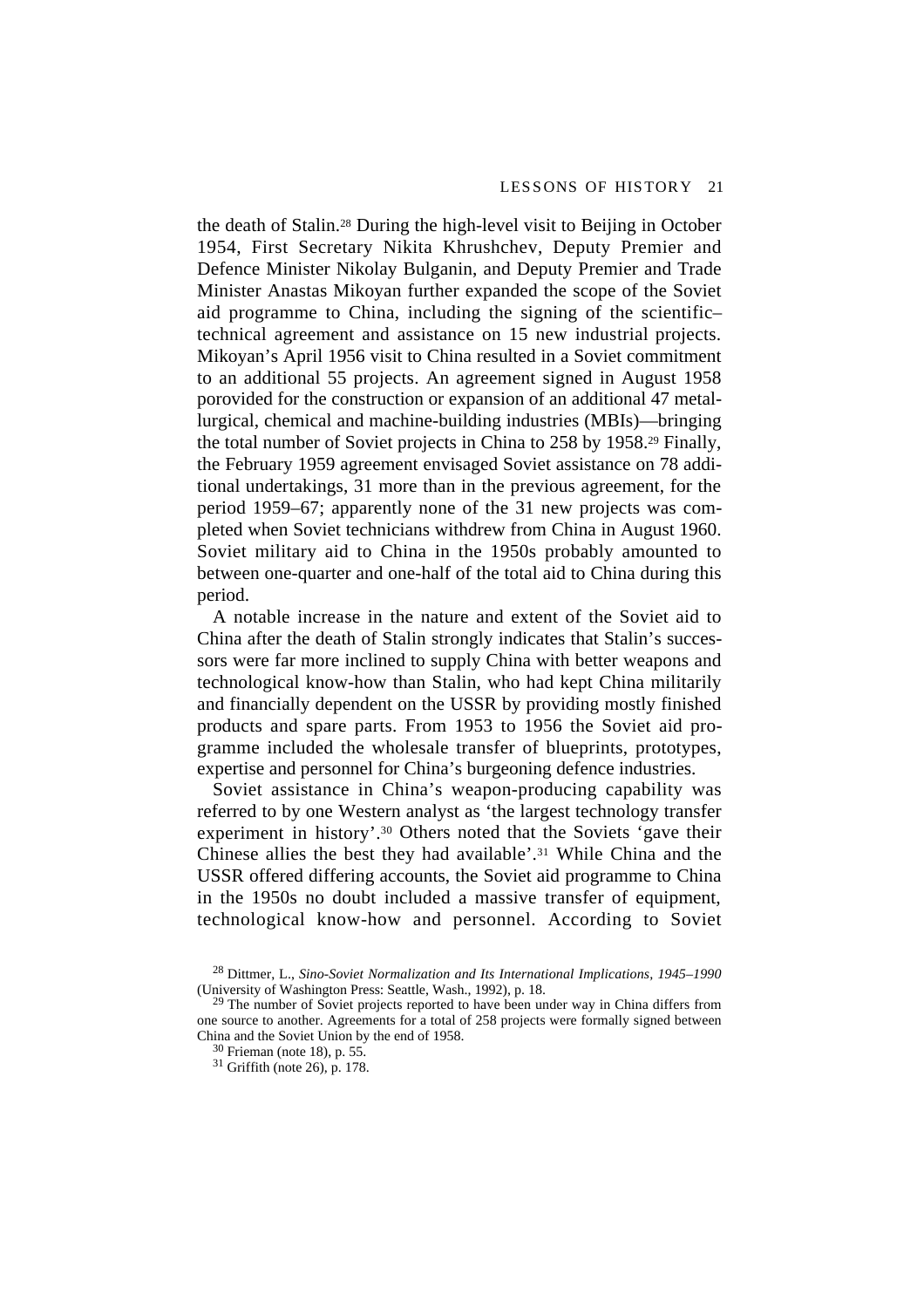the death of Stalin.[28] During the high-level visit to Beijing in October 1954, First Secretary Nikita Khrushchev, Deputy Premier and Defence Minister Nikolay Bulganin, and Deputy Premier and Trade Minister Anastas Mikoyan further expanded the scope of the Soviet aid programme to China, including the signing of the scientific–technical agreement and assistance on 15 new industrial projects. Mikoyan's April 1956 visit to China resulted in a Soviet commitment to an additional 55 projects. An agreement signed in August 1958 porovided for the construction or expansion of an additional 47 metallurgical, chemical and machine-building industries (MBIs)—bringing the total number of Soviet projects in China to 258 by 1958.[29] Finally, the February 1959 agreement envisaged Soviet assistance on 78 additional undertakings, 31 more than in the previous agreement, for the period 1959–67; apparently none of the 31 new projects was completed when Soviet technicians withdrew from China in August 1960. Soviet military aid to China in the 1950s probably amounted to between one-quarter and one-half of the total aid to China during this period.

A notable increase in the nature and extent of the Soviet aid to China after the death of Stalin strongly indicates that Stalin's successors were far more inclined to supply China with better weapons and technological know-how than Stalin, who had kept China militarily and financially dependent on the USSR by providing mostly finished products and spare parts. From 1953 to 1956 the Soviet aid programme included the wholesale transfer of blueprints, prototypes, expertise and personnel for China's burgeoning defence industries.

Soviet assistance in China's weapon-producing capability was referred to by one Western analyst as 'the largest technology transfer experiment in history'.[30] Others noted that the Soviets 'gave their Chinese allies the best they had available'.[31] While China and the USSR offered differing accounts, the Soviet aid programme to China in the 1950s no doubt included a massive transfer of equipment, technological know-how and personnel. According to Soviet

---

[28] Dittmer, L., *Sino-Soviet Normalization and Its International Implications, 1945–1990* (University of Washington Press: Seattle, Wash., 1992), p. 18.

[29] The number of Soviet projects reported to have been under way in China differs from one source to another. Agreements for a total of 258 projects were formally signed between China and the Soviet Union by the end of 1958.

[30] Frieman (note 18), p. 55.

[31] Griffith (note 26), p. 178.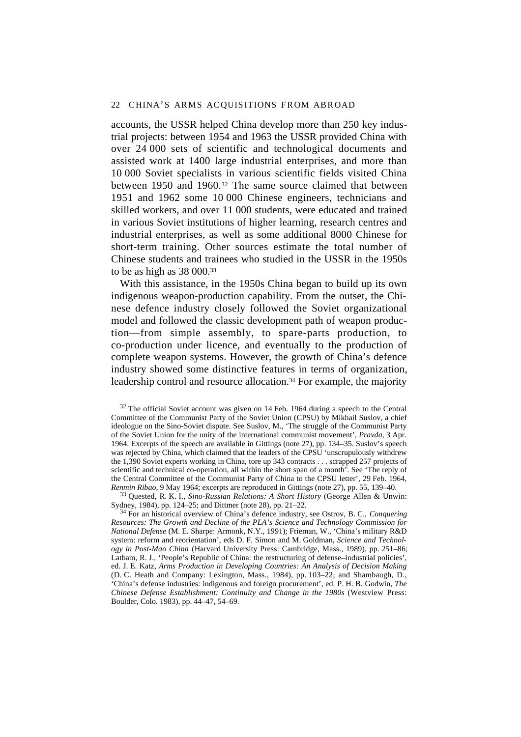accounts, the USSR helped China develop more than 250 key industrial projects: between 1954 and 1963 the USSR provided China with over 24 000 sets of scientific and technological documents and assisted work at 1400 large industrial enterprises, and more than 10 000 Soviet specialists in various scientific fields visited China between 1950 and 1960.[32] The same source claimed that between 1951 and 1962 some 10 000 Chinese engineers, technicians and skilled workers, and over 11 000 students, were educated and trained in various Soviet institutions of higher learning, research centres and industrial enterprises, as well as some additional 8000 Chinese for short-term training. Other sources estimate the total number of Chinese students and trainees who studied in the USSR in the 1950s to be as high as 38 000.[33]

With this assistance, in the 1950s China began to build up its own indigenous weapon-production capability. From the outset, the Chinese defence industry closely followed the Soviet organizational model and followed the classic development path of weapon production—from simple assembly, to spare-parts production, to co-production under licence, and eventually to the production of complete weapon systems. However, the growth of China's defence industry showed some distinctive features in terms of organization, leadership control and resource allocation.[34] For example, the majority

[32] The official Soviet account was given on 14 Feb. 1964 during a speech to the Central Committee of the Communist Party of the Soviet Union (CPSU) by Mikhail Suslov, a chief ideologue on the Sino-Soviet dispute. See Suslov, M., 'The struggle of the Communist Party of the Soviet Union for the unity of the international communist movement', *Pravda*, 3 Apr. 1964. Excerpts of the speech are available in Gittings (note 27), pp. 134–35. Suslov's speech was rejected by China, which claimed that the leaders of the CPSU 'unscrupulously withdrew the 1,390 Soviet experts working in China, tore up 343 contracts . . . scrapped 257 projects of scientific and technical co-operation, all within the short span of a month'. See 'The reply of the Central Committee of the Communist Party of China to the CPSU letter', 29 Feb. 1964, *Renmin Ribao*, 9 May 1964; excerpts are reproduced in Gittings (note 27), pp. 55, 139–40.

[33] Quested, R. K. I., *Sino-Russian Relations: A Short History* (George Allen & Unwin: Sydney, 1984), pp. 124–25; and Dittmer (note 28), pp. 21–22.

[34] For an historical overview of China's defence industry, see Ostrov, B. C., *Conquering Resources: The Growth and Decline of the PLA's Science and Technology Commission for National Defense* (M. E. Sharpe: Armonk, N.Y., 1991); Frieman, W., 'China's military R&D system: reform and reorientation', eds D. F. Simon and M. Goldman, *Science and Technology in Post-Mao China* (Harvard University Press: Cambridge, Mass., 1989), pp. 251–86; Latham, R. J., 'People's Republic of China: the restructuring of defense–industrial policies', ed. J. E. Katz, *Arms Production in Developing Countries: An Analysis of Decision Making* (D. C. Heath and Company: Lexington, Mass., 1984), pp. 103–22; and Shambaugh, D., 'China's defense industries: indigenous and foreign procurement', ed. P. H. B. Godwin, *The Chinese Defense Establishment: Continuity and Change in the 1980s* (Westview Press: Boulder, Colo. 1983), pp. 44–47, 54–69.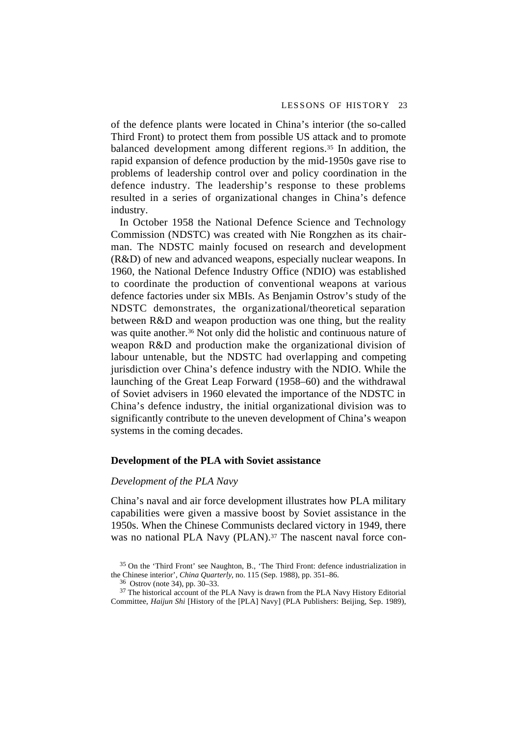of the defence plants were located in China's interior (the so-called Third Front) to protect them from possible US attack and to promote balanced development among different regions.[35] In addition, the rapid expansion of defence production by the mid-1950s gave rise to problems of leadership control over and policy coordination in the defence industry. The leadership's response to these problems resulted in a series of organizational changes in China's defence industry.

In October 1958 the National Defence Science and Technology Commission (NDSTC) was created with Nie Rongzhen as its chairman. The NDSTC mainly focused on research and development (R&D) of new and advanced weapons, especially nuclear weapons. In 1960, the National Defence Industry Office (NDIO) was established to coordinate the production of conventional weapons at various defence factories under six MBIs. As Benjamin Ostrov's study of the NDSTC demonstrates, the organizational/theoretical separation between R&D and weapon production was one thing, but the reality was quite another.[36] Not only did the holistic and continuous nature of weapon R&D and production make the organizational division of labour untenable, but the NDSTC had overlapping and competing jurisdiction over China's defence industry with the NDIO. While the launching of the Great Leap Forward (1958–60) and the withdrawal of Soviet advisers in 1960 elevated the importance of the NDSTC in China's defence industry, the initial organizational division was to significantly contribute to the uneven development of China's weapon systems in the coming decades.

## Development of the PLA with Soviet assistance

### *Development of the PLA Navy*

China's naval and air force development illustrates how PLA military capabilities were given a massive boost by Soviet assistance in the 1950s. When the Chinese Communists declared victory in 1949, there was no national PLA Navy (PLAN).[37] The nascent naval force con-

[35] On the 'Third Front' see Naughton, B., 'The Third Front: defence industrialization in the Chinese interior', *China Quarterly*, no. 115 (Sep. 1988), pp. 351–86.

[36] Ostrov (note 34), pp. 30–33.

[37] The historical account of the PLA Navy is drawn from the PLA Navy History Editorial Committee, *Haijun Shi* [History of the [PLA] Navy] (PLA Publishers: Beijing, Sep. 1989),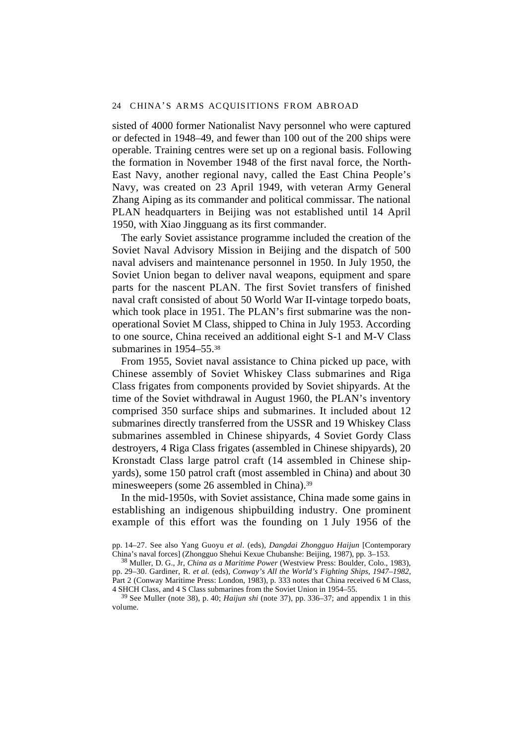sisted of 4000 former Nationalist Navy personnel who were captured or defected in 1948–49, and fewer than 100 out of the 200 ships were operable. Training centres were set up on a regional basis. Following the formation in November 1948 of the first naval force, the North-East Navy, another regional navy, called the East China People's Navy, was created on 23 April 1949, with veteran Army General Zhang Aiping as its commander and political commissar. The national PLAN headquarters in Beijing was not established until 14 April 1950, with Xiao Jingguang as its first commander.

The early Soviet assistance programme included the creation of the Soviet Naval Advisory Mission in Beijing and the dispatch of 500 naval advisers and maintenance personnel in 1950. In July 1950, the Soviet Union began to deliver naval weapons, equipment and spare parts for the nascent PLAN. The first Soviet transfers of finished naval craft consisted of about 50 World War II-vintage torpedo boats, which took place in 1951. The PLAN's first submarine was the non-operational Soviet M Class, shipped to China in July 1953. According to one source, China received an additional eight S-1 and M-V Class submarines in 1954–55.[38]

From 1955, Soviet naval assistance to China picked up pace, with Chinese assembly of Soviet Whiskey Class submarines and Riga Class frigates from components provided by Soviet shipyards. At the time of the Soviet withdrawal in August 1960, the PLAN's inventory comprised 350 surface ships and submarines. It included about 12 submarines directly transferred from the USSR and 19 Whiskey Class submarines assembled in Chinese shipyards, 4 Soviet Gordy Class destroyers, 4 Riga Class frigates (assembled in Chinese shipyards), 20 Kronstadt Class large patrol craft (14 assembled in Chinese shipyards), some 150 patrol craft (most assembled in China) and about 30 minesweepers (some 26 assembled in China).[39]

In the mid-1950s, with Soviet assistance, China made some gains in establishing an indigenous shipbuilding industry. One prominent example of this effort was the founding on 1 July 1956 of the

pp. 14–27. See also Yang Guoyu *et al*. (eds), *Dangdai Zhongguo Haijun* [Contemporary China's naval forces] (Zhongguo Shehui Kexue Chubanshe: Beijing, 1987), pp. 3–153.

[38] Muller, D. G., Jr, *China as a Maritime Power* (Westview Press: Boulder, Colo., 1983), pp. 29–30. Gardiner, R. *et al.* (eds), *Conway's All the World's Fighting Ships, 1947–1982*, Part 2 (Conway Maritime Press: London, 1983), p. 333 notes that China received 6 M Class, 4 SHCH Class, and 4 S Class submarines from the Soviet Union in 1954–55.

[39] See Muller (note 38), p. 40; *Haijun shi* (note 37), pp. 336–37; and appendix 1 in this volume.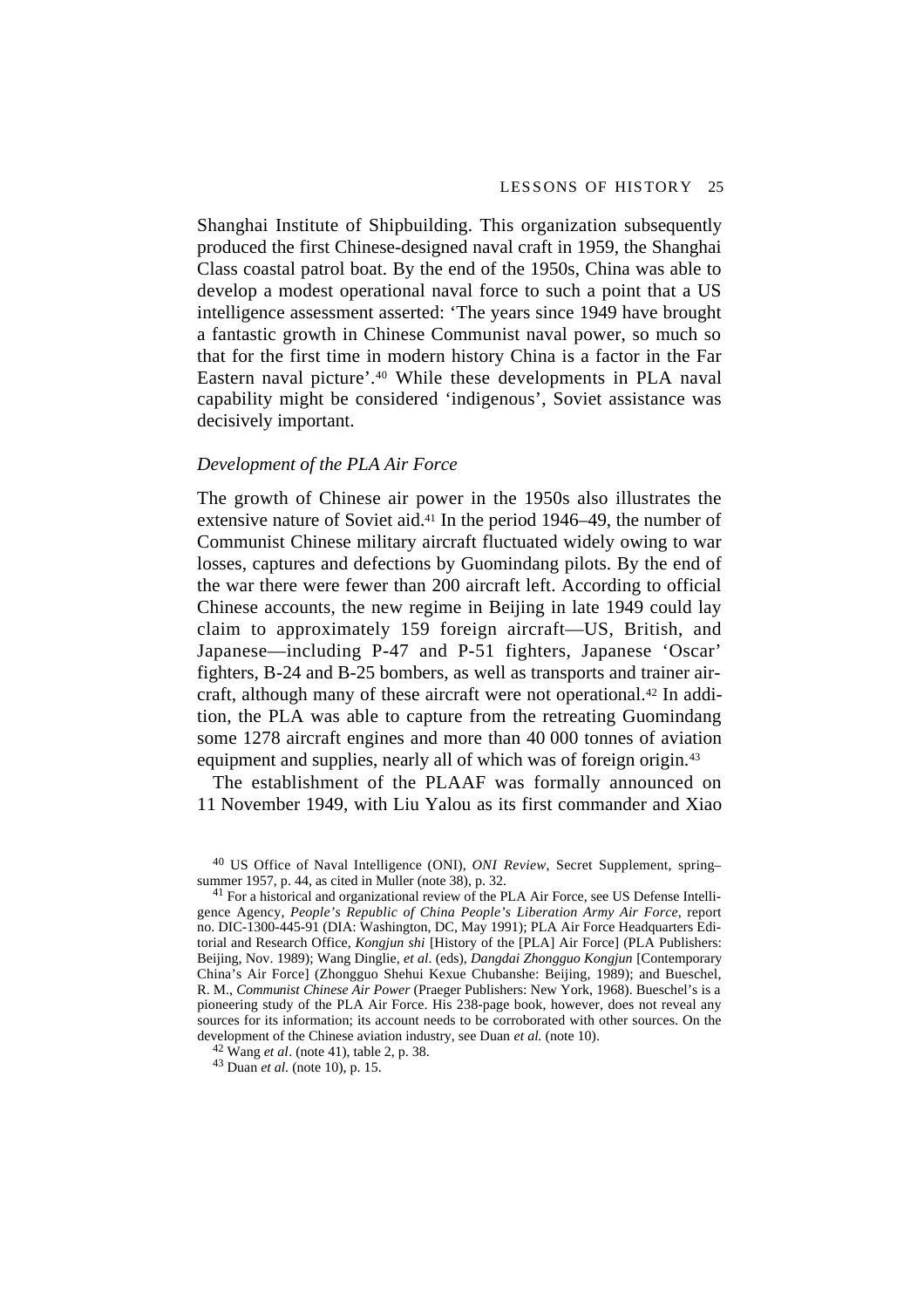Shanghai Institute of Shipbuilding. This organization subsequently produced the first Chinese-designed naval craft in 1959, the Shanghai Class coastal patrol boat. By the end of the 1950s, China was able to develop a modest operational naval force to such a point that a US intelligence assessment asserted: 'The years since 1949 have brought a fantastic growth in Chinese Communist naval power, so much so that for the first time in modern history China is a factor in the Far Eastern naval picture'.[40] While these developments in PLA naval capability might be considered 'indigenous', Soviet assistance was decisively important.

### *Development of the PLA Air Force*

The growth of Chinese air power in the 1950s also illustrates the extensive nature of Soviet aid.[41] In the period 1946–49, the number of Communist Chinese military aircraft fluctuated widely owing to war losses, captures and defections by Guomindang pilots. By the end of the war there were fewer than 200 aircraft left. According to official Chinese accounts, the new regime in Beijing in late 1949 could lay claim to approximately 159 foreign aircraft—US, British, and Japanese—including P-47 and P-51 fighters, Japanese 'Oscar' fighters, B-24 and B-25 bombers, as well as transports and trainer aircraft, although many of these aircraft were not operational.[42] In addition, the PLA was able to capture from the retreating Guomindang some 1278 aircraft engines and more than 40 000 tonnes of aviation equipment and supplies, nearly all of which was of foreign origin.[43]

The establishment of the PLAAF was formally announced on 11 November 1949, with Liu Yalou as its first commander and Xiao

---

[40] US Office of Naval Intelligence (ONI), *ONI Review*, Secret Supplement, spring–summer 1957, p. 44, as cited in Muller (note 38), p. 32.

[41] For a historical and organizational review of the PLA Air Force, see US Defense Intelligence Agency, *People's Republic of China People's Liberation Army Air Force*, report no. DIC-1300-445-91 (DIA: Washington, DC, May 1991); PLA Air Force Headquarters Editorial and Research Office, *Kongjun shi* [History of the [PLA] Air Force] (PLA Publishers: Beijing, Nov. 1989); Wang Dinglie, *et al*. (eds), *Dangdai Zhongguo Kongjun* [Contemporary China's Air Force] (Zhongguo Shehui Kexue Chubanshe: Beijing, 1989); and Bueschel, R. M., *Communist Chinese Air Power* (Praeger Publishers: New York, 1968). Bueschel's is a pioneering study of the PLA Air Force. His 238-page book, however, does not reveal any sources for its information; its account needs to be corroborated with other sources. On the development of the Chinese aviation industry, see Duan *et al.* (note 10).

[42] Wang *et al*. (note 41), table 2, p. 38.

[43] Duan *et al.* (note 10), p. 15.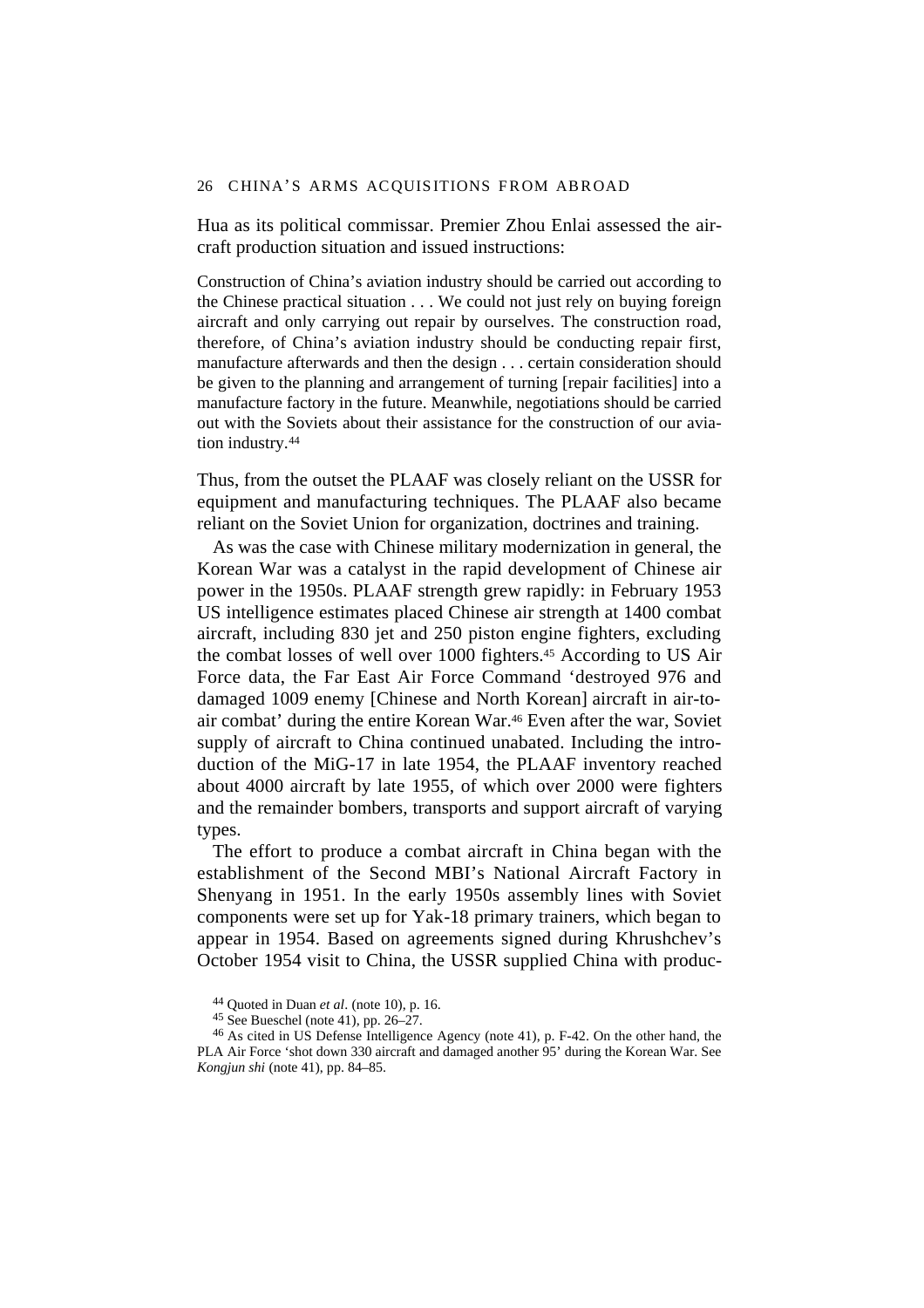Hua as its political commissar. Premier Zhou Enlai assessed the aircraft production situation and issued instructions:

> Construction of China's aviation industry should be carried out according to the Chinese practical situation . . . We could not just rely on buying foreign aircraft and only carrying out repair by ourselves. The construction road, therefore, of China's aviation industry should be conducting repair first, manufacture afterwards and then the design . . . certain consideration should be given to the planning and arrangement of turning [repair facilities] into a manufacture factory in the future. Meanwhile, negotiations should be carried out with the Soviets about their assistance for the construction of our aviation industry.[44]

Thus, from the outset the PLAAF was closely reliant on the USSR for equipment and manufacturing techniques. The PLAAF also became reliant on the Soviet Union for organization, doctrines and training.

As was the case with Chinese military modernization in general, the Korean War was a catalyst in the rapid development of Chinese air power in the 1950s. PLAAF strength grew rapidly: in February 1953 US intelligence estimates placed Chinese air strength at 1400 combat aircraft, including 830 jet and 250 piston engine fighters, excluding the combat losses of well over 1000 fighters.[45] According to US Air Force data, the Far East Air Force Command 'destroyed 976 and damaged 1009 enemy [Chinese and North Korean] aircraft in air-to-air combat' during the entire Korean War.[46] Even after the war, Soviet supply of aircraft to China continued unabated. Including the introduction of the MiG-17 in late 1954, the PLAAF inventory reached about 4000 aircraft by late 1955, of which over 2000 were fighters and the remainder bombers, transports and support aircraft of varying types.

The effort to produce a combat aircraft in China began with the establishment of the Second MBI's National Aircraft Factory in Shenyang in 1951. In the early 1950s assembly lines with Soviet components were set up for Yak-18 primary trainers, which began to appear in 1954. Based on agreements signed during Khrushchev's October 1954 visit to China, the USSR supplied China with produc-

[44] Quoted in Duan *et al*. (note 10), p. 16.

[45] See Bueschel (note 41), pp. 26–27.

[46] As cited in US Defense Intelligence Agency (note 41), p. F-42. On the other hand, the PLA Air Force 'shot down 330 aircraft and damaged another 95' during the Korean War. See *Kongjun shi* (note 41), pp. 84–85.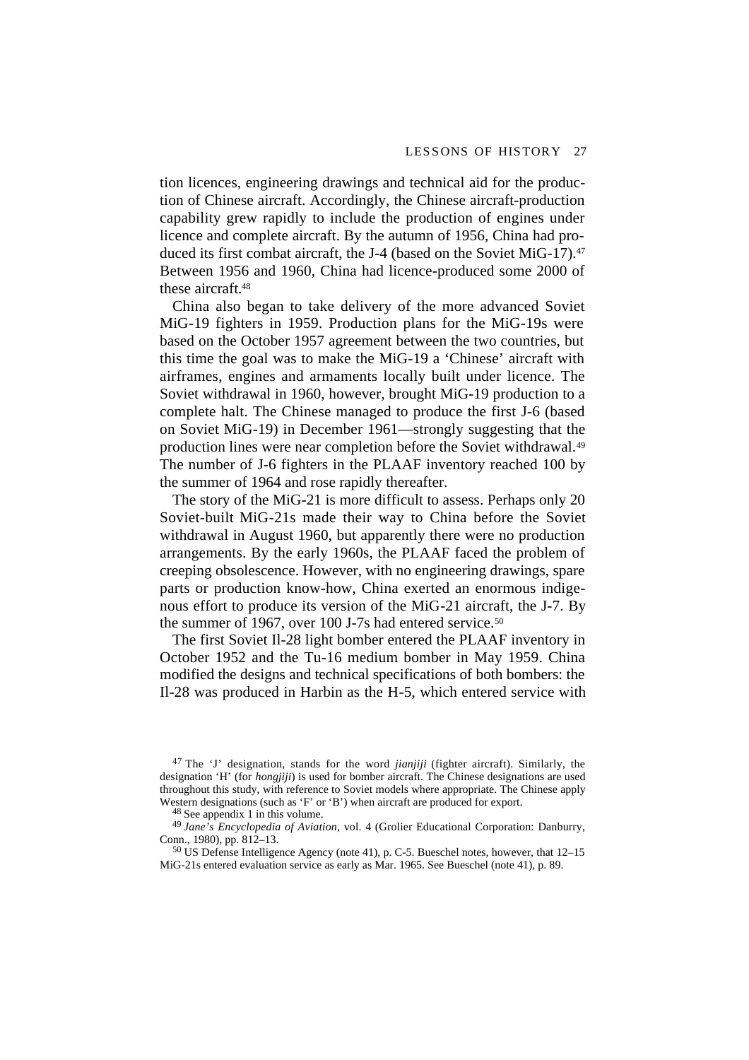tion licences, engineering drawings and technical aid for the production of Chinese aircraft. Accordingly, the Chinese aircraft-production capability grew rapidly to include the production of engines under licence and complete aircraft. By the autumn of 1956, China had produced its first combat aircraft, the J-4 (based on the Soviet MiG-17).[47] Between 1956 and 1960, China had licence-produced some 2000 of these aircraft.[48]

China also began to take delivery of the more advanced Soviet MiG-19 fighters in 1959. Production plans for the MiG-19s were based on the October 1957 agreement between the two countries, but this time the goal was to make the MiG-19 a 'Chinese' aircraft with airframes, engines and armaments locally built under licence. The Soviet withdrawal in 1960, however, brought MiG-19 production to a complete halt. The Chinese managed to produce the first J-6 (based on Soviet MiG-19) in December 1961—strongly suggesting that the production lines were near completion before the Soviet withdrawal.[49] The number of J-6 fighters in the PLAAF inventory reached 100 by the summer of 1964 and rose rapidly thereafter.

The story of the MiG-21 is more difficult to assess. Perhaps only 20 Soviet-built MiG-21s made their way to China before the Soviet withdrawal in August 1960, but apparently there were no production arrangements. By the early 1960s, the PLAAF faced the problem of creeping obsolescence. However, with no engineering drawings, spare parts or production know-how, China exerted an enormous indigenous effort to produce its version of the MiG-21 aircraft, the J-7. By the summer of 1967, over 100 J-7s had entered service.[50]

The first Soviet Il-28 light bomber entered the PLAAF inventory in October 1952 and the Tu-16 medium bomber in May 1959. China modified the designs and technical specifications of both bombers: the Il-28 was produced in Harbin as the H-5, which entered service with

---

[47] The 'J' designation, stands for the word *jianjiji* (fighter aircraft). Similarly, the designation 'H' (for *hongjiji*) is used for bomber aircraft. The Chinese designations are used throughout this study, with reference to Soviet models where appropriate. The Chinese apply Western designations (such as 'F' or 'B') when aircraft are produced for export.

[48] See appendix 1 in this volume.

[49] *Jane's Encyclopedia of Aviation*, vol. 4 (Grolier Educational Corporation: Danburry, Conn., 1980), pp. 812–13.

[50] US Defense Intelligence Agency (note 41), p. C-5. Bueschel notes, however, that 12–15 MiG-21s entered evaluation service as early as Mar. 1965. See Bueschel (note 41), p. 89.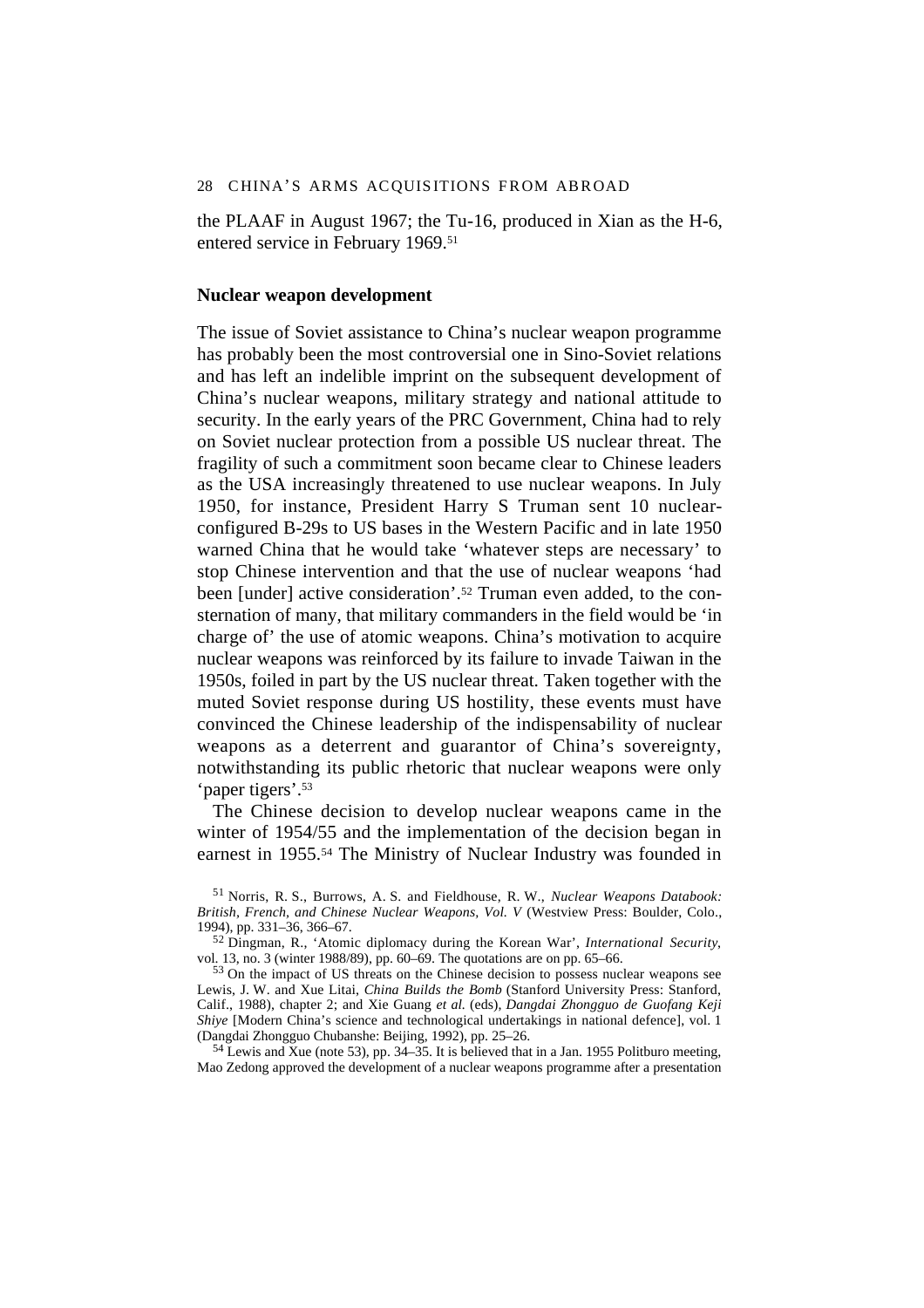the PLAAF in August 1967; the Tu-16, produced in Xian as the H-6, entered service in February 1969.[51]

### Nuclear weapon development

The issue of Soviet assistance to China's nuclear weapon programme has probably been the most controversial one in Sino-Soviet relations and has left an indelible imprint on the subsequent development of China's nuclear weapons, military strategy and national attitude to security. In the early years of the PRC Government, China had to rely on Soviet nuclear protection from a possible US nuclear threat. The fragility of such a commitment soon became clear to Chinese leaders as the USA increasingly threatened to use nuclear weapons. In July 1950, for instance, President Harry S Truman sent 10 nuclear-configured B-29s to US bases in the Western Pacific and in late 1950 warned China that he would take 'whatever steps are necessary' to stop Chinese intervention and that the use of nuclear weapons 'had been [under] active consideration'.[52] Truman even added, to the consternation of many, that military commanders in the field would be 'in charge of' the use of atomic weapons. China's motivation to acquire nuclear weapons was reinforced by its failure to invade Taiwan in the 1950s, foiled in part by the US nuclear threat. Taken together with the muted Soviet response during US hostility, these events must have convinced the Chinese leadership of the indispensability of nuclear weapons as a deterrent and guarantor of China's sovereignty, notwithstanding its public rhetoric that nuclear weapons were only 'paper tigers'.[53]

The Chinese decision to develop nuclear weapons came in the winter of 1954/55 and the implementation of the decision began in earnest in 1955.[54] The Ministry of Nuclear Industry was founded in

[51] Norris, R. S., Burrows, A. S. and Fieldhouse, R. W., *Nuclear Weapons Databook: British, French, and Chinese Nuclear Weapons, Vol. V* (Westview Press: Boulder, Colo., 1994), pp. 331–36, 366–67.

[52] Dingman, R., 'Atomic diplomacy during the Korean War', *International Security*, vol. 13, no. 3 (winter 1988/89), pp. 60–69. The quotations are on pp. 65–66.

[53] On the impact of US threats on the Chinese decision to possess nuclear weapons see Lewis, J. W. and Xue Litai, *China Builds the Bomb* (Stanford University Press: Stanford, Calif., 1988), chapter 2; and Xie Guang *et al.* (eds), *Dangdai Zhongguo de Guofang Keji Shiye* [Modern China's science and technological undertakings in national defence], vol. 1 (Dangdai Zhongguo Chubanshe: Beijing, 1992), pp. 25–26.

[54] Lewis and Xue (note 53), pp. 34–35. It is believed that in a Jan. 1955 Politburo meeting, Mao Zedong approved the development of a nuclear weapons programme after a presentation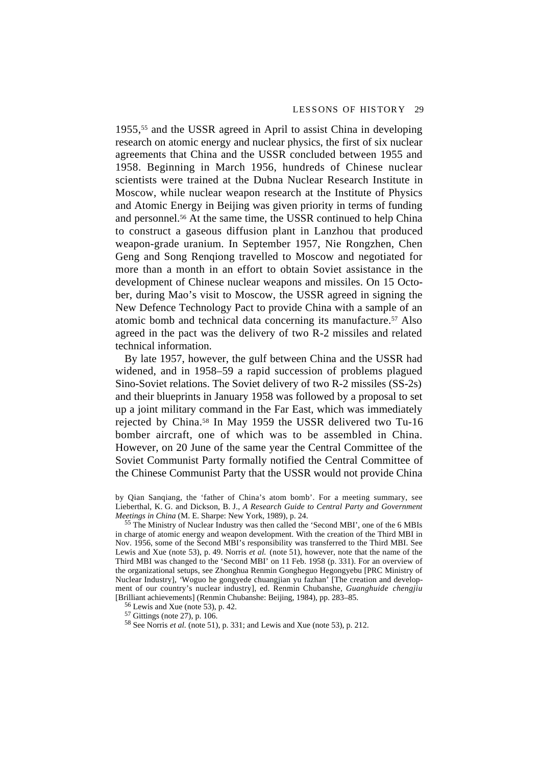1955,[55] and the USSR agreed in April to assist China in developing research on atomic energy and nuclear physics, the first of six nuclear agreements that China and the USSR concluded between 1955 and 1958. Beginning in March 1956, hundreds of Chinese nuclear scientists were trained at the Dubna Nuclear Research Institute in Moscow, while nuclear weapon research at the Institute of Physics and Atomic Energy in Beijing was given priority in terms of funding and personnel.[56] At the same time, the USSR continued to help China to construct a gaseous diffusion plant in Lanzhou that produced weapon-grade uranium. In September 1957, Nie Rongzhen, Chen Geng and Song Renqiong travelled to Moscow and negotiated for more than a month in an effort to obtain Soviet assistance in the development of Chinese nuclear weapons and missiles. On 15 October, during Mao's visit to Moscow, the USSR agreed in signing the New Defence Technology Pact to provide China with a sample of an atomic bomb and technical data concerning its manufacture.[57] Also agreed in the pact was the delivery of two R-2 missiles and related technical information.

By late 1957, however, the gulf between China and the USSR had widened, and in 1958–59 a rapid succession of problems plagued Sino-Soviet relations. The Soviet delivery of two R-2 missiles (SS-2s) and their blueprints in January 1958 was followed by a proposal to set up a joint military command in the Far East, which was immediately rejected by China.[58] In May 1959 the USSR delivered two Tu-16 bomber aircraft, one of which was to be assembled in China. However, on 20 June of the same year the Central Committee of the Soviet Communist Party formally notified the Central Committee of the Chinese Communist Party that the USSR would not provide China

by Qian Sanqiang, the 'father of China's atom bomb'. For a meeting summary, see Lieberthal, K. G. and Dickson, B. J., *A Research Guide to Central Party and Government Meetings in China* (M. E. Sharpe: New York, 1989), p. 24.

[55] The Ministry of Nuclear Industry was then called the 'Second MBI', one of the 6 MBIs in charge of atomic energy and weapon development. With the creation of the Third MBI in Nov. 1956, some of the Second MBI's responsibility was transferred to the Third MBI. See Lewis and Xue (note 53), p. 49. Norris *et al.* (note 51), however, note that the name of the Third MBI was changed to the 'Second MBI' on 11 Feb. 1958 (p. 331). For an overview of the organizational setups, see Zhonghua Renmin Gongheguo Hegongyebu [PRC Ministry of Nuclear Industry], 'Woguo he gongyede chuangjian yu fazhan' [The creation and development of our country's nuclear industry], ed. Renmin Chubanshe, *Guanghuide chengjiu* [Brilliant achievements] (Renmin Chubanshe: Beijing, 1984), pp. 283–85.

[56] Lewis and Xue (note 53), p. 42.

[57] Gittings (note 27), p. 106.

[58] See Norris *et al.* (note 51), p. 331; and Lewis and Xue (note 53), p. 212.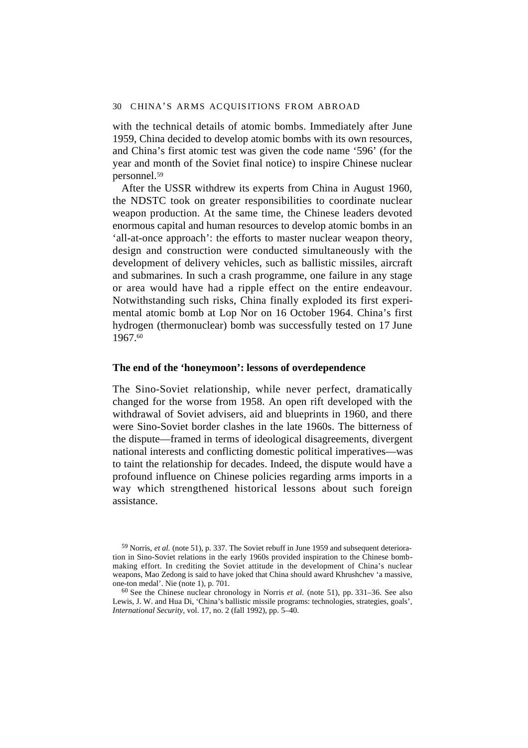with the technical details of atomic bombs. Immediately after June 1959, China decided to develop atomic bombs with its own resources, and China's first atomic test was given the code name '596' (for the year and month of the Soviet final notice) to inspire Chinese nuclear personnel.[59]

After the USSR withdrew its experts from China in August 1960, the NDSTC took on greater responsibilities to coordinate nuclear weapon production. At the same time, the Chinese leaders devoted enormous capital and human resources to develop atomic bombs in an 'all-at-once approach': the efforts to master nuclear weapon theory, design and construction were conducted simultaneously with the development of delivery vehicles, such as ballistic missiles, aircraft and submarines. In such a crash programme, one failure in any stage or area would have had a ripple effect on the entire endeavour. Notwithstanding such risks, China finally exploded its first experimental atomic bomb at Lop Nor on 16 October 1964. China's first hydrogen (thermonuclear) bomb was successfully tested on 17 June 1967.[60]

### The end of the 'honeymoon': lessons of overdependence

The Sino-Soviet relationship, while never perfect, dramatically changed for the worse from 1958. An open rift developed with the withdrawal of Soviet advisers, aid and blueprints in 1960, and there were Sino-Soviet border clashes in the late 1960s. The bitterness of the dispute—framed in terms of ideological disagreements, divergent national interests and conflicting domestic political imperatives—was to taint the relationship for decades. Indeed, the dispute would have a profound influence on Chinese policies regarding arms imports in a way which strengthened historical lessons about such foreign assistance.

---

[59] Norris, *et al.* (note 51), p. 337. The Soviet rebuff in June 1959 and subsequent deterioration in Sino-Soviet relations in the early 1960s provided inspiration to the Chinese bomb-making effort. In crediting the Soviet attitude in the development of China's nuclear weapons, Mao Zedong is said to have joked that China should award Khrushchev 'a massive, one-ton medal'. Nie (note 1), p. 701.

[60] See the Chinese nuclear chronology in Norris *et al.* (note 51), pp. 331–36. See also Lewis, J. W. and Hua Di, 'China's ballistic missile programs: technologies, strategies, goals', *International Security*, vol. 17, no. 2 (fall 1992), pp. 5–40.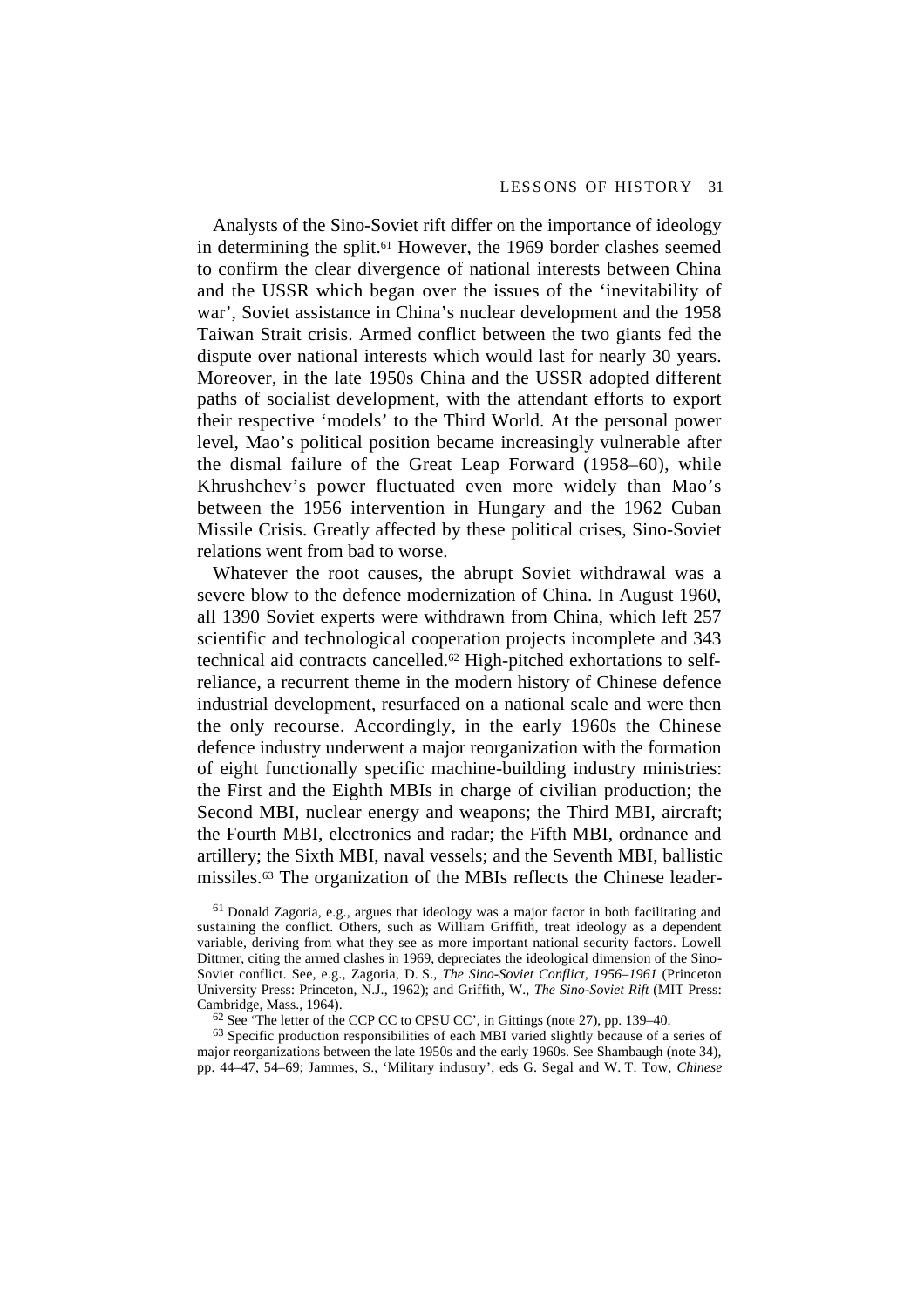Analysts of the Sino-Soviet rift differ on the importance of ideology in determining the split.[61] However, the 1969 border clashes seemed to confirm the clear divergence of national interests between China and the USSR which began over the issues of the 'inevitability of war', Soviet assistance in China's nuclear development and the 1958 Taiwan Strait crisis. Armed conflict between the two giants fed the dispute over national interests which would last for nearly 30 years. Moreover, in the late 1950s China and the USSR adopted different paths of socialist development, with the attendant efforts to export their respective 'models' to the Third World. At the personal power level, Mao's political position became increasingly vulnerable after the dismal failure of the Great Leap Forward (1958–60), while Khrushchev's power fluctuated even more widely than Mao's between the 1956 intervention in Hungary and the 1962 Cuban Missile Crisis. Greatly affected by these political crises, Sino-Soviet relations went from bad to worse.

Whatever the root causes, the abrupt Soviet withdrawal was a severe blow to the defence modernization of China. In August 1960, all 1390 Soviet experts were withdrawn from China, which left 257 scientific and technological cooperation projects incomplete and 343 technical aid contracts cancelled.[62] High-pitched exhortations to self-reliance, a recurrent theme in the modern history of Chinese defence industrial development, resurfaced on a national scale and were then the only recourse. Accordingly, in the early 1960s the Chinese defence industry underwent a major reorganization with the formation of eight functionally specific machine-building industry ministries: the First and the Eighth MBIs in charge of civilian production; the Second MBI, nuclear energy and weapons; the Third MBI, aircraft; the Fourth MBI, electronics and radar; the Fifth MBI, ordnance and artillery; the Sixth MBI, naval vessels; and the Seventh MBI, ballistic missiles.[63] The organization of the MBIs reflects the Chinese leader-

[61] Donald Zagoria, e.g., argues that ideology was a major factor in both facilitating and sustaining the conflict. Others, such as William Griffith, treat ideology as a dependent variable, deriving from what they see as more important national security factors. Lowell Dittmer, citing the armed clashes in 1969, depreciates the ideological dimension of the Sino-Soviet conflict. See, e.g., Zagoria, D. S., *The Sino-Soviet Conflict, 1956–1961* (Princeton University Press: Princeton, N.J., 1962); and Griffith, W., *The Sino-Soviet Rift* (MIT Press: Cambridge, Mass., 1964).

[62] See 'The letter of the CCP CC to CPSU CC', in Gittings (note 27), pp. 139–40.

[63] Specific production responsibilities of each MBI varied slightly because of a series of major reorganizations between the late 1950s and the early 1960s. See Shambaugh (note 34), pp. 44–47, 54–69; Jammes, S., 'Military industry', eds G. Segal and W. T. Tow, *Chinese*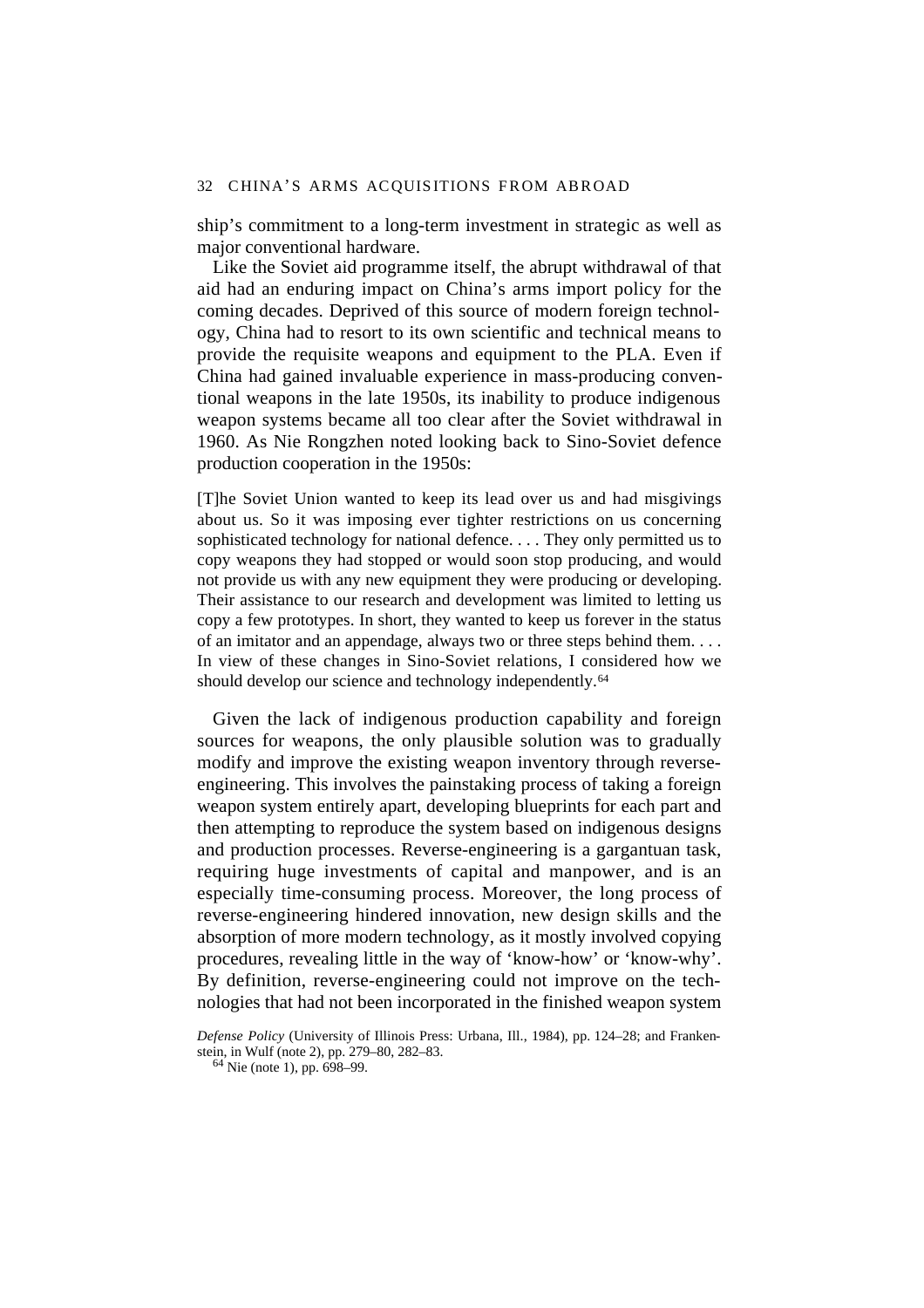ship's commitment to a long-term investment in strategic as well as major conventional hardware.

Like the Soviet aid programme itself, the abrupt withdrawal of that aid had an enduring impact on China's arms import policy for the coming decades. Deprived of this source of modern foreign technology, China had to resort to its own scientific and technical means to provide the requisite weapons and equipment to the PLA. Even if China had gained invaluable experience in mass-producing conventional weapons in the late 1950s, its inability to produce indigenous weapon systems became all too clear after the Soviet withdrawal in 1960. As Nie Rongzhen noted looking back to Sino-Soviet defence production cooperation in the 1950s:

> [T]he Soviet Union wanted to keep its lead over us and had misgivings about us. So it was imposing ever tighter restrictions on us concerning sophisticated technology for national defence. . . . They only permitted us to copy weapons they had stopped or would soon stop producing, and would not provide us with any new equipment they were producing or developing. Their assistance to our research and development was limited to letting us copy a few prototypes. In short, they wanted to keep us forever in the status of an imitator and an appendage, always two or three steps behind them. . . . In view of these changes in Sino-Soviet relations, I considered how we should develop our science and technology independently.[64]

Given the lack of indigenous production capability and foreign sources for weapons, the only plausible solution was to gradually modify and improve the existing weapon inventory through reverse-engineering. This involves the painstaking process of taking a foreign weapon system entirely apart, developing blueprints for each part and then attempting to reproduce the system based on indigenous designs and production processes. Reverse-engineering is a gargantuan task, requiring huge investments of capital and manpower, and is an especially time-consuming process. Moreover, the long process of reverse-engineering hindered innovation, new design skills and the absorption of more modern technology, as it mostly involved copying procedures, revealing little in the way of 'know-how' or 'know-why'. By definition, reverse-engineering could not improve on the technologies that had not been incorporated in the finished weapon system

*Defense Policy* (University of Illinois Press: Urbana, Ill., 1984), pp. 124–28; and Frankenstein, in Wulf (note 2), pp. 279–80, 282–83.

[64] Nie (note 1), pp. 698–99.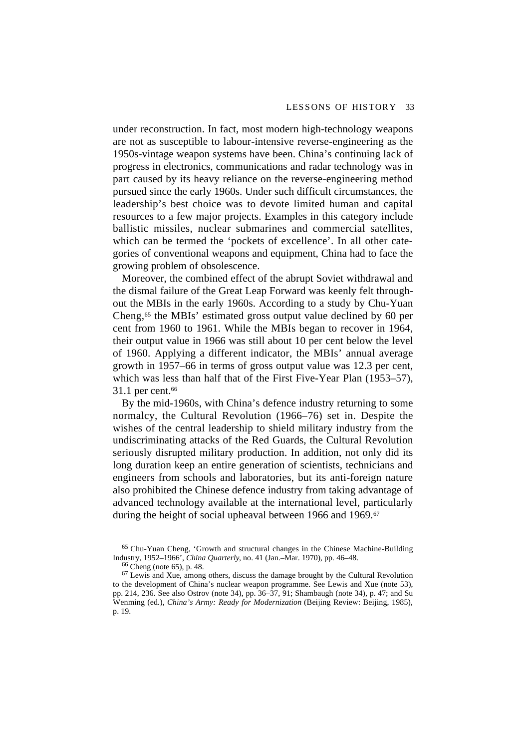under reconstruction. In fact, most modern high-technology weapons are not as susceptible to labour-intensive reverse-engineering as the 1950s-vintage weapon systems have been. China's continuing lack of progress in electronics, communications and radar technology was in part caused by its heavy reliance on the reverse-engineering method pursued since the early 1960s. Under such difficult circumstances, the leadership's best choice was to devote limited human and capital resources to a few major projects. Examples in this category include ballistic missiles, nuclear submarines and commercial satellites, which can be termed the 'pockets of excellence'. In all other categories of conventional weapons and equipment, China had to face the growing problem of obsolescence.

Moreover, the combined effect of the abrupt Soviet withdrawal and the dismal failure of the Great Leap Forward was keenly felt throughout the MBIs in the early 1960s. According to a study by Chu-Yuan Cheng,[65] the MBIs' estimated gross output value declined by 60 per cent from 1960 to 1961. While the MBIs began to recover in 1964, their output value in 1966 was still about 10 per cent below the level of 1960. Applying a different indicator, the MBIs' annual average growth in 1957–66 in terms of gross output value was 12.3 per cent, which was less than half that of the First Five-Year Plan (1953–57), 31.1 per cent.[66]

By the mid-1960s, with China's defence industry returning to some normalcy, the Cultural Revolution (1966–76) set in. Despite the wishes of the central leadership to shield military industry from the undiscriminating attacks of the Red Guards, the Cultural Revolution seriously disrupted military production. In addition, not only did its long duration keep an entire generation of scientists, technicians and engineers from schools and laboratories, but its anti-foreign nature also prohibited the Chinese defence industry from taking advantage of advanced technology available at the international level, particularly during the height of social upheaval between 1966 and 1969.[67]

[65] Chu-Yuan Cheng, 'Growth and structural changes in the Chinese Machine-Building Industry, 1952–1966', *China Quarterly*, no. 41 (Jan.–Mar. 1970), pp. 46–48.

[66] Cheng (note 65), p. 48.

[67] Lewis and Xue, among others, discuss the damage brought by the Cultural Revolution to the development of China's nuclear weapon programme. See Lewis and Xue (note 53), pp. 214, 236. See also Ostrov (note 34), pp. 36–37, 91; Shambaugh (note 34), p. 47; and Su Wenming (ed.), *China's Army: Ready for Modernization* (Beijing Review: Beijing, 1985), p. 19.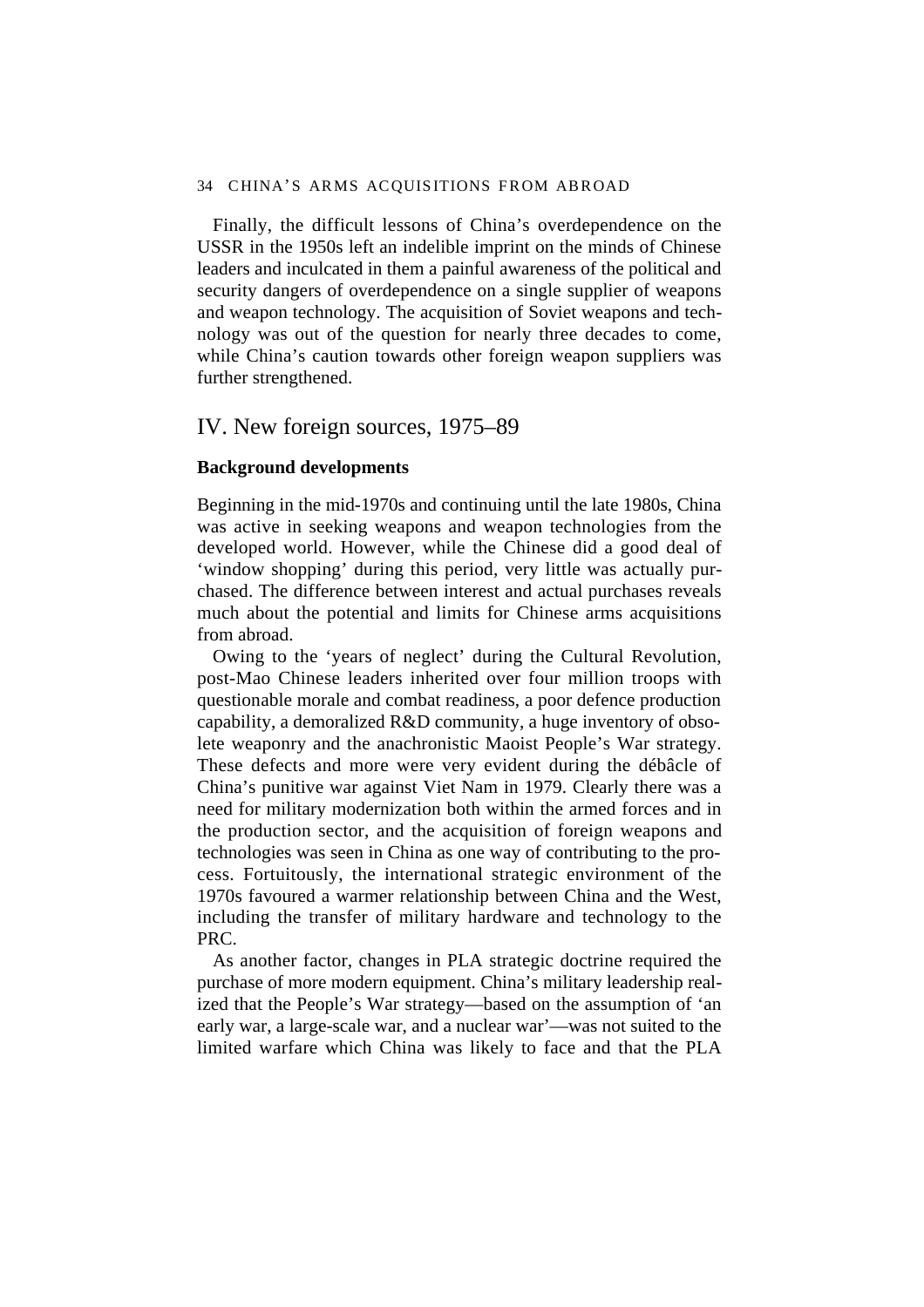Finally, the difficult lessons of China's overdependence on the USSR in the 1950s left an indelible imprint on the minds of Chinese leaders and inculcated in them a painful awareness of the political and security dangers of overdependence on a single supplier of weapons and weapon technology. The acquisition of Soviet weapons and technology was out of the question for nearly three decades to come, while China's caution towards other foreign weapon suppliers was further strengthened.

## IV. New foreign sources, 1975–89

### Background developments

Beginning in the mid-1970s and continuing until the late 1980s, China was active in seeking weapons and weapon technologies from the developed world. However, while the Chinese did a good deal of 'window shopping' during this period, very little was actually purchased. The difference between interest and actual purchases reveals much about the potential and limits for Chinese arms acquisitions from abroad.

Owing to the 'years of neglect' during the Cultural Revolution, post-Mao Chinese leaders inherited over four million troops with questionable morale and combat readiness, a poor defence production capability, a demoralized R&D community, a huge inventory of obsolete weaponry and the anachronistic Maoist People's War strategy. These defects and more were very evident during the débâcle of China's punitive war against Viet Nam in 1979. Clearly there was a need for military modernization both within the armed forces and in the production sector, and the acquisition of foreign weapons and technologies was seen in China as one way of contributing to the process. Fortuitously, the international strategic environment of the 1970s favoured a warmer relationship between China and the West, including the transfer of military hardware and technology to the PRC.

As another factor, changes in PLA strategic doctrine required the purchase of more modern equipment. China's military leadership realized that the People's War strategy—based on the assumption of 'an early war, a large-scale war, and a nuclear war'—was not suited to the limited warfare which China was likely to face and that the PLA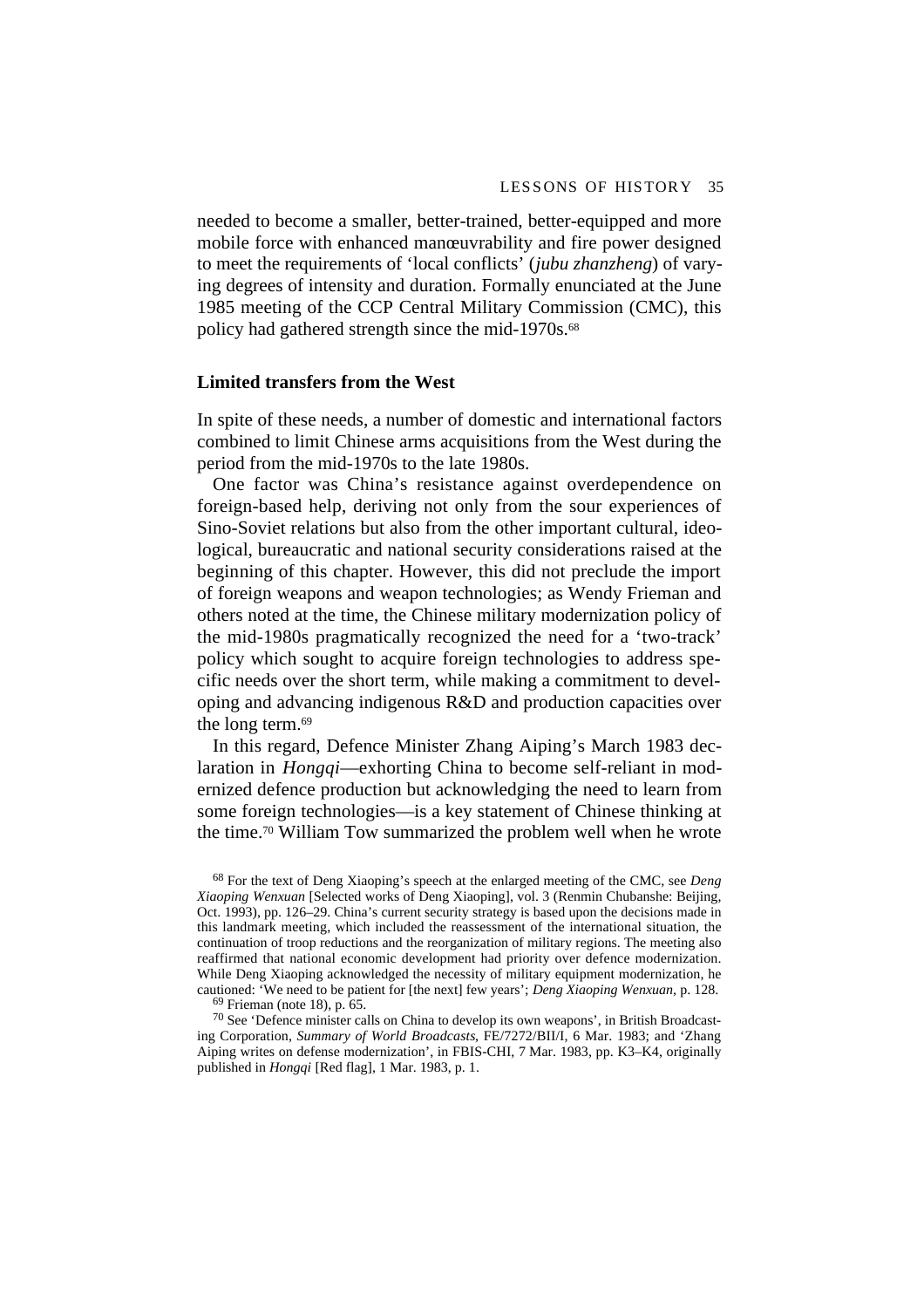needed to become a smaller, better-trained, better-equipped and more mobile force with enhanced manœuvrability and fire power designed to meet the requirements of 'local conflicts' (*jubu zhanzheng*) of varying degrees of intensity and duration. Formally enunciated at the June 1985 meeting of the CCP Central Military Commission (CMC), this policy had gathered strength since the mid-1970s.[68]

### Limited transfers from the West

In spite of these needs, a number of domestic and international factors combined to limit Chinese arms acquisitions from the West during the period from the mid-1970s to the late 1980s.

One factor was China's resistance against overdependence on foreign-based help, deriving not only from the sour experiences of Sino-Soviet relations but also from the other important cultural, ideological, bureaucratic and national security considerations raised at the beginning of this chapter. However, this did not preclude the import of foreign weapons and weapon technologies; as Wendy Frieman and others noted at the time, the Chinese military modernization policy of the mid-1980s pragmatically recognized the need for a 'two-track' policy which sought to acquire foreign technologies to address specific needs over the short term, while making a commitment to developing and advancing indigenous R&D and production capacities over the long term.[69]

In this regard, Defence Minister Zhang Aiping's March 1983 declaration in *Hongqi*—exhorting China to become self-reliant in modernized defence production but acknowledging the need to learn from some foreign technologies—is a key statement of Chinese thinking at the time.[70] William Tow summarized the problem well when he wrote

[68] For the text of Deng Xiaoping's speech at the enlarged meeting of the CMC, see *Deng Xiaoping Wenxuan* [Selected works of Deng Xiaoping], vol. 3 (Renmin Chubanshe: Beijing, Oct. 1993), pp. 126–29. China's current security strategy is based upon the decisions made in this landmark meeting, which included the reassessment of the international situation, the continuation of troop reductions and the reorganization of military regions. The meeting also reaffirmed that national economic development had priority over defence modernization. While Deng Xiaoping acknowledged the necessity of military equipment modernization, he cautioned: 'We need to be patient for [the next] few years'; *Deng Xiaoping Wenxuan*, p. 128.

[69] Frieman (note 18), p. 65.

[70] See 'Defence minister calls on China to develop its own weapons', in British Broadcasting Corporation, *Summary of World Broadcasts*, FE/7272/BII/I, 6 Mar. 1983; and 'Zhang Aiping writes on defense modernization', in FBIS-CHI, 7 Mar. 1983, pp. K3–K4, originally published in *Hongqi* [Red flag], 1 Mar. 1983, p. 1.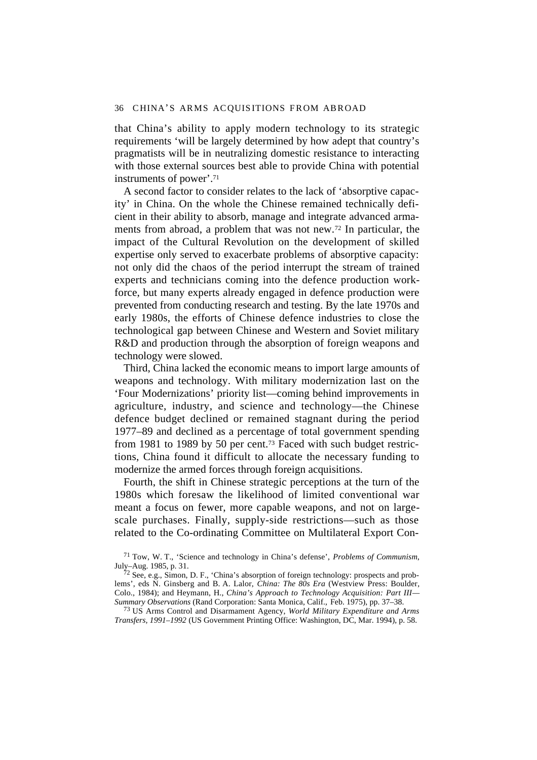that China's ability to apply modern technology to its strategic requirements 'will be largely determined by how adept that country's pragmatists will be in neutralizing domestic resistance to interacting with those external sources best able to provide China with potential instruments of power'.[71]

A second factor to consider relates to the lack of 'absorptive capacity' in China. On the whole the Chinese remained technically deficient in their ability to absorb, manage and integrate advanced armaments from abroad, a problem that was not new.[72] In particular, the impact of the Cultural Revolution on the development of skilled expertise only served to exacerbate problems of absorptive capacity: not only did the chaos of the period interrupt the stream of trained experts and technicians coming into the defence production workforce, but many experts already engaged in defence production were prevented from conducting research and testing. By the late 1970s and early 1980s, the efforts of Chinese defence industries to close the technological gap between Chinese and Western and Soviet military R&D and production through the absorption of foreign weapons and technology were slowed.

Third, China lacked the economic means to import large amounts of weapons and technology. With military modernization last on the 'Four Modernizations' priority list—coming behind improvements in agriculture, industry, and science and technology—the Chinese defence budget declined or remained stagnant during the period 1977–89 and declined as a percentage of total government spending from 1981 to 1989 by 50 per cent.[73] Faced with such budget restrictions, China found it difficult to allocate the necessary funding to modernize the armed forces through foreign acquisitions.

Fourth, the shift in Chinese strategic perceptions at the turn of the 1980s which foresaw the likelihood of limited conventional war meant a focus on fewer, more capable weapons, and not on large-scale purchases. Finally, supply-side restrictions—such as those related to the Co-ordinating Committee on Multilateral Export Con-

[71] Tow, W. T., 'Science and technology in China's defense', *Problems of Communism*, July–Aug. 1985, p. 31.

[72] See, e.g., Simon, D. F., 'China's absorption of foreign technology: prospects and problems', eds N. Ginsberg and B. A. Lalor, *China: The 80s Era* (Westview Press: Boulder, Colo., 1984); and Heymann, H., *China's Approach to Technology Acquisition: Part III—Summary Observations* (Rand Corporation: Santa Monica, Calif., Feb. 1975), pp. 37–38.

[73] US Arms Control and Disarmament Agency, *World Military Expenditure and Arms Transfers, 1991–1992* (US Government Printing Office: Washington, DC, Mar. 1994), p. 58.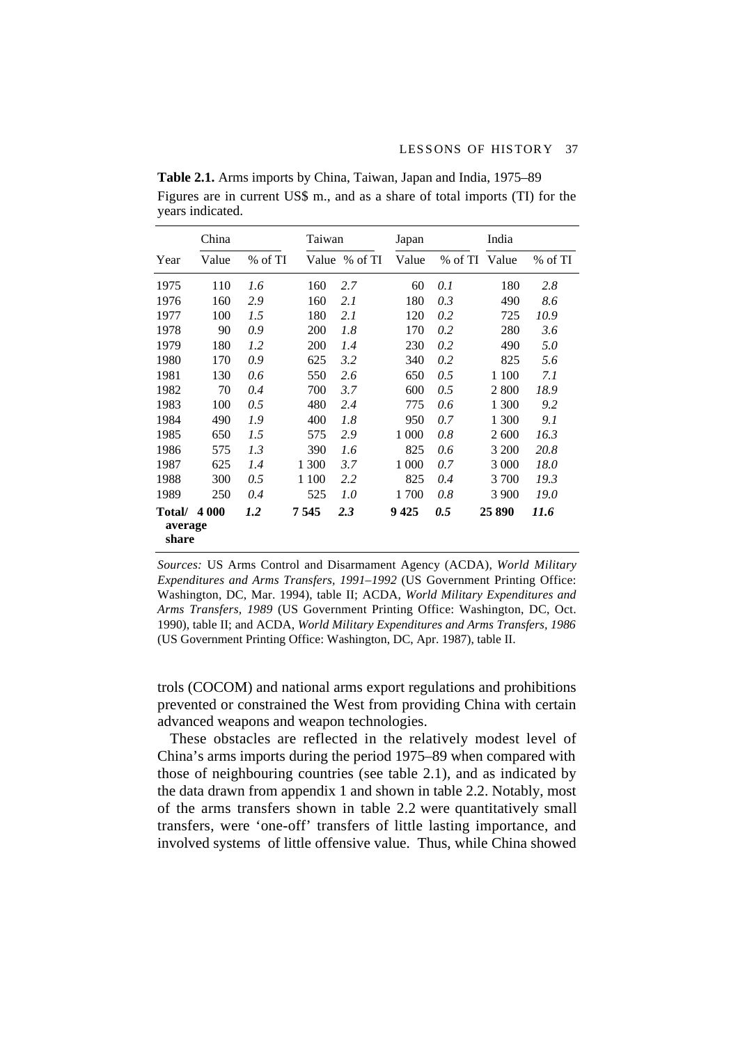**Table 2.1.** Arms imports by China, Taiwan, Japan and India, 1975–89

Figures are in current US$ m., and as a share of total imports (TI) for the years indicated.

| | China | | Taiwan | | Japan | | India | |
|---|---|---|---|---|---|---|---|---|
| Year | Value | % of TI | Value | % of TI | Value | % of TI | Value | % of TI |
| 1975 | 110 | *1.6* | 160 | *2.7* | 60 | *0.1* | 180 | *2.8* |
| 1976 | 160 | *2.9* | 160 | *2.1* | 180 | *0.3* | 490 | *8.6* |
| 1977 | 100 | *1.5* | 180 | *2.1* | 120 | *0.2* | 725 | *10.9* |
| 1978 | 90 | *0.9* | 200 | *1.8* | 170 | *0.2* | 280 | *3.6* |
| 1979 | 180 | *1.2* | 200 | *1.4* | 230 | *0.2* | 490 | *5.0* |
| 1980 | 170 | *0.9* | 625 | *3.2* | 340 | *0.2* | 825 | *5.6* |
| 1981 | 130 | *0.6* | 550 | *2.6* | 650 | *0.5* | 1 100 | *7.1* |
| 1982 | 70 | *0.4* | 700 | *3.7* | 600 | *0.5* | 2 800 | *18.9* |
| 1983 | 100 | *0.5* | 480 | *2.4* | 775 | *0.6* | 1 300 | *9.2* |
| 1984 | 490 | *1.9* | 400 | *1.8* | 950 | *0.7* | 1 300 | *9.1* |
| 1985 | 650 | *1.5* | 575 | *2.9* | 1 000 | *0.8* | 2 600 | *16.3* |
| 1986 | 575 | *1.3* | 390 | *1.6* | 825 | *0.6* | 3 200 | *20.8* |
| 1987 | 625 | *1.4* | 1 300 | *3.7* | 1 000 | *0.7* | 3 000 | *18.0* |
| 1988 | 300 | *0.5* | 1 100 | *2.2* | 825 | *0.4* | 3 700 | *19.3* |
| 1989 | 250 | *0.4* | 525 | *1.0* | 1 700 | *0.8* | 3 900 | *19.0* |
| **Total/ average share** | **4 000** | ***1.2*** | **7 545** | ***2.3*** | **9 425** | ***0.5*** | **25 890** | ***11.6*** |

*Sources:* US Arms Control and Disarmament Agency (ACDA), *World Military Expenditures and Arms Transfers, 1991–1992* (US Government Printing Office: Washington, DC, Mar. 1994), table II; ACDA, *World Military Expenditures and Arms Transfers, 1989* (US Government Printing Office: Washington, DC, Oct. 1990), table II; and ACDA, *World Military Expenditures and Arms Transfers, 1986* (US Government Printing Office: Washington, DC, Apr. 1987), table II.

trols (COCOM) and national arms export regulations and prohibitions prevented or constrained the West from providing China with certain advanced weapons and weapon technologies.

These obstacles are reflected in the relatively modest level of China's arms imports during the period 1975–89 when compared with those of neighbouring countries (see table 2.1), and as indicated by the data drawn from appendix 1 and shown in table 2.2. Notably, most of the arms transfers shown in table 2.2 were quantitatively small transfers, were 'one-off' transfers of little lasting importance, and involved systems of little offensive value. Thus, while China showed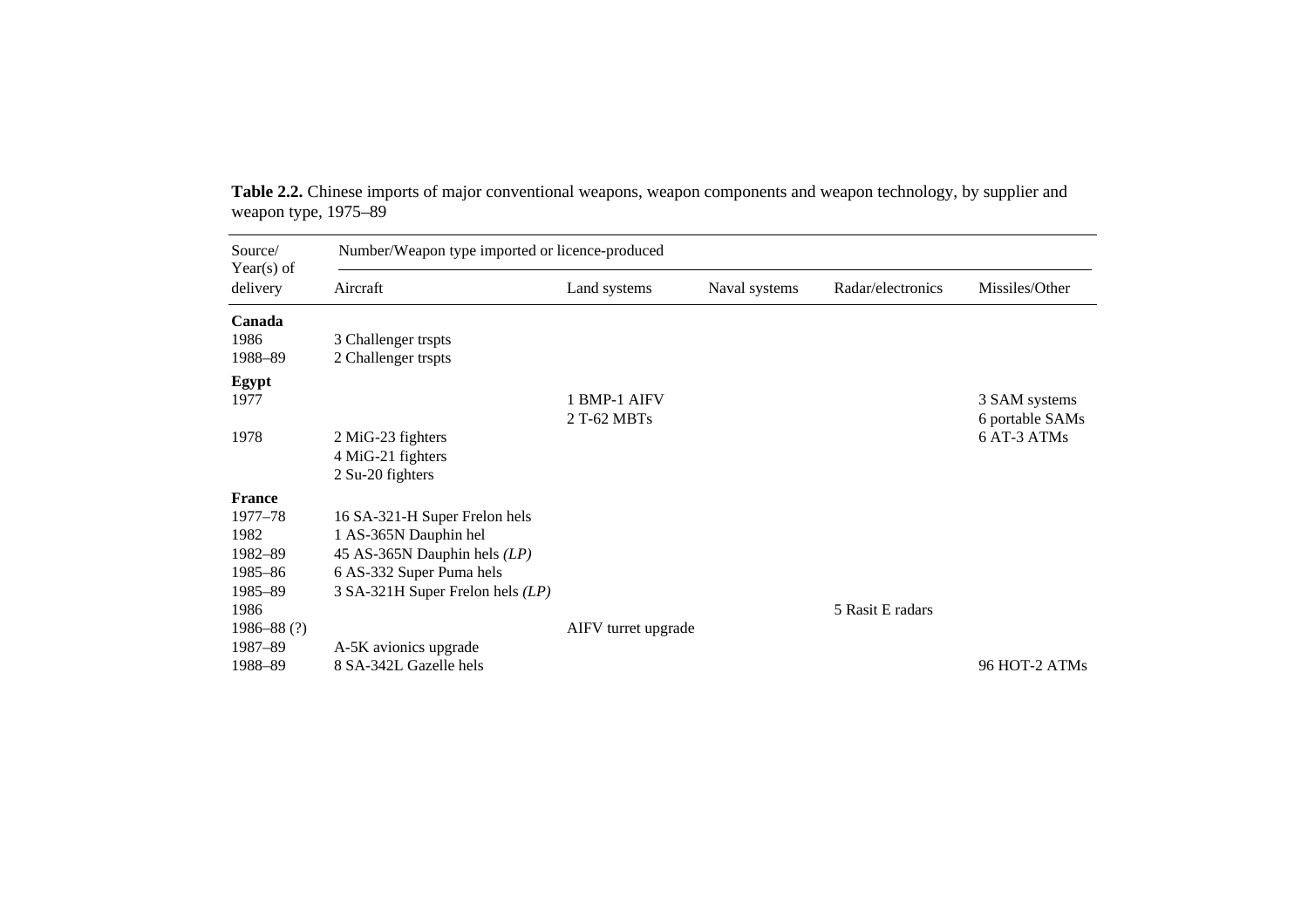**Table 2.2.** Chinese imports of major conventional weapons, weapon components and weapon technology, by supplier and weapon type, 1975–89

| Source/ Year(s) of delivery | Number/Weapon type imported or licence-produced | | | | |
|---|---|---|---|---|---|
| | Aircraft | Land systems | Naval systems | Radar/electronics | Missiles/Other |
| **Canada** | | | | | |
| 1986 | 3 Challenger trspts | | | | |
| 1988–89 | 2 Challenger trspts | | | | |
| **Egypt** | | | | | |
| 1977 | | 1 BMP-1 AIFV | | | 3 SAM systems |
| | | 2 T-62 MBTs | | | 6 portable SAMs |
| 1978 | 2 MiG-23 fighters | | | | 6 AT-3 ATMs |
| | 4 MiG-21 fighters | | | | |
| | 2 Su-20 fighters | | | | |
| **France** | | | | | |
| 1977–78 | 16 SA-321-H Super Frelon hels | | | | |
| 1982 | 1 AS-365N Dauphin hel | | | | |
| 1982–89 | 45 AS-365N Dauphin hels *(LP)* | | | | |
| 1985–86 | 6 AS-332 Super Puma hels | | | | |
| 1985–89 | 3 SA-321H Super Frelon hels *(LP)* | | | | |
| 1986 | | | | 5 Rasit E radars | |
| 1986–88 (?) | | AIFV turret upgrade | | | |
| 1987–89 | A-5K avionics upgrade | | | | |
| 1988–89 | 8 SA-342L Gazelle hels | | | | 96 HOT-2 ATMs |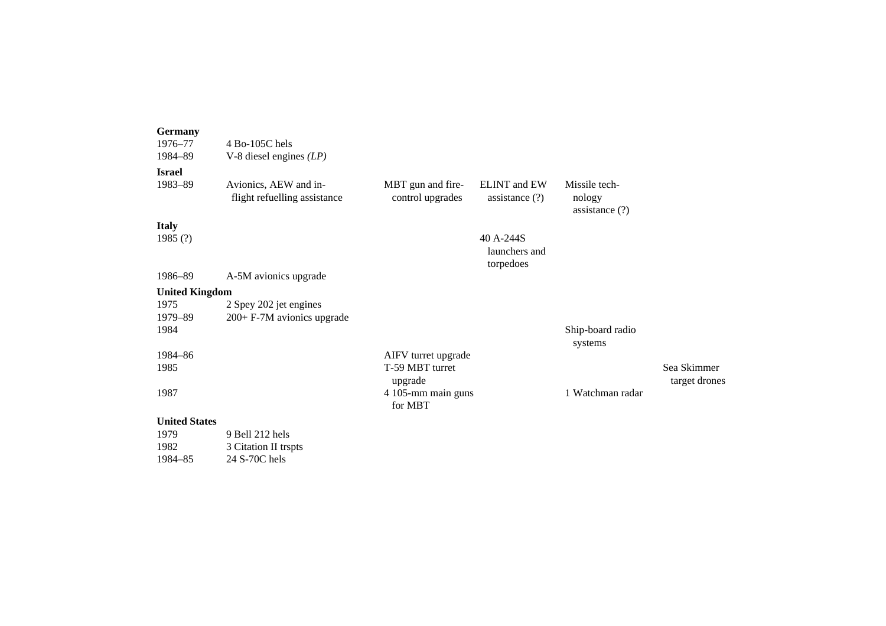| | | | | | |
|---|---|---|---|---|---|
| **Germany** | | | | | |
| 1976–77 | 4 Bo-105C hels | | | | |
| 1984–89 | V-8 diesel engines *(LP)* | | | | |
| **Israel** | | | | | |
| 1983–89 | Avionics, AEW and in-flight refuelling assistance | MBT gun and fire-control upgrades | ELINT and EW assistance (?) | Missile technology assistance (?) | |
| **Italy** | | | | | |
| 1985 (?) | | | 40 A-244S launchers and torpedoes | | |
| 1986–89 | A-5M avionics upgrade | | | | |
| **United Kingdom** | | | | | |
| 1975 | 2 Spey 202 jet engines | | | | |
| 1979–89 | 200+ F-7M avionics upgrade | | | | |
| 1984 | | | | Ship-board radio systems | |
| 1984–86 | | AIFV turret upgrade | | | |
| 1985 | | T-59 MBT turret upgrade | | | Sea Skimmer target drones |
| 1987 | | 4 105-mm main guns for MBT | | 1 Watchman radar | |
| **United States** | | | | | |
| 1979 | 9 Bell 212 hels | | | | |
| 1982 | 3 Citation II trspts | | | | |
| 1984–85 | 24 S-70C hels | | | | |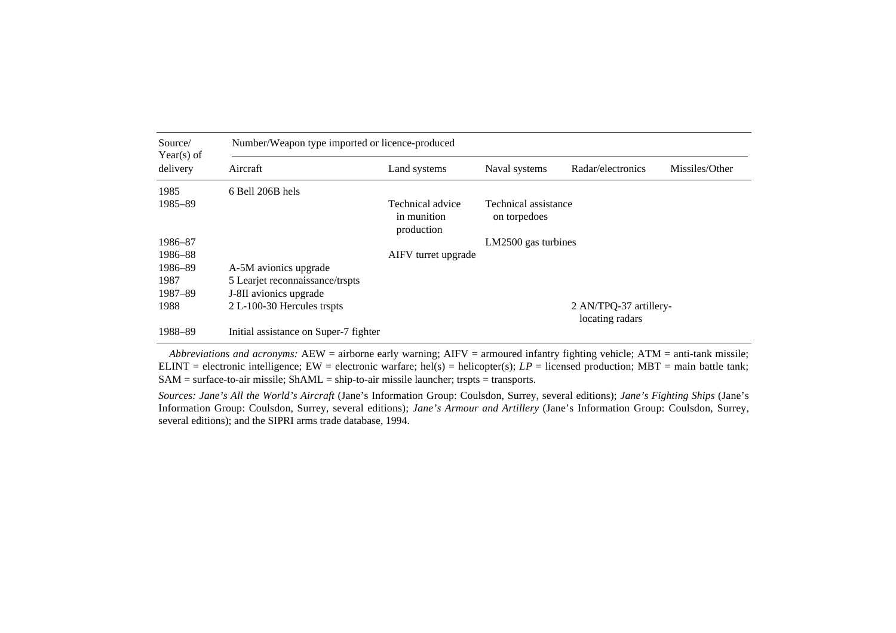| Source/ Year(s) of delivery | Number/Weapon type imported or licence-produced | | | | |
|---|---|---|---|---|---|
| | Aircraft | Land systems | Naval systems | Radar/electronics | Missiles/Other |
| 1985 | 6 Bell 206B hels | | | | |
| 1985–89 | | Technical advice in munition production | Technical assistance on torpedoes | | |
| 1986–87 | | | LM2500 gas turbines | | |
| 1986–88 | | AIFV turret upgrade | | | |
| 1986–89 | A-5M avionics upgrade | | | | |
| 1987 | 5 Learjet reconnaissance/trspts | | | | |
| 1987–89 | J-8II avionics upgrade | | | | |
| 1988 | 2 L-100-30 Hercules trspts | | | 2 AN/TPQ-37 artillery-locating radars | |
| 1988–89 | Initial assistance on Super-7 fighter | | | | |

*Abbreviations and acronyms:* AEW = airborne early warning; AIFV = armoured infantry fighting vehicle; ATM = anti-tank missile; ELINT = electronic intelligence; EW = electronic warfare; hel(s) = helicopter(s); *LP* = licensed production; MBT = main battle tank; SAM = surface-to-air missile; ShAML = ship-to-air missile launcher; trspts = transports.

*Sources: Jane's All the World's Aircraft* (Jane's Information Group: Coulsdon, Surrey, several editions); *Jane's Fighting Ships* (Jane's Information Group: Coulsdon, Surrey, several editions); *Jane's Armour and Artillery* (Jane's Information Group: Coulsdon, Surrey, several editions); and the SIPRI arms trade database, 1994.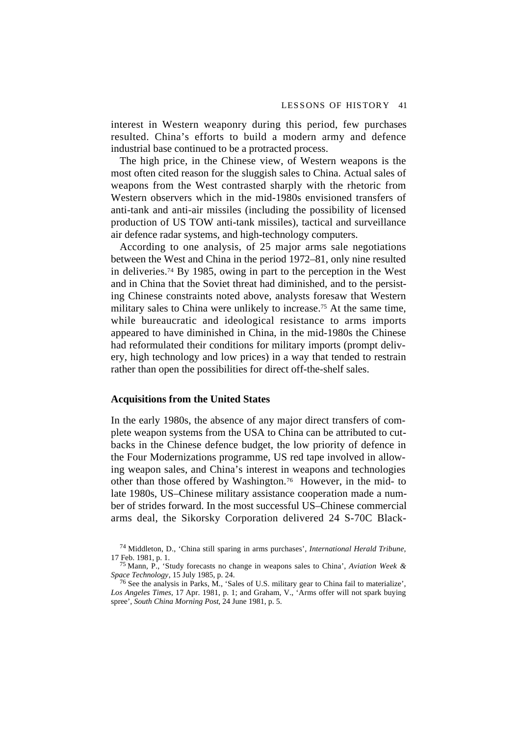interest in Western weaponry during this period, few purchases resulted. China's efforts to build a modern army and defence industrial base continued to be a protracted process.

The high price, in the Chinese view, of Western weapons is the most often cited reason for the sluggish sales to China. Actual sales of weapons from the West contrasted sharply with the rhetoric from Western observers which in the mid-1980s envisioned transfers of anti-tank and anti-air missiles (including the possibility of licensed production of US TOW anti-tank missiles), tactical and surveillance air defence radar systems, and high-technology computers.

According to one analysis, of 25 major arms sale negotiations between the West and China in the period 1972–81, only nine resulted in deliveries.[74] By 1985, owing in part to the perception in the West and in China that the Soviet threat had diminished, and to the persisting Chinese constraints noted above, analysts foresaw that Western military sales to China were unlikely to increase.[75] At the same time, while bureaucratic and ideological resistance to arms imports appeared to have diminished in China, in the mid-1980s the Chinese had reformulated their conditions for military imports (prompt delivery, high technology and low prices) in a way that tended to restrain rather than open the possibilities for direct off-the-shelf sales.

## Acquisitions from the United States

In the early 1980s, the absence of any major direct transfers of complete weapon systems from the USA to China can be attributed to cutbacks in the Chinese defence budget, the low priority of defence in the Four Modernizations programme, US red tape involved in allowing weapon sales, and China's interest in weapons and technologies other than those offered by Washington.[76] However, in the mid- to late 1980s, US–Chinese military assistance cooperation made a number of strides forward. In the most successful US–Chinese commercial arms deal, the Sikorsky Corporation delivered 24 S-70C Black-

[74] Middleton, D., 'China still sparing in arms purchases', *International Herald Tribune*, 17 Feb. 1981, p. 1.

[75] Mann, P., 'Study forecasts no change in weapons sales to China', *Aviation Week & Space Technology*, 15 July 1985, p. 24.

[76] See the analysis in Parks, M., 'Sales of U.S. military gear to China fail to materialize', *Los Angeles Times*, 17 Apr. 1981, p. 1; and Graham, V., 'Arms offer will not spark buying spree', *South China Morning Post*, 24 June 1981, p. 5.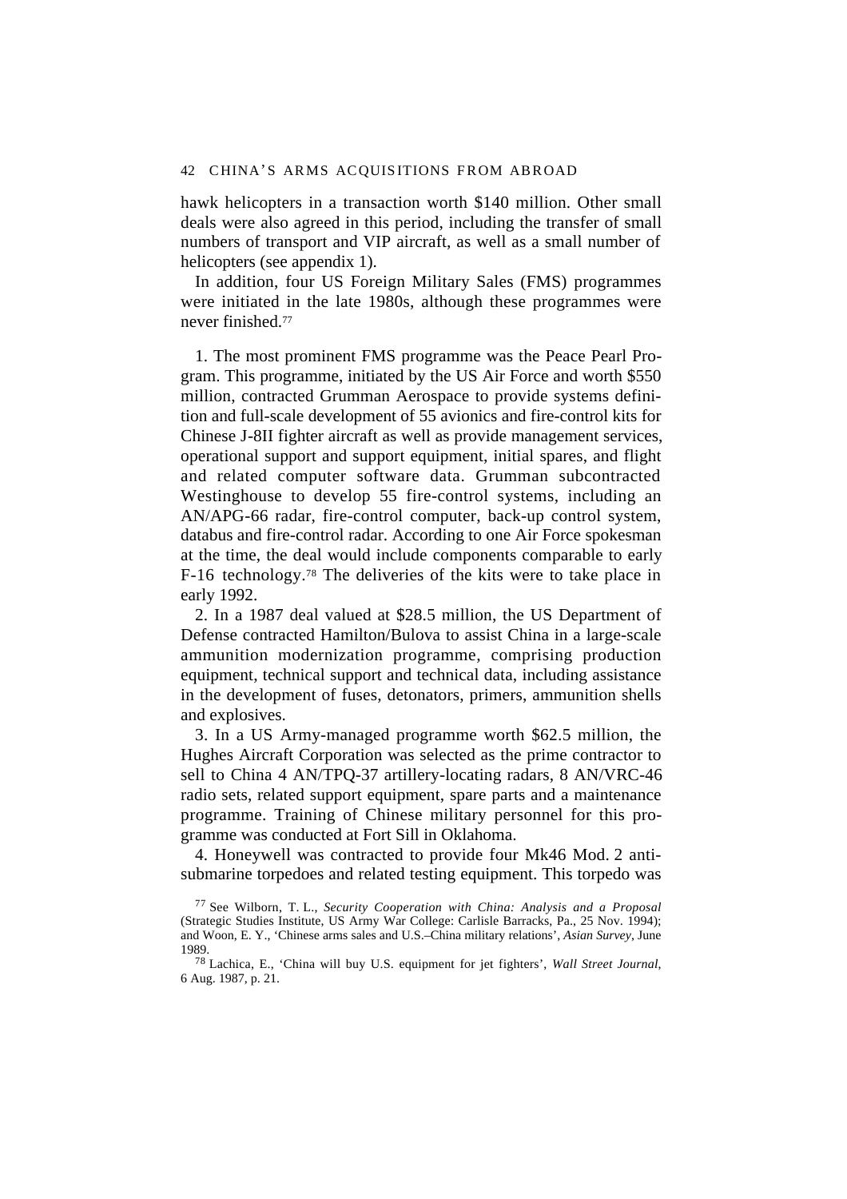hawk helicopters in a transaction worth $140 million. Other small deals were also agreed in this period, including the transfer of small numbers of transport and VIP aircraft, as well as a small number of helicopters (see appendix 1).

In addition, four US Foreign Military Sales (FMS) programmes were initiated in the late 1980s, although these programmes were never finished.[77]

1. The most prominent FMS programme was the Peace Pearl Program. This programme, initiated by the US Air Force and worth $550 million, contracted Grumman Aerospace to provide systems definition and full-scale development of 55 avionics and fire-control kits for Chinese J-8II fighter aircraft as well as provide management services, operational support and support equipment, initial spares, and flight and related computer software data. Grumman subcontracted Westinghouse to develop 55 fire-control systems, including an AN/APG-66 radar, fire-control computer, back-up control system, databus and fire-control radar. According to one Air Force spokesman at the time, the deal would include components comparable to early F-16 technology.[78] The deliveries of the kits were to take place in early 1992.

2. In a 1987 deal valued at $28.5 million, the US Department of Defense contracted Hamilton/Bulova to assist China in a large-scale ammunition modernization programme, comprising production equipment, technical support and technical data, including assistance in the development of fuses, detonators, primers, ammunition shells and explosives.

3. In a US Army-managed programme worth $62.5 million, the Hughes Aircraft Corporation was selected as the prime contractor to sell to China 4 AN/TPQ-37 artillery-locating radars, 8 AN/VRC-46 radio sets, related support equipment, spare parts and a maintenance programme. Training of Chinese military personnel for this programme was conducted at Fort Sill in Oklahoma.

4. Honeywell was contracted to provide four Mk46 Mod. 2 anti-submarine torpedoes and related testing equipment. This torpedo was

[77] See Wilborn, T. L., *Security Cooperation with China: Analysis and a Proposal* (Strategic Studies Institute, US Army War College: Carlisle Barracks, Pa., 25 Nov. 1994); and Woon, E. Y., 'Chinese arms sales and U.S.–China military relations', *Asian Survey*, June 1989.

[78] Lachica, E., 'China will buy U.S. equipment for jet fighters', *Wall Street Journal*, 6 Aug. 1987, p. 21.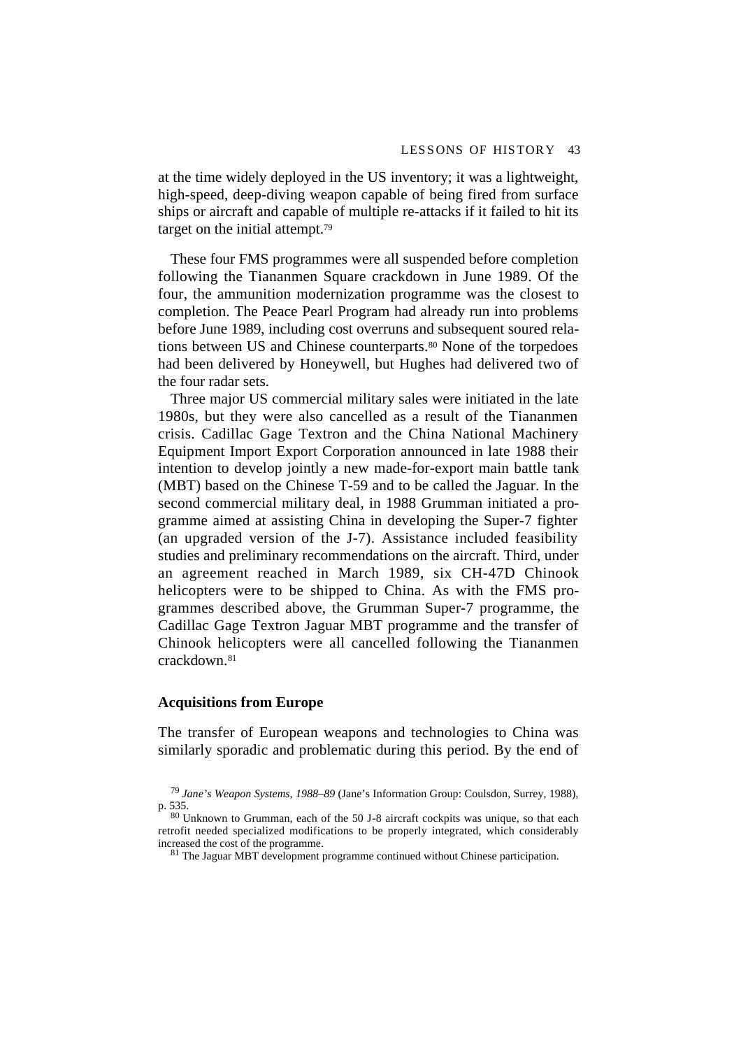at the time widely deployed in the US inventory; it was a lightweight, high-speed, deep-diving weapon capable of being fired from surface ships or aircraft and capable of multiple re-attacks if it failed to hit its target on the initial attempt.[79]

These four FMS programmes were all suspended before completion following the Tiananmen Square crackdown in June 1989. Of the four, the ammunition modernization programme was the closest to completion. The Peace Pearl Program had already run into problems before June 1989, including cost overruns and subsequent soured relations between US and Chinese counterparts.[80] None of the torpedoes had been delivered by Honeywell, but Hughes had delivered two of the four radar sets.

Three major US commercial military sales were initiated in the late 1980s, but they were also cancelled as a result of the Tiananmen crisis. Cadillac Gage Textron and the China National Machinery Equipment Import Export Corporation announced in late 1988 their intention to develop jointly a new made-for-export main battle tank (MBT) based on the Chinese T-59 and to be called the Jaguar. In the second commercial military deal, in 1988 Grumman initiated a programme aimed at assisting China in developing the Super-7 fighter (an upgraded version of the J-7). Assistance included feasibility studies and preliminary recommendations on the aircraft. Third, under an agreement reached in March 1989, six CH-47D Chinook helicopters were to be shipped to China. As with the FMS programmes described above, the Grumman Super-7 programme, the Cadillac Gage Textron Jaguar MBT programme and the transfer of Chinook helicopters were all cancelled following the Tiananmen crackdown.[81]

### Acquisitions from Europe

The transfer of European weapons and technologies to China was similarly sporadic and problematic during this period. By the end of

[79] *Jane's Weapon Systems, 1988–89* (Jane's Information Group: Coulsdon, Surrey, 1988), p. 535.

[80] Unknown to Grumman, each of the 50 J-8 aircraft cockpits was unique, so that each retrofit needed specialized modifications to be properly integrated, which considerably increased the cost of the programme.

[81] The Jaguar MBT development programme continued without Chinese participation.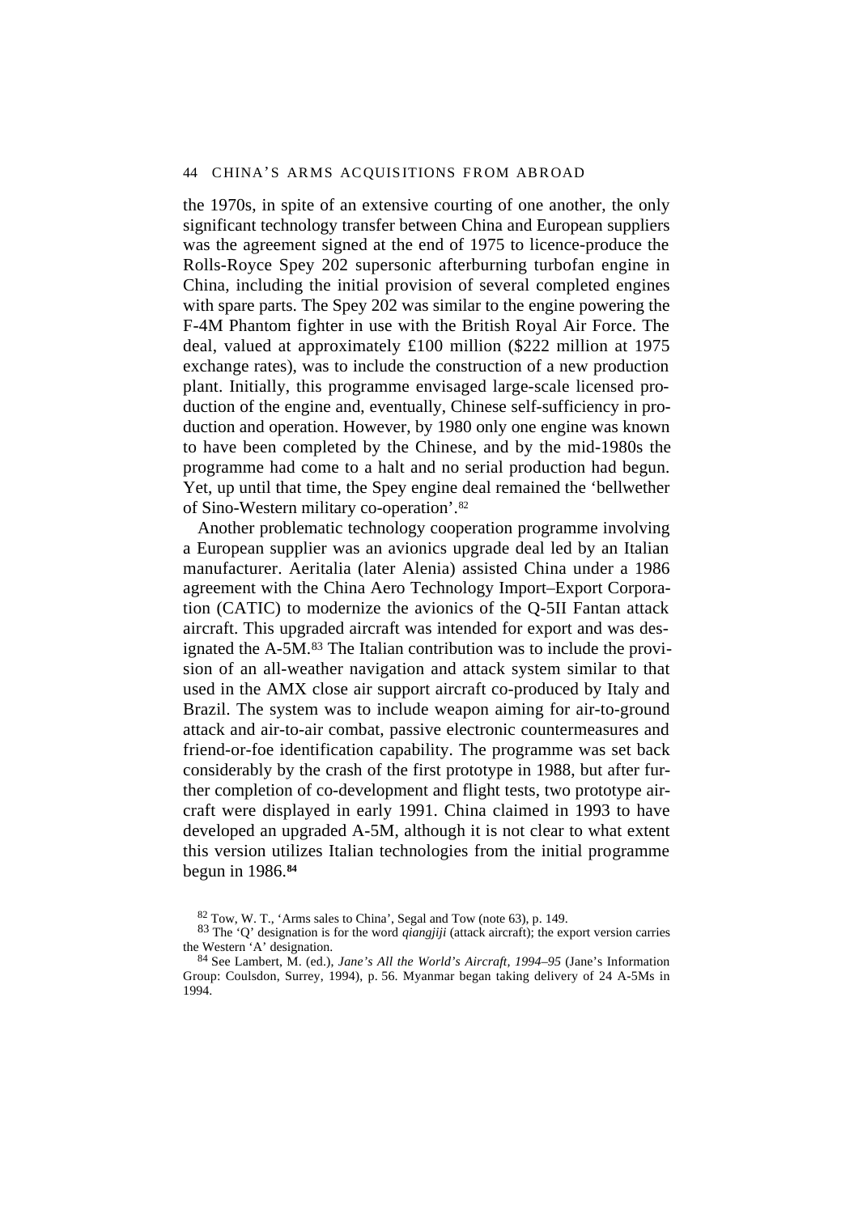the 1970s, in spite of an extensive courting of one another, the only significant technology transfer between China and European suppliers was the agreement signed at the end of 1975 to licence-produce the Rolls-Royce Spey 202 supersonic afterburning turbofan engine in China, including the initial provision of several completed engines with spare parts. The Spey 202 was similar to the engine powering the F-4M Phantom fighter in use with the British Royal Air Force. The deal, valued at approximately £100 million ($222 million at 1975 exchange rates), was to include the construction of a new production plant. Initially, this programme envisaged large-scale licensed production of the engine and, eventually, Chinese self-sufficiency in production and operation. However, by 1980 only one engine was known to have been completed by the Chinese, and by the mid-1980s the programme had come to a halt and no serial production had begun. Yet, up until that time, the Spey engine deal remained the 'bellwether of Sino-Western military co-operation'.[82]

Another problematic technology cooperation programme involving a European supplier was an avionics upgrade deal led by an Italian manufacturer. Aeritalia (later Alenia) assisted China under a 1986 agreement with the China Aero Technology Import–Export Corporation (CATIC) to modernize the avionics of the Q-5II Fantan attack aircraft. This upgraded aircraft was intended for export and was designated the A-5M.[83] The Italian contribution was to include the provision of an all-weather navigation and attack system similar to that used in the AMX close air support aircraft co-produced by Italy and Brazil. The system was to include weapon aiming for air-to-ground attack and air-to-air combat, passive electronic countermeasures and friend-or-foe identification capability. The programme was set back considerably by the crash of the first prototype in 1988, but after further completion of co-development and flight tests, two prototype aircraft were displayed in early 1991. China claimed in 1993 to have developed an upgraded A-5M, although it is not clear to what extent this version utilizes Italian technologies from the initial programme begun in 1986.[84]

[82] Tow, W. T., 'Arms sales to China', Segal and Tow (note 63), p. 149.

[83] The 'Q' designation is for the word *qiangjiji* (attack aircraft); the export version carries the Western 'A' designation.

[84] See Lambert, M. (ed.), *Jane's All the World's Aircraft, 1994–95* (Jane's Information Group: Coulsdon, Surrey, 1994), p. 56. Myanmar began taking delivery of 24 A-5Ms in 1994.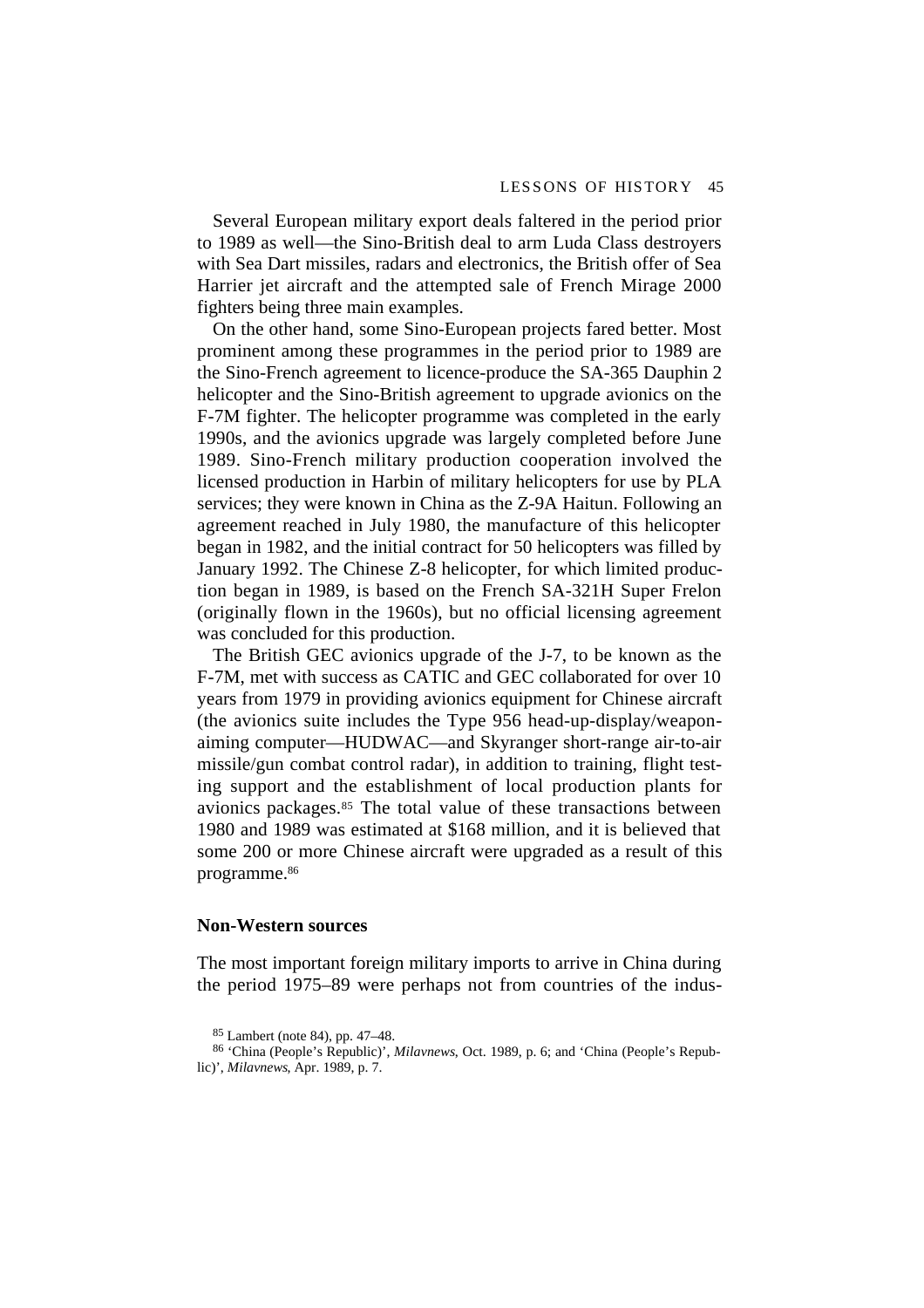Several European military export deals faltered in the period prior to 1989 as well—the Sino-British deal to arm Luda Class destroyers with Sea Dart missiles, radars and electronics, the British offer of Sea Harrier jet aircraft and the attempted sale of French Mirage 2000 fighters being three main examples.

On the other hand, some Sino-European projects fared better. Most prominent among these programmes in the period prior to 1989 are the Sino-French agreement to licence-produce the SA-365 Dauphin 2 helicopter and the Sino-British agreement to upgrade avionics on the F-7M fighter. The helicopter programme was completed in the early 1990s, and the avionics upgrade was largely completed before June 1989. Sino-French military production cooperation involved the licensed production in Harbin of military helicopters for use by PLA services; they were known in China as the Z-9A Haitun. Following an agreement reached in July 1980, the manufacture of this helicopter began in 1982, and the initial contract for 50 helicopters was filled by January 1992. The Chinese Z-8 helicopter, for which limited production began in 1989, is based on the French SA-321H Super Frelon (originally flown in the 1960s), but no official licensing agreement was concluded for this production.

The British GEC avionics upgrade of the J-7, to be known as the F-7M, met with success as CATIC and GEC collaborated for over 10 years from 1979 in providing avionics equipment for Chinese aircraft (the avionics suite includes the Type 956 head-up-display/weapon-aiming computer—HUDWAC—and Skyranger short-range air-to-air missile/gun combat control radar), in addition to training, flight testing support and the establishment of local production plants for avionics packages.[85] The total value of these transactions between 1980 and 1989 was estimated at $168 million, and it is believed that some 200 or more Chinese aircraft were upgraded as a result of this programme.[86]

### Non-Western sources

The most important foreign military imports to arrive in China during the period 1975–89 were perhaps not from countries of the indus-

[85] Lambert (note 84), pp. 47–48.

[86] 'China (People's Republic)', *Milavnews*, Oct. 1989, p. 6; and 'China (People's Republic)', *Milavnews*, Apr. 1989, p. 7.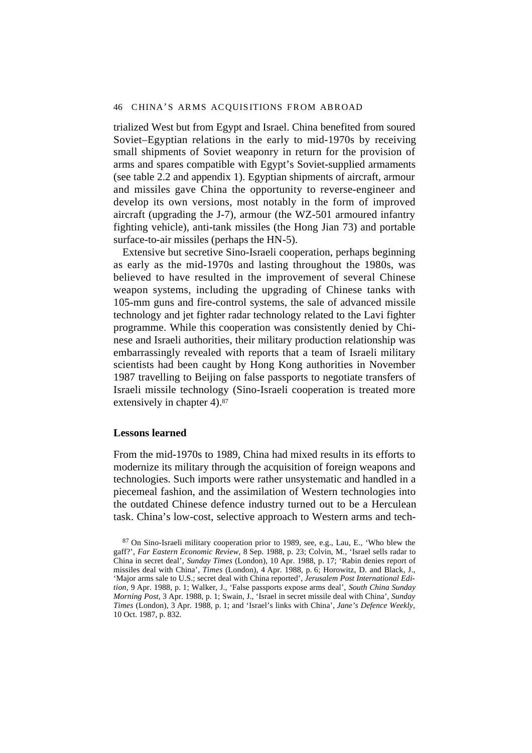trialized West but from Egypt and Israel. China benefited from soured Soviet–Egyptian relations in the early to mid-1970s by receiving small shipments of Soviet weaponry in return for the provision of arms and spares compatible with Egypt's Soviet-supplied armaments (see table 2.2 and appendix 1). Egyptian shipments of aircraft, armour and missiles gave China the opportunity to reverse-engineer and develop its own versions, most notably in the form of improved aircraft (upgrading the J-7), armour (the WZ-501 armoured infantry fighting vehicle), anti-tank missiles (the Hong Jian 73) and portable surface-to-air missiles (perhaps the HN-5).

Extensive but secretive Sino-Israeli cooperation, perhaps beginning as early as the mid-1970s and lasting throughout the 1980s, was believed to have resulted in the improvement of several Chinese weapon systems, including the upgrading of Chinese tanks with 105-mm guns and fire-control systems, the sale of advanced missile technology and jet fighter radar technology related to the Lavi fighter programme. While this cooperation was consistently denied by Chinese and Israeli authorities, their military production relationship was embarrassingly revealed with reports that a team of Israeli military scientists had been caught by Hong Kong authorities in November 1987 travelling to Beijing on false passports to negotiate transfers of Israeli missile technology (Sino-Israeli cooperation is treated more extensively in chapter 4).[87]

### Lessons learned

From the mid-1970s to 1989, China had mixed results in its efforts to modernize its military through the acquisition of foreign weapons and technologies. Such imports were rather unsystematic and handled in a piecemeal fashion, and the assimilation of Western technologies into the outdated Chinese defence industry turned out to be a Herculean task. China's low-cost, selective approach to Western arms and tech-

[87] On Sino-Israeli military cooperation prior to 1989, see, e.g., Lau, E., 'Who blew the gaff?', *Far Eastern Economic Review*, 8 Sep. 1988, p. 23; Colvin, M., 'Israel sells radar to China in secret deal', *Sunday Times* (London), 10 Apr. 1988, p. 17; 'Rabin denies report of missiles deal with China', *Times* (London), 4 Apr. 1988, p. 6; Horowitz, D. and Black, J., 'Major arms sale to U.S.; secret deal with China reported', *Jerusalem Post International Edition*, 9 Apr. 1988, p. 1; Walker, J., 'False passports expose arms deal', *South China Sunday Morning Post*, 3 Apr. 1988, p. 1; Swain, J., 'Israel in secret missile deal with China', *Sunday Times* (London), 3 Apr. 1988, p. 1; and 'Israel's links with China', *Jane's Defence Weekly*, 10 Oct. 1987, p. 832.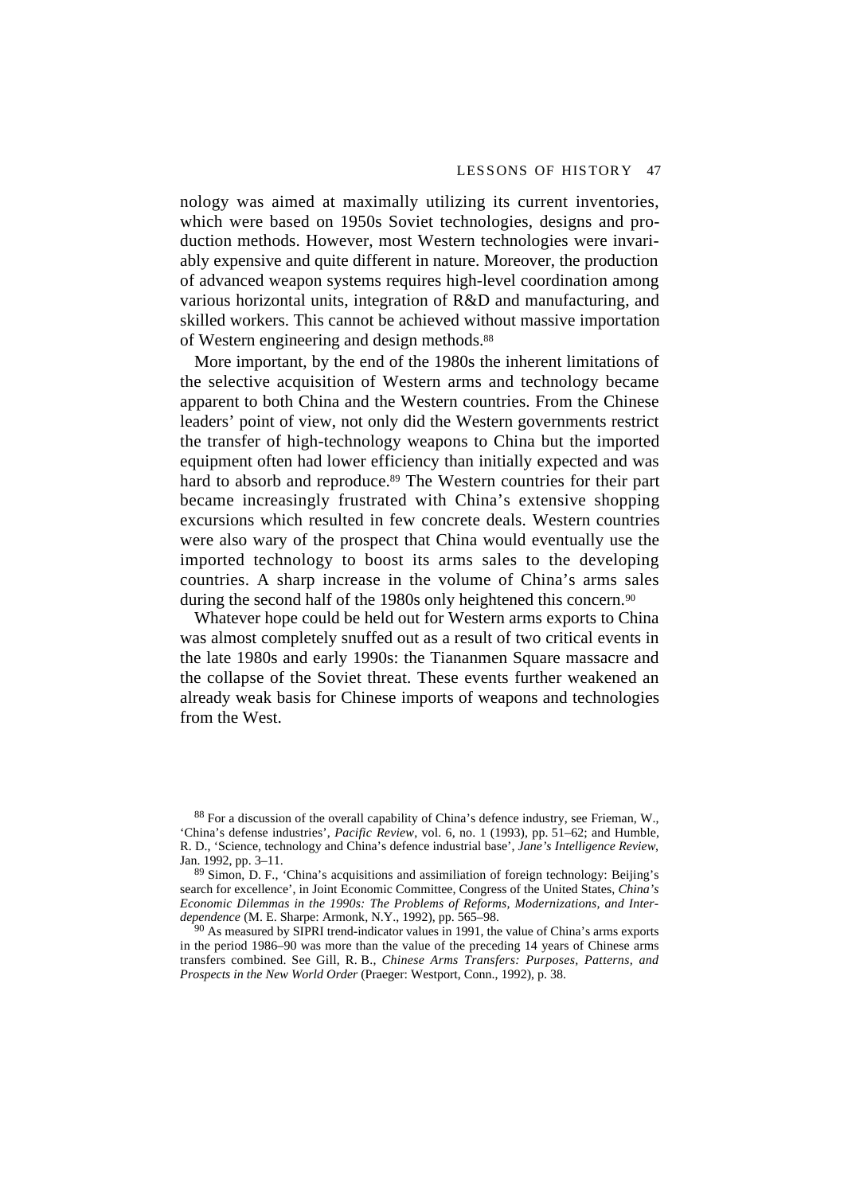nology was aimed at maximally utilizing its current inventories, which were based on 1950s Soviet technologies, designs and production methods. However, most Western technologies were invariably expensive and quite different in nature. Moreover, the production of advanced weapon systems requires high-level coordination among various horizontal units, integration of R&D and manufacturing, and skilled workers. This cannot be achieved without massive importation of Western engineering and design methods.[88]

More important, by the end of the 1980s the inherent limitations of the selective acquisition of Western arms and technology became apparent to both China and the Western countries. From the Chinese leaders' point of view, not only did the Western governments restrict the transfer of high-technology weapons to China but the imported equipment often had lower efficiency than initially expected and was hard to absorb and reproduce.[89] The Western countries for their part became increasingly frustrated with China's extensive shopping excursions which resulted in few concrete deals. Western countries were also wary of the prospect that China would eventually use the imported technology to boost its arms sales to the developing countries. A sharp increase in the volume of China's arms sales during the second half of the 1980s only heightened this concern.[90]

Whatever hope could be held out for Western arms exports to China was almost completely snuffed out as a result of two critical events in the late 1980s and early 1990s: the Tiananmen Square massacre and the collapse of the Soviet threat. These events further weakened an already weak basis for Chinese imports of weapons and technologies from the West.

[88] For a discussion of the overall capability of China's defence industry, see Frieman, W., 'China's defense industries', *Pacific Review*, vol. 6, no. 1 (1993), pp. 51–62; and Humble, R. D., 'Science, technology and China's defence industrial base', *Jane's Intelligence Review*, Jan. 1992, pp. 3–11.

[89] Simon, D. F., 'China's acquisitions and assimiliation of foreign technology: Beijing's search for excellence', in Joint Economic Committee, Congress of the United States, *China's Economic Dilemmas in the 1990s: The Problems of Reforms, Modernizations, and Interdependence* (M. E. Sharpe: Armonk, N.Y., 1992), pp. 565–98.

[90] As measured by SIPRI trend-indicator values in 1991, the value of China's arms exports in the period 1986–90 was more than the value of the preceding 14 years of Chinese arms transfers combined. See Gill, R. B., *Chinese Arms Transfers: Purposes, Patterns, and Prospects in the New World Order* (Praeger: Westport, Conn., 1992), p. 38.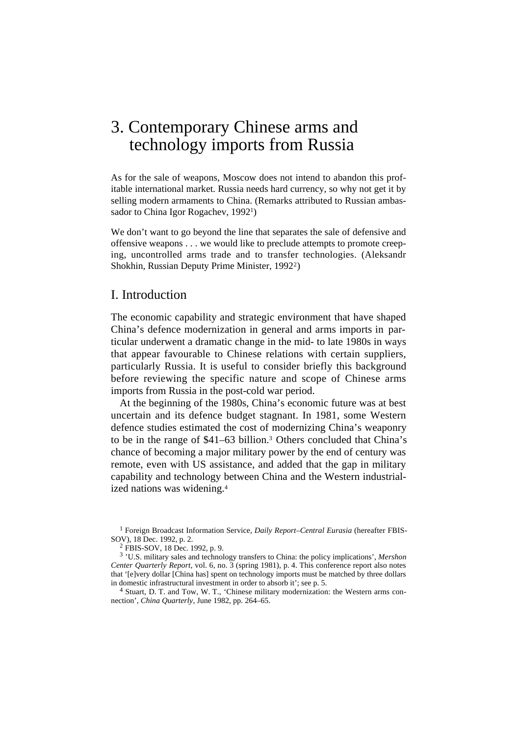# 3. Contemporary Chinese arms and technology imports from Russia

As for the sale of weapons, Moscow does not intend to abandon this profitable international market. Russia needs hard currency, so why not get it by selling modern armaments to China. (Remarks attributed to Russian ambassador to China Igor Rogachev, 1992[1])

We don't want to go beyond the line that separates the sale of defensive and offensive weapons . . . we would like to preclude attempts to promote creeping, uncontrolled arms trade and to transfer technologies. (Aleksandr Shokhin, Russian Deputy Prime Minister, 1992[2])

## I. Introduction

The economic capability and strategic environment that have shaped China's defence modernization in general and arms imports in particular underwent a dramatic change in the mid- to late 1980s in ways that appear favourable to Chinese relations with certain suppliers, particularly Russia. It is useful to consider briefly this background before reviewing the specific nature and scope of Chinese arms imports from Russia in the post-cold war period.

At the beginning of the 1980s, China's economic future was at best uncertain and its defence budget stagnant. In 1981, some Western defence studies estimated the cost of modernizing China's weaponry to be in the range of $41–63 billion.[3] Others concluded that China's chance of becoming a major military power by the end of century was remote, even with US assistance, and added that the gap in military capability and technology between China and the Western industrialized nations was widening.[4]

---

[1] Foreign Broadcast Information Service, *Daily Report–Central Eurasia* (hereafter FBIS-SOV), 18 Dec. 1992, p. 2.

[2] FBIS-SOV, 18 Dec. 1992, p. 9.

[3] 'U.S. military sales and technology transfers to China: the policy implications', *Mershon Center Quarterly Report*, vol. 6, no. 3 (spring 1981), p. 4. This conference report also notes that '[e]very dollar [China has] spent on technology imports must be matched by three dollars in domestic infrastructural investment in order to absorb it'; see p. 5.

[4] Stuart, D. T. and Tow, W. T., 'Chinese military modernization: the Western arms connection', *China Quarterly*, June 1982, pp. 264–65.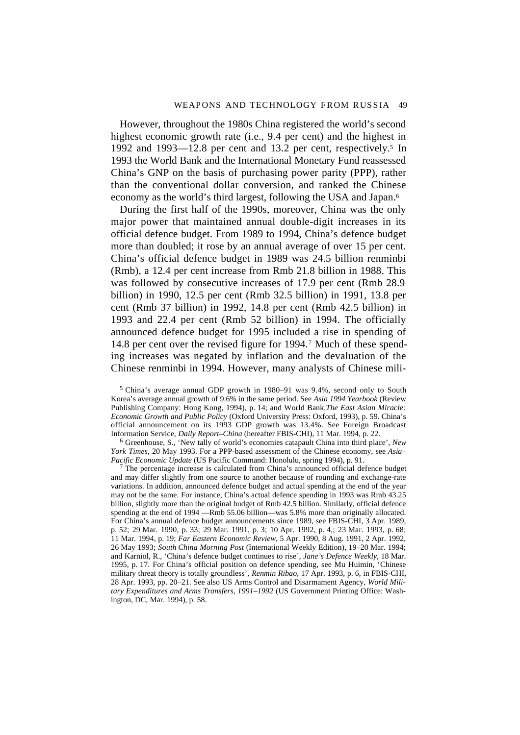However, throughout the 1980s China registered the world's second highest economic growth rate (i.e., 9.4 per cent) and the highest in 1992 and 1993—12.8 per cent and 13.2 per cent, respectively.[5] In 1993 the World Bank and the International Monetary Fund reassessed China's GNP on the basis of purchasing power parity (PPP), rather than the conventional dollar conversion, and ranked the Chinese economy as the world's third largest, following the USA and Japan.[6]

During the first half of the 1990s, moreover, China was the only major power that maintained annual double-digit increases in its official defence budget. From 1989 to 1994, China's defence budget more than doubled; it rose by an annual average of over 15 per cent. China's official defence budget in 1989 was 24.5 billion renminbi (Rmb), a 12.4 per cent increase from Rmb 21.8 billion in 1988. This was followed by consecutive increases of 17.9 per cent (Rmb 28.9 billion) in 1990, 12.5 per cent (Rmb 32.5 billion) in 1991, 13.8 per cent (Rmb 37 billion) in 1992, 14.8 per cent (Rmb 42.5 billion) in 1993 and 22.4 per cent (Rmb 52 billion) in 1994. The officially announced defence budget for 1995 included a rise in spending of 14.8 per cent over the revised figure for 1994.[7] Much of these spending increases was negated by inflation and the devaluation of the Chinese renminbi in 1994. However, many analysts of Chinese mili-

[5] China's average annual GDP growth in 1980–91 was 9.4%, second only to South Korea's average annual growth of 9.6% in the same period. See *Asia 1994 Yearbook* (Review Publishing Company: Hong Kong, 1994), p. 14; and World Bank, *The East Asian Miracle: Economic Growth and Public Policy* (Oxford University Press: Oxford, 1993), p. 59. China's official announcement on its 1993 GDP growth was 13.4%. See Foreign Broadcast Information Service, *Daily Report–China* (hereafter FBIS-CHI), 11 Mar. 1994, p. 22.

[6] Greenhouse, S., 'New tally of world's economies catapault China into third place', *New York Times*, 20 May 1993. For a PPP-based assessment of the Chinese economy, see *Asia–Pacific Economic Update* (US Pacific Command: Honolulu, spring 1994), p. 91.

[7] The percentage increase is calculated from China's announced official defence budget and may differ slightly from one source to another because of rounding and exchange-rate variations. In addition, announced defence budget and actual spending at the end of the year may not be the same. For instance, China's actual defence spending in 1993 was Rmb 43.25 billion, slightly more than the original budget of Rmb 42.5 billion. Similarly, official defence spending at the end of 1994 —Rmb 55.06 billion—was 5.8% more than originally allocated. For China's annual defence budget announcements since 1989, see FBIS-CHI, 3 Apr. 1989, p. 52; 29 Mar. 1990, p. 33; 29 Mar. 1991, p. 3; 10 Apr. 1992, p. 4,; 23 Mar. 1993, p. 68; 11 Mar. 1994, p. 19; *Far Eastern Economic Review*, 5 Apr. 1990, 8 Aug. 1991, 2 Apr. 1992, 26 May 1993; *South China Morning Post* (International Weekly Edition), 19–20 Mar. 1994; and Karniol, R., 'China's defence budget continues to rise', *Jane's Defence Weekly*, 18 Mar. 1995, p. 17. For China's official position on defence spending, see Mu Huimin, 'Chinese military threat theory is totally groundless', *Renmin Ribao*, 17 Apr. 1993, p. 6, in FBIS-CHI, 28 Apr. 1993, pp. 20–21. See also US Arms Control and Disarmament Agency, *World Military Expenditures and Arms Transfers, 1991–1992* (US Government Printing Office: Washington, DC, Mar. 1994), p. 58.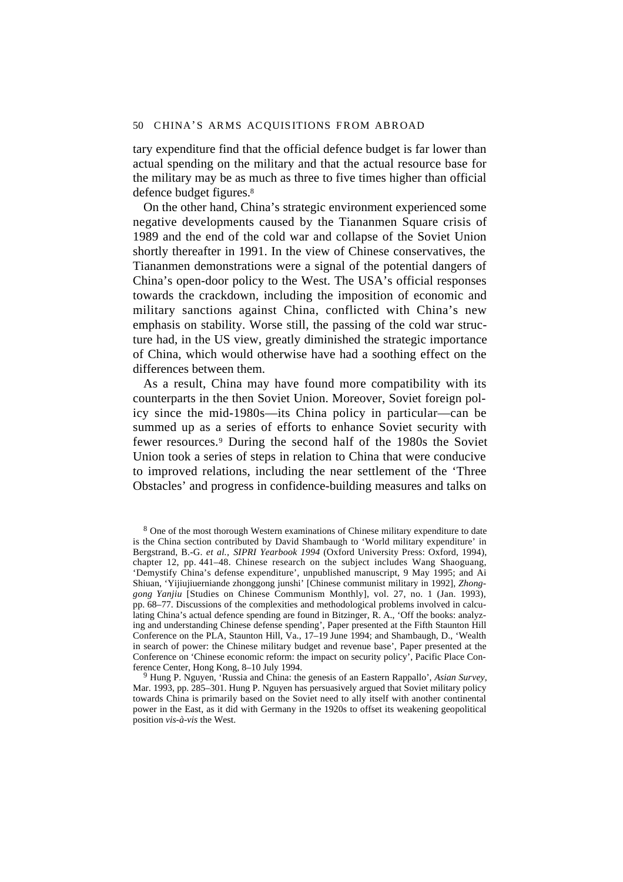tary expenditure find that the official defence budget is far lower than actual spending on the military and that the actual resource base for the military may be as much as three to five times higher than official defence budget figures.[8]

On the other hand, China's strategic environment experienced some negative developments caused by the Tiananmen Square crisis of 1989 and the end of the cold war and collapse of the Soviet Union shortly thereafter in 1991. In the view of Chinese conservatives, the Tiananmen demonstrations were a signal of the potential dangers of China's open-door policy to the West. The USA's official responses towards the crackdown, including the imposition of economic and military sanctions against China, conflicted with China's new emphasis on stability. Worse still, the passing of the cold war structure had, in the US view, greatly diminished the strategic importance of China, which would otherwise have had a soothing effect on the differences between them.

As a result, China may have found more compatibility with its counterparts in the then Soviet Union. Moreover, Soviet foreign policy since the mid-1980s—its China policy in particular—can be summed up as a series of efforts to enhance Soviet security with fewer resources.[9] During the second half of the 1980s the Soviet Union took a series of steps in relation to China that were conducive to improved relations, including the near settlement of the 'Three Obstacles' and progress in confidence-building measures and talks on

[8] One of the most thorough Western examinations of Chinese military expenditure to date is the China section contributed by David Shambaugh to 'World military expenditure' in Bergstrand, B.-G. *et al.*, *SIPRI Yearbook 1994* (Oxford University Press: Oxford, 1994), chapter 12, pp. 441–48. Chinese research on the subject includes Wang Shaoguang, 'Demystify China's defense expenditure', unpublished manuscript, 9 May 1995; and Ai Shiuan, 'Yijiujiuerniande zhonggong junshi' [Chinese communist military in 1992], *Zhonggong Yanjiu* [Studies on Chinese Communism Monthly], vol. 27, no. 1 (Jan. 1993), pp. 68–77. Discussions of the complexities and methodological problems involved in calculating China's actual defence spending are found in Bitzinger, R. A., 'Off the books: analyzing and understanding Chinese defense spending', Paper presented at the Fifth Staunton Hill Conference on the PLA, Staunton Hill, Va., 17–19 June 1994; and Shambaugh, D., 'Wealth in search of power: the Chinese military budget and revenue base', Paper presented at the Conference on 'Chinese economic reform: the impact on security policy', Pacific Place Conference Center, Hong Kong, 8–10 July 1994.

[9] Hung P. Nguyen, 'Russia and China: the genesis of an Eastern Rappallo', *Asian Survey*, Mar. 1993, pp. 285–301. Hung P. Nguyen has persuasively argued that Soviet military policy towards China is primarily based on the Soviet need to ally itself with another continental power in the East, as it did with Germany in the 1920s to offset its weakening geopolitical position *vis-à-vis* the West.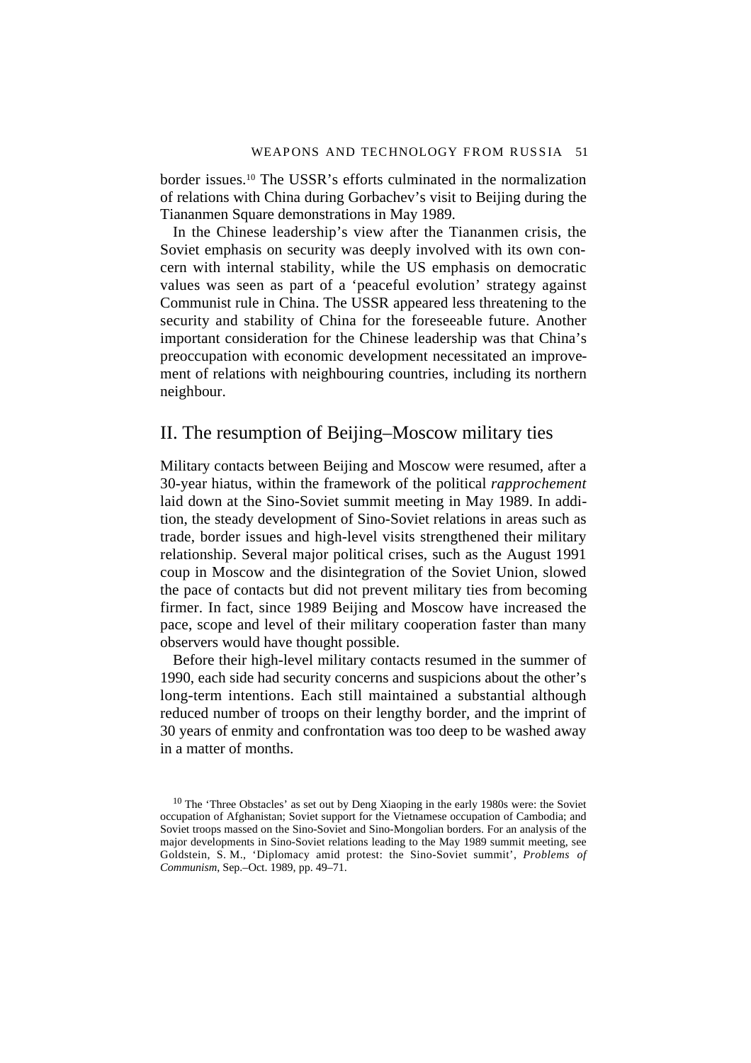border issues.[10] The USSR's efforts culminated in the normalization of relations with China during Gorbachev's visit to Beijing during the Tiananmen Square demonstrations in May 1989.

In the Chinese leadership's view after the Tiananmen crisis, the Soviet emphasis on security was deeply involved with its own concern with internal stability, while the US emphasis on democratic values was seen as part of a 'peaceful evolution' strategy against Communist rule in China. The USSR appeared less threatening to the security and stability of China for the foreseeable future. Another important consideration for the Chinese leadership was that China's preoccupation with economic development necessitated an improvement of relations with neighbouring countries, including its northern neighbour.

## II. The resumption of Beijing–Moscow military ties

Military contacts between Beijing and Moscow were resumed, after a 30-year hiatus, within the framework of the political *rapprochement* laid down at the Sino-Soviet summit meeting in May 1989. In addition, the steady development of Sino-Soviet relations in areas such as trade, border issues and high-level visits strengthened their military relationship. Several major political crises, such as the August 1991 coup in Moscow and the disintegration of the Soviet Union, slowed the pace of contacts but did not prevent military ties from becoming firmer. In fact, since 1989 Beijing and Moscow have increased the pace, scope and level of their military cooperation faster than many observers would have thought possible.

Before their high-level military contacts resumed in the summer of 1990, each side had security concerns and suspicions about the other's long-term intentions. Each still maintained a substantial although reduced number of troops on their lengthy border, and the imprint of 30 years of enmity and confrontation was too deep to be washed away in a matter of months.

[10] The 'Three Obstacles' as set out by Deng Xiaoping in the early 1980s were: the Soviet occupation of Afghanistan; Soviet support for the Vietnamese occupation of Cambodia; and Soviet troops massed on the Sino-Soviet and Sino-Mongolian borders. For an analysis of the major developments in Sino-Soviet relations leading to the May 1989 summit meeting, see Goldstein, S. M., 'Diplomacy amid protest: the Sino-Soviet summit', *Problems of Communism*, Sep.–Oct. 1989, pp. 49–71.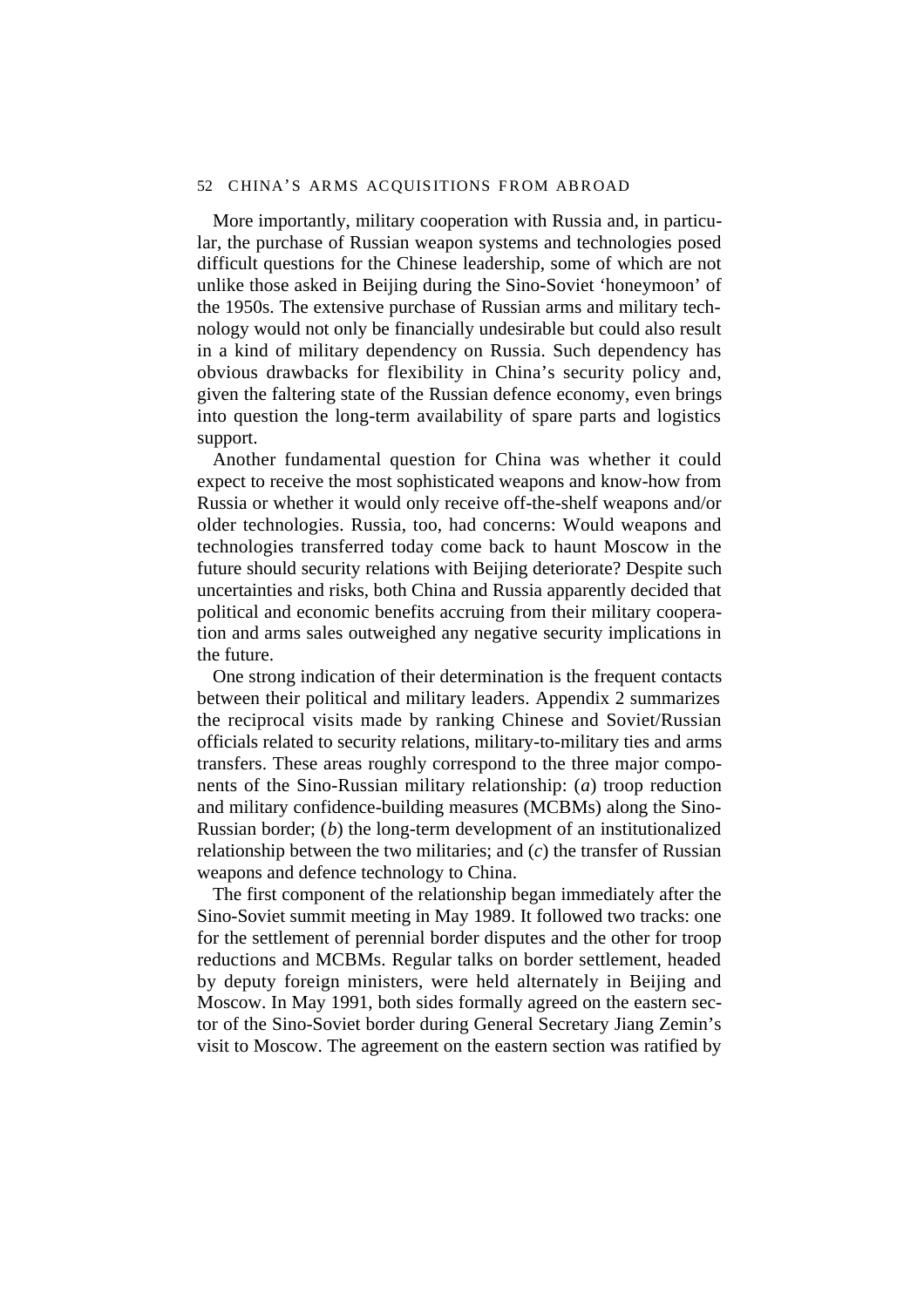More importantly, military cooperation with Russia and, in particular, the purchase of Russian weapon systems and technologies posed difficult questions for the Chinese leadership, some of which are not unlike those asked in Beijing during the Sino-Soviet 'honeymoon' of the 1950s. The extensive purchase of Russian arms and military technology would not only be financially undesirable but could also result in a kind of military dependency on Russia. Such dependency has obvious drawbacks for flexibility in China's security policy and, given the faltering state of the Russian defence economy, even brings into question the long-term availability of spare parts and logistics support.

Another fundamental question for China was whether it could expect to receive the most sophisticated weapons and know-how from Russia or whether it would only receive off-the-shelf weapons and/or older technologies. Russia, too, had concerns: Would weapons and technologies transferred today come back to haunt Moscow in the future should security relations with Beijing deteriorate? Despite such uncertainties and risks, both China and Russia apparently decided that political and economic benefits accruing from their military cooperation and arms sales outweighed any negative security implications in the future.

One strong indication of their determination is the frequent contacts between their political and military leaders. Appendix 2 summarizes the reciprocal visits made by ranking Chinese and Soviet/Russian officials related to security relations, military-to-military ties and arms transfers. These areas roughly correspond to the three major components of the Sino-Russian military relationship: (*a*) troop reduction and military confidence-building measures (MCBMs) along the Sino-Russian border; (*b*) the long-term development of an institutionalized relationship between the two militaries; and (*c*) the transfer of Russian weapons and defence technology to China.

The first component of the relationship began immediately after the Sino-Soviet summit meeting in May 1989. It followed two tracks: one for the settlement of perennial border disputes and the other for troop reductions and MCBMs. Regular talks on border settlement, headed by deputy foreign ministers, were held alternately in Beijing and Moscow. In May 1991, both sides formally agreed on the eastern sector of the Sino-Soviet border during General Secretary Jiang Zemin's visit to Moscow. The agreement on the eastern section was ratified by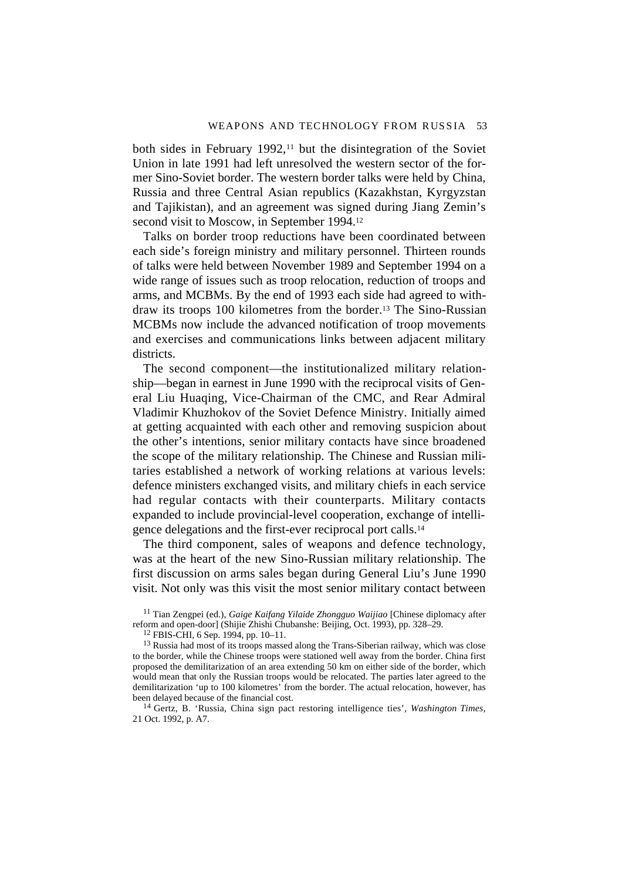both sides in February 1992,[11] but the disintegration of the Soviet Union in late 1991 had left unresolved the western sector of the former Sino-Soviet border. The western border talks were held by China, Russia and three Central Asian republics (Kazakhstan, Kyrgyzstan and Tajikistan), and an agreement was signed during Jiang Zemin's second visit to Moscow, in September 1994.[12]

Talks on border troop reductions have been coordinated between each side's foreign ministry and military personnel. Thirteen rounds of talks were held between November 1989 and September 1994 on a wide range of issues such as troop relocation, reduction of troops and arms, and MCBMs. By the end of 1993 each side had agreed to withdraw its troops 100 kilometres from the border.[13] The Sino-Russian MCBMs now include the advanced notification of troop movements and exercises and communications links between adjacent military districts.

The second component—the institutionalized military relationship—began in earnest in June 1990 with the reciprocal visits of General Liu Huaqing, Vice-Chairman of the CMC, and Rear Admiral Vladimir Khuzhokov of the Soviet Defence Ministry. Initially aimed at getting acquainted with each other and removing suspicion about the other's intentions, senior military contacts have since broadened the scope of the military relationship. The Chinese and Russian militaries established a network of working relations at various levels: defence ministers exchanged visits, and military chiefs in each service had regular contacts with their counterparts. Military contacts expanded to include provincial-level cooperation, exchange of intelligence delegations and the first-ever reciprocal port calls.[14]

The third component, sales of weapons and defence technology, was at the heart of the new Sino-Russian military relationship. The first discussion on arms sales began during General Liu's June 1990 visit. Not only was this visit the most senior military contact between

[11] Tian Zengpei (ed.), *Gaige Kaifang Yilaide Zhongguo Waijiao* [Chinese diplomacy after reform and open-door] (Shijie Zhishi Chubanshe: Beijing, Oct. 1993), pp. 328–29.

[12] FBIS-CHI, 6 Sep. 1994, pp. 10–11.

[13] Russia had most of its troops massed along the Trans-Siberian railway, which was close to the border, while the Chinese troops were stationed well away from the border. China first proposed the demilitarization of an area extending 50 km on either side of the border, which would mean that only the Russian troops would be relocated. The parties later agreed to the demilitarization 'up to 100 kilometres' from the border. The actual relocation, however, has been delayed because of the financial cost.

[14] Gertz, B. 'Russia, China sign pact restoring intelligence ties', *Washington Times*, 21 Oct. 1992, p. A7.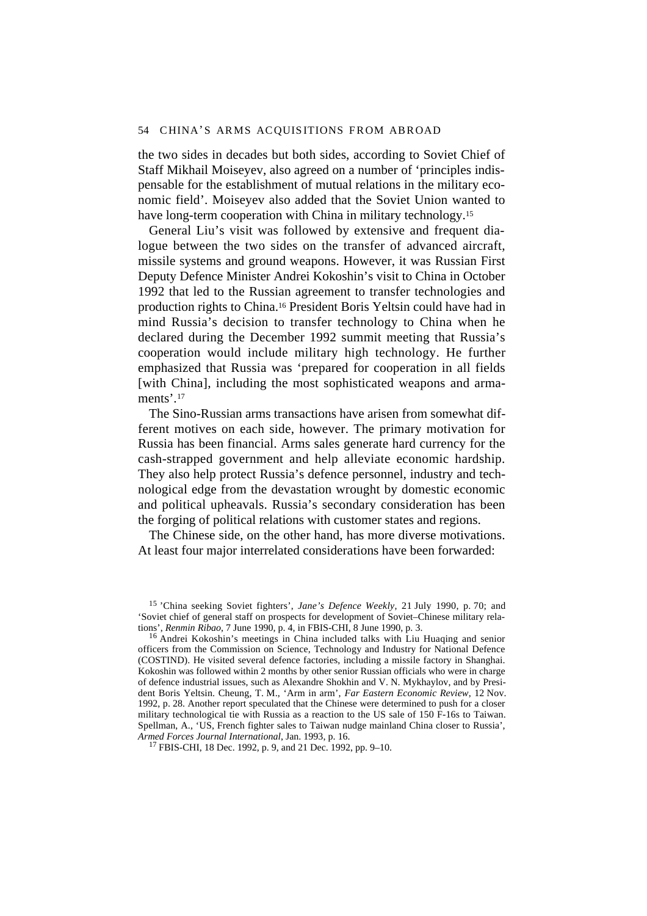the two sides in decades but both sides, according to Soviet Chief of Staff Mikhail Moiseyev, also agreed on a number of 'principles indispensable for the establishment of mutual relations in the military economic field'. Moiseyev also added that the Soviet Union wanted to have long-term cooperation with China in military technology.[15]

General Liu's visit was followed by extensive and frequent dialogue between the two sides on the transfer of advanced aircraft, missile systems and ground weapons. However, it was Russian First Deputy Defence Minister Andrei Kokoshin's visit to China in October 1992 that led to the Russian agreement to transfer technologies and production rights to China.[16] President Boris Yeltsin could have had in mind Russia's decision to transfer technology to China when he declared during the December 1992 summit meeting that Russia's cooperation would include military high technology. He further emphasized that Russia was 'prepared for cooperation in all fields [with China], including the most sophisticated weapons and armaments'.[17]

The Sino-Russian arms transactions have arisen from somewhat different motives on each side, however. The primary motivation for Russia has been financial. Arms sales generate hard currency for the cash-strapped government and help alleviate economic hardship. They also help protect Russia's defence personnel, industry and technological edge from the devastation wrought by domestic economic and political upheavals. Russia's secondary consideration has been the forging of political relations with customer states and regions.

The Chinese side, on the other hand, has more diverse motivations. At least four major interrelated considerations have been forwarded:

---

[15] 'China seeking Soviet fighters', *Jane's Defence Weekly*, 21 July 1990, p. 70; and 'Soviet chief of general staff on prospects for development of Soviet–Chinese military relations', *Renmin Ribao*, 7 June 1990, p. 4, in FBIS-CHI, 8 June 1990, p. 3.

[16] Andrei Kokoshin's meetings in China included talks with Liu Huaqing and senior officers from the Commission on Science, Technology and Industry for National Defence (COSTIND). He visited several defence factories, including a missile factory in Shanghai. Kokoshin was followed within 2 months by other senior Russian officials who were in charge of defence industrial issues, such as Alexandre Shokhin and V. N. Mykhaylov, and by President Boris Yeltsin. Cheung, T. M., 'Arm in arm', *Far Eastern Economic Review*, 12 Nov. 1992, p. 28. Another report speculated that the Chinese were determined to push for a closer military technological tie with Russia as a reaction to the US sale of 150 F-16s to Taiwan. Spellman, A., 'US, French fighter sales to Taiwan nudge mainland China closer to Russia', *Armed Forces Journal International*, Jan. 1993, p. 16.

[17] FBIS-CHI, 18 Dec. 1992, p. 9, and 21 Dec. 1992, pp. 9–10.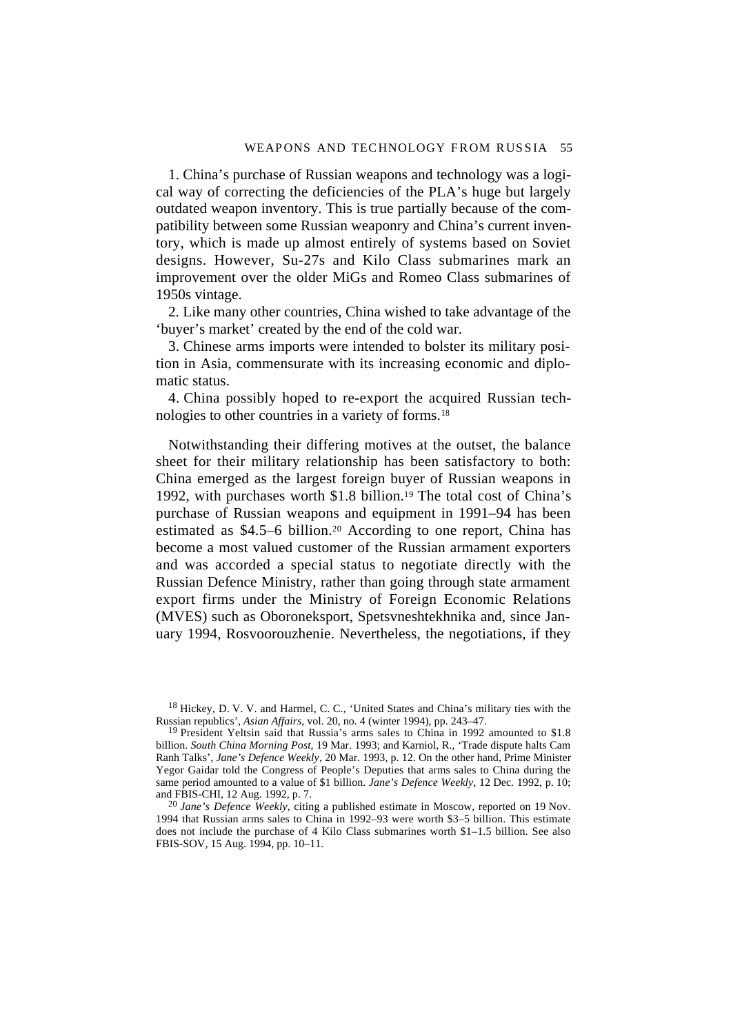1. China's purchase of Russian weapons and technology was a logical way of correcting the deficiencies of the PLA's huge but largely outdated weapon inventory. This is true partially because of the compatibility between some Russian weaponry and China's current inventory, which is made up almost entirely of systems based on Soviet designs. However, Su-27s and Kilo Class submarines mark an improvement over the older MiGs and Romeo Class submarines of 1950s vintage.

2. Like many other countries, China wished to take advantage of the 'buyer's market' created by the end of the cold war.

3. Chinese arms imports were intended to bolster its military position in Asia, commensurate with its increasing economic and diplomatic status.

4. China possibly hoped to re-export the acquired Russian technologies to other countries in a variety of forms.[18]

Notwithstanding their differing motives at the outset, the balance sheet for their military relationship has been satisfactory to both: China emerged as the largest foreign buyer of Russian weapons in 1992, with purchases worth $1.8 billion.[19] The total cost of China's purchase of Russian weapons and equipment in 1991–94 has been estimated as $4.5–6 billion.[20] According to one report, China has become a most valued customer of the Russian armament exporters and was accorded a special status to negotiate directly with the Russian Defence Ministry, rather than going through state armament export firms under the Ministry of Foreign Economic Relations (MVES) such as Oboroneksport, Spetsvneshtekhnika and, since January 1994, Rosvoorouzhenie. Nevertheless, the negotiations, if they

[18] Hickey, D. V. V. and Harmel, C. C., 'United States and China's military ties with the Russian republics', *Asian Affairs*, vol. 20, no. 4 (winter 1994), pp. 243–47.

[19] President Yeltsin said that Russia's arms sales to China in 1992 amounted to $1.8 billion. *South China Morning Post*, 19 Mar. 1993; and Karniol, R., 'Trade dispute halts Cam Ranh Talks', *Jane's Defence Weekly*, 20 Mar. 1993, p. 12. On the other hand, Prime Minister Yegor Gaidar told the Congress of People's Deputies that arms sales to China during the same period amounted to a value of $1 billion. *Jane's Defence Weekly*, 12 Dec. 1992, p. 10; and FBIS-CHI, 12 Aug. 1992, p. 7.

[20] *Jane's Defence Weekly*, citing a published estimate in Moscow, reported on 19 Nov. 1994 that Russian arms sales to China in 1992–93 were worth $3–5 billion. This estimate does not include the purchase of 4 Kilo Class submarines worth $1–1.5 billion. See also FBIS-SOV, 15 Aug. 1994, pp. 10–11.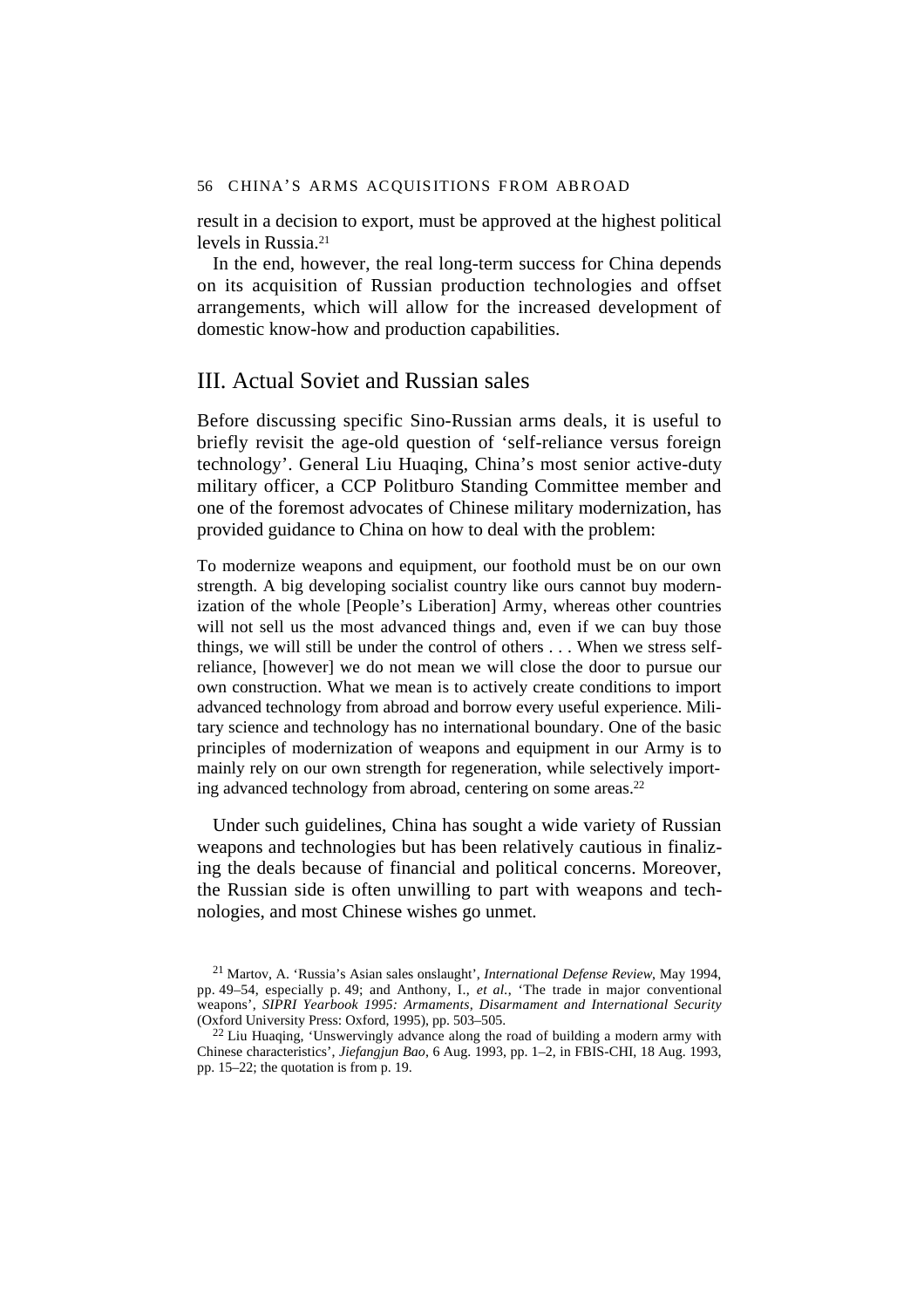result in a decision to export, must be approved at the highest political levels in Russia.[21]

In the end, however, the real long-term success for China depends on its acquisition of Russian production technologies and offset arrangements, which will allow for the increased development of domestic know-how and production capabilities.

## III. Actual Soviet and Russian sales

Before discussing specific Sino-Russian arms deals, it is useful to briefly revisit the age-old question of 'self-reliance versus foreign technology'. General Liu Huaqing, China's most senior active-duty military officer, a CCP Politburo Standing Committee member and one of the foremost advocates of Chinese military modernization, has provided guidance to China on how to deal with the problem:

> To modernize weapons and equipment, our foothold must be on our own strength. A big developing socialist country like ours cannot buy modernization of the whole [People's Liberation] Army, whereas other countries will not sell us the most advanced things and, even if we can buy those things, we will still be under the control of others . . . When we stress self-reliance, [however] we do not mean we will close the door to pursue our own construction. What we mean is to actively create conditions to import advanced technology from abroad and borrow every useful experience. Military science and technology has no international boundary. One of the basic principles of modernization of weapons and equipment in our Army is to mainly rely on our own strength for regeneration, while selectively importing advanced technology from abroad, centering on some areas.[22]

Under such guidelines, China has sought a wide variety of Russian weapons and technologies but has been relatively cautious in finalizing the deals because of financial and political concerns. Moreover, the Russian side is often unwilling to part with weapons and technologies, and most Chinese wishes go unmet.

[21] Martov, A. 'Russia's Asian sales onslaught', *International Defense Review*, May 1994, pp. 49–54, especially p. 49; and Anthony, I., *et al.*, 'The trade in major conventional weapons', *SIPRI Yearbook 1995: Armaments, Disarmament and International Security* (Oxford University Press: Oxford, 1995), pp. 503–505.

[22] Liu Huaqing, 'Unswervingly advance along the road of building a modern army with Chinese characteristics', *Jiefangjun Bao*, 6 Aug. 1993, pp. 1–2, in FBIS-CHI, 18 Aug. 1993, pp. 15–22; the quotation is from p. 19.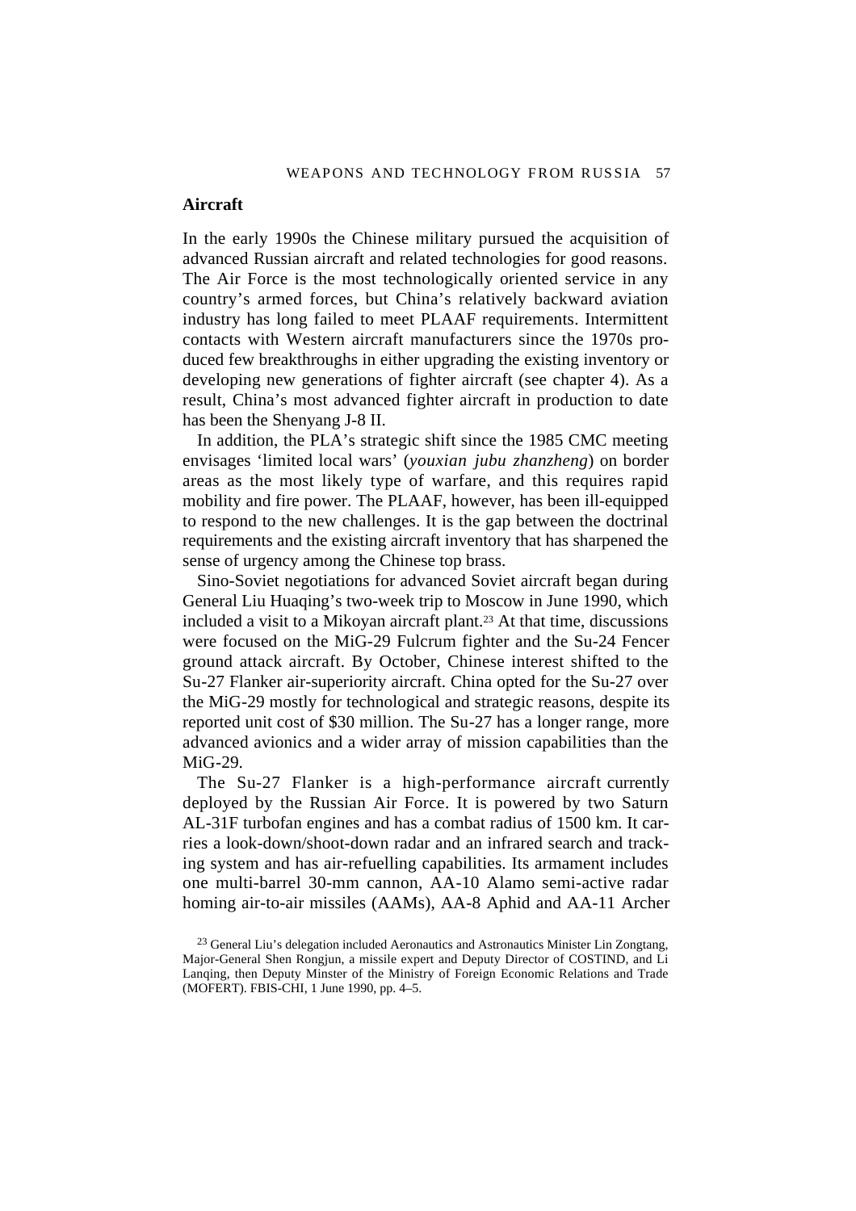## Aircraft

In the early 1990s the Chinese military pursued the acquisition of advanced Russian aircraft and related technologies for good reasons. The Air Force is the most technologically oriented service in any country's armed forces, but China's relatively backward aviation industry has long failed to meet PLAAF requirements. Intermittent contacts with Western aircraft manufacturers since the 1970s produced few breakthroughs in either upgrading the existing inventory or developing new generations of fighter aircraft (see chapter 4). As a result, China's most advanced fighter aircraft in production to date has been the Shenyang J-8 II.

In addition, the PLA's strategic shift since the 1985 CMC meeting envisages 'limited local wars' (*youxian jubu zhanzheng*) on border areas as the most likely type of warfare, and this requires rapid mobility and fire power. The PLAAF, however, has been ill-equipped to respond to the new challenges. It is the gap between the doctrinal requirements and the existing aircraft inventory that has sharpened the sense of urgency among the Chinese top brass.

Sino-Soviet negotiations for advanced Soviet aircraft began during General Liu Huaqing's two-week trip to Moscow in June 1990, which included a visit to a Mikoyan aircraft plant.[23] At that time, discussions were focused on the MiG-29 Fulcrum fighter and the Su-24 Fencer ground attack aircraft. By October, Chinese interest shifted to the Su-27 Flanker air-superiority aircraft. China opted for the Su-27 over the MiG-29 mostly for technological and strategic reasons, despite its reported unit cost of $30 million. The Su-27 has a longer range, more advanced avionics and a wider array of mission capabilities than the MiG-29.

The Su-27 Flanker is a high-performance aircraft currently deployed by the Russian Air Force. It is powered by two Saturn AL-31F turbofan engines and has a combat radius of 1500 km. It carries a look-down/shoot-down radar and an infrared search and tracking system and has air-refuelling capabilities. Its armament includes one multi-barrel 30-mm cannon, AA-10 Alamo semi-active radar homing air-to-air missiles (AAMs), AA-8 Aphid and AA-11 Archer

[23] General Liu's delegation included Aeronautics and Astronautics Minister Lin Zongtang, Major-General Shen Rongjun, a missile expert and Deputy Director of COSTIND, and Li Lanqing, then Deputy Minster of the Ministry of Foreign Economic Relations and Trade (MOFERT). FBIS-CHI, 1 June 1990, pp. 4–5.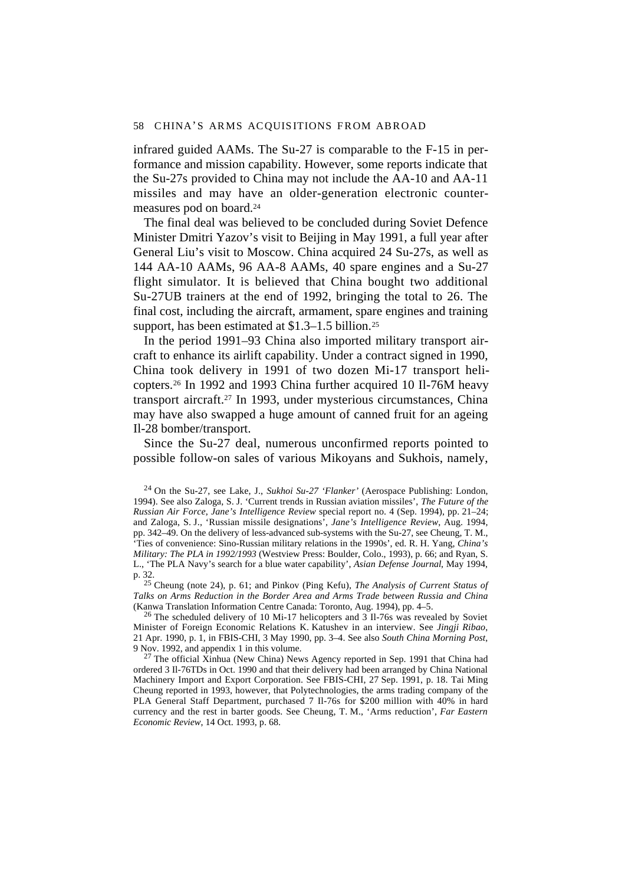infrared guided AAMs. The Su-27 is comparable to the F-15 in performance and mission capability. However, some reports indicate that the Su-27s provided to China may not include the AA-10 and AA-11 missiles and may have an older-generation electronic countermeasures pod on board.[24]

The final deal was believed to be concluded during Soviet Defence Minister Dmitri Yazov's visit to Beijing in May 1991, a full year after General Liu's visit to Moscow. China acquired 24 Su-27s, as well as 144 AA-10 AAMs, 96 AA-8 AAMs, 40 spare engines and a Su-27 flight simulator. It is believed that China bought two additional Su-27UB trainers at the end of 1992, bringing the total to 26. The final cost, including the aircraft, armament, spare engines and training support, has been estimated at $1.3–1.5 billion.[25]

In the period 1991–93 China also imported military transport aircraft to enhance its airlift capability. Under a contract signed in 1990, China took delivery in 1991 of two dozen Mi-17 transport helicopters.[26] In 1992 and 1993 China further acquired 10 Il-76M heavy transport aircraft.[27] In 1993, under mysterious circumstances, China may have also swapped a huge amount of canned fruit for an ageing Il-28 bomber/transport.

Since the Su-27 deal, numerous unconfirmed reports pointed to possible follow-on sales of various Mikoyans and Sukhois, namely,

[24] On the Su-27, see Lake, J., *Sukhoi Su-27 'Flanker'* (Aerospace Publishing: London, 1994). See also Zaloga, S. J. 'Current trends in Russian aviation missiles', *The Future of the Russian Air Force, Jane's Intelligence Review* special report no. 4 (Sep. 1994), pp. 21–24; and Zaloga, S. J., 'Russian missile designations', *Jane's Intelligence Review*, Aug. 1994, pp. 342–49. On the delivery of less-advanced sub-systems with the Su-27, see Cheung, T. M., 'Ties of convenience: Sino-Russian military relations in the 1990s', ed. R. H. Yang, *China's Military: The PLA in 1992/1993* (Westview Press: Boulder, Colo., 1993), p. 66; and Ryan, S. L., 'The PLA Navy's search for a blue water capability', *Asian Defense Journal*, May 1994, p. 32.

[25] Cheung (note 24), p. 61; and Pinkov (Ping Kefu), *The Analysis of Current Status of Talks on Arms Reduction in the Border Area and Arms Trade between Russia and China* (Kanwa Translation Information Centre Canada: Toronto, Aug. 1994), pp. 4–5.

[26] The scheduled delivery of 10 Mi-17 helicopters and 3 Il-76s was revealed by Soviet Minister of Foreign Economic Relations K. Katushev in an interview. See *Jingji Ribao*, 21 Apr. 1990, p. 1, in FBIS-CHI, 3 May 1990, pp. 3–4. See also *South China Morning Post*, 9 Nov. 1992, and appendix 1 in this volume.

[27] The official Xinhua (New China) News Agency reported in Sep. 1991 that China had ordered 3 Il-76TDs in Oct. 1990 and that their delivery had been arranged by China National Machinery Import and Export Corporation. See FBIS-CHI, 27 Sep. 1991, p. 18. Tai Ming Cheung reported in 1993, however, that Polytechnologies, the arms trading company of the PLA General Staff Department, purchased 7 Il-76s for $200 million with 40% in hard currency and the rest in barter goods. See Cheung, T. M., 'Arms reduction', *Far Eastern Economic Review*, 14 Oct. 1993, p. 68.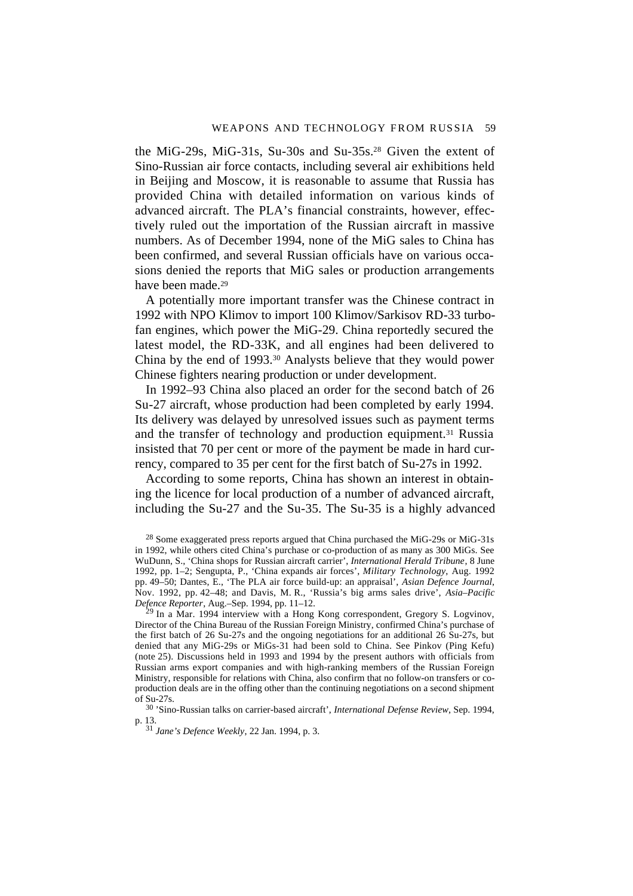the MiG-29s, MiG-31s, Su-30s and Su-35s.[28] Given the extent of Sino-Russian air force contacts, including several air exhibitions held in Beijing and Moscow, it is reasonable to assume that Russia has provided China with detailed information on various kinds of advanced aircraft. The PLA's financial constraints, however, effectively ruled out the importation of the Russian aircraft in massive numbers. As of December 1994, none of the MiG sales to China has been confirmed, and several Russian officials have on various occasions denied the reports that MiG sales or production arrangements have been made.[29]

A potentially more important transfer was the Chinese contract in 1992 with NPO Klimov to import 100 Klimov/Sarkisov RD-33 turbofan engines, which power the MiG-29. China reportedly secured the latest model, the RD-33K, and all engines had been delivered to China by the end of 1993.[30] Analysts believe that they would power Chinese fighters nearing production or under development.

In 1992–93 China also placed an order for the second batch of 26 Su-27 aircraft, whose production had been completed by early 1994. Its delivery was delayed by unresolved issues such as payment terms and the transfer of technology and production equipment.[31] Russia insisted that 70 per cent or more of the payment be made in hard currency, compared to 35 per cent for the first batch of Su-27s in 1992.

According to some reports, China has shown an interest in obtaining the licence for local production of a number of advanced aircraft, including the Su-27 and the Su-35. The Su-35 is a highly advanced

---

[28] Some exaggerated press reports argued that China purchased the MiG-29s or MiG-31s in 1992, while others cited China's purchase or co-production of as many as 300 MiGs. See WuDunn, S., 'China shops for Russian aircraft carrier', *International Herald Tribune*, 8 June 1992, pp. 1–2; Sengupta, P., 'China expands air forces', *Military Technology*, Aug. 1992 pp. 49–50; Dantes, E., 'The PLA air force build-up: an appraisal', *Asian Defence Journal*, Nov. 1992, pp. 42–48; and Davis, M. R., 'Russia's big arms sales drive', *Asia–Pacific Defence Reporter*, Aug.–Sep. 1994, pp. 11–12.

[29] In a Mar. 1994 interview with a Hong Kong correspondent, Gregory S. Logvinov, Director of the China Bureau of the Russian Foreign Ministry, confirmed China's purchase of the first batch of 26 Su-27s and the ongoing negotiations for an additional 26 Su-27s, but denied that any MiG-29s or MiGs-31 had been sold to China. See Pinkov (Ping Kefu) (note 25). Discussions held in 1993 and 1994 by the present authors with officials from Russian arms export companies and with high-ranking members of the Russian Foreign Ministry, responsible for relations with China, also confirm that no follow-on transfers or co-production deals are in the offing other than the continuing negotiations on a second shipment of Su-27s.

[30] 'Sino-Russian talks on carrier-based aircraft', *International Defense Review*, Sep. 1994, p. 13.

[31] *Jane's Defence Weekly*, 22 Jan. 1994, p. 3.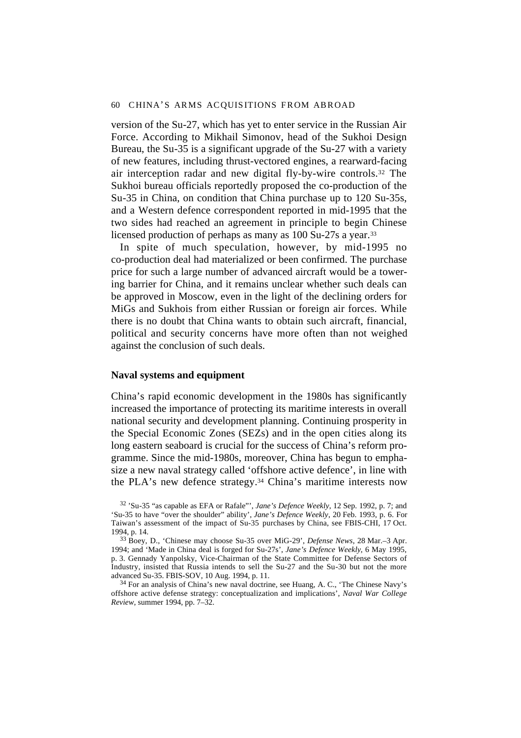version of the Su-27, which has yet to enter service in the Russian Air Force. According to Mikhail Simonov, head of the Sukhoi Design Bureau, the Su-35 is a significant upgrade of the Su-27 with a variety of new features, including thrust-vectored engines, a rearward-facing air interception radar and new digital fly-by-wire controls.[32] The Sukhoi bureau officials reportedly proposed the co-production of the Su-35 in China, on condition that China purchase up to 120 Su-35s, and a Western defence correspondent reported in mid-1995 that the two sides had reached an agreement in principle to begin Chinese licensed production of perhaps as many as 100 Su-27s a year.[33]

In spite of much speculation, however, by mid-1995 no co-production deal had materialized or been confirmed. The purchase price for such a large number of advanced aircraft would be a towering barrier for China, and it remains unclear whether such deals can be approved in Moscow, even in the light of the declining orders for MiGs and Sukhois from either Russian or foreign air forces. While there is no doubt that China wants to obtain such aircraft, financial, political and security concerns have more often than not weighed against the conclusion of such deals.

### Naval systems and equipment

China's rapid economic development in the 1980s has significantly increased the importance of protecting its maritime interests in overall national security and development planning. Continuing prosperity in the Special Economic Zones (SEZs) and in the open cities along its long eastern seaboard is crucial for the success of China's reform programme. Since the mid-1980s, moreover, China has begun to emphasize a new naval strategy called 'offshore active defence', in line with the PLA's new defence strategy.[34] China's maritime interests now

---

[32] 'Su-35 "as capable as EFA or Rafale"', *Jane's Defence Weekly*, 12 Sep. 1992, p. 7; and 'Su-35 to have "over the shoulder" ability', *Jane's Defence Weekly*, 20 Feb. 1993, p. 6. For Taiwan's assessment of the impact of Su-35 purchases by China, see FBIS-CHI, 17 Oct. 1994, p. 14.

[33] Boey, D., 'Chinese may choose Su-35 over MiG-29', *Defense News*, 28 Mar.–3 Apr. 1994; and 'Made in China deal is forged for Su-27s', *Jane's Defence Weekly*, 6 May 1995, p. 3. Gennady Yanpolsky, Vice-Chairman of the State Committee for Defense Sectors of Industry, insisted that Russia intends to sell the Su-27 and the Su-30 but not the more advanced Su-35. FBIS-SOV, 10 Aug. 1994, p. 11.

[34] For an analysis of China's new naval doctrine, see Huang, A. C., 'The Chinese Navy's offshore active defense strategy: conceptualization and implications', *Naval War College Review*, summer 1994, pp. 7–32.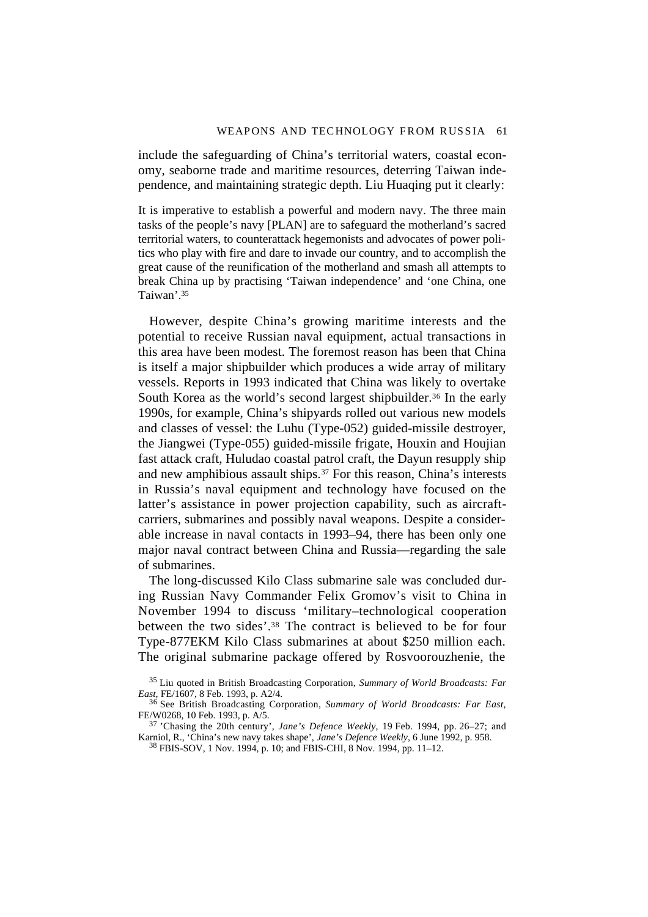include the safeguarding of China's territorial waters, coastal economy, seaborne trade and maritime resources, deterring Taiwan independence, and maintaining strategic depth. Liu Huaqing put it clearly:

> It is imperative to establish a powerful and modern navy. The three main tasks of the people's navy [PLAN] are to safeguard the motherland's sacred territorial waters, to counterattack hegemonists and advocates of power politics who play with fire and dare to invade our country, and to accomplish the great cause of the reunification of the motherland and smash all attempts to break China up by practising 'Taiwan independence' and 'one China, one Taiwan'.[35]

However, despite China's growing maritime interests and the potential to receive Russian naval equipment, actual transactions in this area have been modest. The foremost reason has been that China is itself a major shipbuilder which produces a wide array of military vessels. Reports in 1993 indicated that China was likely to overtake South Korea as the world's second largest shipbuilder.[36] In the early 1990s, for example, China's shipyards rolled out various new models and classes of vessel: the Luhu (Type-052) guided-missile destroyer, the Jiangwei (Type-055) guided-missile frigate, Houxin and Houjian fast attack craft, Huludao coastal patrol craft, the Dayun resupply ship and new amphibious assault ships.[37] For this reason, China's interests in Russia's naval equipment and technology have focused on the latter's assistance in power projection capability, such as aircraft-carriers, submarines and possibly naval weapons. Despite a considerable increase in naval contacts in 1993–94, there has been only one major naval contract between China and Russia—regarding the sale of submarines.

The long-discussed Kilo Class submarine sale was concluded during Russian Navy Commander Felix Gromov's visit to China in November 1994 to discuss 'military–technological cooperation between the two sides'.[38] The contract is believed to be for four Type-877EKM Kilo Class submarines at about $250 million each. The original submarine package offered by Rosvoorouzhenie, the

[35] Liu quoted in British Broadcasting Corporation, *Summary of World Broadcasts: Far East*, FE/1607, 8 Feb. 1993, p. A2/4.

[36] See British Broadcasting Corporation, *Summary of World Broadcasts: Far East*, FE/W0268, 10 Feb. 1993, p. A/5.

[37] 'Chasing the 20th century', *Jane's Defence Weekly*, 19 Feb. 1994, pp. 26–27; and Karniol, R., 'China's new navy takes shape', *Jane's Defence Weekly*, 6 June 1992, p. 958.

[38] FBIS-SOV, 1 Nov. 1994, p. 10; and FBIS-CHI, 8 Nov. 1994, pp. 11–12.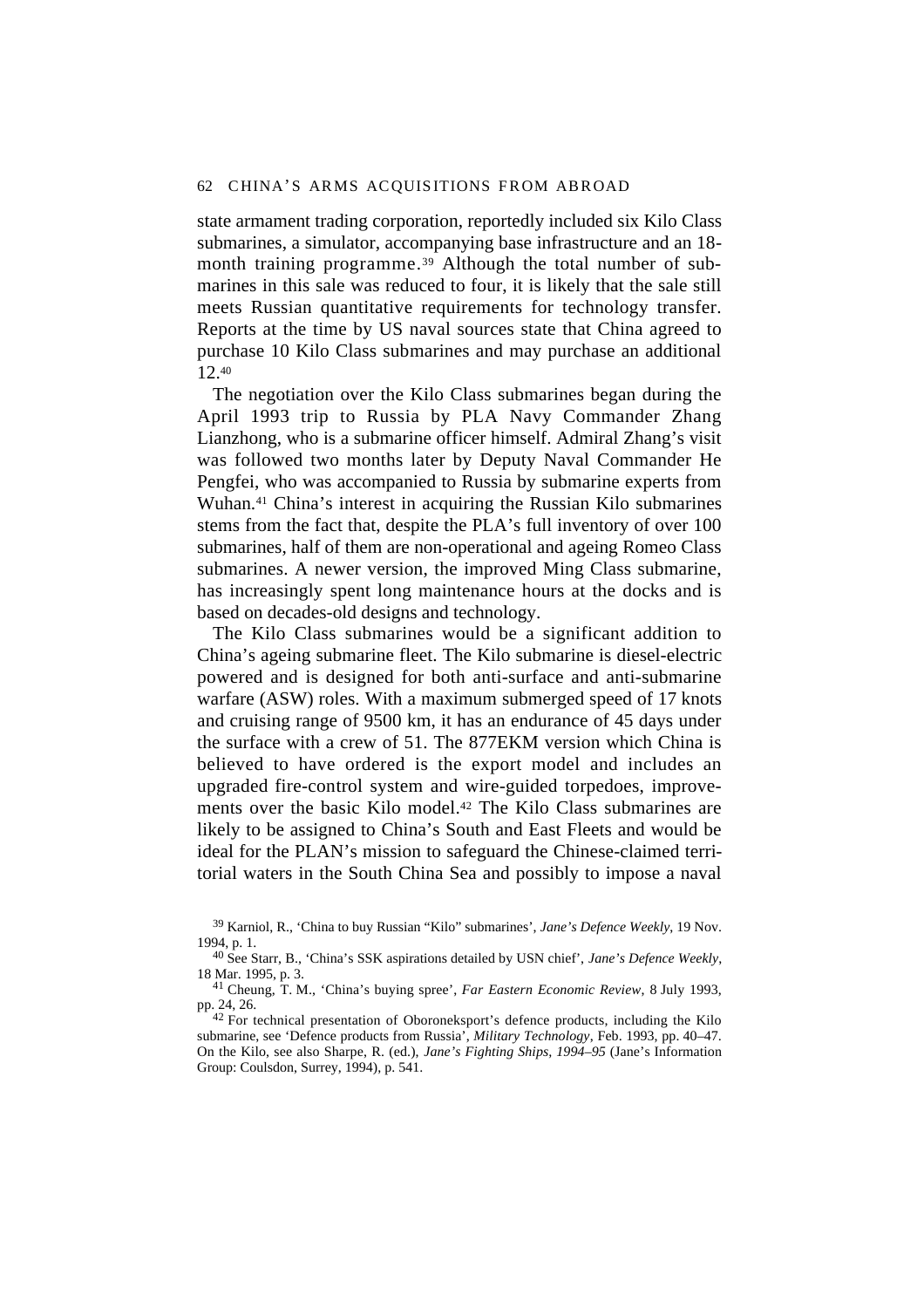state armament trading corporation, reportedly included six Kilo Class submarines, a simulator, accompanying base infrastructure and an 18-month training programme.[39] Although the total number of submarines in this sale was reduced to four, it is likely that the sale still meets Russian quantitative requirements for technology transfer. Reports at the time by US naval sources state that China agreed to purchase 10 Kilo Class submarines and may purchase an additional 12.[40]

The negotiation over the Kilo Class submarines began during the April 1993 trip to Russia by PLA Navy Commander Zhang Lianzhong, who is a submarine officer himself. Admiral Zhang's visit was followed two months later by Deputy Naval Commander He Pengfei, who was accompanied to Russia by submarine experts from Wuhan.[41] China's interest in acquiring the Russian Kilo submarines stems from the fact that, despite the PLA's full inventory of over 100 submarines, half of them are non-operational and ageing Romeo Class submarines. A newer version, the improved Ming Class submarine, has increasingly spent long maintenance hours at the docks and is based on decades-old designs and technology.

The Kilo Class submarines would be a significant addition to China's ageing submarine fleet. The Kilo submarine is diesel-electric powered and is designed for both anti-surface and anti-submarine warfare (ASW) roles. With a maximum submerged speed of 17 knots and cruising range of 9500 km, it has an endurance of 45 days under the surface with a crew of 51. The 877EKM version which China is believed to have ordered is the export model and includes an upgraded fire-control system and wire-guided torpedoes, improvements over the basic Kilo model.[42] The Kilo Class submarines are likely to be assigned to China's South and East Fleets and would be ideal for the PLAN's mission to safeguard the Chinese-claimed territorial waters in the South China Sea and possibly to impose a naval

[39] Karniol, R., 'China to buy Russian "Kilo" submarines', *Jane's Defence Weekly*, 19 Nov. 1994, p. 1.

[40] See Starr, B., 'China's SSK aspirations detailed by USN chief', *Jane's Defence Weekly*, 18 Mar. 1995, p. 3.

[41] Cheung, T. M., 'China's buying spree', *Far Eastern Economic Review*, 8 July 1993, pp. 24, 26.

[42] For technical presentation of Oboroneksport's defence products, including the Kilo submarine, see 'Defence products from Russia', *Military Technology*, Feb. 1993, pp. 40–47. On the Kilo, see also Sharpe, R. (ed.), *Jane's Fighting Ships, 1994–95* (Jane's Information Group: Coulsdon, Surrey, 1994), p. 541.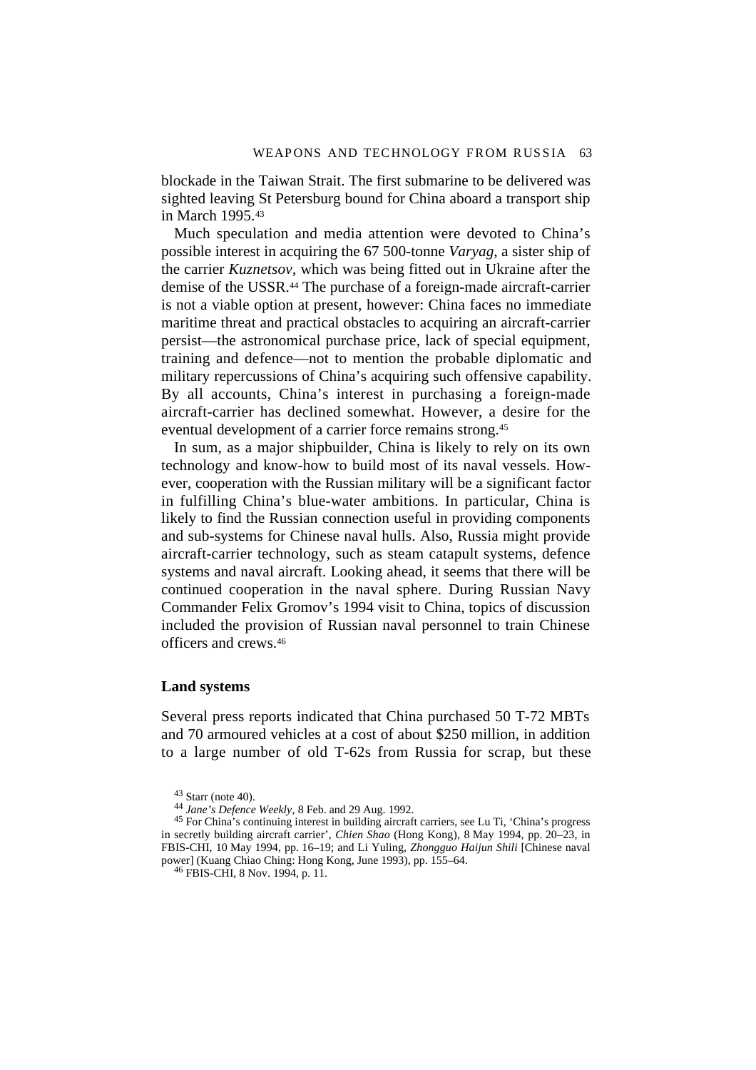blockade in the Taiwan Strait. The first submarine to be delivered was sighted leaving St Petersburg bound for China aboard a transport ship in March 1995.[43]

Much speculation and media attention were devoted to China's possible interest in acquiring the 67 500-tonne *Varyag*, a sister ship of the carrier *Kuznetsov*, which was being fitted out in Ukraine after the demise of the USSR.[44] The purchase of a foreign-made aircraft-carrier is not a viable option at present, however: China faces no immediate maritime threat and practical obstacles to acquiring an aircraft-carrier persist—the astronomical purchase price, lack of special equipment, training and defence—not to mention the probable diplomatic and military repercussions of China's acquiring such offensive capability. By all accounts, China's interest in purchasing a foreign-made aircraft-carrier has declined somewhat. However, a desire for the eventual development of a carrier force remains strong.[45]

In sum, as a major shipbuilder, China is likely to rely on its own technology and know-how to build most of its naval vessels. However, cooperation with the Russian military will be a significant factor in fulfilling China's blue-water ambitions. In particular, China is likely to find the Russian connection useful in providing components and sub-systems for Chinese naval hulls. Also, Russia might provide aircraft-carrier technology, such as steam catapult systems, defence systems and naval aircraft. Looking ahead, it seems that there will be continued cooperation in the naval sphere. During Russian Navy Commander Felix Gromov's 1994 visit to China, topics of discussion included the provision of Russian naval personnel to train Chinese officers and crews.[46]

### Land systems

Several press reports indicated that China purchased 50 T-72 MBTs and 70 armoured vehicles at a cost of about $250 million, in addition to a large number of old T-62s from Russia for scrap, but these

[43] Starr (note 40).

[44] *Jane's Defence Weekly*, 8 Feb. and 29 Aug. 1992.

[45] For China's continuing interest in building aircraft carriers, see Lu Ti, 'China's progress in secretly building aircraft carrier', *Chien Shao* (Hong Kong), 8 May 1994, pp. 20–23, in FBIS-CHI, 10 May 1994, pp. 16–19; and Li Yuling, *Zhongguo Haijun Shili* [Chinese naval power] (Kuang Chiao Ching: Hong Kong, June 1993), pp. 155–64.

[46] FBIS-CHI, 8 Nov. 1994, p. 11.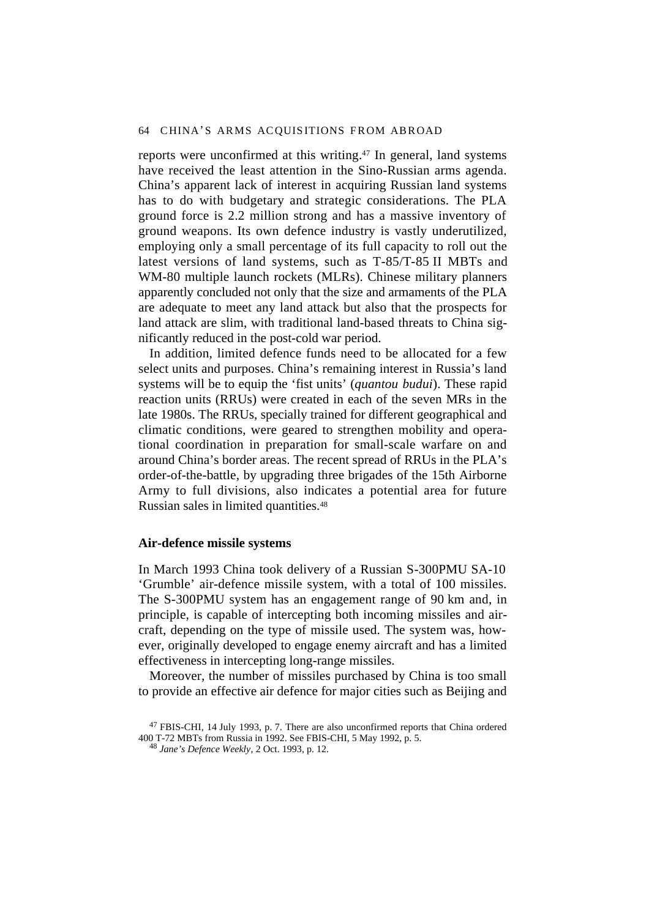reports were unconfirmed at this writing.[47] In general, land systems have received the least attention in the Sino-Russian arms agenda. China's apparent lack of interest in acquiring Russian land systems has to do with budgetary and strategic considerations. The PLA ground force is 2.2 million strong and has a massive inventory of ground weapons. Its own defence industry is vastly underutilized, employing only a small percentage of its full capacity to roll out the latest versions of land systems, such as T-85/T-85 II MBTs and WM-80 multiple launch rockets (MLRs). Chinese military planners apparently concluded not only that the size and armaments of the PLA are adequate to meet any land attack but also that the prospects for land attack are slim, with traditional land-based threats to China significantly reduced in the post-cold war period.

In addition, limited defence funds need to be allocated for a few select units and purposes. China's remaining interest in Russia's land systems will be to equip the 'fist units' (*quantou budui*). These rapid reaction units (RRUs) were created in each of the seven MRs in the late 1980s. The RRUs, specially trained for different geographical and climatic conditions, were geared to strengthen mobility and operational coordination in preparation for small-scale warfare on and around China's border areas. The recent spread of RRUs in the PLA's order-of-the-battle, by upgrading three brigades of the 15th Airborne Army to full divisions, also indicates a potential area for future Russian sales in limited quantities.[48]

### Air-defence missile systems

In March 1993 China took delivery of a Russian S-300PMU SA-10 'Grumble' air-defence missile system, with a total of 100 missiles. The S-300PMU system has an engagement range of 90 km and, in principle, is capable of intercepting both incoming missiles and aircraft, depending on the type of missile used. The system was, however, originally developed to engage enemy aircraft and has a limited effectiveness in intercepting long-range missiles.

Moreover, the number of missiles purchased by China is too small to provide an effective air defence for major cities such as Beijing and

[47] FBIS-CHI, 14 July 1993, p. 7. There are also unconfirmed reports that China ordered 400 T-72 MBTs from Russia in 1992. See FBIS-CHI, 5 May 1992, p. 5.

[48] *Jane's Defence Weekly*, 2 Oct. 1993, p. 12.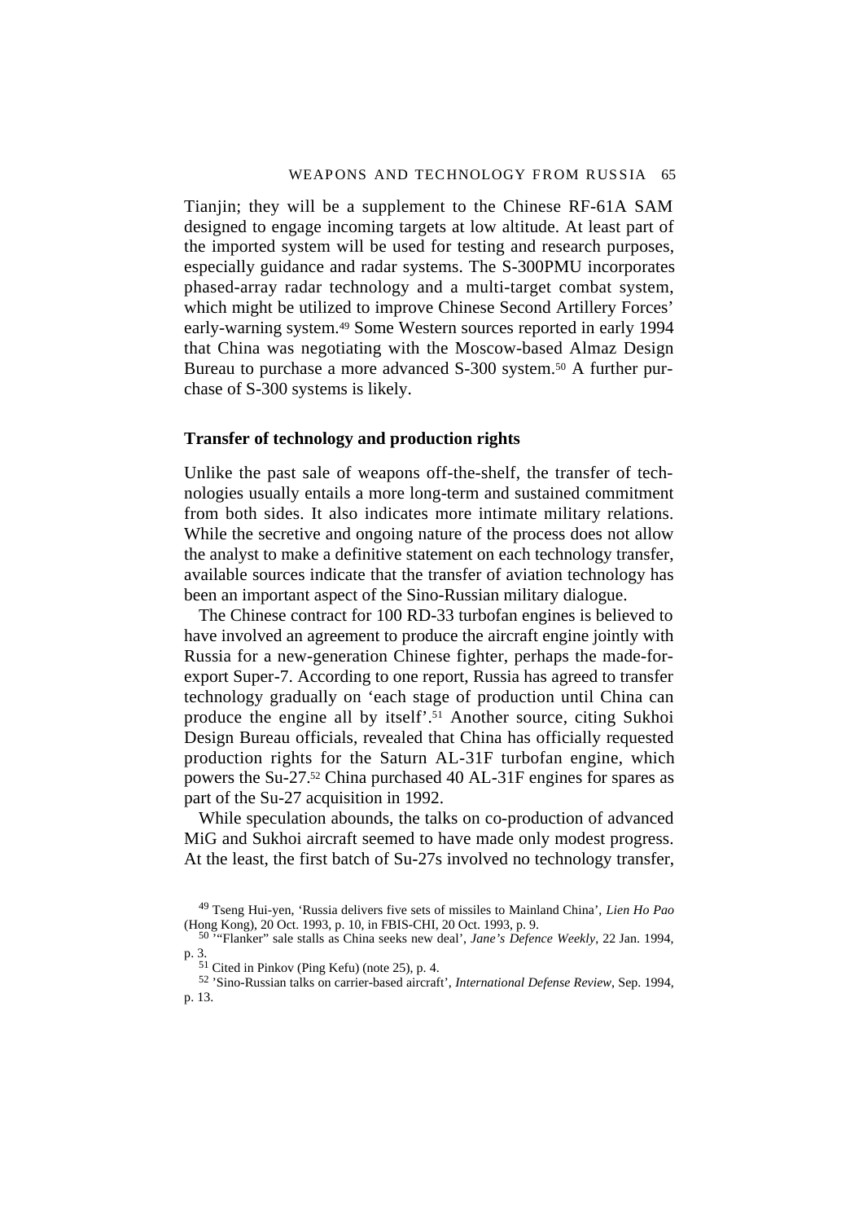Tianjin; they will be a supplement to the Chinese RF-61A SAM designed to engage incoming targets at low altitude. At least part of the imported system will be used for testing and research purposes, especially guidance and radar systems. The S-300PMU incorporates phased-array radar technology and a multi-target combat system, which might be utilized to improve Chinese Second Artillery Forces' early-warning system.[49] Some Western sources reported in early 1994 that China was negotiating with the Moscow-based Almaz Design Bureau to purchase a more advanced S-300 system.[50] A further purchase of S-300 systems is likely.

### Transfer of technology and production rights

Unlike the past sale of weapons off-the-shelf, the transfer of technologies usually entails a more long-term and sustained commitment from both sides. It also indicates more intimate military relations. While the secretive and ongoing nature of the process does not allow the analyst to make a definitive statement on each technology transfer, available sources indicate that the transfer of aviation technology has been an important aspect of the Sino-Russian military dialogue.

The Chinese contract for 100 RD-33 turbofan engines is believed to have involved an agreement to produce the aircraft engine jointly with Russia for a new-generation Chinese fighter, perhaps the made-for-export Super-7. According to one report, Russia has agreed to transfer technology gradually on 'each stage of production until China can produce the engine all by itself'.[51] Another source, citing Sukhoi Design Bureau officials, revealed that China has officially requested production rights for the Saturn AL-31F turbofan engine, which powers the Su-27.[52] China purchased 40 AL-31F engines for spares as part of the Su-27 acquisition in 1992.

While speculation abounds, the talks on co-production of advanced MiG and Sukhoi aircraft seemed to have made only modest progress. At the least, the first batch of Su-27s involved no technology transfer,

[49] Tseng Hui-yen, 'Russia delivers five sets of missiles to Mainland China', *Lien Ho Pao* (Hong Kong), 20 Oct. 1993, p. 10, in FBIS-CHI, 20 Oct. 1993, p. 9.

[50] '"Flanker" sale stalls as China seeks new deal', *Jane's Defence Weekly*, 22 Jan. 1994, p. 3.

[51] Cited in Pinkov (Ping Kefu) (note 25), p. 4.

[52] 'Sino-Russian talks on carrier-based aircraft', *International Defense Review*, Sep. 1994, p. 13.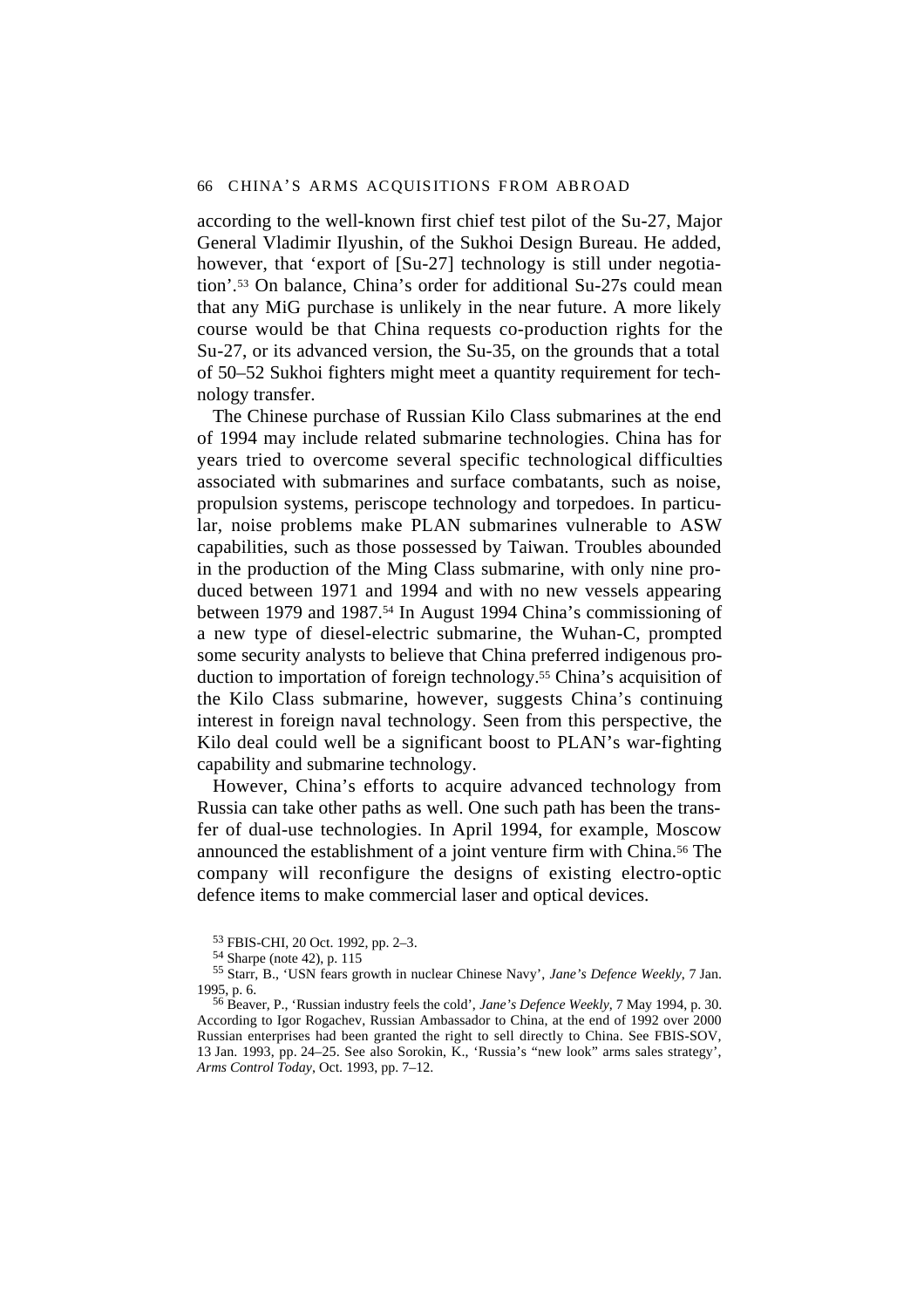according to the well-known first chief test pilot of the Su-27, Major General Vladimir Ilyushin, of the Sukhoi Design Bureau. He added, however, that 'export of [Su-27] technology is still under negotiation'.[53] On balance, China's order for additional Su-27s could mean that any MiG purchase is unlikely in the near future. A more likely course would be that China requests co-production rights for the Su-27, or its advanced version, the Su-35, on the grounds that a total of 50–52 Sukhoi fighters might meet a quantity requirement for technology transfer.

The Chinese purchase of Russian Kilo Class submarines at the end of 1994 may include related submarine technologies. China has for years tried to overcome several specific technological difficulties associated with submarines and surface combatants, such as noise, propulsion systems, periscope technology and torpedoes. In particular, noise problems make PLAN submarines vulnerable to ASW capabilities, such as those possessed by Taiwan. Troubles abounded in the production of the Ming Class submarine, with only nine produced between 1971 and 1994 and with no new vessels appearing between 1979 and 1987.[54] In August 1994 China's commissioning of a new type of diesel-electric submarine, the Wuhan-C, prompted some security analysts to believe that China preferred indigenous production to importation of foreign technology.[55] China's acquisition of the Kilo Class submarine, however, suggests China's continuing interest in foreign naval technology. Seen from this perspective, the Kilo deal could well be a significant boost to PLAN's war-fighting capability and submarine technology.

However, China's efforts to acquire advanced technology from Russia can take other paths as well. One such path has been the transfer of dual-use technologies. In April 1994, for example, Moscow announced the establishment of a joint venture firm with China.[56] The company will reconfigure the designs of existing electro-optic defence items to make commercial laser and optical devices.

[53] FBIS-CHI, 20 Oct. 1992, pp. 2–3.

[54] Sharpe (note 42), p. 115

[55] Starr, B., 'USN fears growth in nuclear Chinese Navy', *Jane's Defence Weekly*, 7 Jan. 1995, p. 6.

[56] Beaver, P., 'Russian industry feels the cold', *Jane's Defence Weekly*, 7 May 1994, p. 30. According to Igor Rogachev, Russian Ambassador to China, at the end of 1992 over 2000 Russian enterprises had been granted the right to sell directly to China. See FBIS-SOV, 13 Jan. 1993, pp. 24–25. See also Sorokin, K., 'Russia's "new look" arms sales strategy', *Arms Control Today*, Oct. 1993, pp. 7–12.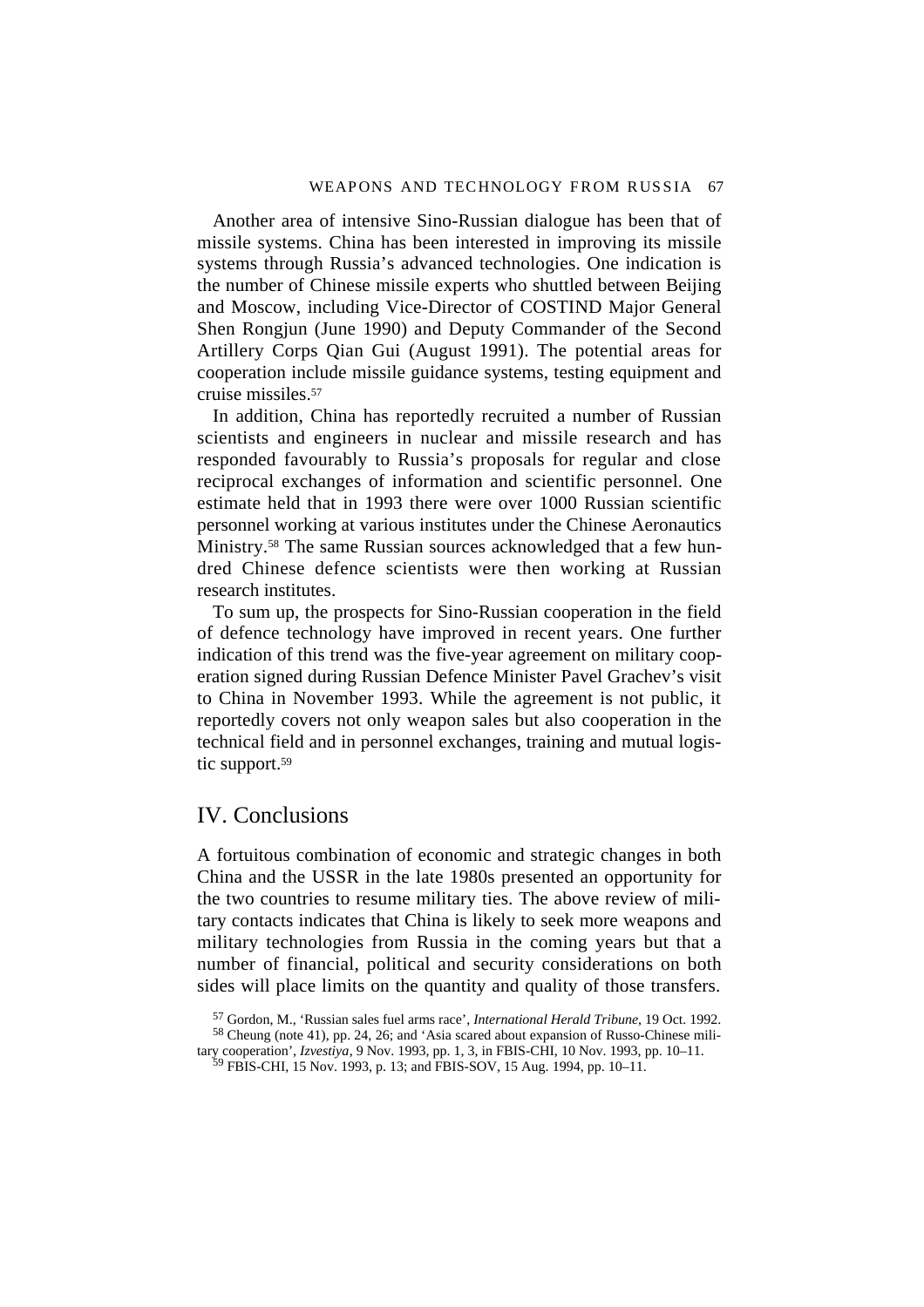Another area of intensive Sino-Russian dialogue has been that of missile systems. China has been interested in improving its missile systems through Russia's advanced technologies. One indication is the number of Chinese missile experts who shuttled between Beijing and Moscow, including Vice-Director of COSTIND Major General Shen Rongjun (June 1990) and Deputy Commander of the Second Artillery Corps Qian Gui (August 1991). The potential areas for cooperation include missile guidance systems, testing equipment and cruise missiles.[57]

In addition, China has reportedly recruited a number of Russian scientists and engineers in nuclear and missile research and has responded favourably to Russia's proposals for regular and close reciprocal exchanges of information and scientific personnel. One estimate held that in 1993 there were over 1000 Russian scientific personnel working at various institutes under the Chinese Aeronautics Ministry.[58] The same Russian sources acknowledged that a few hundred Chinese defence scientists were then working at Russian research institutes.

To sum up, the prospects for Sino-Russian cooperation in the field of defence technology have improved in recent years. One further indication of this trend was the five-year agreement on military cooperation signed during Russian Defence Minister Pavel Grachev's visit to China in November 1993. While the agreement is not public, it reportedly covers not only weapon sales but also cooperation in the technical field and in personnel exchanges, training and mutual logistic support.[59]

## IV. Conclusions

A fortuitous combination of economic and strategic changes in both China and the USSR in the late 1980s presented an opportunity for the two countries to resume military ties. The above review of military contacts indicates that China is likely to seek more weapons and military technologies from Russia in the coming years but that a number of financial, political and security considerations on both sides will place limits on the quantity and quality of those transfers.

[57] Gordon, M., 'Russian sales fuel arms race', *International Herald Tribune*, 19 Oct. 1992.

[58] Cheung (note 41), pp. 24, 26; and 'Asia scared about expansion of Russo-Chinese military cooperation', *Izvestiya*, 9 Nov. 1993, pp. 1, 3, in FBIS-CHI, 10 Nov. 1993, pp. 10–11.

[59] FBIS-CHI, 15 Nov. 1993, p. 13; and FBIS-SOV, 15 Aug. 1994, pp. 10–11.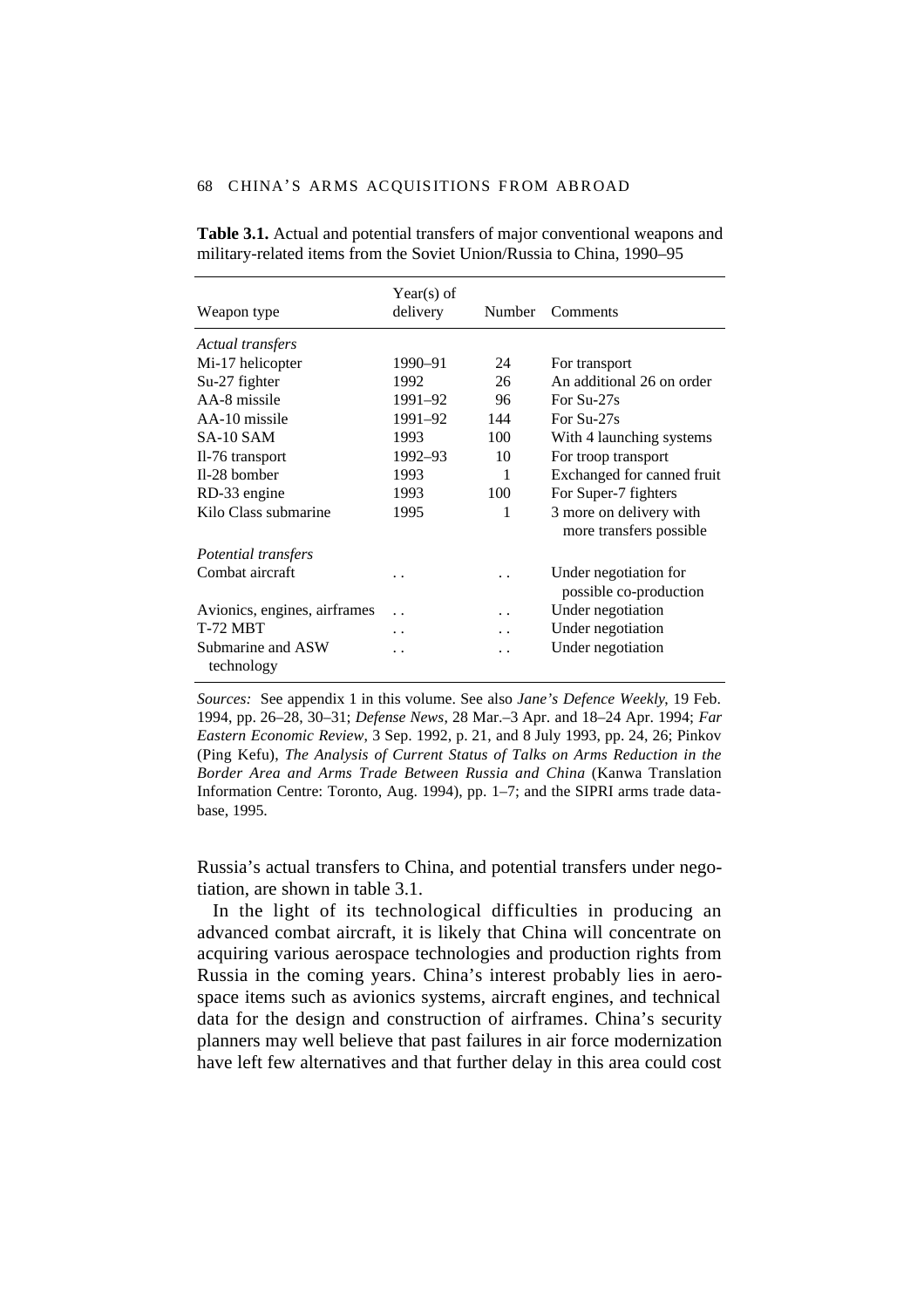**Table 3.1.** Actual and potential transfers of major conventional weapons and military-related items from the Soviet Union/Russia to China, 1990–95

| Weapon type | Year(s) of delivery | Number | Comments |
|---|---|---|---|
| *Actual transfers* | | | |
| Mi-17 helicopter | 1990–91 | 24 | For transport |
| Su-27 fighter | 1992 | 26 | An additional 26 on order |
| AA-8 missile | 1991–92 | 96 | For Su-27s |
| AA-10 missile | 1991–92 | 144 | For Su-27s |
| SA-10 SAM | 1993 | 100 | With 4 launching systems |
| Il-76 transport | 1992–93 | 10 | For troop transport |
| Il-28 bomber | 1993 | 1 | Exchanged for canned fruit |
| RD-33 engine | 1993 | 100 | For Super-7 fighters |
| Kilo Class submarine | 1995 | 1 | 3 more on delivery with more transfers possible |
| *Potential transfers* | | | |
| Combat aircraft | . . | . . | Under negotiation for possible co-production |
| Avionics, engines, airframes | . . | . . | Under negotiation |
| T-72 MBT | . . | . . | Under negotiation |
| Submarine and ASW technology | . . | . . | Under negotiation |

*Sources:* See appendix 1 in this volume. See also *Jane's Defence Weekly*, 19 Feb. 1994, pp. 26–28, 30–31; *Defense News*, 28 Mar.–3 Apr. and 18–24 Apr. 1994; *Far Eastern Economic Review*, 3 Sep. 1992, p. 21, and 8 July 1993, pp. 24, 26; Pinkov (Ping Kefu), *The Analysis of Current Status of Talks on Arms Reduction in the Border Area and Arms Trade Between Russia and China* (Kanwa Translation Information Centre: Toronto, Aug. 1994), pp. 1–7; and the SIPRI arms trade database, 1995.

Russia's actual transfers to China, and potential transfers under negotiation, are shown in table 3.1.

In the light of its technological difficulties in producing an advanced combat aircraft, it is likely that China will concentrate on acquiring various aerospace technologies and production rights from Russia in the coming years. China's interest probably lies in aerospace items such as avionics systems, aircraft engines, and technical data for the design and construction of airframes. China's security planners may well believe that past failures in air force modernization have left few alternatives and that further delay in this area could cost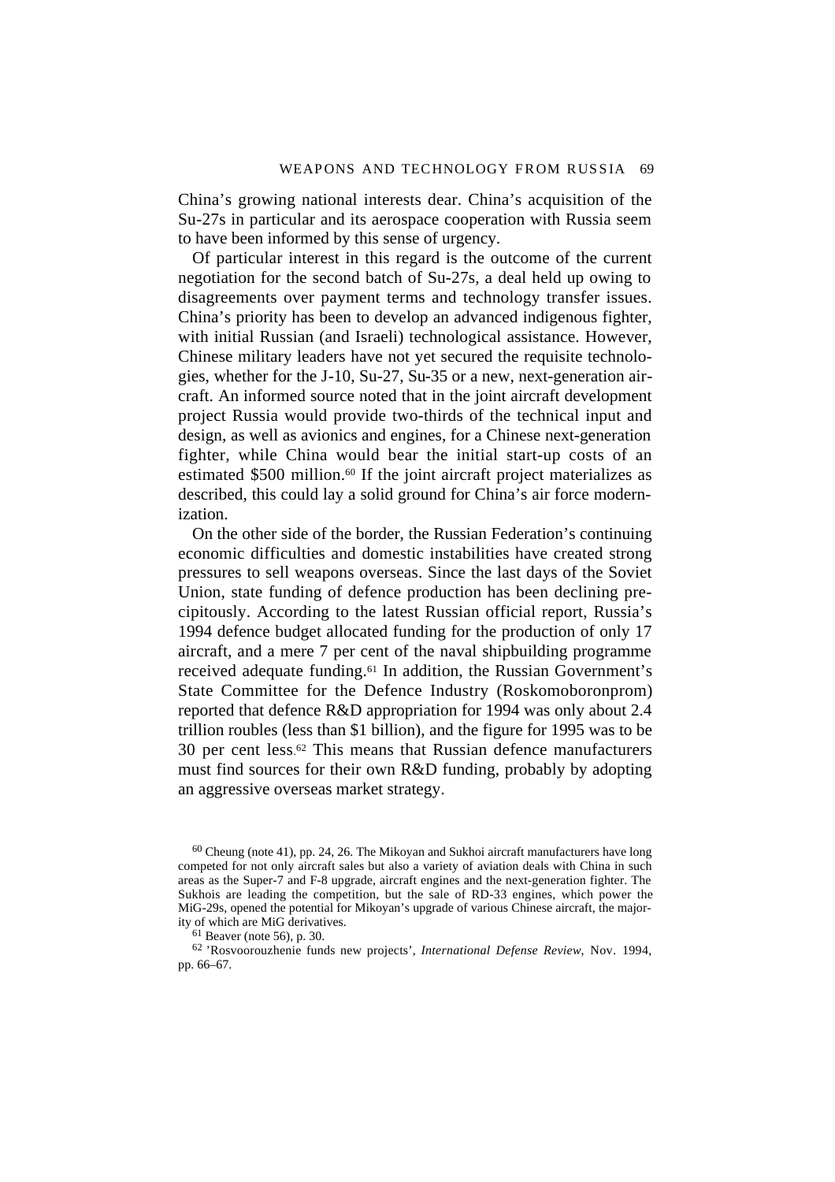China's growing national interests dear. China's acquisition of the Su-27s in particular and its aerospace cooperation with Russia seem to have been informed by this sense of urgency.

Of particular interest in this regard is the outcome of the current negotiation for the second batch of Su-27s, a deal held up owing to disagreements over payment terms and technology transfer issues. China's priority has been to develop an advanced indigenous fighter, with initial Russian (and Israeli) technological assistance. However, Chinese military leaders have not yet secured the requisite technologies, whether for the J-10, Su-27, Su-35 or a new, next-generation aircraft. An informed source noted that in the joint aircraft development project Russia would provide two-thirds of the technical input and design, as well as avionics and engines, for a Chinese next-generation fighter, while China would bear the initial start-up costs of an estimated $500 million.[60] If the joint aircraft project materializes as described, this could lay a solid ground for China's air force modernization.

On the other side of the border, the Russian Federation's continuing economic difficulties and domestic instabilities have created strong pressures to sell weapons overseas. Since the last days of the Soviet Union, state funding of defence production has been declining precipitously. According to the latest Russian official report, Russia's 1994 defence budget allocated funding for the production of only 17 aircraft, and a mere 7 per cent of the naval shipbuilding programme received adequate funding.[61] In addition, the Russian Government's State Committee for the Defence Industry (Roskomoboronprom) reported that defence R&D appropriation for 1994 was only about 2.4 trillion roubles (less than $1 billion), and the figure for 1995 was to be 30 per cent less.[62] This means that Russian defence manufacturers must find sources for their own R&D funding, probably by adopting an aggressive overseas market strategy.

[60] Cheung (note 41), pp. 24, 26. The Mikoyan and Sukhoi aircraft manufacturers have long competed for not only aircraft sales but also a variety of aviation deals with China in such areas as the Super-7 and F-8 upgrade, aircraft engines and the next-generation fighter. The Sukhois are leading the competition, but the sale of RD-33 engines, which power the MiG-29s, opened the potential for Mikoyan's upgrade of various Chinese aircraft, the majority of which are MiG derivatives.

[61] Beaver (note 56), p. 30.

[62] 'Rosvoorouzhenie funds new projects', *International Defense Review*, Nov. 1994, pp. 66–67.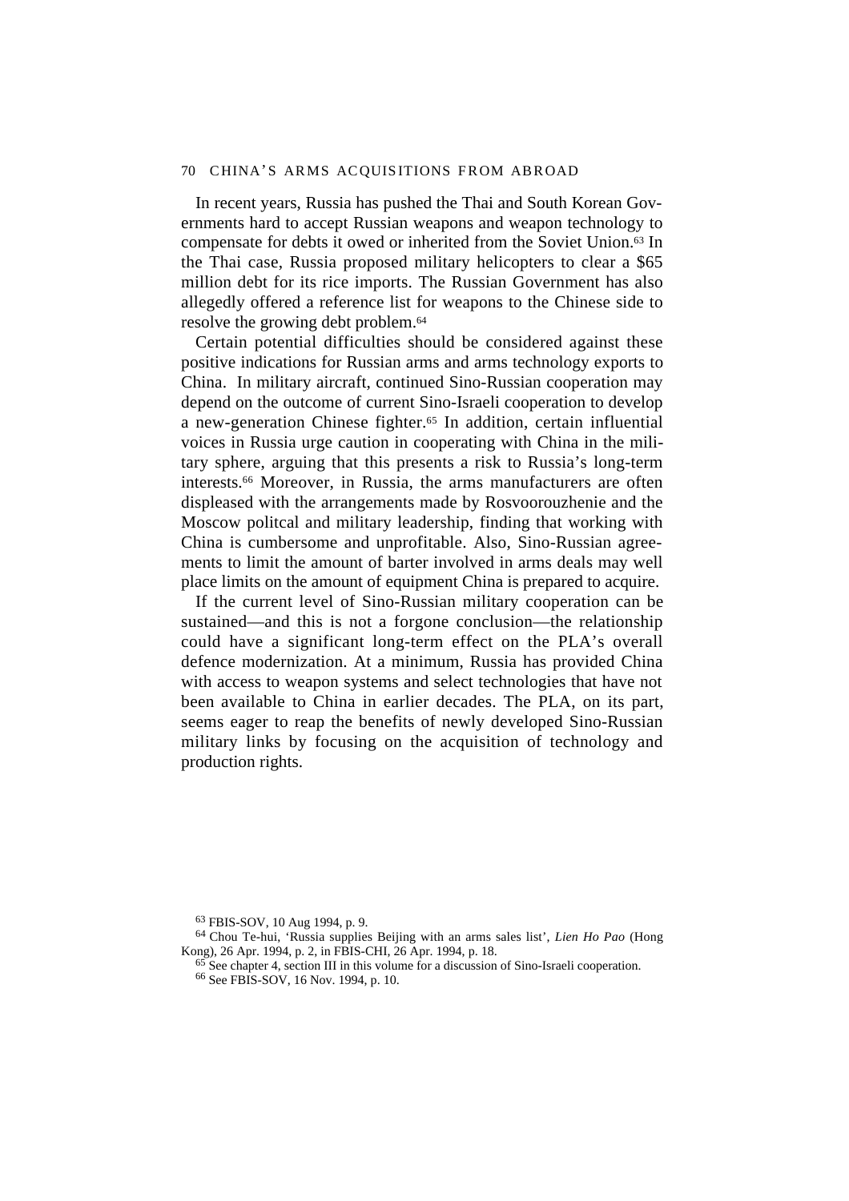In recent years, Russia has pushed the Thai and South Korean Governments hard to accept Russian weapons and weapon technology to compensate for debts it owed or inherited from the Soviet Union.[63] In the Thai case, Russia proposed military helicopters to clear a $65 million debt for its rice imports. The Russian Government has also allegedly offered a reference list for weapons to the Chinese side to resolve the growing debt problem.[64]

Certain potential difficulties should be considered against these positive indications for Russian arms and arms technology exports to China. In military aircraft, continued Sino-Russian cooperation may depend on the outcome of current Sino-Israeli cooperation to develop a new-generation Chinese fighter.[65] In addition, certain influential voices in Russia urge caution in cooperating with China in the military sphere, arguing that this presents a risk to Russia's long-term interests.[66] Moreover, in Russia, the arms manufacturers are often displeased with the arrangements made by Rosvoorouzhenie and the Moscow politcal and military leadership, finding that working with China is cumbersome and unprofitable. Also, Sino-Russian agreements to limit the amount of barter involved in arms deals may well place limits on the amount of equipment China is prepared to acquire.

If the current level of Sino-Russian military cooperation can be sustained—and this is not a forgone conclusion—the relationship could have a significant long-term effect on the PLA's overall defence modernization. At a minimum, Russia has provided China with access to weapon systems and select technologies that have not been available to China in earlier decades. The PLA, on its part, seems eager to reap the benefits of newly developed Sino-Russian military links by focusing on the acquisition of technology and production rights.

[63] FBIS-SOV, 10 Aug 1994, p. 9.

[64] Chou Te-hui, 'Russia supplies Beijing with an arms sales list', *Lien Ho Pao* (Hong Kong), 26 Apr. 1994, p. 2, in FBIS-CHI, 26 Apr. 1994, p. 18.

[65] See chapter 4, section III in this volume for a discussion of Sino-Israeli cooperation.

[66] See FBIS-SOV, 16 Nov. 1994, p. 10.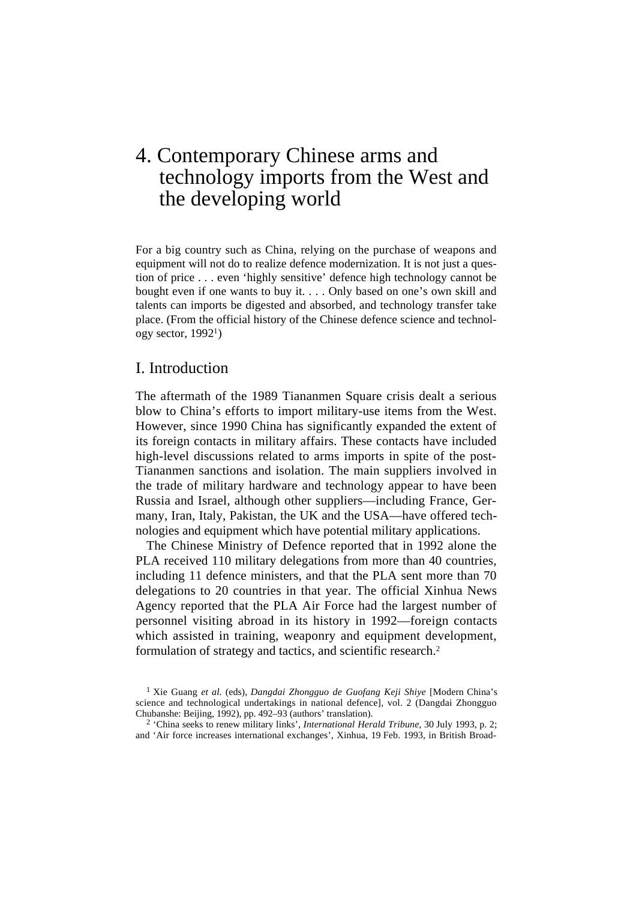# 4. Contemporary Chinese arms and technology imports from the West and the developing world

For a big country such as China, relying on the purchase of weapons and equipment will not do to realize defence modernization. It is not just a question of price . . . even 'highly sensitive' defence high technology cannot be bought even if one wants to buy it. . . . Only based on one's own skill and talents can imports be digested and absorbed, and technology transfer take place. (From the official history of the Chinese defence science and technology sector, 1992[1])

## I. Introduction

The aftermath of the 1989 Tiananmen Square crisis dealt a serious blow to China's efforts to import military-use items from the West. However, since 1990 China has significantly expanded the extent of its foreign contacts in military affairs. These contacts have included high-level discussions related to arms imports in spite of the post-Tiananmen sanctions and isolation. The main suppliers involved in the trade of military hardware and technology appear to have been Russia and Israel, although other suppliers—including France, Germany, Iran, Italy, Pakistan, the UK and the USA—have offered technologies and equipment which have potential military applications.

The Chinese Ministry of Defence reported that in 1992 alone the PLA received 110 military delegations from more than 40 countries, including 11 defence ministers, and that the PLA sent more than 70 delegations to 20 countries in that year. The official Xinhua News Agency reported that the PLA Air Force had the largest number of personnel visiting abroad in its history in 1992—foreign contacts which assisted in training, weaponry and equipment development, formulation of strategy and tactics, and scientific research.[2]

[1] Xie Guang *et al.* (eds), *Dangdai Zhongguo de Guofang Keji Shiye* [Modern China's science and technological undertakings in national defence], vol. 2 (Dangdai Zhongguo Chubanshe: Beijing, 1992), pp. 492–93 (authors' translation).

[2] 'China seeks to renew military links', *International Herald Tribune*, 30 July 1993, p. 2; and 'Air force increases international exchanges', Xinhua, 19 Feb. 1993, in British Broad-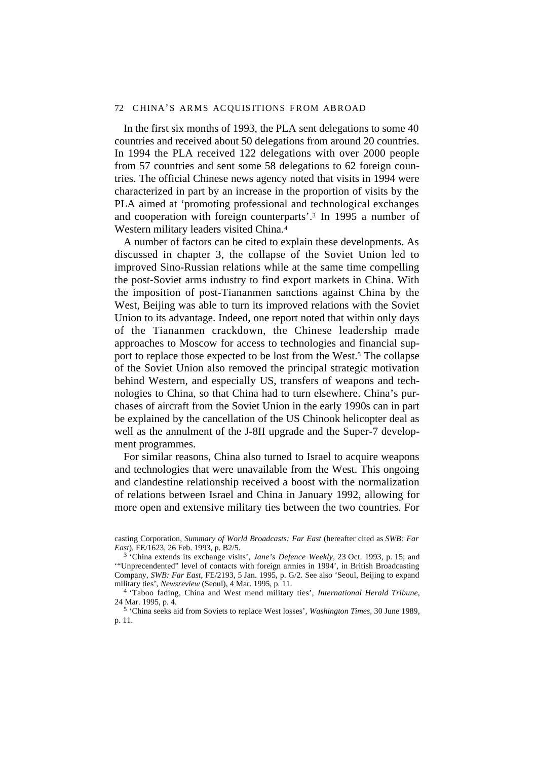In the first six months of 1993, the PLA sent delegations to some 40 countries and received about 50 delegations from around 20 countries. In 1994 the PLA received 122 delegations with over 2000 people from 57 countries and sent some 58 delegations to 62 foreign countries. The official Chinese news agency noted that visits in 1994 were characterized in part by an increase in the proportion of visits by the PLA aimed at 'promoting professional and technological exchanges and cooperation with foreign counterparts'.[3] In 1995 a number of Western military leaders visited China.[4]

A number of factors can be cited to explain these developments. As discussed in chapter 3, the collapse of the Soviet Union led to improved Sino-Russian relations while at the same time compelling the post-Soviet arms industry to find export markets in China. With the imposition of post-Tiananmen sanctions against China by the West, Beijing was able to turn its improved relations with the Soviet Union to its advantage. Indeed, one report noted that within only days of the Tiananmen crackdown, the Chinese leadership made approaches to Moscow for access to technologies and financial support to replace those expected to be lost from the West.[5] The collapse of the Soviet Union also removed the principal strategic motivation behind Western, and especially US, transfers of weapons and technologies to China, so that China had to turn elsewhere. China's purchases of aircraft from the Soviet Union in the early 1990s can in part be explained by the cancellation of the US Chinook helicopter deal as well as the annulment of the J-8II upgrade and the Super-7 development programmes.

For similar reasons, China also turned to Israel to acquire weapons and technologies that were unavailable from the West. This ongoing and clandestine relationship received a boost with the normalization of relations between Israel and China in January 1992, allowing for more open and extensive military ties between the two countries. For

casting Corporation, *Summary of World Broadcasts: Far East* (hereafter cited as *SWB: Far East*), FE/1623, 26 Feb. 1993, p. B2/5.

[3] 'China extends its exchange visits', *Jane's Defence Weekly*, 23 Oct. 1993, p. 15; and '"Unprecendented" level of contacts with foreign armies in 1994', in British Broadcasting Company, *SWB: Far East*, FE/2193, 5 Jan. 1995, p. G/2. See also 'Seoul, Beijing to expand military ties', *Newsreview* (Seoul), 4 Mar. 1995, p. 11.

[4] 'Taboo fading, China and West mend military ties', *International Herald Tribune*, 24 Mar. 1995, p. 4.

[5] 'China seeks aid from Soviets to replace West losses', *Washington Times*, 30 June 1989, p. 11.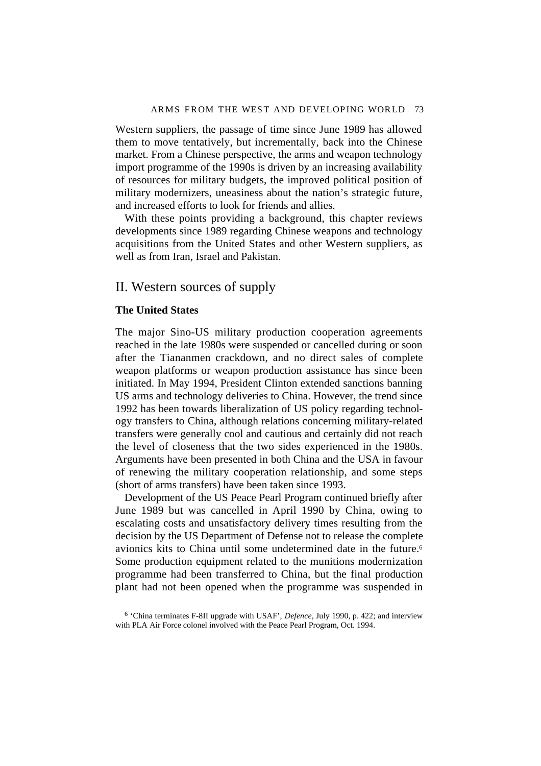Western suppliers, the passage of time since June 1989 has allowed them to move tentatively, but incrementally, back into the Chinese market. From a Chinese perspective, the arms and weapon technology import programme of the 1990s is driven by an increasing availability of resources for military budgets, the improved political position of military modernizers, uneasiness about the nation's strategic future, and increased efforts to look for friends and allies.

With these points providing a background, this chapter reviews developments since 1989 regarding Chinese weapons and technology acquisitions from the United States and other Western suppliers, as well as from Iran, Israel and Pakistan.

## II. Western sources of supply

### The United States

The major Sino-US military production cooperation agreements reached in the late 1980s were suspended or cancelled during or soon after the Tiananmen crackdown, and no direct sales of complete weapon platforms or weapon production assistance has since been initiated. In May 1994, President Clinton extended sanctions banning US arms and technology deliveries to China. However, the trend since 1992 has been towards liberalization of US policy regarding technology transfers to China, although relations concerning military-related transfers were generally cool and cautious and certainly did not reach the level of closeness that the two sides experienced in the 1980s. Arguments have been presented in both China and the USA in favour of renewing the military cooperation relationship, and some steps (short of arms transfers) have been taken since 1993.

Development of the US Peace Pearl Program continued briefly after June 1989 but was cancelled in April 1990 by China, owing to escalating costs and unsatisfactory delivery times resulting from the decision by the US Department of Defense not to release the complete avionics kits to China until some undetermined date in the future.[6] Some production equipment related to the munitions modernization programme had been transferred to China, but the final production plant had not been opened when the programme was suspended in

[6] 'China terminates F-8II upgrade with USAF', *Defence*, July 1990, p. 422; and interview with PLA Air Force colonel involved with the Peace Pearl Program, Oct. 1994.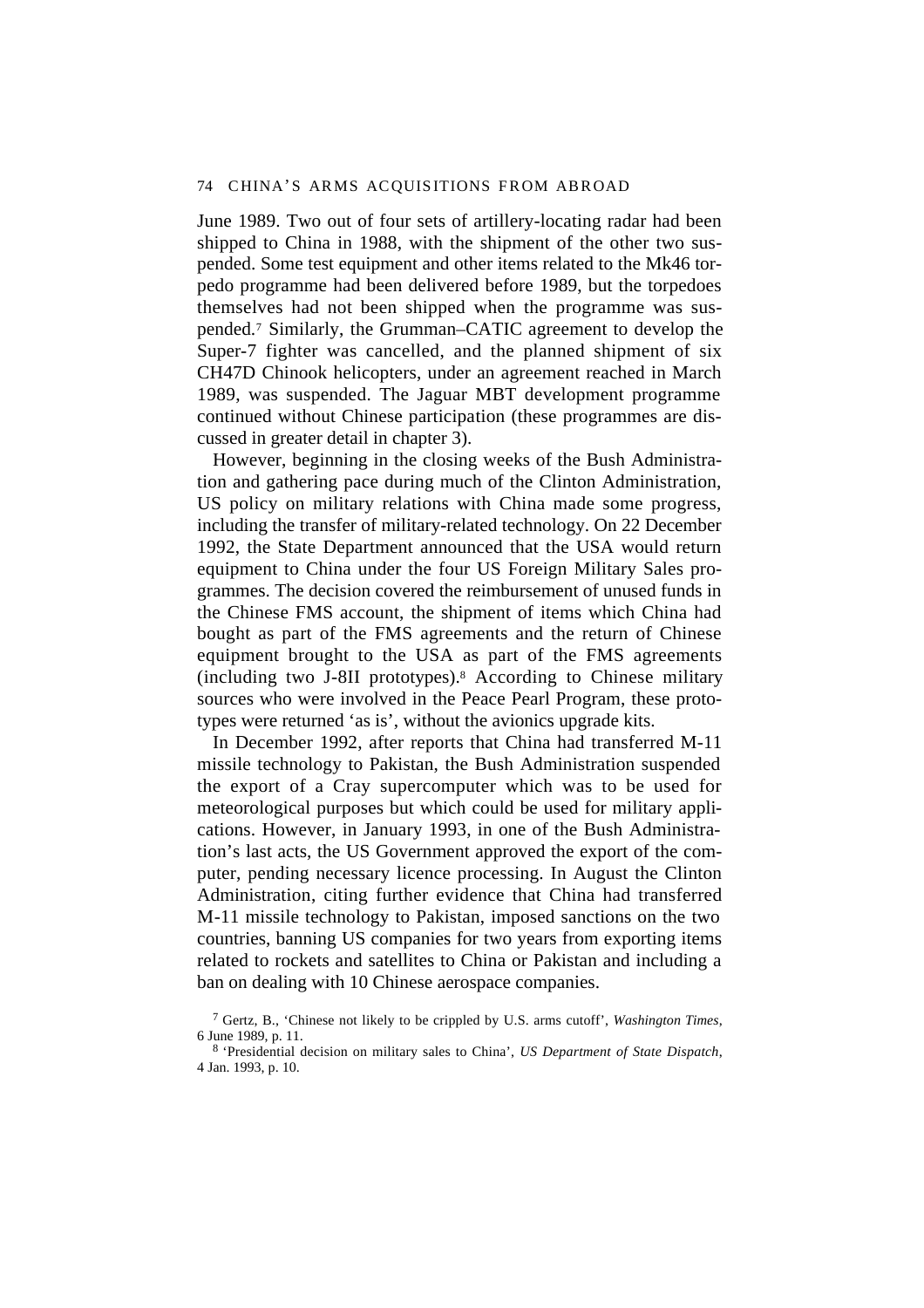June 1989. Two out of four sets of artillery-locating radar had been shipped to China in 1988, with the shipment of the other two suspended. Some test equipment and other items related to the Mk46 torpedo programme had been delivered before 1989, but the torpedoes themselves had not been shipped when the programme was suspended.[7] Similarly, the Grumman–CATIC agreement to develop the Super-7 fighter was cancelled, and the planned shipment of six CH47D Chinook helicopters, under an agreement reached in March 1989, was suspended. The Jaguar MBT development programme continued without Chinese participation (these programmes are discussed in greater detail in chapter 3).

However, beginning in the closing weeks of the Bush Administration and gathering pace during much of the Clinton Administration, US policy on military relations with China made some progress, including the transfer of military-related technology. On 22 December 1992, the State Department announced that the USA would return equipment to China under the four US Foreign Military Sales programmes. The decision covered the reimbursement of unused funds in the Chinese FMS account, the shipment of items which China had bought as part of the FMS agreements and the return of Chinese equipment brought to the USA as part of the FMS agreements (including two J-8II prototypes).[8] According to Chinese military sources who were involved in the Peace Pearl Program, these prototypes were returned 'as is', without the avionics upgrade kits.

In December 1992, after reports that China had transferred M-11 missile technology to Pakistan, the Bush Administration suspended the export of a Cray supercomputer which was to be used for meteorological purposes but which could be used for military applications. However, in January 1993, in one of the Bush Administration's last acts, the US Government approved the export of the computer, pending necessary licence processing. In August the Clinton Administration, citing further evidence that China had transferred M-11 missile technology to Pakistan, imposed sanctions on the two countries, banning US companies for two years from exporting items related to rockets and satellites to China or Pakistan and including a ban on dealing with 10 Chinese aerospace companies.

[7] Gertz, B., 'Chinese not likely to be crippled by U.S. arms cutoff', *Washington Times*, 6 June 1989, p. 11.

[8] 'Presidential decision on military sales to China', *US Department of State Dispatch*, 4 Jan. 1993, p. 10.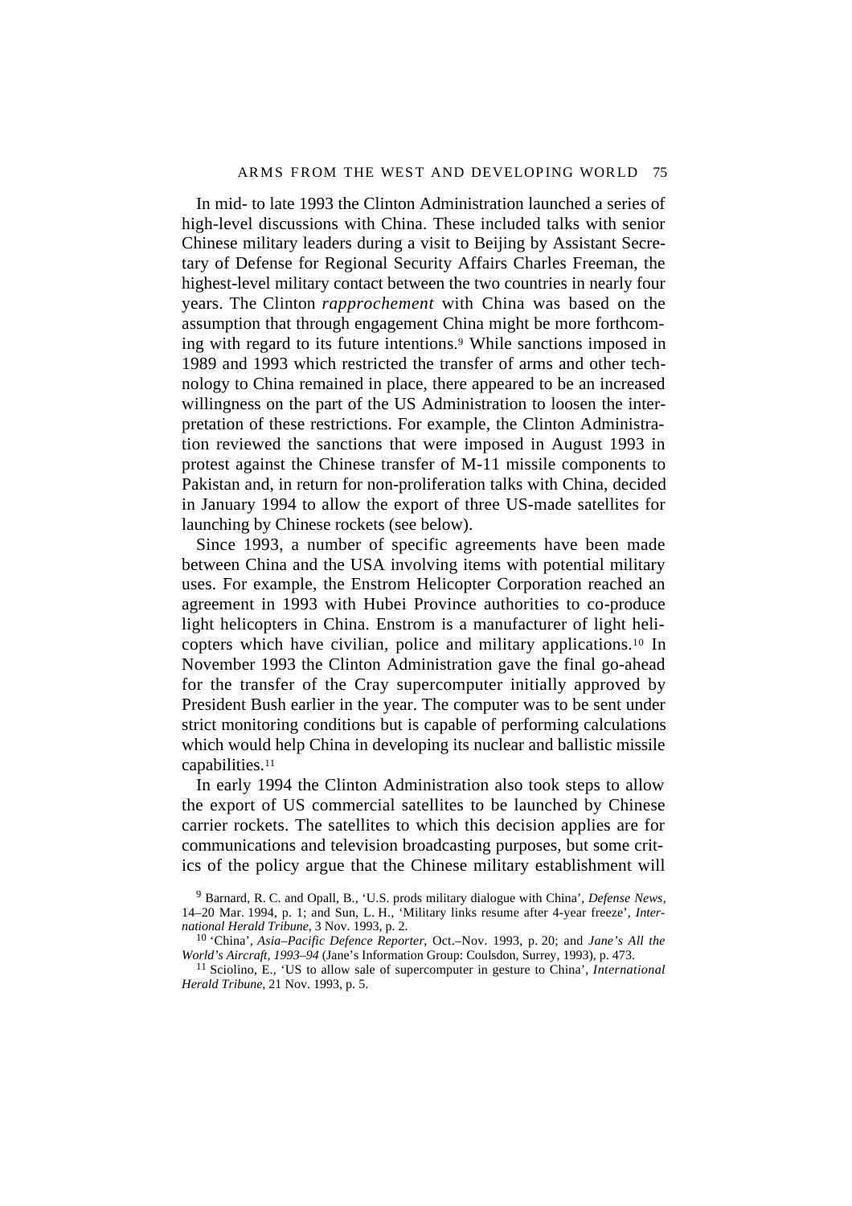In mid- to late 1993 the Clinton Administration launched a series of high-level discussions with China. These included talks with senior Chinese military leaders during a visit to Beijing by Assistant Secretary of Defense for Regional Security Affairs Charles Freeman, the highest-level military contact between the two countries in nearly four years. The Clinton *rapprochement* with China was based on the assumption that through engagement China might be more forthcoming with regard to its future intentions.[9] While sanctions imposed in 1989 and 1993 which restricted the transfer of arms and other technology to China remained in place, there appeared to be an increased willingness on the part of the US Administration to loosen the interpretation of these restrictions. For example, the Clinton Administration reviewed the sanctions that were imposed in August 1993 in protest against the Chinese transfer of M-11 missile components to Pakistan and, in return for non-proliferation talks with China, decided in January 1994 to allow the export of three US-made satellites for launching by Chinese rockets (see below).

Since 1993, a number of specific agreements have been made between China and the USA involving items with potential military uses. For example, the Enstrom Helicopter Corporation reached an agreement in 1993 with Hubei Province authorities to co-produce light helicopters in China. Enstrom is a manufacturer of light helicopters which have civilian, police and military applications.[10] In November 1993 the Clinton Administration gave the final go-ahead for the transfer of the Cray supercomputer initially approved by President Bush earlier in the year. The computer was to be sent under strict monitoring conditions but is capable of performing calculations which would help China in developing its nuclear and ballistic missile capabilities.[11]

In early 1994 the Clinton Administration also took steps to allow the export of US commercial satellites to be launched by Chinese carrier rockets. The satellites to which this decision applies are for communications and television broadcasting purposes, but some critics of the policy argue that the Chinese military establishment will

[9] Barnard, R. C. and Opall, B., 'U.S. prods military dialogue with China', *Defense News*, 14–20 Mar. 1994, p. 1; and Sun, L. H., 'Military links resume after 4-year freeze', *International Herald Tribune*, 3 Nov. 1993, p. 2.

[10] 'China', *Asia–Pacific Defence Reporter*, Oct.–Nov. 1993, p. 20; and *Jane's All the World's Aircraft, 1993–94* (Jane's Information Group: Coulsdon, Surrey, 1993), p. 473.

[11] Sciolino, E., 'US to allow sale of supercomputer in gesture to China', *International Herald Tribune*, 21 Nov. 1993, p. 5.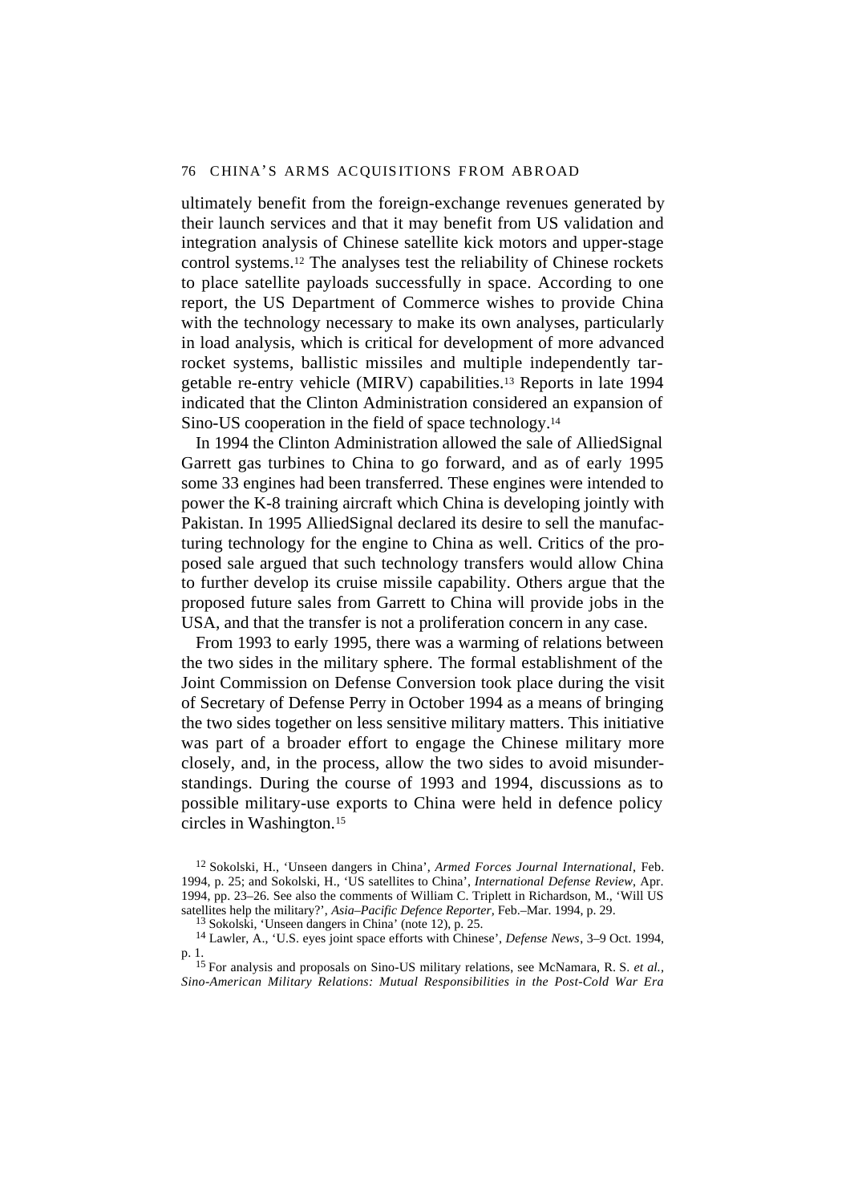ultimately benefit from the foreign-exchange revenues generated by their launch services and that it may benefit from US validation and integration analysis of Chinese satellite kick motors and upper-stage control systems.[12] The analyses test the reliability of Chinese rockets to place satellite payloads successfully in space. According to one report, the US Department of Commerce wishes to provide China with the technology necessary to make its own analyses, particularly in load analysis, which is critical for development of more advanced rocket systems, ballistic missiles and multiple independently targetable re-entry vehicle (MIRV) capabilities.[13] Reports in late 1994 indicated that the Clinton Administration considered an expansion of Sino-US cooperation in the field of space technology.[14]

In 1994 the Clinton Administration allowed the sale of AlliedSignal Garrett gas turbines to China to go forward, and as of early 1995 some 33 engines had been transferred. These engines were intended to power the K-8 training aircraft which China is developing jointly with Pakistan. In 1995 AlliedSignal declared its desire to sell the manufacturing technology for the engine to China as well. Critics of the proposed sale argued that such technology transfers would allow China to further develop its cruise missile capability. Others argue that the proposed future sales from Garrett to China will provide jobs in the USA, and that the transfer is not a proliferation concern in any case.

From 1993 to early 1995, there was a warming of relations between the two sides in the military sphere. The formal establishment of the Joint Commission on Defense Conversion took place during the visit of Secretary of Defense Perry in October 1994 as a means of bringing the two sides together on less sensitive military matters. This initiative was part of a broader effort to engage the Chinese military more closely, and, in the process, allow the two sides to avoid misunderstandings. During the course of 1993 and 1994, discussions as to possible military-use exports to China were held in defence policy circles in Washington.[15]

[12] Sokolski, H., 'Unseen dangers in China', *Armed Forces Journal International*, Feb. 1994, p. 25; and Sokolski, H., 'US satellites to China', *International Defense Review*, Apr. 1994, pp. 23–26. See also the comments of William C. Triplett in Richardson, M., 'Will US satellites help the military?', *Asia–Pacific Defence Reporter*, Feb.–Mar. 1994, p. 29.

[13] Sokolski, 'Unseen dangers in China' (note 12), p. 25.

[14] Lawler, A., 'U.S. eyes joint space efforts with Chinese', *Defense News*, 3–9 Oct. 1994, p. 1.

[15] For analysis and proposals on Sino-US military relations, see McNamara, R. S. *et al.*, *Sino-American Military Relations: Mutual Responsibilities in the Post-Cold War Era*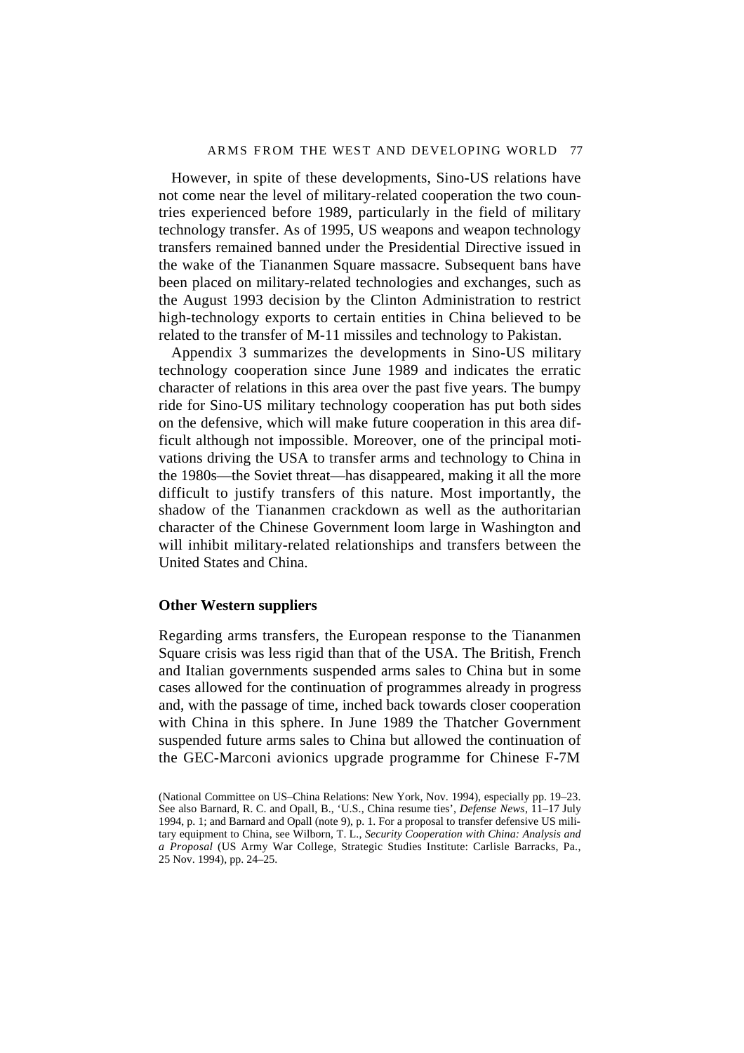However, in spite of these developments, Sino-US relations have not come near the level of military-related cooperation the two countries experienced before 1989, particularly in the field of military technology transfer. As of 1995, US weapons and weapon technology transfers remained banned under the Presidential Directive issued in the wake of the Tiananmen Square massacre. Subsequent bans have been placed on military-related technologies and exchanges, such as the August 1993 decision by the Clinton Administration to restrict high-technology exports to certain entities in China believed to be related to the transfer of M-11 missiles and technology to Pakistan.

Appendix 3 summarizes the developments in Sino-US military technology cooperation since June 1989 and indicates the erratic character of relations in this area over the past five years. The bumpy ride for Sino-US military technology cooperation has put both sides on the defensive, which will make future cooperation in this area difficult although not impossible. Moreover, one of the principal motivations driving the USA to transfer arms and technology to China in the 1980s—the Soviet threat—has disappeared, making it all the more difficult to justify transfers of this nature. Most importantly, the shadow of the Tiananmen crackdown as well as the authoritarian character of the Chinese Government loom large in Washington and will inhibit military-related relationships and transfers between the United States and China.

### Other Western suppliers

Regarding arms transfers, the European response to the Tiananmen Square crisis was less rigid than that of the USA. The British, French and Italian governments suspended arms sales to China but in some cases allowed for the continuation of programmes already in progress and, with the passage of time, inched back towards closer cooperation with China in this sphere. In June 1989 the Thatcher Government suspended future arms sales to China but allowed the continuation of the GEC-Marconi avionics upgrade programme for Chinese F-7M

(National Committee on US–China Relations: New York, Nov. 1994), especially pp. 19–23. See also Barnard, R. C. and Opall, B., 'U.S., China resume ties', *Defense News*, 11–17 July 1994, p. 1; and Barnard and Opall (note 9), p. 1. For a proposal to transfer defensive US military equipment to China, see Wilborn, T. L., *Security Cooperation with China: Analysis and a Proposal* (US Army War College, Strategic Studies Institute: Carlisle Barracks, Pa., 25 Nov. 1994), pp. 24–25.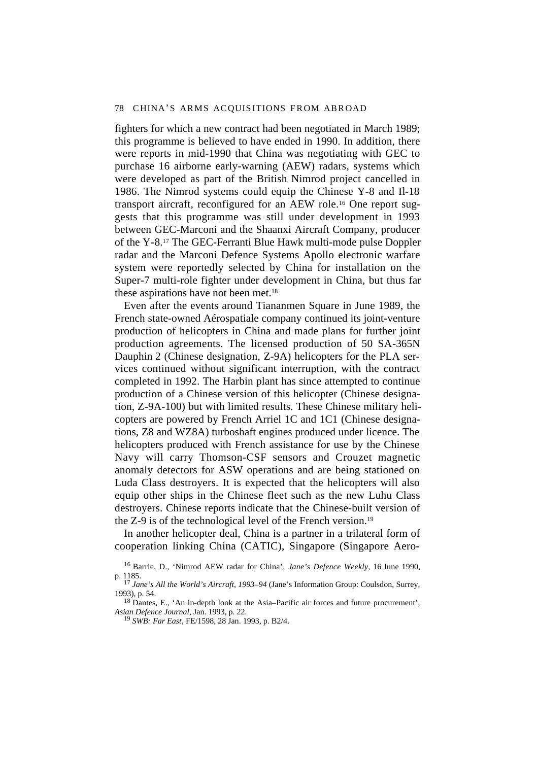fighters for which a new contract had been negotiated in March 1989; this programme is believed to have ended in 1990. In addition, there were reports in mid-1990 that China was negotiating with GEC to purchase 16 airborne early-warning (AEW) radars, systems which were developed as part of the British Nimrod project cancelled in 1986. The Nimrod systems could equip the Chinese Y-8 and Il-18 transport aircraft, reconfigured for an AEW role.[16] One report suggests that this programme was still under development in 1993 between GEC-Marconi and the Shaanxi Aircraft Company, producer of the Y-8.[17] The GEC-Ferranti Blue Hawk multi-mode pulse Doppler radar and the Marconi Defence Systems Apollo electronic warfare system were reportedly selected by China for installation on the Super-7 multi-role fighter under development in China, but thus far these aspirations have not been met.[18]

Even after the events around Tiananmen Square in June 1989, the French state-owned Aérospatiale company continued its joint-venture production of helicopters in China and made plans for further joint production agreements. The licensed production of 50 SA-365N Dauphin 2 (Chinese designation, Z-9A) helicopters for the PLA services continued without significant interruption, with the contract completed in 1992. The Harbin plant has since attempted to continue production of a Chinese version of this helicopter (Chinese designation, Z-9A-100) but with limited results. These Chinese military helicopters are powered by French Arriel 1C and 1C1 (Chinese designations, Z8 and WZ8A) turboshaft engines produced under licence. The helicopters produced with French assistance for use by the Chinese Navy will carry Thomson-CSF sensors and Crouzet magnetic anomaly detectors for ASW operations and are being stationed on Luda Class destroyers. It is expected that the helicopters will also equip other ships in the Chinese fleet such as the new Luhu Class destroyers. Chinese reports indicate that the Chinese-built version of the Z-9 is of the technological level of the French version.[19]

In another helicopter deal, China is a partner in a trilateral form of cooperation linking China (CATIC), Singapore (Singapore Aero-

[16] Barrie, D., 'Nimrod AEW radar for China', *Jane's Defence Weekly*, 16 June 1990, p. 1185.

[17] *Jane's All the World's Aircraft, 1993–94* (Jane's Information Group: Coulsdon, Surrey, 1993), p. 54.

[18] Dantes, E., 'An in-depth look at the Asia–Pacific air forces and future procurement', *Asian Defence Journal*, Jan. 1993, p. 22.

[19] *SWB: Far East*, FE/1598, 28 Jan. 1993, p. B2/4.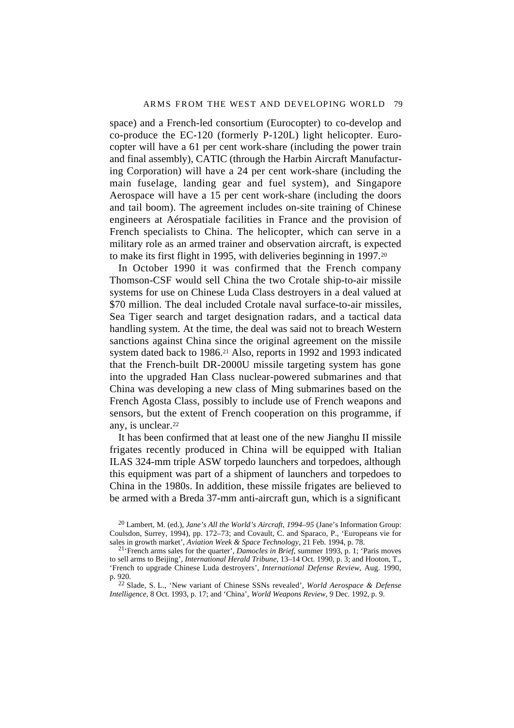space) and a French-led consortium (Eurocopter) to co-develop and co-produce the EC-120 (formerly P-120L) light helicopter. Eurocopter will have a 61 per cent work-share (including the power train and final assembly), CATIC (through the Harbin Aircraft Manufacturing Corporation) will have a 24 per cent work-share (including the main fuselage, landing gear and fuel system), and Singapore Aerospace will have a 15 per cent work-share (including the doors and tail boom). The agreement includes on-site training of Chinese engineers at Aérospatiale facilities in France and the provision of French specialists to China. The helicopter, which can serve in a military role as an armed trainer and observation aircraft, is expected to make its first flight in 1995, with deliveries beginning in 1997.[20]

In October 1990 it was confirmed that the French company Thomson-CSF would sell China the two Crotale ship-to-air missile systems for use on Chinese Luda Class destroyers in a deal valued at $70 million. The deal included Crotale naval surface-to-air missiles, Sea Tiger search and target designation radars, and a tactical data handling system. At the time, the deal was said not to breach Western sanctions against China since the original agreement on the missile system dated back to 1986.[21] Also, reports in 1992 and 1993 indicated that the French-built DR-2000U missile targeting system has gone into the upgraded Han Class nuclear-powered submarines and that China was developing a new class of Ming submarines based on the French Agosta Class, possibly to include use of French weapons and sensors, but the extent of French cooperation on this programme, if any, is unclear.[22]

It has been confirmed that at least one of the new Jianghu II missile frigates recently produced in China will be equipped with Italian ILAS 324-mm triple ASW torpedo launchers and torpedoes, although this equipment was part of a shipment of launchers and torpedoes to China in the 1980s. In addition, these missile frigates are believed to be armed with a Breda 37-mm anti-aircraft gun, which is a significant

[20] Lambert, M. (ed.), *Jane's All the World's Aircraft, 1994–95* (Jane's Information Group: Coulsdon, Surrey, 1994), pp. 172–73; and Covault, C. and Sparaco, P., 'Europeans vie for sales in growth market', *Aviation Week & Space Technology*, 21 Feb. 1994, p. 78.

[21] 'French arms sales for the quarter', *Damocles in Brief*, summer 1993, p. 1; 'Paris moves to sell arms to Beijing', *International Herald Tribune*, 13–14 Oct. 1990, p. 3; and Hooton, T., 'French to upgrade Chinese Luda destroyers', *International Defense Review*, Aug. 1990, p. 920.

[22] Slade, S. L., 'New variant of Chinese SSNs revealed', *World Aerospace & Defense Intelligence*, 8 Oct. 1993, p. 17; and 'China', *World Weapons Review*, 9 Dec. 1992, p. 9.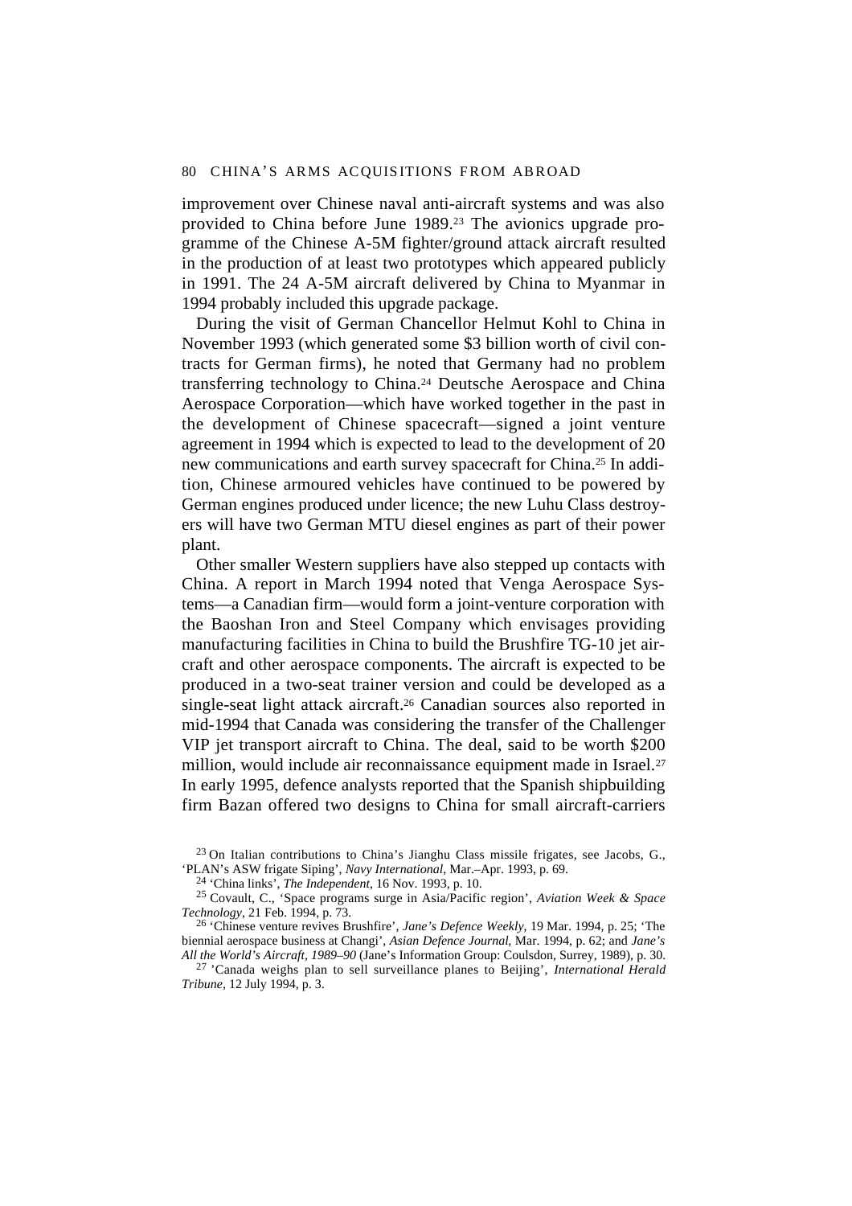improvement over Chinese naval anti-aircraft systems and was also provided to China before June 1989.[23] The avionics upgrade programme of the Chinese A-5M fighter/ground attack aircraft resulted in the production of at least two prototypes which appeared publicly in 1991. The 24 A-5M aircraft delivered by China to Myanmar in 1994 probably included this upgrade package.

During the visit of German Chancellor Helmut Kohl to China in November 1993 (which generated some $3 billion worth of civil contracts for German firms), he noted that Germany had no problem transferring technology to China.[24] Deutsche Aerospace and China Aerospace Corporation—which have worked together in the past in the development of Chinese spacecraft—signed a joint venture agreement in 1994 which is expected to lead to the development of 20 new communications and earth survey spacecraft for China.[25] In addition, Chinese armoured vehicles have continued to be powered by German engines produced under licence; the new Luhu Class destroyers will have two German MTU diesel engines as part of their power plant.

Other smaller Western suppliers have also stepped up contacts with China. A report in March 1994 noted that Venga Aerospace Systems—a Canadian firm—would form a joint-venture corporation with the Baoshan Iron and Steel Company which envisages providing manufacturing facilities in China to build the Brushfire TG-10 jet aircraft and other aerospace components. The aircraft is expected to be produced in a two-seat trainer version and could be developed as a single-seat light attack aircraft.[26] Canadian sources also reported in mid-1994 that Canada was considering the transfer of the Challenger VIP jet transport aircraft to China. The deal, said to be worth $200 million, would include air reconnaissance equipment made in Israel.[27] In early 1995, defence analysts reported that the Spanish shipbuilding firm Bazan offered two designs to China for small aircraft-carriers

[23] On Italian contributions to China's Jianghu Class missile frigates, see Jacobs, G., 'PLAN's ASW frigate Siping', *Navy International*, Mar.–Apr. 1993, p. 69.

[24] 'China links', *The Independent*, 16 Nov. 1993, p. 10.

[25] Covault, C., 'Space programs surge in Asia/Pacific region', *Aviation Week & Space Technology*, 21 Feb. 1994, p. 73.

[26] 'Chinese venture revives Brushfire', *Jane's Defence Weekly*, 19 Mar. 1994, p. 25; 'The biennial aerospace business at Changi', *Asian Defence Journal*, Mar. 1994, p. 62; and *Jane's All the World's Aircraft, 1989–90* (Jane's Information Group: Coulsdon, Surrey, 1989), p. 30.

[27] 'Canada weighs plan to sell surveillance planes to Beijing', *International Herald Tribune*, 12 July 1994, p. 3.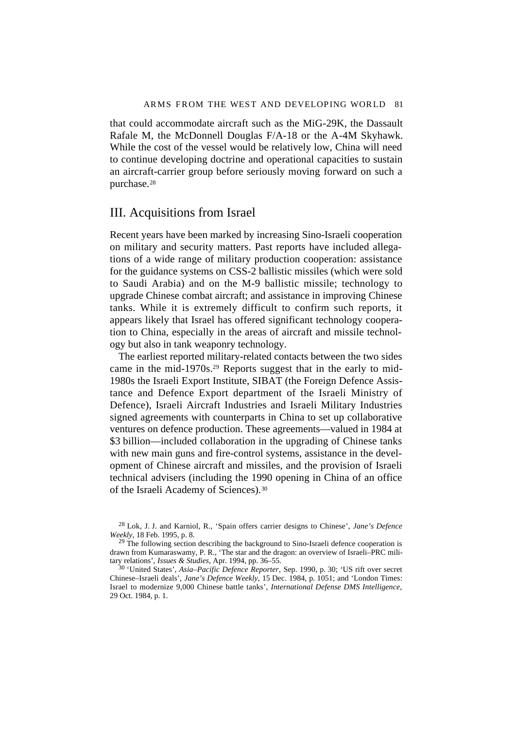that could accommodate aircraft such as the MiG-29K, the Dassault Rafale M, the McDonnell Douglas F/A-18 or the A-4M Skyhawk. While the cost of the vessel would be relatively low, China will need to continue developing doctrine and operational capacities to sustain an aircraft-carrier group before seriously moving forward on such a purchase.[28]

## III. Acquisitions from Israel

Recent years have been marked by increasing Sino-Israeli cooperation on military and security matters. Past reports have included allegations of a wide range of military production cooperation: assistance for the guidance systems on CSS-2 ballistic missiles (which were sold to Saudi Arabia) and on the M-9 ballistic missile; technology to upgrade Chinese combat aircraft; and assistance in improving Chinese tanks. While it is extremely difficult to confirm such reports, it appears likely that Israel has offered significant technology cooperation to China, especially in the areas of aircraft and missile technology but also in tank weaponry technology.

The earliest reported military-related contacts between the two sides came in the mid-1970s.[29] Reports suggest that in the early to mid-1980s the Israeli Export Institute, SIBAT (the Foreign Defence Assistance and Defence Export department of the Israeli Ministry of Defence), Israeli Aircraft Industries and Israeli Military Industries signed agreements with counterparts in China to set up collaborative ventures on defence production. These agreements—valued in 1984 at \$3 billion—included collaboration in the upgrading of Chinese tanks with new main guns and fire-control systems, assistance in the development of Chinese aircraft and missiles, and the provision of Israeli technical advisers (including the 1990 opening in China of an office of the Israeli Academy of Sciences).[30]

[28] Lok, J. J. and Karniol, R., 'Spain offers carrier designs to Chinese', *Jane's Defence Weekly*, 18 Feb. 1995, p. 8.

[29] The following section describing the background to Sino-Israeli defence cooperation is drawn from Kumaraswamy, P. R., 'The star and the dragon: an overview of Israeli–PRC military relations', *Issues & Studies*, Apr. 1994, pp. 36–55.

[30] 'United States', *Asia–Pacific Defence Reporter*, Sep. 1990, p. 30; 'US rift over secret Chinese–Israeli deals', *Jane's Defence Weekly*, 15 Dec. 1984, p. 1051; and 'London Times: Israel to modernize 9,000 Chinese battle tanks', *International Defense DMS Intelligence*, 29 Oct. 1984, p. 1.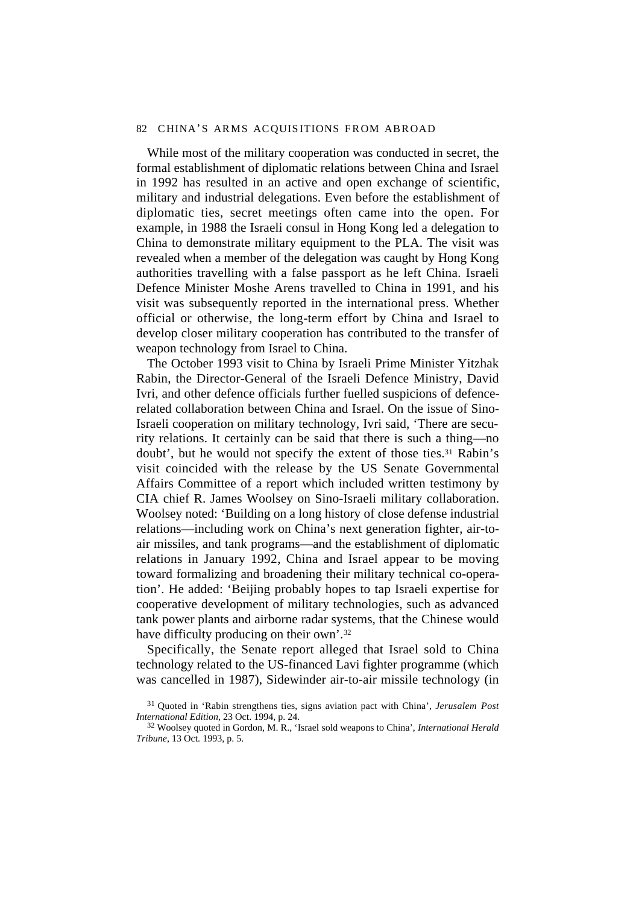While most of the military cooperation was conducted in secret, the formal establishment of diplomatic relations between China and Israel in 1992 has resulted in an active and open exchange of scientific, military and industrial delegations. Even before the establishment of diplomatic ties, secret meetings often came into the open. For example, in 1988 the Israeli consul in Hong Kong led a delegation to China to demonstrate military equipment to the PLA. The visit was revealed when a member of the delegation was caught by Hong Kong authorities travelling with a false passport as he left China. Israeli Defence Minister Moshe Arens travelled to China in 1991, and his visit was subsequently reported in the international press. Whether official or otherwise, the long-term effort by China and Israel to develop closer military cooperation has contributed to the transfer of weapon technology from Israel to China.

The October 1993 visit to China by Israeli Prime Minister Yitzhak Rabin, the Director-General of the Israeli Defence Ministry, David Ivri, and other defence officials further fuelled suspicions of defence-related collaboration between China and Israel. On the issue of Sino-Israeli cooperation on military technology, Ivri said, 'There are security relations. It certainly can be said that there is such a thing—no doubt', but he would not specify the extent of those ties.[31] Rabin's visit coincided with the release by the US Senate Governmental Affairs Committee of a report which included written testimony by CIA chief R. James Woolsey on Sino-Israeli military collaboration. Woolsey noted: 'Building on a long history of close defense industrial relations—including work on China's next generation fighter, air-to-air missiles, and tank programs—and the establishment of diplomatic relations in January 1992, China and Israel appear to be moving toward formalizing and broadening their military technical co-operation'. He added: 'Beijing probably hopes to tap Israeli expertise for cooperative development of military technologies, such as advanced tank power plants and airborne radar systems, that the Chinese would have difficulty producing on their own'.[32]

Specifically, the Senate report alleged that Israel sold to China technology related to the US-financed Lavi fighter programme (which was cancelled in 1987), Sidewinder air-to-air missile technology (in

[31] Quoted in 'Rabin strengthens ties, signs aviation pact with China', *Jerusalem Post International Edition*, 23 Oct. 1994, p. 24.

[32] Woolsey quoted in Gordon, M. R., 'Israel sold weapons to China', *International Herald Tribune*, 13 Oct. 1993, p. 5.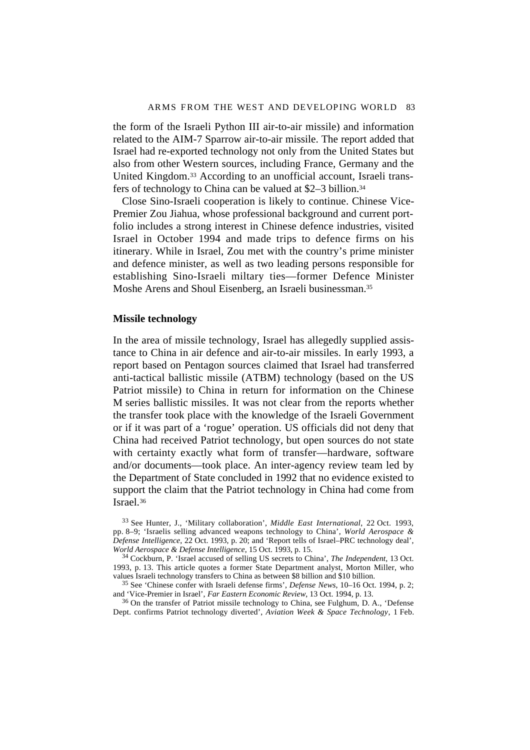the form of the Israeli Python III air-to-air missile) and information related to the AIM-7 Sparrow air-to-air missile. The report added that Israel had re-exported technology not only from the United States but also from other Western sources, including France, Germany and the United Kingdom.[33] According to an unofficial account, Israeli transfers of technology to China can be valued at $2–3 billion.[34]

Close Sino-Israeli cooperation is likely to continue. Chinese Vice-Premier Zou Jiahua, whose professional background and current portfolio includes a strong interest in Chinese defence industries, visited Israel in October 1994 and made trips to defence firms on his itinerary. While in Israel, Zou met with the country's prime minister and defence minister, as well as two leading persons responsible for establishing Sino-Israeli miltary ties—former Defence Minister Moshe Arens and Shoul Eisenberg, an Israeli businessman.[35]

### Missile technology

In the area of missile technology, Israel has allegedly supplied assistance to China in air defence and air-to-air missiles. In early 1993, a report based on Pentagon sources claimed that Israel had transferred anti-tactical ballistic missile (ATBM) technology (based on the US Patriot missile) to China in return for information on the Chinese M series ballistic missiles. It was not clear from the reports whether the transfer took place with the knowledge of the Israeli Government or if it was part of a 'rogue' operation. US officials did not deny that China had received Patriot technology, but open sources do not state with certainty exactly what form of transfer—hardware, software and/or documents—took place. An inter-agency review team led by the Department of State concluded in 1992 that no evidence existed to support the claim that the Patriot technology in China had come from Israel.[36]

[33] See Hunter, J., 'Military collaboration', *Middle East International*, 22 Oct. 1993, pp. 8–9; 'Israelis selling advanced weapons technology to China', *World Aerospace & Defense Intelligence*, 22 Oct. 1993, p. 20; and 'Report tells of Israel–PRC technology deal', *World Aerospace & Defense Intelligence*, 15 Oct. 1993, p. 15.

[34] Cockburn, P. 'Israel accused of selling US secrets to China', *The Independent*, 13 Oct. 1993, p. 13. This article quotes a former State Department analyst, Morton Miller, who values Israeli technology transfers to China as between $8 billion and $10 billion.

[35] See 'Chinese confer with Israeli defense firms', *Defense News*, 10–16 Oct. 1994, p. 2; and 'Vice-Premier in Israel', *Far Eastern Economic Review*, 13 Oct. 1994, p. 13.

[36] On the transfer of Patriot missile technology to China, see Fulghum, D. A., 'Defense Dept. confirms Patriot technology diverted', *Aviation Week & Space Technology*, 1 Feb.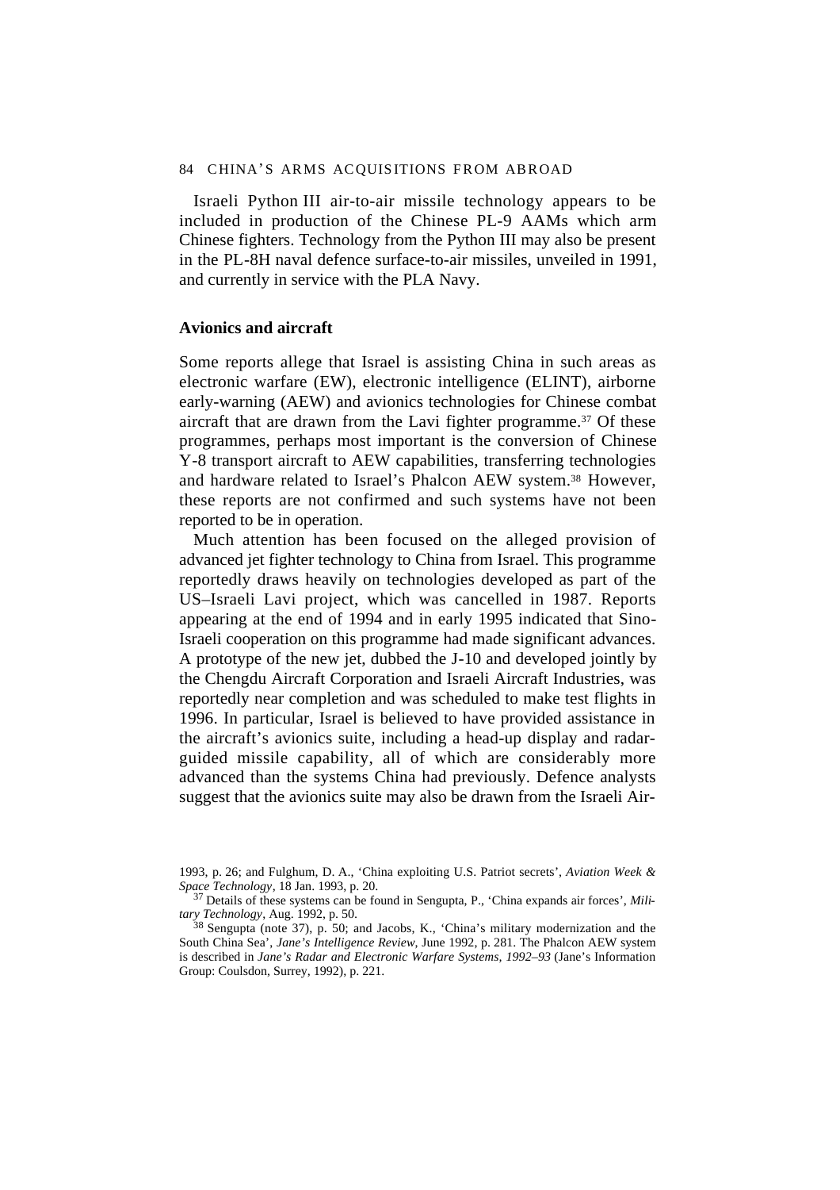Israeli Python III air-to-air missile technology appears to be included in production of the Chinese PL-9 AAMs which arm Chinese fighters. Technology from the Python III may also be present in the PL-8H naval defence surface-to-air missiles, unveiled in 1991, and currently in service with the PLA Navy.

### Avionics and aircraft

Some reports allege that Israel is assisting China in such areas as electronic warfare (EW), electronic intelligence (ELINT), airborne early-warning (AEW) and avionics technologies for Chinese combat aircraft that are drawn from the Lavi fighter programme.[37] Of these programmes, perhaps most important is the conversion of Chinese Y-8 transport aircraft to AEW capabilities, transferring technologies and hardware related to Israel's Phalcon AEW system.[38] However, these reports are not confirmed and such systems have not been reported to be in operation.

Much attention has been focused on the alleged provision of advanced jet fighter technology to China from Israel. This programme reportedly draws heavily on technologies developed as part of the US–Israeli Lavi project, which was cancelled in 1987. Reports appearing at the end of 1994 and in early 1995 indicated that Sino-Israeli cooperation on this programme had made significant advances. A prototype of the new jet, dubbed the J-10 and developed jointly by the Chengdu Aircraft Corporation and Israeli Aircraft Industries, was reportedly near completion and was scheduled to make test flights in 1996. In particular, Israel is believed to have provided assistance in the aircraft's avionics suite, including a head-up display and radar-guided missile capability, all of which are considerably more advanced than the systems China had previously. Defence analysts suggest that the avionics suite may also be drawn from the Israeli Air-

1993, p. 26; and Fulghum, D. A., 'China exploiting U.S. Patriot secrets', *Aviation Week & Space Technology*, 18 Jan. 1993, p. 20.

[37] Details of these systems can be found in Sengupta, P., 'China expands air forces', *Military Technology*, Aug. 1992, p. 50.

[38] Sengupta (note 37), p. 50; and Jacobs, K., 'China's military modernization and the South China Sea', *Jane's Intelligence Review*, June 1992, p. 281. The Phalcon AEW system is described in *Jane's Radar and Electronic Warfare Systems, 1992–93* (Jane's Information Group: Coulsdon, Surrey, 1992), p. 221.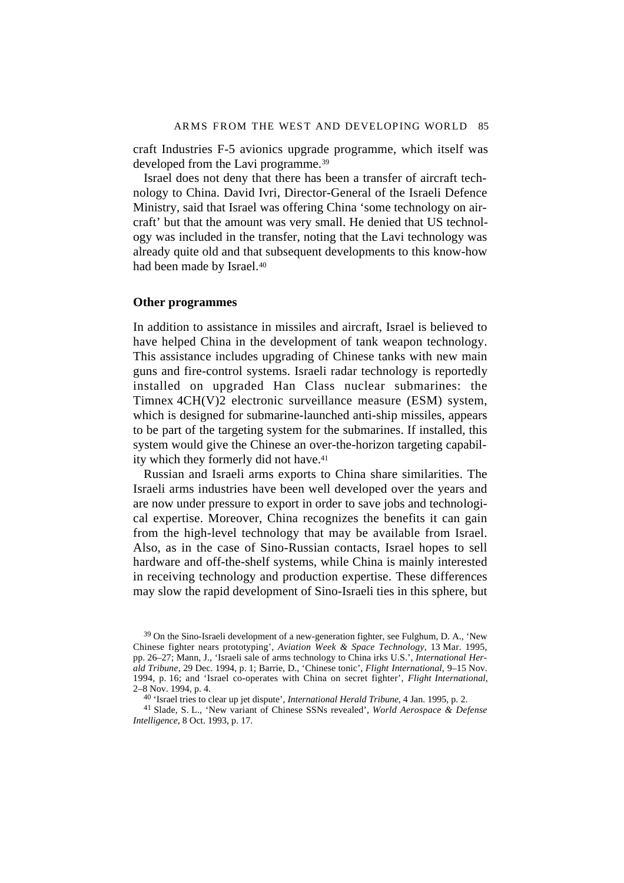craft Industries F-5 avionics upgrade programme, which itself was developed from the Lavi programme.[39]

Israel does not deny that there has been a transfer of aircraft technology to China. David Ivri, Director-General of the Israeli Defence Ministry, said that Israel was offering China 'some technology on aircraft' but that the amount was very small. He denied that US technology was included in the transfer, noting that the Lavi technology was already quite old and that subsequent developments to this know-how had been made by Israel.[40]

### Other programmes

In addition to assistance in missiles and aircraft, Israel is believed to have helped China in the development of tank weapon technology. This assistance includes upgrading of Chinese tanks with new main guns and fire-control systems. Israeli radar technology is reportedly installed on upgraded Han Class nuclear submarines: the Timnex 4CH(V)2 electronic surveillance measure (ESM) system, which is designed for submarine-launched anti-ship missiles, appears to be part of the targeting system for the submarines. If installed, this system would give the Chinese an over-the-horizon targeting capability which they formerly did not have.[41]

Russian and Israeli arms exports to China share similarities. The Israeli arms industries have been well developed over the years and are now under pressure to export in order to save jobs and technological expertise. Moreover, China recognizes the benefits it can gain from the high-level technology that may be available from Israel. Also, as in the case of Sino-Russian contacts, Israel hopes to sell hardware and off-the-shelf systems, while China is mainly interested in receiving technology and production expertise. These differences may slow the rapid development of Sino-Israeli ties in this sphere, but

[39] On the Sino-Israeli development of a new-generation fighter, see Fulghum, D. A., 'New Chinese fighter nears prototyping', *Aviation Week & Space Technology*, 13 Mar. 1995, pp. 26–27; Mann, J., 'Israeli sale of arms technology to China irks U.S.', *International Herald Tribune*, 29 Dec. 1994, p. 1; Barrie, D., 'Chinese tonic', *Flight International*, 9–15 Nov. 1994, p. 16; and 'Israel co-operates with China on secret fighter', *Flight International*, 2–8 Nov. 1994, p. 4.

[40] 'Israel tries to clear up jet dispute', *International Herald Tribune*, 4 Jan. 1995, p. 2.

[41] Slade, S. L., 'New variant of Chinese SSNs revealed', *World Aerospace & Defense Intelligence*, 8 Oct. 1993, p. 17.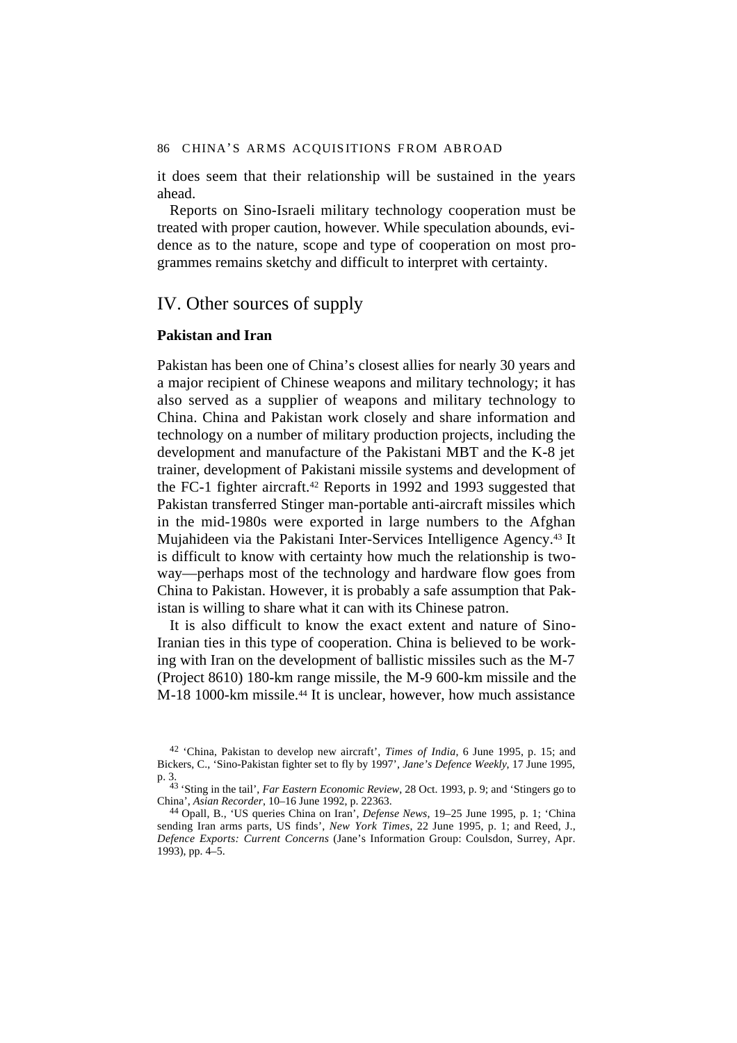it does seem that their relationship will be sustained in the years ahead.

Reports on Sino-Israeli military technology cooperation must be treated with proper caution, however. While speculation abounds, evidence as to the nature, scope and type of cooperation on most programmes remains sketchy and difficult to interpret with certainty.

## IV. Other sources of supply

### Pakistan and Iran

Pakistan has been one of China's closest allies for nearly 30 years and a major recipient of Chinese weapons and military technology; it has also served as a supplier of weapons and military technology to China. China and Pakistan work closely and share information and technology on a number of military production projects, including the development and manufacture of the Pakistani MBT and the K-8 jet trainer, development of Pakistani missile systems and development of the FC-1 fighter aircraft.[42] Reports in 1992 and 1993 suggested that Pakistan transferred Stinger man-portable anti-aircraft missiles which in the mid-1980s were exported in large numbers to the Afghan Mujahideen via the Pakistani Inter-Services Intelligence Agency.[43] It is difficult to know with certainty how much the relationship is two-way—perhaps most of the technology and hardware flow goes from China to Pakistan. However, it is probably a safe assumption that Pakistan is willing to share what it can with its Chinese patron.

It is also difficult to know the exact extent and nature of Sino-Iranian ties in this type of cooperation. China is believed to be working with Iran on the development of ballistic missiles such as the M-7 (Project 8610) 180-km range missile, the M-9 600-km missile and the M-18 1000-km missile.[44] It is unclear, however, how much assistance

[42] 'China, Pakistan to develop new aircraft', *Times of India*, 6 June 1995, p. 15; and Bickers, C., 'Sino-Pakistan fighter set to fly by 1997', *Jane's Defence Weekly*, 17 June 1995, p. 3.

[43] 'Sting in the tail', *Far Eastern Economic Review*, 28 Oct. 1993, p. 9; and 'Stingers go to China', *Asian Recorder*, 10–16 June 1992, p. 22363.

[44] Opall, B., 'US queries China on Iran', *Defense News*, 19–25 June 1995, p. 1; 'China sending Iran arms parts, US finds', *New York Times*, 22 June 1995, p. 1; and Reed, J., *Defence Exports: Current Concerns* (Jane's Information Group: Coulsdon, Surrey, Apr. 1993), pp. 4–5.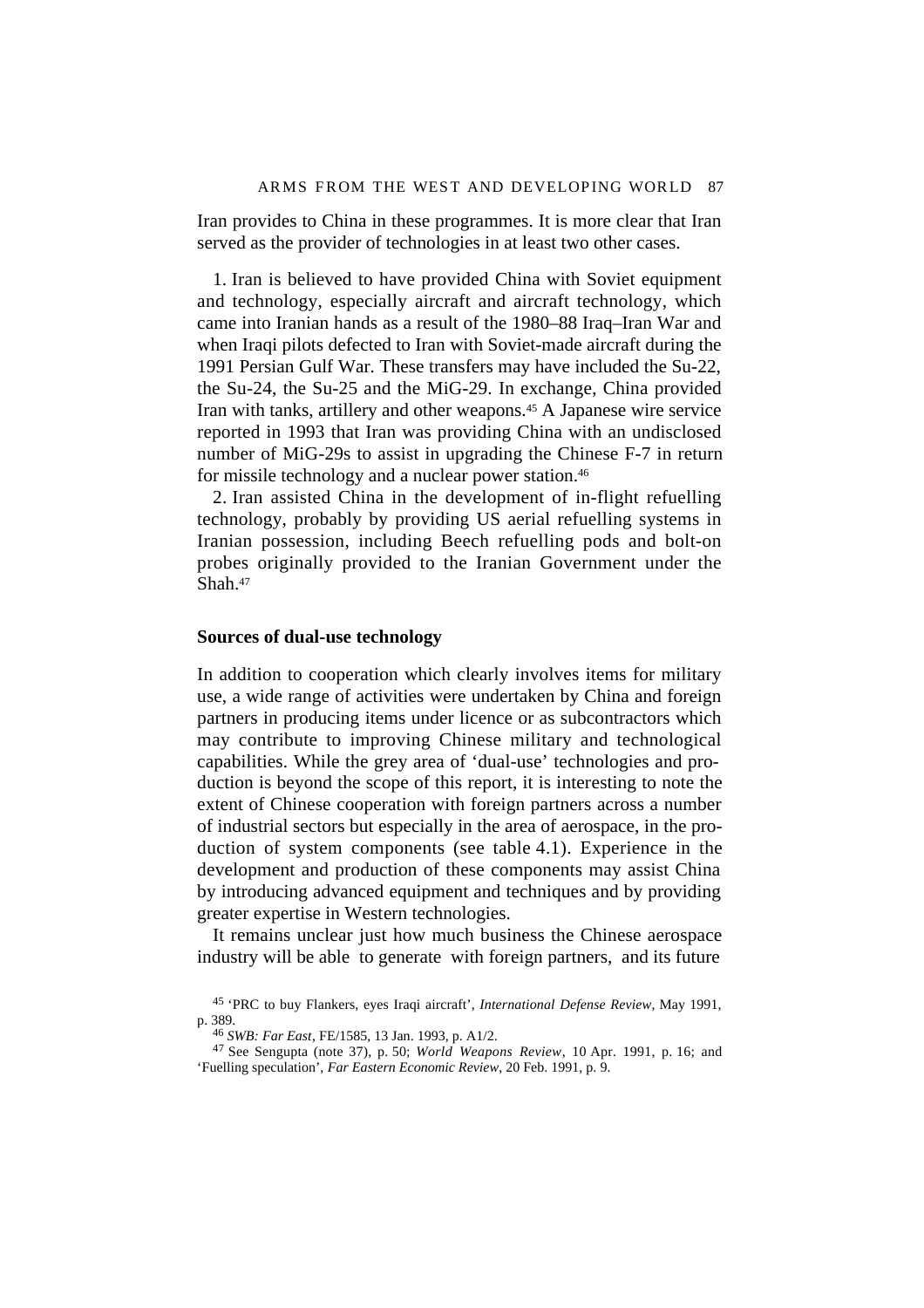Iran provides to China in these programmes. It is more clear that Iran served as the provider of technologies in at least two other cases.

1. Iran is believed to have provided China with Soviet equipment and technology, especially aircraft and aircraft technology, which came into Iranian hands as a result of the 1980–88 Iraq–Iran War and when Iraqi pilots defected to Iran with Soviet-made aircraft during the 1991 Persian Gulf War. These transfers may have included the Su-22, the Su-24, the Su-25 and the MiG-29. In exchange, China provided Iran with tanks, artillery and other weapons.[45] A Japanese wire service reported in 1993 that Iran was providing China with an undisclosed number of MiG-29s to assist in upgrading the Chinese F-7 in return for missile technology and a nuclear power station.[46]

2. Iran assisted China in the development of in-flight refuelling technology, probably by providing US aerial refuelling systems in Iranian possession, including Beech refuelling pods and bolt-on probes originally provided to the Iranian Government under the Shah.[47]

### Sources of dual-use technology

In addition to cooperation which clearly involves items for military use, a wide range of activities were undertaken by China and foreign partners in producing items under licence or as subcontractors which may contribute to improving Chinese military and technological capabilities. While the grey area of 'dual-use' technologies and production is beyond the scope of this report, it is interesting to note the extent of Chinese cooperation with foreign partners across a number of industrial sectors but especially in the area of aerospace, in the production of system components (see table 4.1). Experience in the development and production of these components may assist China by introducing advanced equipment and techniques and by providing greater expertise in Western technologies.

It remains unclear just how much business the Chinese aerospace industry will be able to generate with foreign partners, and its future

[45] 'PRC to buy Flankers, eyes Iraqi aircraft', *International Defense Review*, May 1991, p. 389.

[46] *SWB: Far East*, FE/1585, 13 Jan. 1993, p. A1/2.

[47] See Sengupta (note 37), p. 50; *World Weapons Review*, 10 Apr. 1991, p. 16; and 'Fuelling speculation', *Far Eastern Economic Review*, 20 Feb. 1991, p. 9.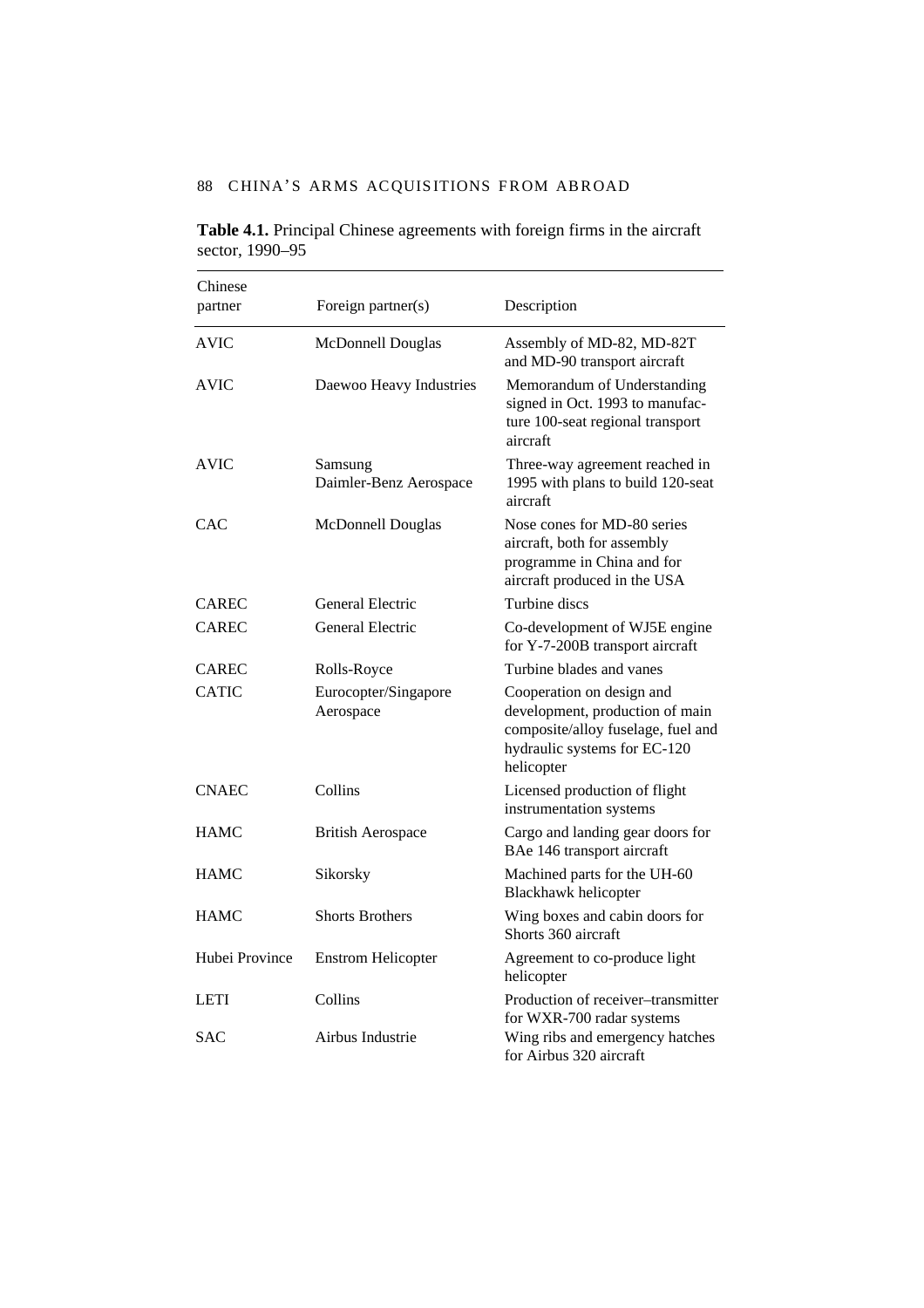**Table 4.1.** Principal Chinese agreements with foreign firms in the aircraft sector, 1990–95

| Chinese partner | Foreign partner(s) | Description |
|---|---|---|
| AVIC | McDonnell Douglas | Assembly of MD-82, MD-82T and MD-90 transport aircraft |
| AVIC | Daewoo Heavy Industries | Memorandum of Understanding signed in Oct. 1993 to manufacture 100-seat regional transport aircraft |
| AVIC | Samsung Daimler-Benz Aerospace | Three-way agreement reached in 1995 with plans to build 120-seat aircraft |
| CAC | McDonnell Douglas | Nose cones for MD-80 series aircraft, both for assembly programme in China and for aircraft produced in the USA |
| CAREC | General Electric | Turbine discs |
| CAREC | General Electric | Co-development of WJ5E engine for Y-7-200B transport aircraft |
| CAREC | Rolls-Royce | Turbine blades and vanes |
| CATIC | Eurocopter/Singapore Aerospace | Cooperation on design and development, production of main composite/alloy fuselage, fuel and hydraulic systems for EC-120 helicopter |
| CNAEC | Collins | Licensed production of flight instrumentation systems |
| HAMC | British Aerospace | Cargo and landing gear doors for BAe 146 transport aircraft |
| HAMC | Sikorsky | Machined parts for the UH-60 Blackhawk helicopter |
| HAMC | Shorts Brothers | Wing boxes and cabin doors for Shorts 360 aircraft |
| Hubei Province | Enstrom Helicopter | Agreement to co-produce light helicopter |
| LETI | Collins | Production of receiver–transmitter for WXR-700 radar systems |
| SAC | Airbus Industrie | Wing ribs and emergency hatches for Airbus 320 aircraft |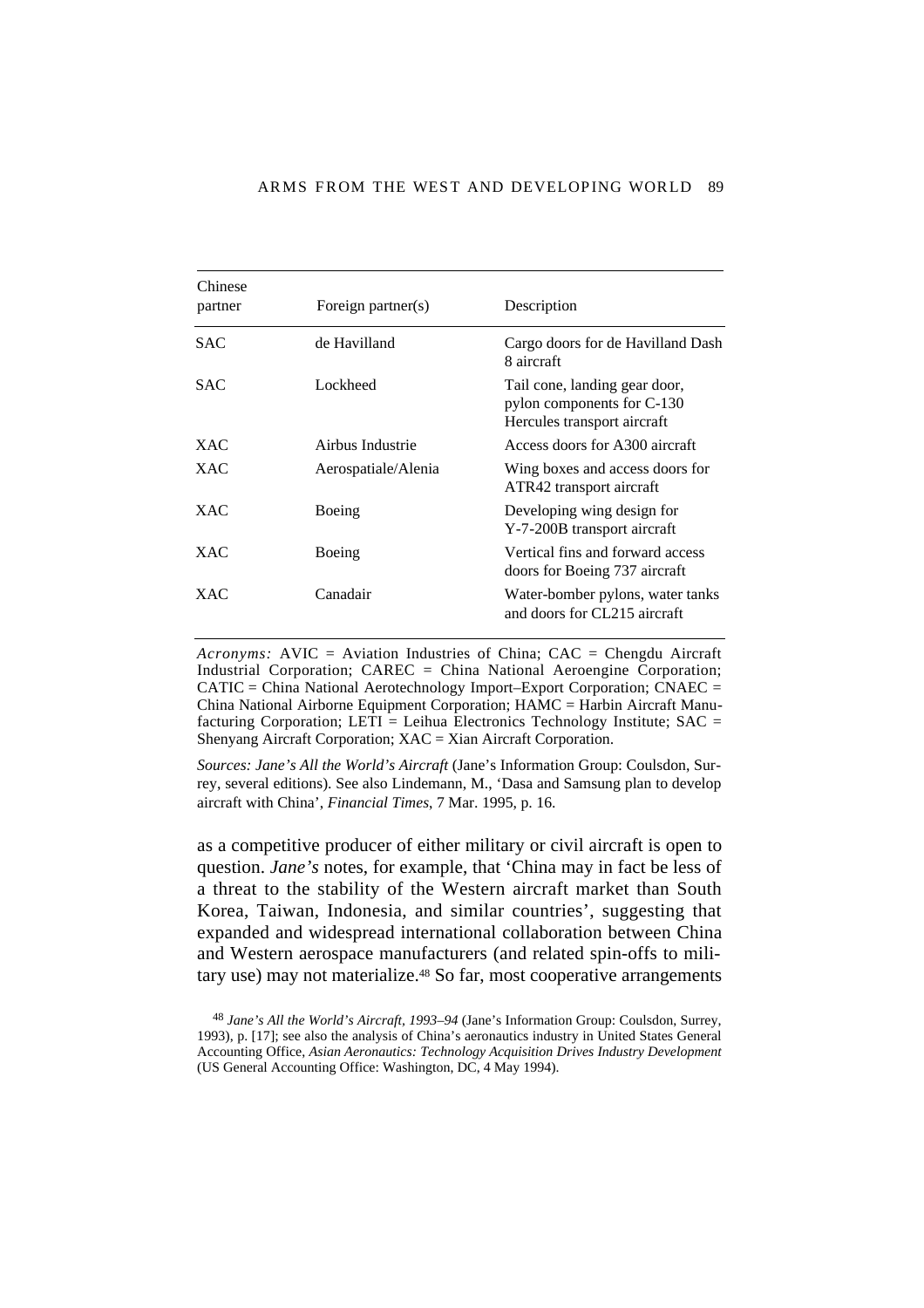| Chinese partner | Foreign partner(s) | Description |
|---|---|---|
| SAC | de Havilland | Cargo doors for de Havilland Dash 8 aircraft |
| SAC | Lockheed | Tail cone, landing gear door, pylon components for C-130 Hercules transport aircraft |
| XAC | Airbus Industrie | Access doors for A300 aircraft |
| XAC | Aerospatiale/Alenia | Wing boxes and access doors for ATR42 transport aircraft |
| XAC | Boeing | Developing wing design for Y-7-200B transport aircraft |
| XAC | Boeing | Vertical fins and forward access doors for Boeing 737 aircraft |
| XAC | Canadair | Water-bomber pylons, water tanks and doors for CL215 aircraft |

*Acronyms:* AVIC = Aviation Industries of China; CAC = Chengdu Aircraft Industrial Corporation; CAREC = China National Aeroengine Corporation; CATIC = China National Aerotechnology Import–Export Corporation; CNAEC = China National Airborne Equipment Corporation; HAMC = Harbin Aircraft Manufacturing Corporation; LETI = Leihua Electronics Technology Institute; SAC = Shenyang Aircraft Corporation; XAC = Xian Aircraft Corporation.

*Sources: Jane's All the World's Aircraft* (Jane's Information Group: Coulsdon, Surrey, several editions). See also Lindemann, M., 'Dasa and Samsung plan to develop aircraft with China', *Financial Times*, 7 Mar. 1995, p. 16.

as a competitive producer of either military or civil aircraft is open to question. *Jane's* notes, for example, that 'China may in fact be less of a threat to the stability of the Western aircraft market than South Korea, Taiwan, Indonesia, and similar countries', suggesting that expanded and widespread international collaboration between China and Western aerospace manufacturers (and related spin-offs to military use) may not materialize.[48] So far, most cooperative arrangements

[48] *Jane's All the World's Aircraft, 1993–94* (Jane's Information Group: Coulsdon, Surrey, 1993), p. [17]; see also the analysis of China's aeronautics industry in United States General Accounting Office, *Asian Aeronautics: Technology Acquisition Drives Industry Development* (US General Accounting Office: Washington, DC, 4 May 1994).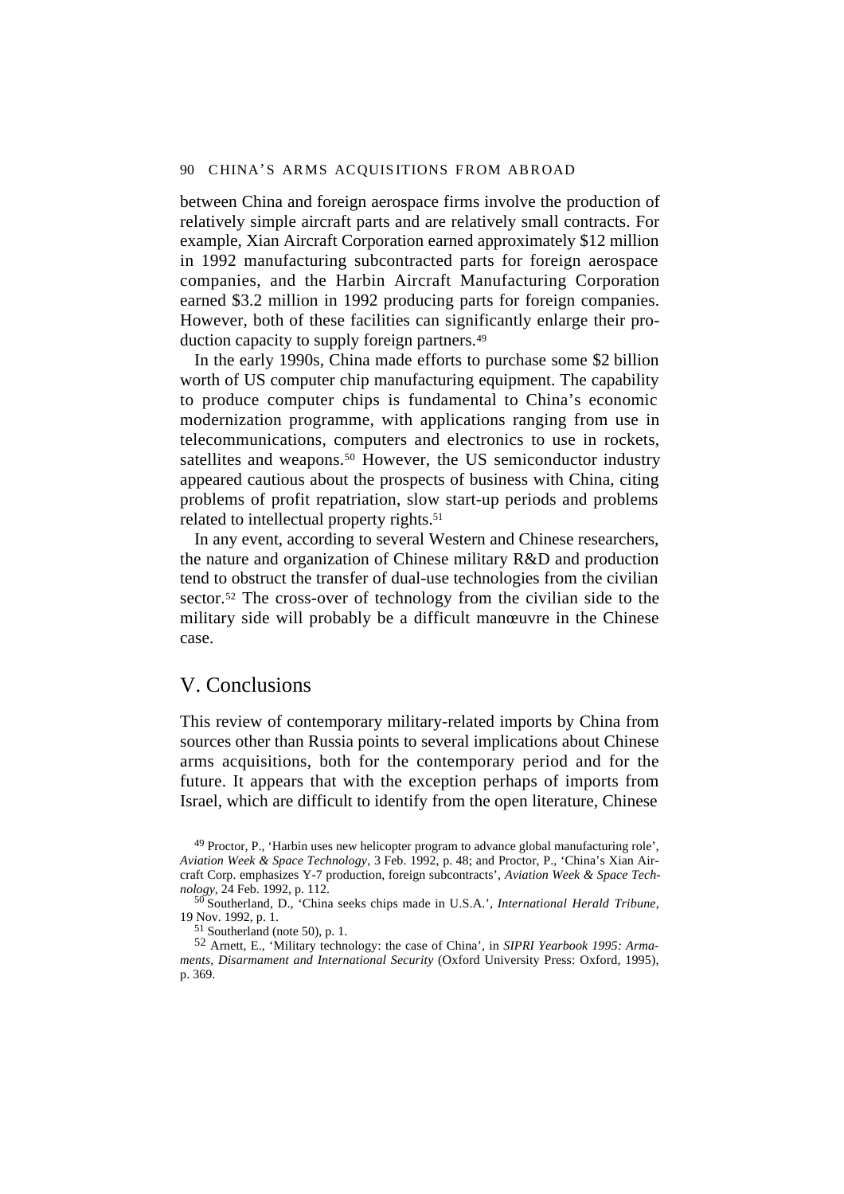between China and foreign aerospace firms involve the production of relatively simple aircraft parts and are relatively small contracts. For example, Xian Aircraft Corporation earned approximately $12 million in 1992 manufacturing subcontracted parts for foreign aerospace companies, and the Harbin Aircraft Manufacturing Corporation earned $3.2 million in 1992 producing parts for foreign companies. However, both of these facilities can significantly enlarge their production capacity to supply foreign partners.[49]

In the early 1990s, China made efforts to purchase some $2 billion worth of US computer chip manufacturing equipment. The capability to produce computer chips is fundamental to China's economic modernization programme, with applications ranging from use in telecommunications, computers and electronics to use in rockets, satellites and weapons.[50] However, the US semiconductor industry appeared cautious about the prospects of business with China, citing problems of profit repatriation, slow start-up periods and problems related to intellectual property rights.[51]

In any event, according to several Western and Chinese researchers, the nature and organization of Chinese military R&D and production tend to obstruct the transfer of dual-use technologies from the civilian sector.[52] The cross-over of technology from the civilian side to the military side will probably be a difficult manœuvre in the Chinese case.

## V. Conclusions

This review of contemporary military-related imports by China from sources other than Russia points to several implications about Chinese arms acquisitions, both for the contemporary period and for the future. It appears that with the exception perhaps of imports from Israel, which are difficult to identify from the open literature, Chinese

[49] Proctor, P., 'Harbin uses new helicopter program to advance global manufacturing role', *Aviation Week & Space Technology*, 3 Feb. 1992, p. 48; and Proctor, P., 'China's Xian Aircraft Corp. emphasizes Y-7 production, foreign subcontracts', *Aviation Week & Space Technology*, 24 Feb. 1992, p. 112.

[50] Southerland, D., 'China seeks chips made in U.S.A.', *International Herald Tribune*, 19 Nov. 1992, p. 1.

[51] Southerland (note 50), p. 1.

[52] Arnett, E., 'Military technology: the case of China', in *SIPRI Yearbook 1995: Armaments, Disarmament and International Security* (Oxford University Press: Oxford, 1995), p. 369.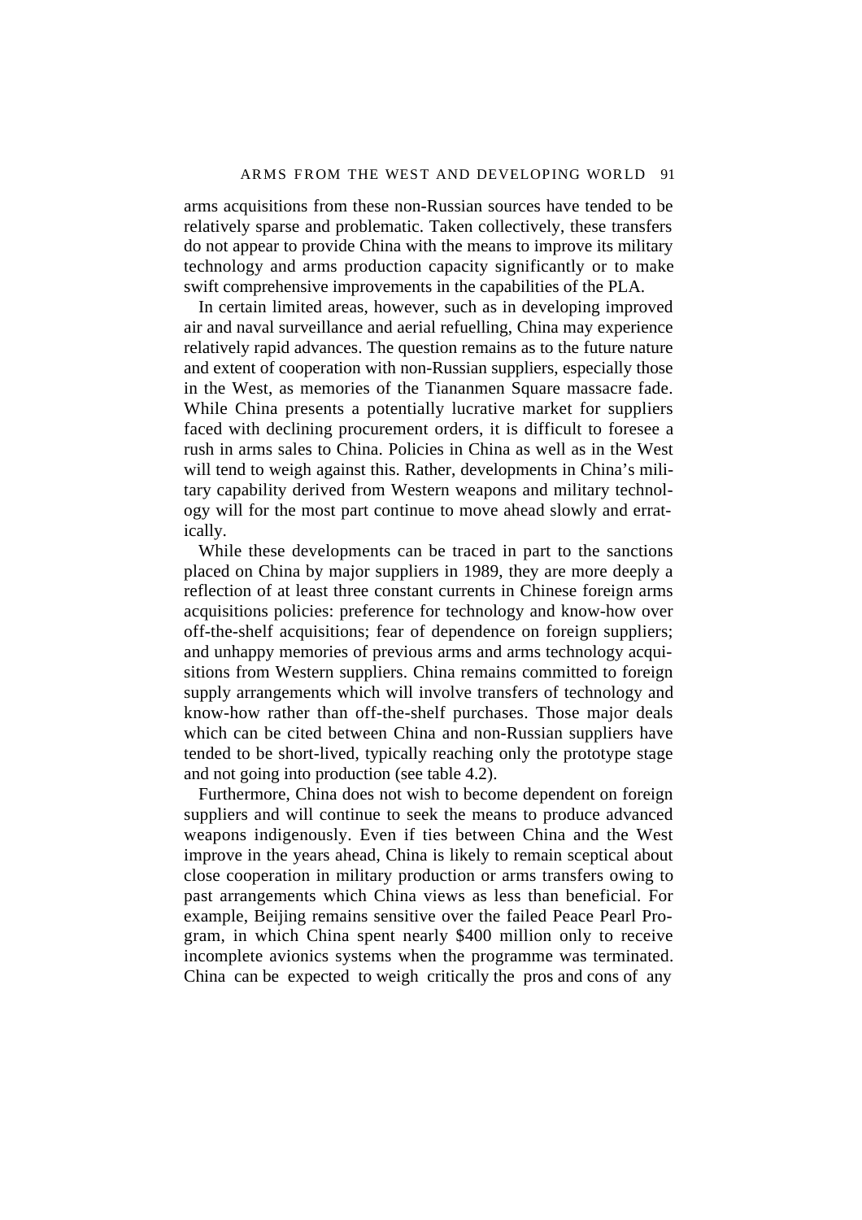arms acquisitions from these non-Russian sources have tended to be relatively sparse and problematic. Taken collectively, these transfers do not appear to provide China with the means to improve its military technology and arms production capacity significantly or to make swift comprehensive improvements in the capabilities of the PLA.

In certain limited areas, however, such as in developing improved air and naval surveillance and aerial refuelling, China may experience relatively rapid advances. The question remains as to the future nature and extent of cooperation with non-Russian suppliers, especially those in the West, as memories of the Tiananmen Square massacre fade. While China presents a potentially lucrative market for suppliers faced with declining procurement orders, it is difficult to foresee a rush in arms sales to China. Policies in China as well as in the West will tend to weigh against this. Rather, developments in China's military capability derived from Western weapons and military technology will for the most part continue to move ahead slowly and erratically.

While these developments can be traced in part to the sanctions placed on China by major suppliers in 1989, they are more deeply a reflection of at least three constant currents in Chinese foreign arms acquisitions policies: preference for technology and know-how over off-the-shelf acquisitions; fear of dependence on foreign suppliers; and unhappy memories of previous arms and arms technology acquisitions from Western suppliers. China remains committed to foreign supply arrangements which will involve transfers of technology and know-how rather than off-the-shelf purchases. Those major deals which can be cited between China and non-Russian suppliers have tended to be short-lived, typically reaching only the prototype stage and not going into production (see table 4.2).

Furthermore, China does not wish to become dependent on foreign suppliers and will continue to seek the means to produce advanced weapons indigenously. Even if ties between China and the West improve in the years ahead, China is likely to remain sceptical about close cooperation in military production or arms transfers owing to past arrangements which China views as less than beneficial. For example, Beijing remains sensitive over the failed Peace Pearl Program, in which China spent nearly $400 million only to receive incomplete avionics systems when the programme was terminated. China can be expected to weigh critically the pros and cons of any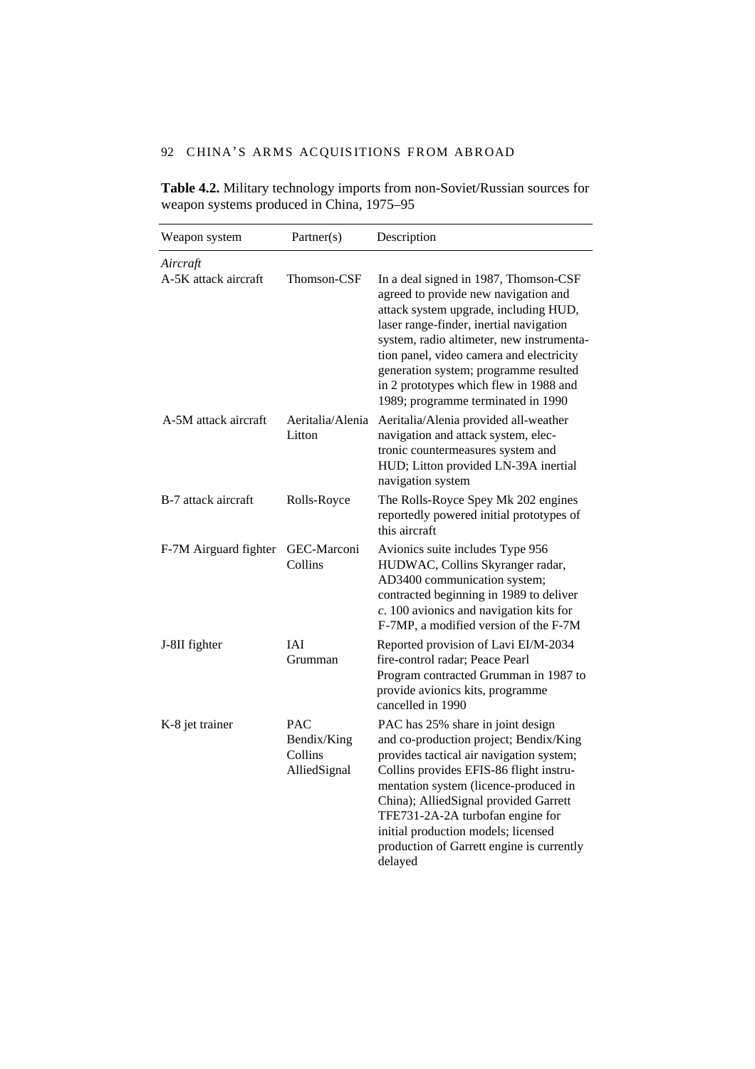**Table 4.2.** Military technology imports from non-Soviet/Russian sources for weapon systems produced in China, 1975–95

| Weapon system | Partner(s) | Description |
|---|---|---|
| *Aircraft* | | |
| A-5K attack aircraft | Thomson-CSF | In a deal signed in 1987, Thomson-CSF agreed to provide new navigation and attack system upgrade, including HUD, laser range-finder, inertial navigation system, radio altimeter, new instrumentation panel, video camera and electricity generation system; programme resulted in 2 prototypes which flew in 1988 and 1989; programme terminated in 1990 |
| A-5M attack aircraft | Aeritalia/Alenia<br>Litton | Aeritalia/Alenia provided all-weather navigation and attack system, electronic countermeasures system and HUD; Litton provided LN-39A inertial navigation system |
| B-7 attack aircraft | Rolls-Royce | The Rolls-Royce Spey Mk 202 engines reportedly powered initial prototypes of this aircraft |
| F-7M Airguard fighter | GEC-Marconi<br>Collins | Avionics suite includes Type 956 HUDWAC, Collins Skyranger radar, AD3400 communication system; contracted beginning in 1989 to deliver *c*. 100 avionics and navigation kits for F-7MP, a modified version of the F-7M |
| J-8II fighter | IAI<br>Grumman | Reported provision of Lavi EI/M-2034 fire-control radar; Peace Pearl Program contracted Grumman in 1987 to provide avionics kits, programme cancelled in 1990 |
| K-8 jet trainer | PAC<br>Bendix/King<br>Collins<br>AlliedSignal | PAC has 25% share in joint design and co-production project; Bendix/King provides tactical air navigation system; Collins provides EFIS-86 flight instrumentation system (licence-produced in China); AlliedSignal provided Garrett TFE731-2A-2A turbofan engine for initial production models; licensed production of Garrett engine is currently delayed |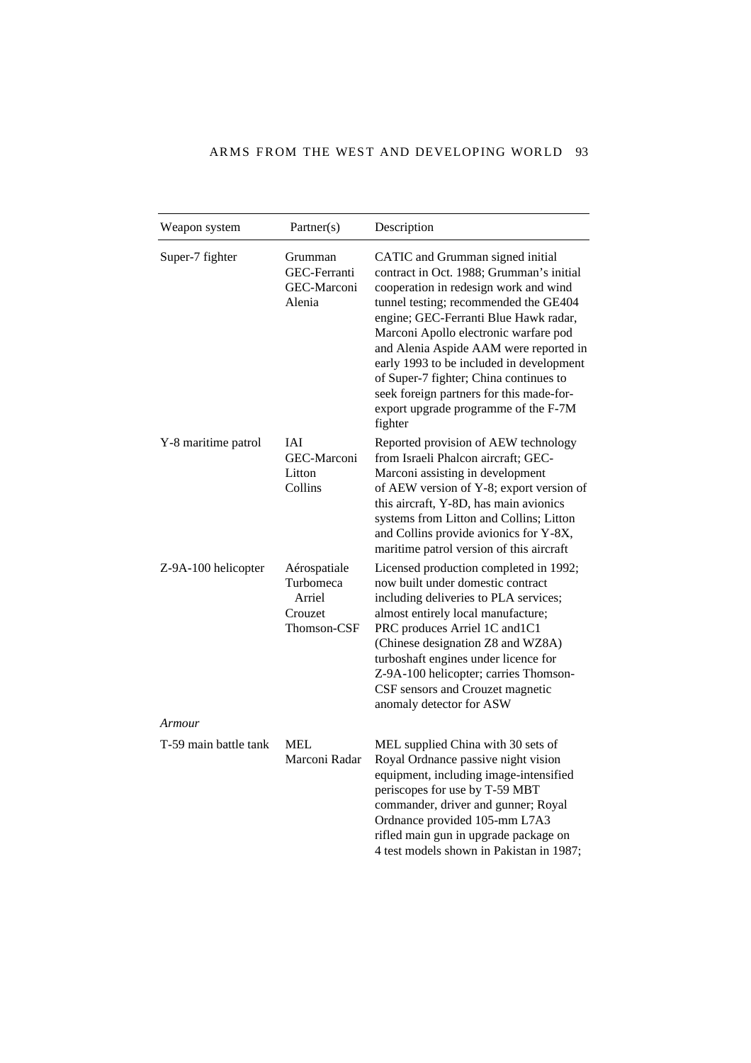| Weapon system | Partner(s) | Description |
|---|---|---|
| Super-7 fighter | Grumman<br>GEC-Ferranti<br>GEC-Marconi<br>Alenia | CATIC and Grumman signed initial contract in Oct. 1988; Grumman's initial cooperation in redesign work and wind tunnel testing; recommended the GE404 engine; GEC-Ferranti Blue Hawk radar, Marconi Apollo electronic warfare pod and Alenia Aspide AAM were reported in early 1993 to be included in development of Super-7 fighter; China continues to seek foreign partners for this made-for-export upgrade programme of the F-7M fighter |
| Y-8 maritime patrol | IAI<br>GEC-Marconi<br>Litton<br>Collins | Reported provision of AEW technology from Israeli Phalcon aircraft; GEC-Marconi assisting in development of AEW version of Y-8; export version of this aircraft, Y-8D, has main avionics systems from Litton and Collins; Litton and Collins provide avionics for Y-8X, maritime patrol version of this aircraft |
| Z-9A-100 helicopter | Aérospatiale<br>Turbomeca Arriel<br>Crouzet<br>Thomson-CSF | Licensed production completed in 1992; now built under domestic contract including deliveries to PLA services; almost entirely local manufacture; PRC produces Arriel 1C and1C1 (Chinese designation Z8 and WZ8A) turboshaft engines under licence for Z-9A-100 helicopter; carries Thomson-CSF sensors and Crouzet magnetic anomaly detector for ASW |
| *Armour* | | |
| T-59 main battle tank | MEL<br>Marconi Radar | MEL supplied China with 30 sets of Royal Ordnance passive night vision equipment, including image-intensified periscopes for use by T-59 MBT commander, driver and gunner; Royal Ordnance provided 105-mm L7A3 rifled main gun in upgrade package on 4 test models shown in Pakistan in 1987; |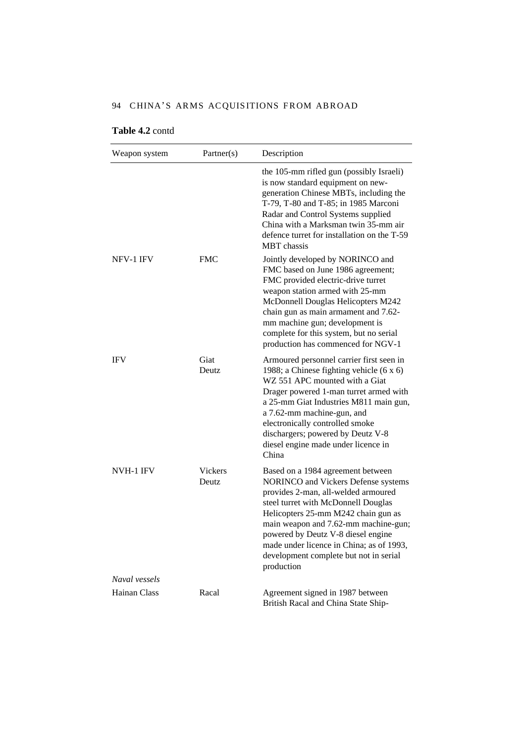**Table 4.2** contd

| Weapon system | Partner(s) | Description |
|---|---|---|
| | | the 105-mm rifled gun (possibly Israeli) is now standard equipment on new-generation Chinese MBTs, including the T-79, T-80 and T-85; in 1985 Marconi Radar and Control Systems supplied China with a Marksman twin 35-mm air defence turret for installation on the T-59 MBT chassis |
| NFV-1 IFV | FMC | Jointly developed by NORINCO and FMC based on June 1986 agreement; FMC provided electric-drive turret weapon station armed with 25-mm McDonnell Douglas Helicopters M242 chain gun as main armament and 7.62-mm machine gun; development is complete for this system, but no serial production has commenced for NGV-1 |
| IFV | Giat<br>Deutz | Armoured personnel carrier first seen in 1988; a Chinese fighting vehicle (6 x 6) WZ 551 APC mounted with a Giat Drager powered 1-man turret armed with a 25-mm Giat Industries M811 main gun, a 7.62-mm machine-gun, and electronically controlled smoke dischargers; powered by Deutz V-8 diesel engine made under licence in China |
| NVH-1 IFV | Vickers<br>Deutz | Based on a 1984 agreement between NORINCO and Vickers Defense systems provides 2-man, all-welded armoured steel turret with McDonnell Douglas Helicopters 25-mm M242 chain gun as main weapon and 7.62-mm machine-gun; powered by Deutz V-8 diesel engine made under licence in China; as of 1993, development complete but not in serial production |
| *Naval vessels* | | |
| Hainan Class | Racal | Agreement signed in 1987 between British Racal and China State Ship- |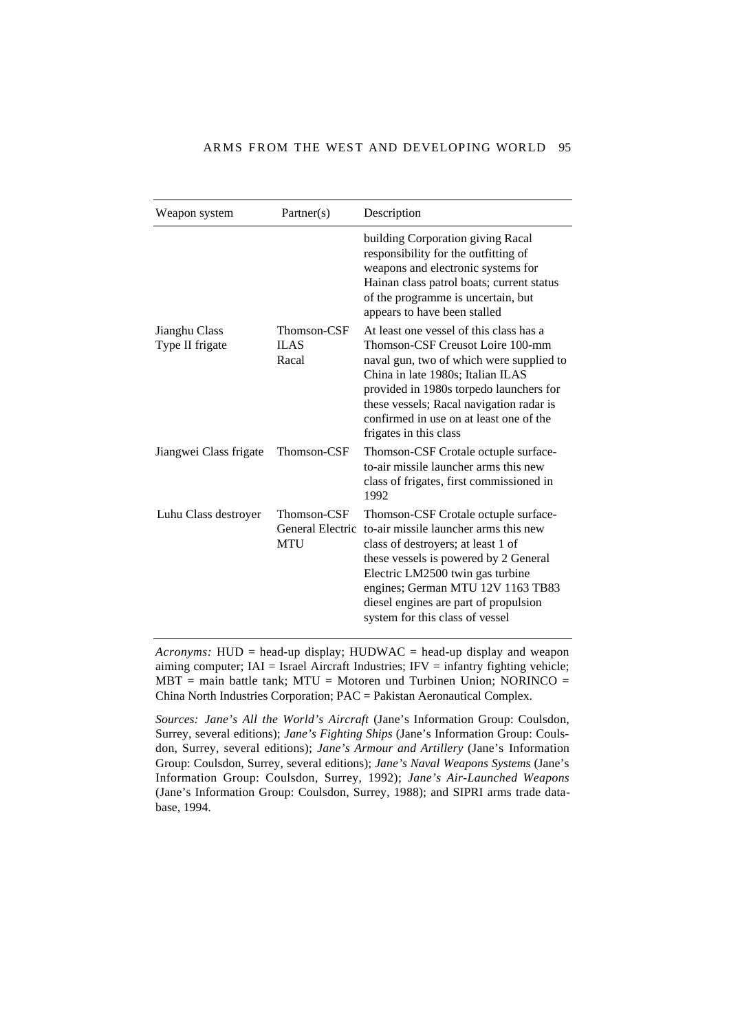| Weapon system | Partner(s) | Description |
|---|---|---|
| | | building Corporation giving Racal responsibility for the outfitting of weapons and electronic systems for Hainan class patrol boats; current status of the programme is uncertain, but appears to have been stalled |
| Jianghu Class Type II frigate | Thomson-CSF ILAS Racal | At least one vessel of this class has a Thomson-CSF Creusot Loire 100-mm naval gun, two of which were supplied to China in late 1980s; Italian ILAS provided in 1980s torpedo launchers for these vessels; Racal navigation radar is confirmed in use on at least one of the frigates in this class |
| Jiangwei Class frigate | Thomson-CSF | Thomson-CSF Crotale octuple surface-to-air missile launcher arms this new class of frigates, first commissioned in 1992 |
| Luhu Class destroyer | Thomson-CSF General Electric MTU | Thomson-CSF Crotale octuple surface-to-air missile launcher arms this new class of destroyers; at least 1 of these vessels is powered by 2 General Electric LM2500 twin gas turbine engines; German MTU 12V 1163 TB83 diesel engines are part of propulsion system for this class of vessel |

*Acronyms:* HUD = head-up display; HUDWAC = head-up display and weapon aiming computer; IAI = Israel Aircraft Industries; IFV = infantry fighting vehicle; MBT = main battle tank; MTU = Motoren und Turbinen Union; NORINCO = China North Industries Corporation; PAC = Pakistan Aeronautical Complex.

*Sources: Jane's All the World's Aircraft* (Jane's Information Group: Coulsdon, Surrey, several editions); *Jane's Fighting Ships* (Jane's Information Group: Coulsdon, Surrey, several editions); *Jane's Armour and Artillery* (Jane's Information Group: Coulsdon, Surrey, several editions); *Jane's Naval Weapons Systems* (Jane's Information Group: Coulsdon, Surrey, 1992); *Jane's Air-Launched Weapons* (Jane's Information Group: Coulsdon, Surrey, 1988); and SIPRI arms trade database, 1994.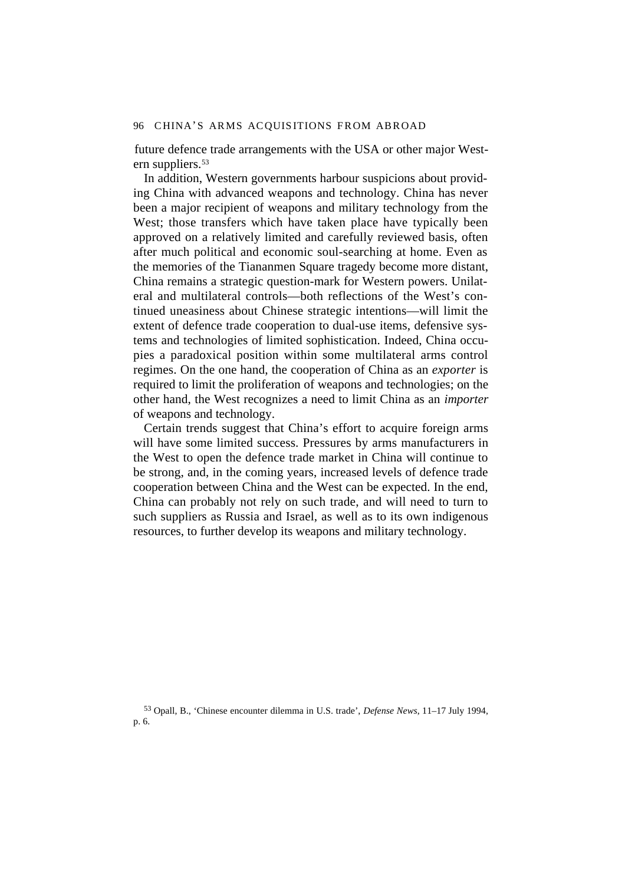future defence trade arrangements with the USA or other major Western suppliers.[53]

In addition, Western governments harbour suspicions about providing China with advanced weapons and technology. China has never been a major recipient of weapons and military technology from the West; those transfers which have taken place have typically been approved on a relatively limited and carefully reviewed basis, often after much political and economic soul-searching at home. Even as the memories of the Tiananmen Square tragedy become more distant, China remains a strategic question-mark for Western powers. Unilateral and multilateral controls—both reflections of the West's continued uneasiness about Chinese strategic intentions—will limit the extent of defence trade cooperation to dual-use items, defensive systems and technologies of limited sophistication. Indeed, China occupies a paradoxical position within some multilateral arms control regimes. On the one hand, the cooperation of China as an *exporter* is required to limit the proliferation of weapons and technologies; on the other hand, the West recognizes a need to limit China as an *importer* of weapons and technology.

Certain trends suggest that China's effort to acquire foreign arms will have some limited success. Pressures by arms manufacturers in the West to open the defence trade market in China will continue to be strong, and, in the coming years, increased levels of defence trade cooperation between China and the West can be expected. In the end, China can probably not rely on such trade, and will need to turn to such suppliers as Russia and Israel, as well as to its own indigenous resources, to further develop its weapons and military technology.

[53] Opall, B., 'Chinese encounter dilemma in U.S. trade', *Defense News*, 11–17 July 1994, p. 6.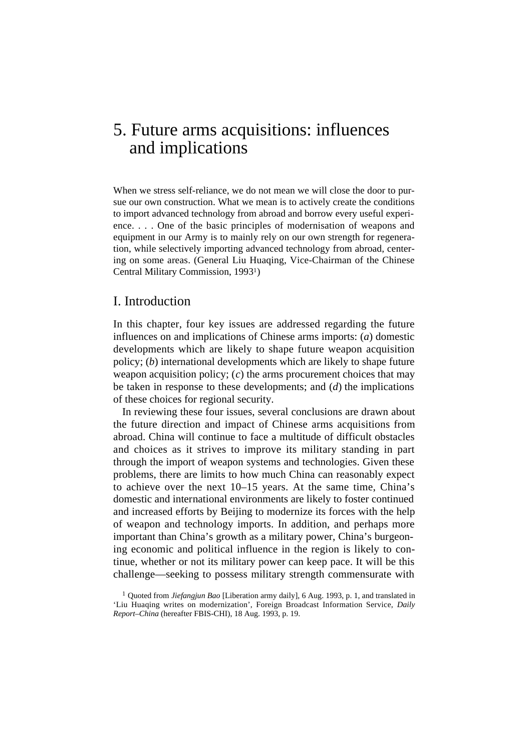# 5. Future arms acquisitions: influences and implications

When we stress self-reliance, we do not mean we will close the door to pursue our own construction. What we mean is to actively create the conditions to import advanced technology from abroad and borrow every useful experience. . . . One of the basic principles of modernisation of weapons and equipment in our Army is to mainly rely on our own strength for regeneration, while selectively importing advanced technology from abroad, centering on some areas. (General Liu Huaqing, Vice-Chairman of the Chinese Central Military Commission, 1993[1])

## I. Introduction

In this chapter, four key issues are addressed regarding the future influences on and implications of Chinese arms imports: (*a*) domestic developments which are likely to shape future weapon acquisition policy; (*b*) international developments which are likely to shape future weapon acquisition policy; (*c*) the arms procurement choices that may be taken in response to these developments; and (*d*) the implications of these choices for regional security.

In reviewing these four issues, several conclusions are drawn about the future direction and impact of Chinese arms acquisitions from abroad. China will continue to face a multitude of difficult obstacles and choices as it strives to improve its military standing in part through the import of weapon systems and technologies. Given these problems, there are limits to how much China can reasonably expect to achieve over the next 10–15 years. At the same time, China's domestic and international environments are likely to foster continued and increased efforts by Beijing to modernize its forces with the help of weapon and technology imports. In addition, and perhaps more important than China's growth as a military power, China's burgeoning economic and political influence in the region is likely to continue, whether or not its military power can keep pace. It will be this challenge—seeking to possess military strength commensurate with

[1] Quoted from *Jiefangjun Bao* [Liberation army daily], 6 Aug. 1993, p. 1, and translated in 'Liu Huaqing writes on modernization', Foreign Broadcast Information Service, *Daily Report–China* (hereafter FBIS-CHI), 18 Aug. 1993, p. 19.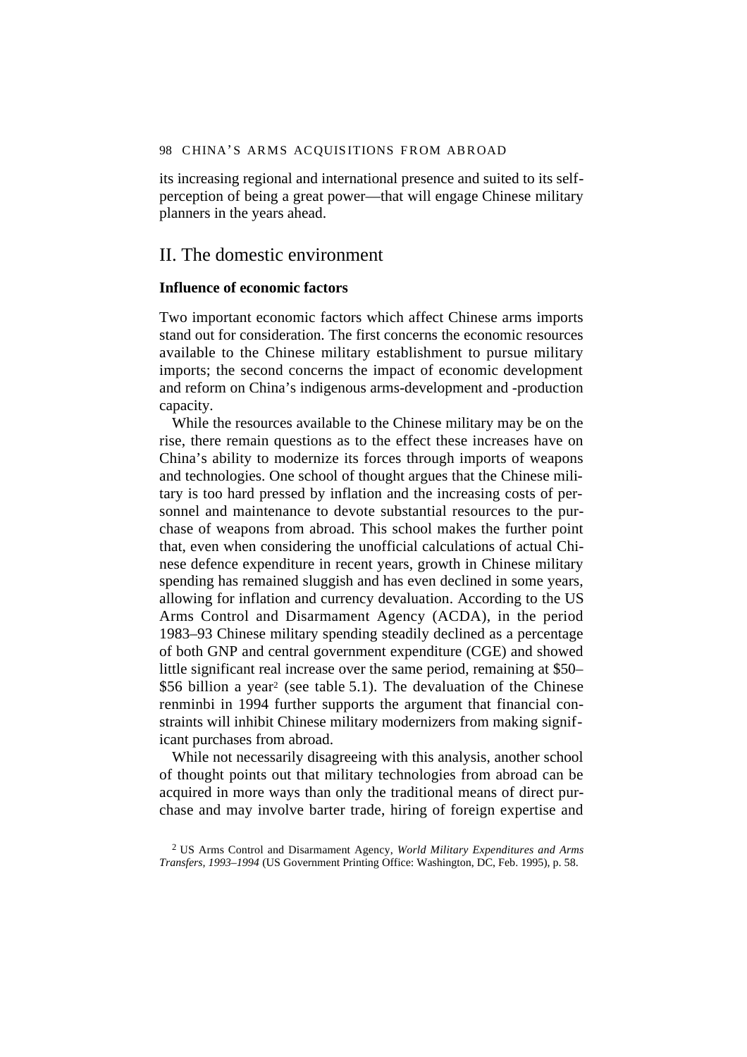its increasing regional and international presence and suited to its self-perception of being a great power—that will engage Chinese military planners in the years ahead.

## II. The domestic environment

### Influence of economic factors

Two important economic factors which affect Chinese arms imports stand out for consideration. The first concerns the economic resources available to the Chinese military establishment to pursue military imports; the second concerns the impact of economic development and reform on China's indigenous arms-development and -production capacity.

While the resources available to the Chinese military may be on the rise, there remain questions as to the effect these increases have on China's ability to modernize its forces through imports of weapons and technologies. One school of thought argues that the Chinese military is too hard pressed by inflation and the increasing costs of personnel and maintenance to devote substantial resources to the purchase of weapons from abroad. This school makes the further point that, even when considering the unofficial calculations of actual Chinese defence expenditure in recent years, growth in Chinese military spending has remained sluggish and has even declined in some years, allowing for inflation and currency devaluation. According to the US Arms Control and Disarmament Agency (ACDA), in the period 1983–93 Chinese military spending steadily declined as a percentage of both GNP and central government expenditure (CGE) and showed little significant real increase over the same period, remaining at $50–$56 billion a year[2] (see table 5.1). The devaluation of the Chinese renminbi in 1994 further supports the argument that financial constraints will inhibit Chinese military modernizers from making significant purchases from abroad.

While not necessarily disagreeing with this analysis, another school of thought points out that military technologies from abroad can be acquired in more ways than only the traditional means of direct purchase and may involve barter trade, hiring of foreign expertise and

[2] US Arms Control and Disarmament Agency, *World Military Expenditures and Arms Transfers, 1993–1994* (US Government Printing Office: Washington, DC, Feb. 1995), p. 58.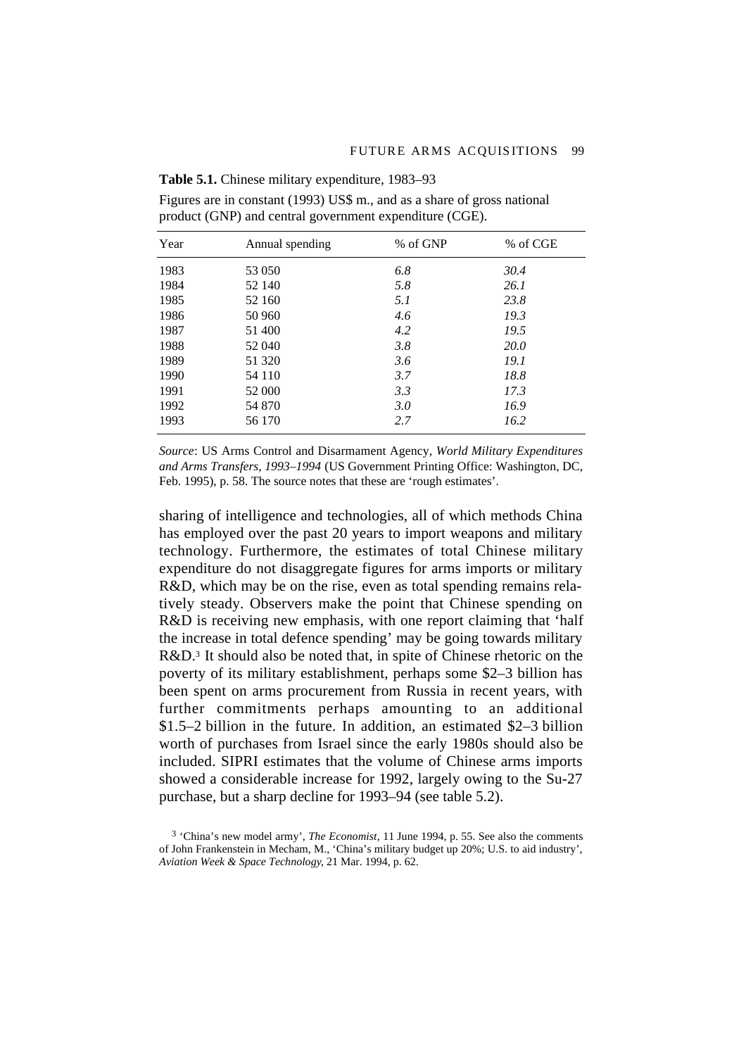**Table 5.1.** Chinese military expenditure, 1983–93

Figures are in constant (1993) US$ m., and as a share of gross national product (GNP) and central government expenditure (CGE).

| Year | Annual spending | % of GNP | % of CGE |
|---|---|---|---|
| 1983 | 53 050 | *6.8* | *30.4* |
| 1984 | 52 140 | *5.8* | *26.1* |
| 1985 | 52 160 | *5.1* | *23.8* |
| 1986 | 50 960 | *4.6* | *19.3* |
| 1987 | 51 400 | *4.2* | *19.5* |
| 1988 | 52 040 | *3.8* | *20.0* |
| 1989 | 51 320 | *3.6* | *19.1* |
| 1990 | 54 110 | *3.7* | *18.8* |
| 1991 | 52 000 | *3.3* | *17.3* |
| 1992 | 54 870 | *3.0* | *16.9* |
| 1993 | 56 170 | *2.7* | *16.2* |

*Source*: US Arms Control and Disarmament Agency, *World Military Expenditures and Arms Transfers, 1993–1994* (US Government Printing Office: Washington, DC, Feb. 1995), p. 58. The source notes that these are 'rough estimates'.

sharing of intelligence and technologies, all of which methods China has employed over the past 20 years to import weapons and military technology. Furthermore, the estimates of total Chinese military expenditure do not disaggregate figures for arms imports or military R&D, which may be on the rise, even as total spending remains relatively steady. Observers make the point that Chinese spending on R&D is receiving new emphasis, with one report claiming that 'half the increase in total defence spending' may be going towards military R&D.[3] It should also be noted that, in spite of Chinese rhetoric on the poverty of its military establishment, perhaps some $2–3 billion has been spent on arms procurement from Russia in recent years, with further commitments perhaps amounting to an additional $1.5–2 billion in the future. In addition, an estimated $2–3 billion worth of purchases from Israel since the early 1980s should also be included. SIPRI estimates that the volume of Chinese arms imports showed a considerable increase for 1992, largely owing to the Su-27 purchase, but a sharp decline for 1993–94 (see table 5.2).

[3] 'China's new model army', *The Economist*, 11 June 1994, p. 55. See also the comments of John Frankenstein in Mecham, M., 'China's military budget up 20%; U.S. to aid industry', *Aviation Week & Space Technology*, 21 Mar. 1994, p. 62.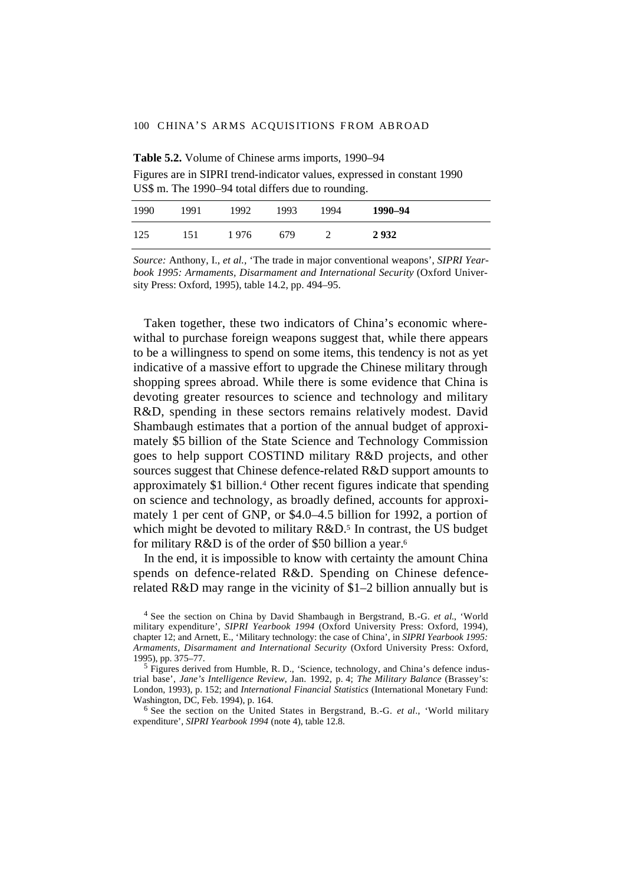**Table 5.2.** Volume of Chinese arms imports, 1990–94

Figures are in SIPRI trend-indicator values, expressed in constant 1990 US$ m. The 1990–94 total differs due to rounding.

| 1990 | 1991 | 1992 | 1993 | 1994 | **1990–94** |
|---|---|---|---|---|---|
| 125 | 151 | 1 976 | 679 | 2 | **2 932** |

*Source:* Anthony, I., *et al.*, 'The trade in major conventional weapons', *SIPRI Yearbook 1995: Armaments, Disarmament and International Security* (Oxford University Press: Oxford, 1995), table 14.2, pp. 494–95.

Taken together, these two indicators of China's economic wherewithal to purchase foreign weapons suggest that, while there appears to be a willingness to spend on some items, this tendency is not as yet indicative of a massive effort to upgrade the Chinese military through shopping sprees abroad. While there is some evidence that China is devoting greater resources to science and technology and military R&D, spending in these sectors remains relatively modest. David Shambaugh estimates that a portion of the annual budget of approximately \$5 billion of the State Science and Technology Commission goes to help support COSTIND military R&D projects, and other sources suggest that Chinese defence-related R&D support amounts to approximately \$1 billion.[4] Other recent figures indicate that spending on science and technology, as broadly defined, accounts for approximately 1 per cent of GNP, or \$4.0–4.5 billion for 1992, a portion of which might be devoted to military R&D.[5] In contrast, the US budget for military R&D is of the order of \$50 billion a year.[6]

In the end, it is impossible to know with certainty the amount China spends on defence-related R&D. Spending on Chinese defence-related R&D may range in the vicinity of \$1–2 billion annually but is

[4] See the section on China by David Shambaugh in Bergstrand, B.-G. *et al.*, 'World military expenditure', *SIPRI Yearbook 1994* (Oxford University Press: Oxford, 1994), chapter 12; and Arnett, E., 'Military technology: the case of China', in *SIPRI Yearbook 1995: Armaments, Disarmament and International Security* (Oxford University Press: Oxford, 1995), pp. 375–77.

[5] Figures derived from Humble, R. D., 'Science, technology, and China's defence industrial base', *Jane's Intelligence Review*, Jan. 1992, p. 4; *The Military Balance* (Brassey's: London, 1993), p. 152; and *International Financial Statistics* (International Monetary Fund: Washington, DC, Feb. 1994), p. 164.

[6] See the section on the United States in Bergstrand, B.-G. *et al.*, 'World military expenditure', *SIPRI Yearbook 1994* (note 4), table 12.8.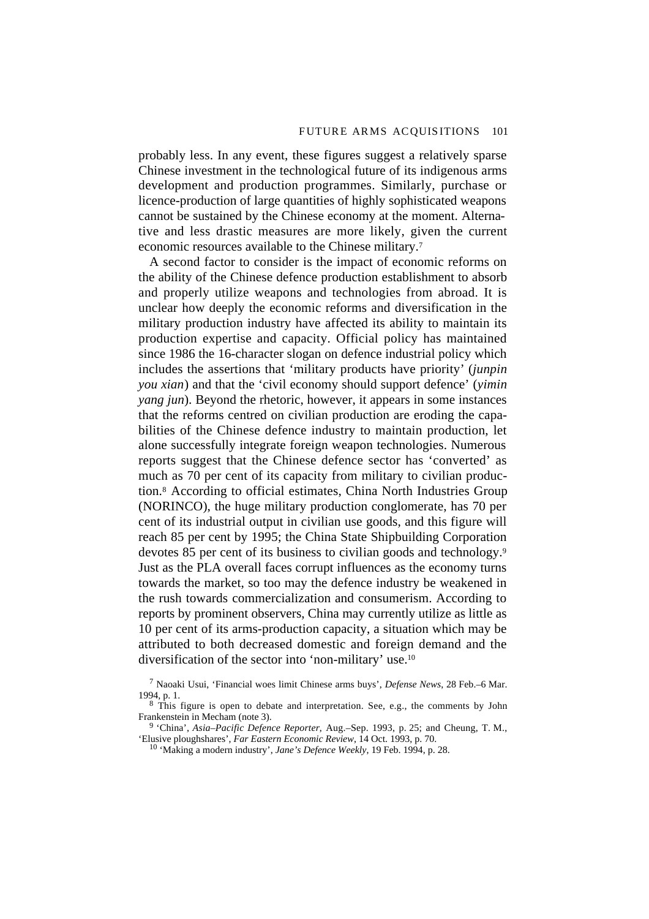probably less. In any event, these figures suggest a relatively sparse Chinese investment in the technological future of its indigenous arms development and production programmes. Similarly, purchase or licence-production of large quantities of highly sophisticated weapons cannot be sustained by the Chinese economy at the moment. Alternative and less drastic measures are more likely, given the current economic resources available to the Chinese military.[7]

A second factor to consider is the impact of economic reforms on the ability of the Chinese defence production establishment to absorb and properly utilize weapons and technologies from abroad. It is unclear how deeply the economic reforms and diversification in the military production industry have affected its ability to maintain its production expertise and capacity. Official policy has maintained since 1986 the 16-character slogan on defence industrial policy which includes the assertions that 'military products have priority' (*junpin you xian*) and that the 'civil economy should support defence' (*yimin yang jun*). Beyond the rhetoric, however, it appears in some instances that the reforms centred on civilian production are eroding the capabilities of the Chinese defence industry to maintain production, let alone successfully integrate foreign weapon technologies. Numerous reports suggest that the Chinese defence sector has 'converted' as much as 70 per cent of its capacity from military to civilian production.[8] According to official estimates, China North Industries Group (NORINCO), the huge military production conglomerate, has 70 per cent of its industrial output in civilian use goods, and this figure will reach 85 per cent by 1995; the China State Shipbuilding Corporation devotes 85 per cent of its business to civilian goods and technology.[9] Just as the PLA overall faces corrupt influences as the economy turns towards the market, so too may the defence industry be weakened in the rush towards commercialization and consumerism. According to reports by prominent observers, China may currently utilize as little as 10 per cent of its arms-production capacity, a situation which may be attributed to both decreased domestic and foreign demand and the diversification of the sector into 'non-military' use.[10]

[7] Naoaki Usui, 'Financial woes limit Chinese arms buys', *Defense News*, 28 Feb.–6 Mar. 1994, p. 1.

[8] This figure is open to debate and interpretation. See, e.g., the comments by John Frankenstein in Mecham (note 3).

[9] 'China', *Asia–Pacific Defence Reporter*, Aug.–Sep. 1993, p. 25; and Cheung, T. M., 'Elusive ploughshares', *Far Eastern Economic Review*, 14 Oct. 1993, p. 70.

[10] 'Making a modern industry', *Jane's Defence Weekly*, 19 Feb. 1994, p. 28.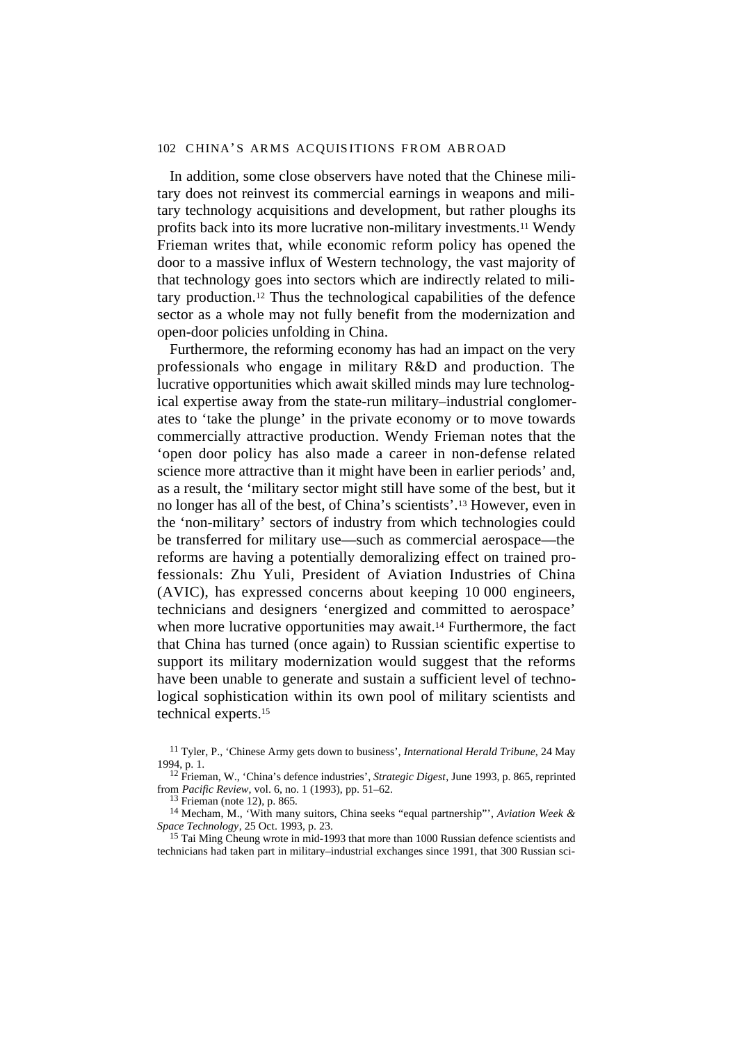In addition, some close observers have noted that the Chinese military does not reinvest its commercial earnings in weapons and military technology acquisitions and development, but rather ploughs its profits back into its more lucrative non-military investments.[11] Wendy Frieman writes that, while economic reform policy has opened the door to a massive influx of Western technology, the vast majority of that technology goes into sectors which are indirectly related to military production.[12] Thus the technological capabilities of the defence sector as a whole may not fully benefit from the modernization and open-door policies unfolding in China.

Furthermore, the reforming economy has had an impact on the very professionals who engage in military R&D and production. The lucrative opportunities which await skilled minds may lure technological expertise away from the state-run military–industrial conglomerates to 'take the plunge' in the private economy or to move towards commercially attractive production. Wendy Frieman notes that the 'open door policy has also made a career in non-defense related science more attractive than it might have been in earlier periods' and, as a result, the 'military sector might still have some of the best, but it no longer has all of the best, of China's scientists'.[13] However, even in the 'non-military' sectors of industry from which technologies could be transferred for military use—such as commercial aerospace—the reforms are having a potentially demoralizing effect on trained professionals: Zhu Yuli, President of Aviation Industries of China (AVIC), has expressed concerns about keeping 10 000 engineers, technicians and designers 'energized and committed to aerospace' when more lucrative opportunities may await.[14] Furthermore, the fact that China has turned (once again) to Russian scientific expertise to support its military modernization would suggest that the reforms have been unable to generate and sustain a sufficient level of technological sophistication within its own pool of military scientists and technical experts.[15]

[11] Tyler, P., 'Chinese Army gets down to business', *International Herald Tribune*, 24 May 1994, p. 1.

[12] Frieman, W., 'China's defence industries', *Strategic Digest*, June 1993, p. 865, reprinted from *Pacific Review*, vol. 6, no. 1 (1993), pp. 51–62.

[13] Frieman (note 12), p. 865.

[14] Mecham, M., 'With many suitors, China seeks "equal partnership"', *Aviation Week & Space Technology*, 25 Oct. 1993, p. 23.

[15] Tai Ming Cheung wrote in mid-1993 that more than 1000 Russian defence scientists and technicians had taken part in military–industrial exchanges since 1991, that 300 Russian sci-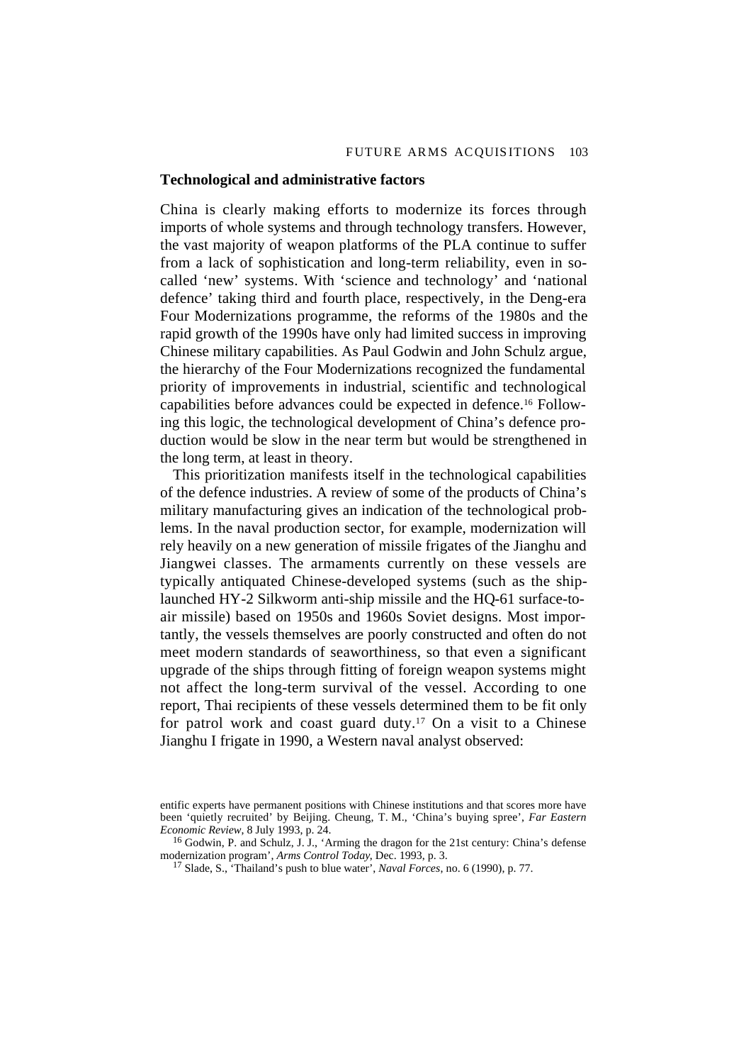## Technological and administrative factors

China is clearly making efforts to modernize its forces through imports of whole systems and through technology transfers. However, the vast majority of weapon platforms of the PLA continue to suffer from a lack of sophistication and long-term reliability, even in so-called 'new' systems. With 'science and technology' and 'national defence' taking third and fourth place, respectively, in the Deng-era Four Modernizations programme, the reforms of the 1980s and the rapid growth of the 1990s have only had limited success in improving Chinese military capabilities. As Paul Godwin and John Schulz argue, the hierarchy of the Four Modernizations recognized the fundamental priority of improvements in industrial, scientific and technological capabilities before advances could be expected in defence.[16] Following this logic, the technological development of China's defence production would be slow in the near term but would be strengthened in the long term, at least in theory.

This prioritization manifests itself in the technological capabilities of the defence industries. A review of some of the products of China's military manufacturing gives an indication of the technological problems. In the naval production sector, for example, modernization will rely heavily on a new generation of missile frigates of the Jianghu and Jiangwei classes. The armaments currently on these vessels are typically antiquated Chinese-developed systems (such as the ship-launched HY-2 Silkworm anti-ship missile and the HQ-61 surface-to-air missile) based on 1950s and 1960s Soviet designs. Most importantly, the vessels themselves are poorly constructed and often do not meet modern standards of seaworthiness, so that even a significant upgrade of the ships through fitting of foreign weapon systems might not affect the long-term survival of the vessel. According to one report, Thai recipients of these vessels determined them to be fit only for patrol work and coast guard duty.[17] On a visit to a Chinese Jianghu I frigate in 1990, a Western naval analyst observed:

entific experts have permanent positions with Chinese institutions and that scores more have been 'quietly recruited' by Beijing. Cheung, T. M., 'China's buying spree', *Far Eastern Economic Review*, 8 July 1993, p. 24.

[16] Godwin, P. and Schulz, J. J., 'Arming the dragon for the 21st century: China's defense modernization program', *Arms Control Today*, Dec. 1993, p. 3.

[17] Slade, S., 'Thailand's push to blue water', *Naval Forces*, no. 6 (1990), p. 77.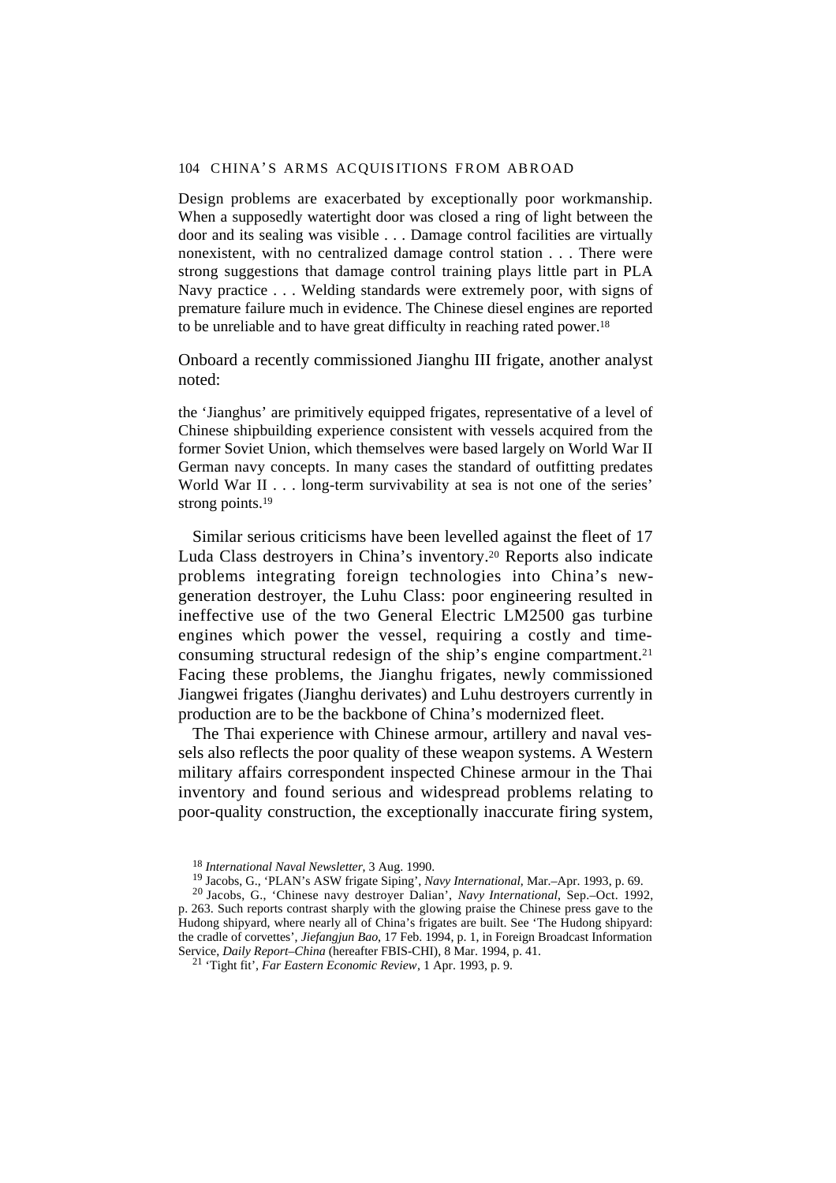Design problems are exacerbated by exceptionally poor workmanship. When a supposedly watertight door was closed a ring of light between the door and its sealing was visible . . . Damage control facilities are virtually nonexistent, with no centralized damage control station . . . There were strong suggestions that damage control training plays little part in PLA Navy practice . . . Welding standards were extremely poor, with signs of premature failure much in evidence. The Chinese diesel engines are reported to be unreliable and to have great difficulty in reaching rated power.[18]

Onboard a recently commissioned Jianghu III frigate, another analyst noted:

the 'Jianghus' are primitively equipped frigates, representative of a level of Chinese shipbuilding experience consistent with vessels acquired from the former Soviet Union, which themselves were based largely on World War II German navy concepts. In many cases the standard of outfitting predates World War II . . . long-term survivability at sea is not one of the series' strong points.[19]

Similar serious criticisms have been levelled against the fleet of 17 Luda Class destroyers in China's inventory.[20] Reports also indicate problems integrating foreign technologies into China's new-generation destroyer, the Luhu Class: poor engineering resulted in ineffective use of the two General Electric LM2500 gas turbine engines which power the vessel, requiring a costly and time-consuming structural redesign of the ship's engine compartment.[21] Facing these problems, the Jianghu frigates, newly commissioned Jiangwei frigates (Jianghu derivates) and Luhu destroyers currently in production are to be the backbone of China's modernized fleet.

The Thai experience with Chinese armour, artillery and naval vessels also reflects the poor quality of these weapon systems. A Western military affairs correspondent inspected Chinese armour in the Thai inventory and found serious and widespread problems relating to poor-quality construction, the exceptionally inaccurate firing system,

[18] *International Naval Newsletter*, 3 Aug. 1990.

[19] Jacobs, G., 'PLAN's ASW frigate Siping', *Navy International*, Mar.–Apr. 1993, p. 69.

[20] Jacobs, G., 'Chinese navy destroyer Dalian', *Navy International*, Sep.–Oct. 1992, p. 263. Such reports contrast sharply with the glowing praise the Chinese press gave to the Hudong shipyard, where nearly all of China's frigates are built. See 'The Hudong shipyard: the cradle of corvettes', *Jiefangjun Bao*, 17 Feb. 1994, p. 1, in Foreign Broadcast Information Service, *Daily Report–China* (hereafter FBIS-CHI), 8 Mar. 1994, p. 41.

[21] 'Tight fit', *Far Eastern Economic Review*, 1 Apr. 1993, p. 9.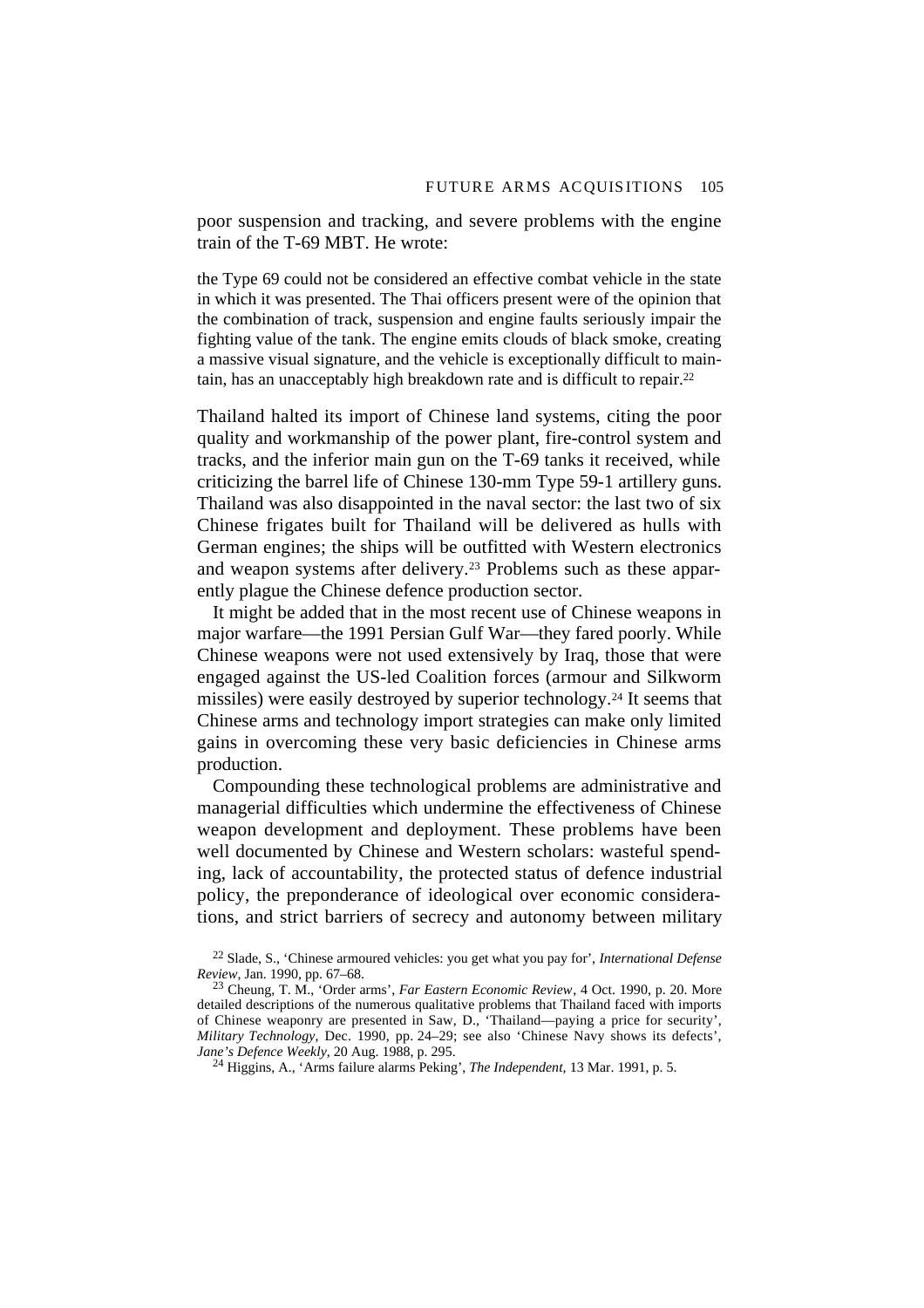poor suspension and tracking, and severe problems with the engine train of the T-69 MBT. He wrote:

> the Type 69 could not be considered an effective combat vehicle in the state in which it was presented. The Thai officers present were of the opinion that the combination of track, suspension and engine faults seriously impair the fighting value of the tank. The engine emits clouds of black smoke, creating a massive visual signature, and the vehicle is exceptionally difficult to maintain, has an unacceptably high breakdown rate and is difficult to repair.[22]

Thailand halted its import of Chinese land systems, citing the poor quality and workmanship of the power plant, fire-control system and tracks, and the inferior main gun on the T-69 tanks it received, while criticizing the barrel life of Chinese 130-mm Type 59-1 artillery guns. Thailand was also disappointed in the naval sector: the last two of six Chinese frigates built for Thailand will be delivered as hulls with German engines; the ships will be outfitted with Western electronics and weapon systems after delivery.[23] Problems such as these apparently plague the Chinese defence production sector.

It might be added that in the most recent use of Chinese weapons in major warfare—the 1991 Persian Gulf War—they fared poorly. While Chinese weapons were not used extensively by Iraq, those that were engaged against the US-led Coalition forces (armour and Silkworm missiles) were easily destroyed by superior technology.[24] It seems that Chinese arms and technology import strategies can make only limited gains in overcoming these very basic deficiencies in Chinese arms production.

Compounding these technological problems are administrative and managerial difficulties which undermine the effectiveness of Chinese weapon development and deployment. These problems have been well documented by Chinese and Western scholars: wasteful spending, lack of accountability, the protected status of defence industrial policy, the preponderance of ideological over economic considerations, and strict barriers of secrecy and autonomy between military

[22] Slade, S., 'Chinese armoured vehicles: you get what you pay for', *International Defense Review*, Jan. 1990, pp. 67–68.

[23] Cheung, T. M., 'Order arms', *Far Eastern Economic Review*, 4 Oct. 1990, p. 20. More detailed descriptions of the numerous qualitative problems that Thailand faced with imports of Chinese weaponry are presented in Saw, D., 'Thailand—paying a price for security', *Military Technology*, Dec. 1990, pp. 24–29; see also 'Chinese Navy shows its defects', *Jane's Defence Weekly*, 20 Aug. 1988, p. 295.

[24] Higgins, A., 'Arms failure alarms Peking', *The Independent*, 13 Mar. 1991, p. 5.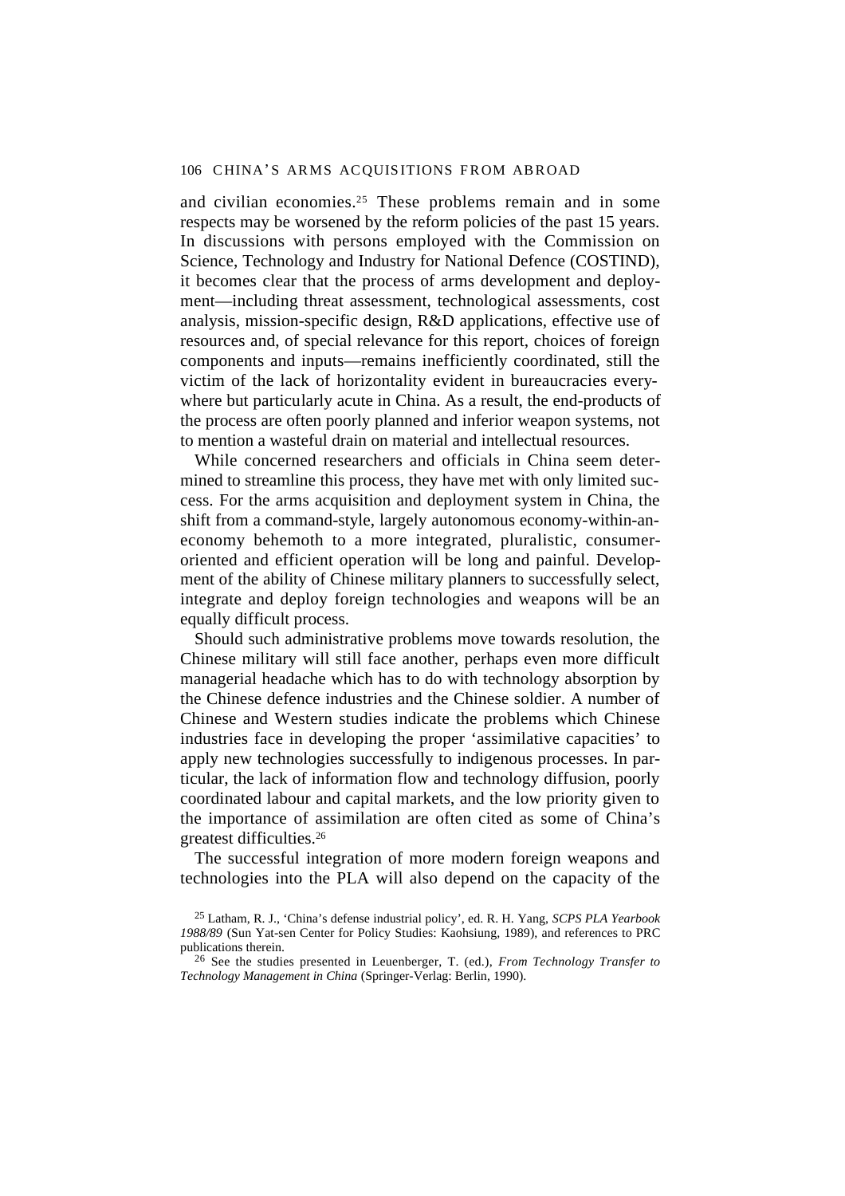and civilian economies.[25] These problems remain and in some respects may be worsened by the reform policies of the past 15 years. In discussions with persons employed with the Commission on Science, Technology and Industry for National Defence (COSTIND), it becomes clear that the process of arms development and deployment—including threat assessment, technological assessments, cost analysis, mission-specific design, R&D applications, effective use of resources and, of special relevance for this report, choices of foreign components and inputs—remains inefficiently coordinated, still the victim of the lack of horizontality evident in bureaucracies everywhere but particularly acute in China. As a result, the end-products of the process are often poorly planned and inferior weapon systems, not to mention a wasteful drain on material and intellectual resources.

While concerned researchers and officials in China seem determined to streamline this process, they have met with only limited success. For the arms acquisition and deployment system in China, the shift from a command-style, largely autonomous economy-within-an-economy behemoth to a more integrated, pluralistic, consumer-oriented and efficient operation will be long and painful. Development of the ability of Chinese military planners to successfully select, integrate and deploy foreign technologies and weapons will be an equally difficult process.

Should such administrative problems move towards resolution, the Chinese military will still face another, perhaps even more difficult managerial headache which has to do with technology absorption by the Chinese defence industries and the Chinese soldier. A number of Chinese and Western studies indicate the problems which Chinese industries face in developing the proper 'assimilative capacities' to apply new technologies successfully to indigenous processes. In particular, the lack of information flow and technology diffusion, poorly coordinated labour and capital markets, and the low priority given to the importance of assimilation are often cited as some of China's greatest difficulties.[26]

The successful integration of more modern foreign weapons and technologies into the PLA will also depend on the capacity of the

[25] Latham, R. J., 'China's defense industrial policy', ed. R. H. Yang, *SCPS PLA Yearbook 1988/89* (Sun Yat-sen Center for Policy Studies: Kaohsiung, 1989), and references to PRC publications therein.

[26] See the studies presented in Leuenberger, T. (ed.), *From Technology Transfer to Technology Management in China* (Springer-Verlag: Berlin, 1990).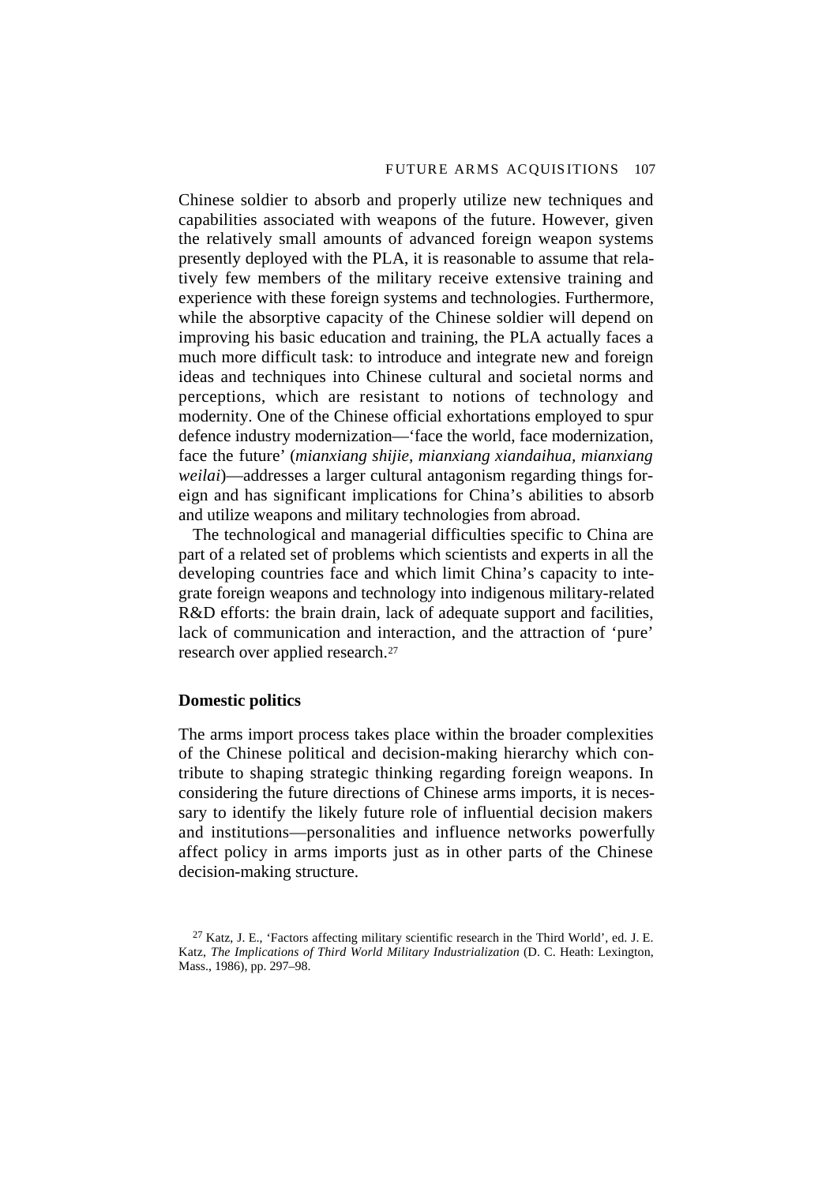Chinese soldier to absorb and properly utilize new techniques and capabilities associated with weapons of the future. However, given the relatively small amounts of advanced foreign weapon systems presently deployed with the PLA, it is reasonable to assume that relatively few members of the military receive extensive training and experience with these foreign systems and technologies. Furthermore, while the absorptive capacity of the Chinese soldier will depend on improving his basic education and training, the PLA actually faces a much more difficult task: to introduce and integrate new and foreign ideas and techniques into Chinese cultural and societal norms and perceptions, which are resistant to notions of technology and modernity. One of the Chinese official exhortations employed to spur defence industry modernization—'face the world, face modernization, face the future' (*mianxiang shijie, mianxiang xiandaihua, mianxiang weilai*)—addresses a larger cultural antagonism regarding things foreign and has significant implications for China's abilities to absorb and utilize weapons and military technologies from abroad.

The technological and managerial difficulties specific to China are part of a related set of problems which scientists and experts in all the developing countries face and which limit China's capacity to integrate foreign weapons and technology into indigenous military-related R&D efforts: the brain drain, lack of adequate support and facilities, lack of communication and interaction, and the attraction of 'pure' research over applied research.[27]

**Domestic politics**

The arms import process takes place within the broader complexities of the Chinese political and decision-making hierarchy which contribute to shaping strategic thinking regarding foreign weapons. In considering the future directions of Chinese arms imports, it is necessary to identify the likely future role of influential decision makers and institutions—personalities and influence networks powerfully affect policy in arms imports just as in other parts of the Chinese decision-making structure.

[27] Katz, J. E., 'Factors affecting military scientific research in the Third World', ed. J. E. Katz, *The Implications of Third World Military Industrialization* (D. C. Heath: Lexington, Mass., 1986), pp. 297–98.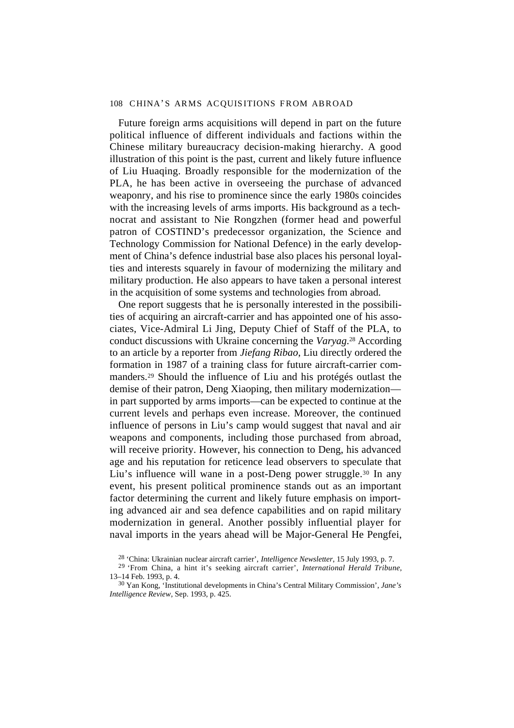Future foreign arms acquisitions will depend in part on the future political influence of different individuals and factions within the Chinese military bureaucracy decision-making hierarchy. A good illustration of this point is the past, current and likely future influence of Liu Huaqing. Broadly responsible for the modernization of the PLA, he has been active in overseeing the purchase of advanced weaponry, and his rise to prominence since the early 1980s coincides with the increasing levels of arms imports. His background as a technocrat and assistant to Nie Rongzhen (former head and powerful patron of COSTIND's predecessor organization, the Science and Technology Commission for National Defence) in the early development of China's defence industrial base also places his personal loyalties and interests squarely in favour of modernizing the military and military production. He also appears to have taken a personal interest in the acquisition of some systems and technologies from abroad.

One report suggests that he is personally interested in the possibilities of acquiring an aircraft-carrier and has appointed one of his associates, Vice-Admiral Li Jing, Deputy Chief of Staff of the PLA, to conduct discussions with Ukraine concerning the *Varyag*.[28] According to an article by a reporter from *Jiefang Ribao*, Liu directly ordered the formation in 1987 of a training class for future aircraft-carrier commanders.[29] Should the influence of Liu and his protégés outlast the demise of their patron, Deng Xiaoping, then military modernization—in part supported by arms imports—can be expected to continue at the current levels and perhaps even increase. Moreover, the continued influence of persons in Liu's camp would suggest that naval and air weapons and components, including those purchased from abroad, will receive priority. However, his connection to Deng, his advanced age and his reputation for reticence lead observers to speculate that Liu's influence will wane in a post-Deng power struggle.[30] In any event, his present political prominence stands out as an important factor determining the current and likely future emphasis on importing advanced air and sea defence capabilities and on rapid military modernization in general. Another possibly influential player for naval imports in the years ahead will be Major-General He Pengfei,

[28] 'China: Ukrainian nuclear aircraft carrier', *Intelligence Newsletter*, 15 July 1993, p. 7.

[29] 'From China, a hint it's seeking aircraft carrier', *International Herald Tribune*, 13–14 Feb. 1993, p. 4.

[30] Yan Kong, 'Institutional developments in China's Central Military Commission', *Jane's Intelligence Review*, Sep. 1993, p. 425.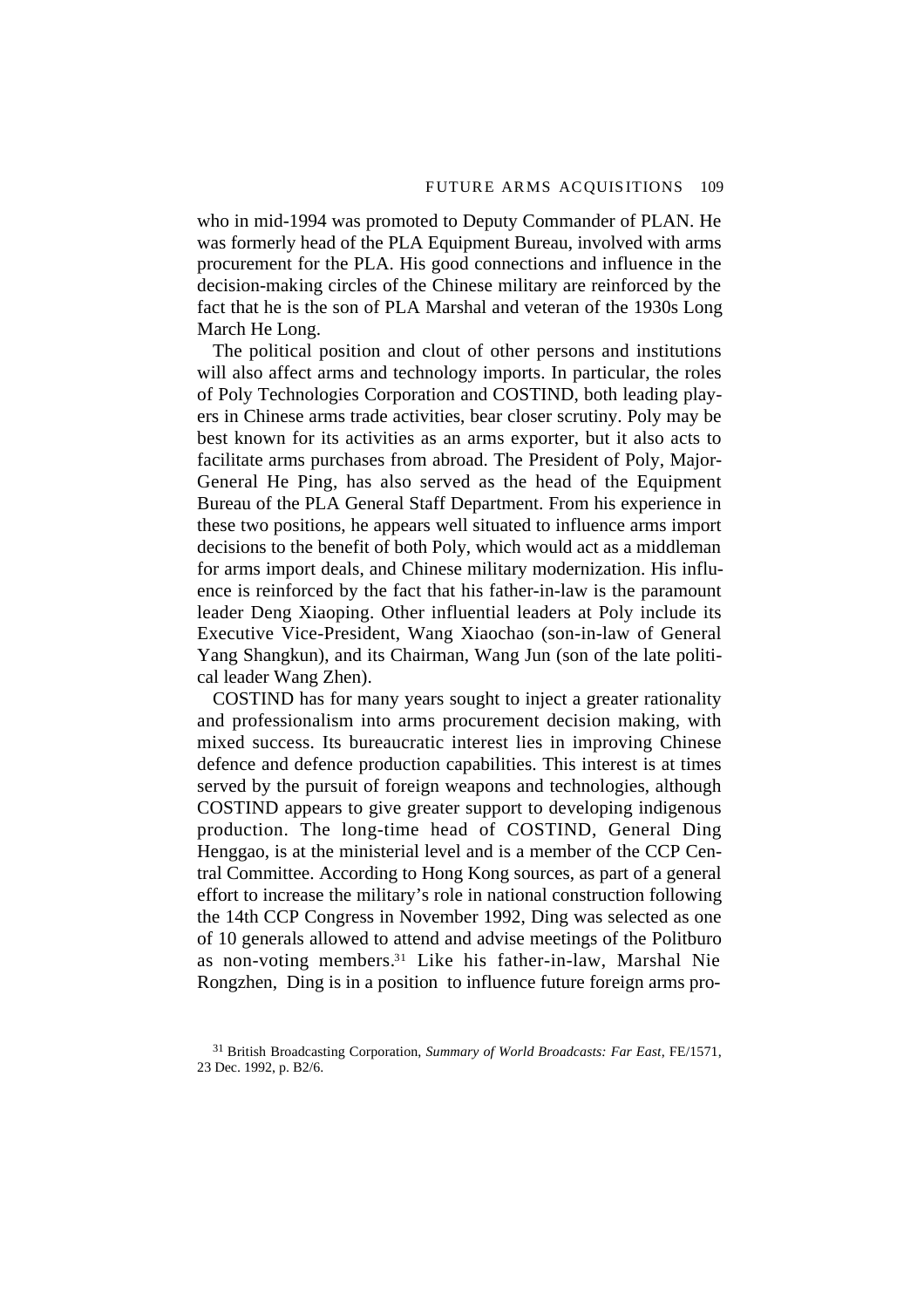who in mid-1994 was promoted to Deputy Commander of PLAN. He was formerly head of the PLA Equipment Bureau, involved with arms procurement for the PLA. His good connections and influence in the decision-making circles of the Chinese military are reinforced by the fact that he is the son of PLA Marshal and veteran of the 1930s Long March He Long.

The political position and clout of other persons and institutions will also affect arms and technology imports. In particular, the roles of Poly Technologies Corporation and COSTIND, both leading players in Chinese arms trade activities, bear closer scrutiny. Poly may be best known for its activities as an arms exporter, but it also acts to facilitate arms purchases from abroad. The President of Poly, Major-General He Ping, has also served as the head of the Equipment Bureau of the PLA General Staff Department. From his experience in these two positions, he appears well situated to influence arms import decisions to the benefit of both Poly, which would act as a middleman for arms import deals, and Chinese military modernization. His influence is reinforced by the fact that his father-in-law is the paramount leader Deng Xiaoping. Other influential leaders at Poly include its Executive Vice-President, Wang Xiaochao (son-in-law of General Yang Shangkun), and its Chairman, Wang Jun (son of the late political leader Wang Zhen).

COSTIND has for many years sought to inject a greater rationality and professionalism into arms procurement decision making, with mixed success. Its bureaucratic interest lies in improving Chinese defence and defence production capabilities. This interest is at times served by the pursuit of foreign weapons and technologies, although COSTIND appears to give greater support to developing indigenous production. The long-time head of COSTIND, General Ding Henggao, is at the ministerial level and is a member of the CCP Central Committee. According to Hong Kong sources, as part of a general effort to increase the military's role in national construction following the 14th CCP Congress in November 1992, Ding was selected as one of 10 generals allowed to attend and advise meetings of the Politburo as non-voting members.[31] Like his father-in-law, Marshal Nie Rongzhen, Ding is in a position to influence future foreign arms pro-

[31] British Broadcasting Corporation, *Summary of World Broadcasts: Far East*, FE/1571, 23 Dec. 1992, p. B2/6.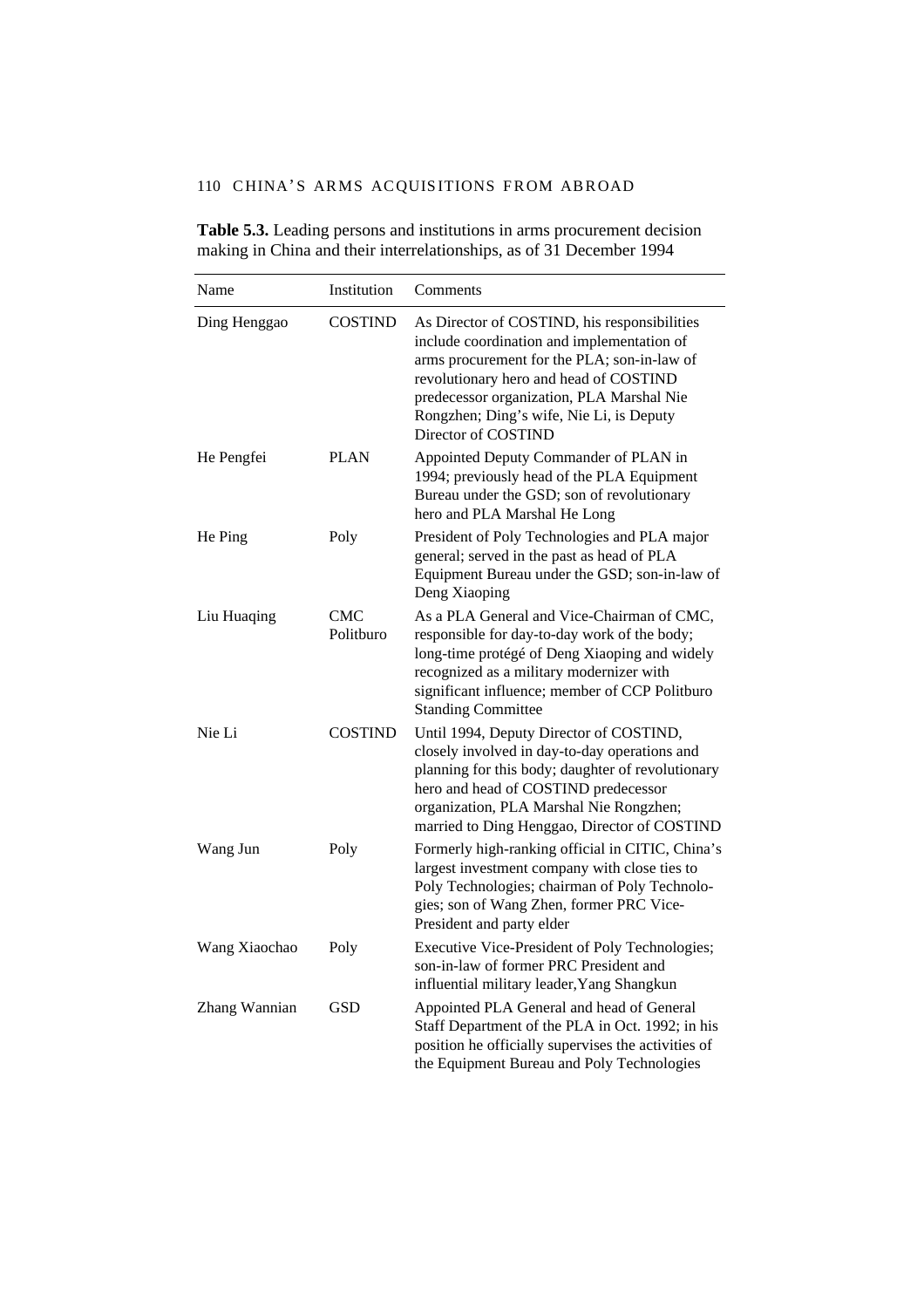**Table 5.3.** Leading persons and institutions in arms procurement decision making in China and their interrelationships, as of 31 December 1994

| Name | Institution | Comments |
|---|---|---|
| Ding Henggao | COSTIND | As Director of COSTIND, his responsibilities include coordination and implementation of arms procurement for the PLA; son-in-law of revolutionary hero and head of COSTIND predecessor organization, PLA Marshal Nie Rongzhen; Ding's wife, Nie Li, is Deputy Director of COSTIND |
| He Pengfei | PLAN | Appointed Deputy Commander of PLAN in 1994; previously head of the PLA Equipment Bureau under the GSD; son of revolutionary hero and PLA Marshal He Long |
| He Ping | Poly | President of Poly Technologies and PLA major general; served in the past as head of PLA Equipment Bureau under the GSD; son-in-law of Deng Xiaoping |
| Liu Huaqing | CMC Politburo | As a PLA General and Vice-Chairman of CMC, responsible for day-to-day work of the body; long-time protégé of Deng Xiaoping and widely recognized as a military modernizer with significant influence; member of CCP Politburo Standing Committee |
| Nie Li | COSTIND | Until 1994, Deputy Director of COSTIND, closely involved in day-to-day operations and planning for this body; daughter of revolutionary hero and head of COSTIND predecessor organization, PLA Marshal Nie Rongzhen; married to Ding Henggao, Director of COSTIND |
| Wang Jun | Poly | Formerly high-ranking official in CITIC, China's largest investment company with close ties to Poly Technologies; chairman of Poly Technologies; son of Wang Zhen, former PRC Vice-President and party elder |
| Wang Xiaochao | Poly | Executive Vice-President of Poly Technologies; son-in-law of former PRC President and influential military leader, Yang Shangkun |
| Zhang Wannian | GSD | Appointed PLA General and head of General Staff Department of the PLA in Oct. 1992; in his position he officially supervises the activities of the Equipment Bureau and Poly Technologies |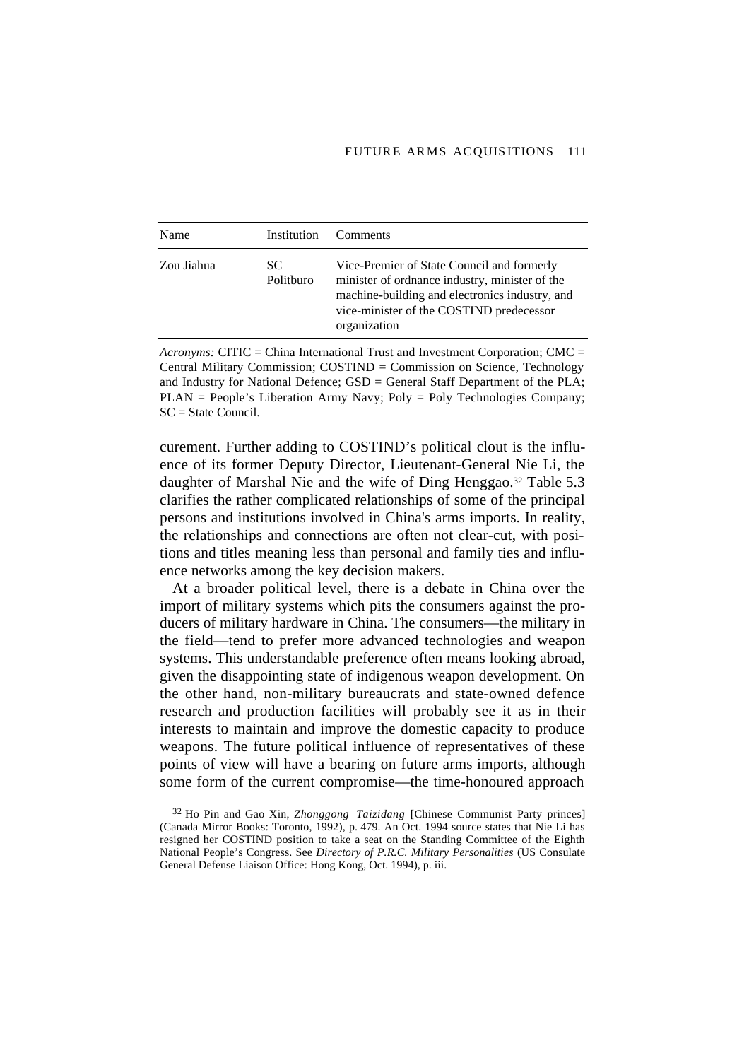| Name | Institution | Comments |
|---|---|---|
| Zou Jiahua | SC Politburo | Vice-Premier of State Council and formerly minister of ordnance industry, minister of the machine-building and electronics industry, and vice-minister of the COSTIND predecessor organization |

*Acronyms:* CITIC = China International Trust and Investment Corporation; CMC = Central Military Commission; COSTIND = Commission on Science, Technology and Industry for National Defence; GSD = General Staff Department of the PLA; PLAN = People's Liberation Army Navy; Poly = Poly Technologies Company; SC = State Council.

curement. Further adding to COSTIND's political clout is the influence of its former Deputy Director, Lieutenant-General Nie Li, the daughter of Marshal Nie and the wife of Ding Henggao.[32] Table 5.3 clarifies the rather complicated relationships of some of the principal persons and institutions involved in China's arms imports. In reality, the relationships and connections are often not clear-cut, with positions and titles meaning less than personal and family ties and influence networks among the key decision makers.

At a broader political level, there is a debate in China over the import of military systems which pits the consumers against the producers of military hardware in China. The consumers—the military in the field—tend to prefer more advanced technologies and weapon systems. This understandable preference often means looking abroad, given the disappointing state of indigenous weapon development. On the other hand, non-military bureaucrats and state-owned defence research and production facilities will probably see it as in their interests to maintain and improve the domestic capacity to produce weapons. The future political influence of representatives of these points of view will have a bearing on future arms imports, although some form of the current compromise—the time-honoured approach

[32] Ho Pin and Gao Xin, *Zhonggong Taizidang* [Chinese Communist Party princes] (Canada Mirror Books: Toronto, 1992), p. 479. An Oct. 1994 source states that Nie Li has resigned her COSTIND position to take a seat on the Standing Committee of the Eighth National People's Congress. See *Directory of P.R.C. Military Personalities* (US Consulate General Defense Liaison Office: Hong Kong, Oct. 1994), p. iii.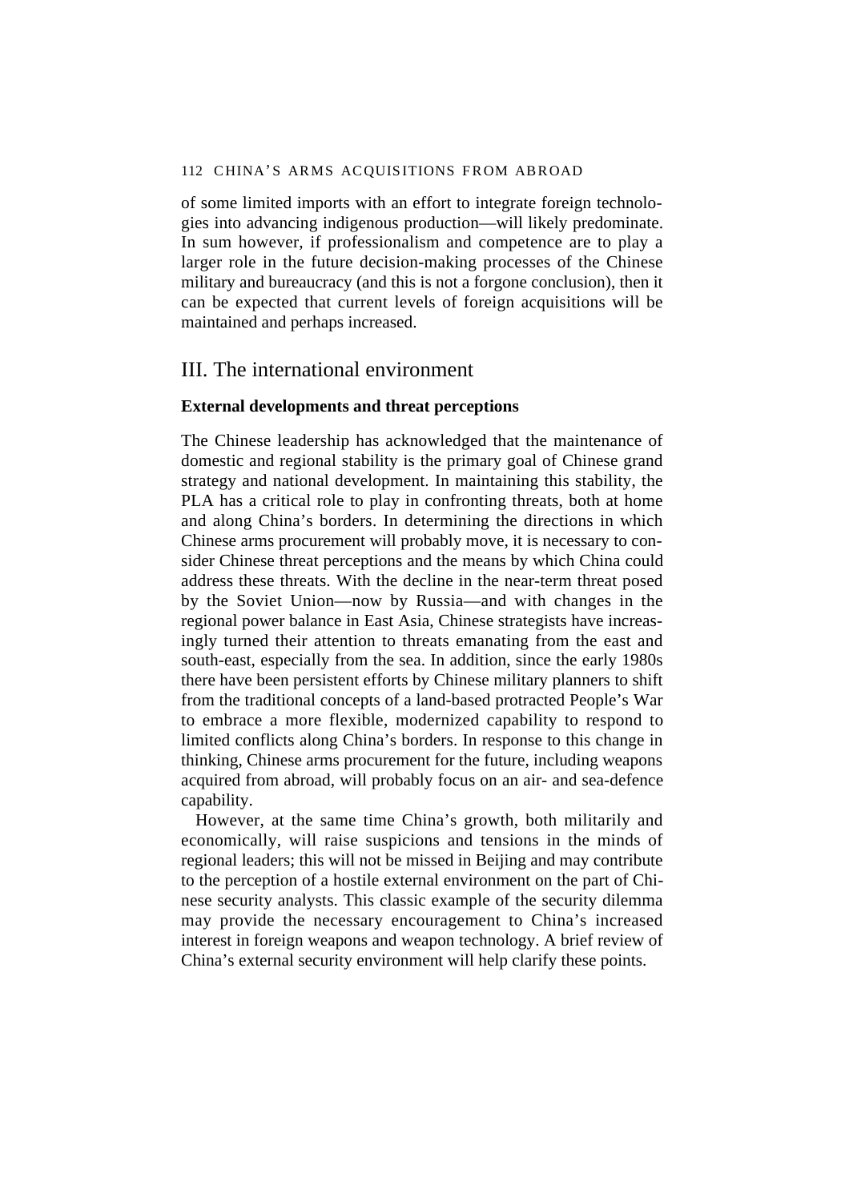of some limited imports with an effort to integrate foreign technologies into advancing indigenous production—will likely predominate. In sum however, if professionalism and competence are to play a larger role in the future decision-making processes of the Chinese military and bureaucracy (and this is not a forgone conclusion), then it can be expected that current levels of foreign acquisitions will be maintained and perhaps increased.

## III. The international environment

### External developments and threat perceptions

The Chinese leadership has acknowledged that the maintenance of domestic and regional stability is the primary goal of Chinese grand strategy and national development. In maintaining this stability, the PLA has a critical role to play in confronting threats, both at home and along China's borders. In determining the directions in which Chinese arms procurement will probably move, it is necessary to consider Chinese threat perceptions and the means by which China could address these threats. With the decline in the near-term threat posed by the Soviet Union—now by Russia—and with changes in the regional power balance in East Asia, Chinese strategists have increasingly turned their attention to threats emanating from the east and south-east, especially from the sea. In addition, since the early 1980s there have been persistent efforts by Chinese military planners to shift from the traditional concepts of a land-based protracted People's War to embrace a more flexible, modernized capability to respond to limited conflicts along China's borders. In response to this change in thinking, Chinese arms procurement for the future, including weapons acquired from abroad, will probably focus on an air- and sea-defence capability.

However, at the same time China's growth, both militarily and economically, will raise suspicions and tensions in the minds of regional leaders; this will not be missed in Beijing and may contribute to the perception of a hostile external environment on the part of Chinese security analysts. This classic example of the security dilemma may provide the necessary encouragement to China's increased interest in foreign weapons and weapon technology. A brief review of China's external security environment will help clarify these points.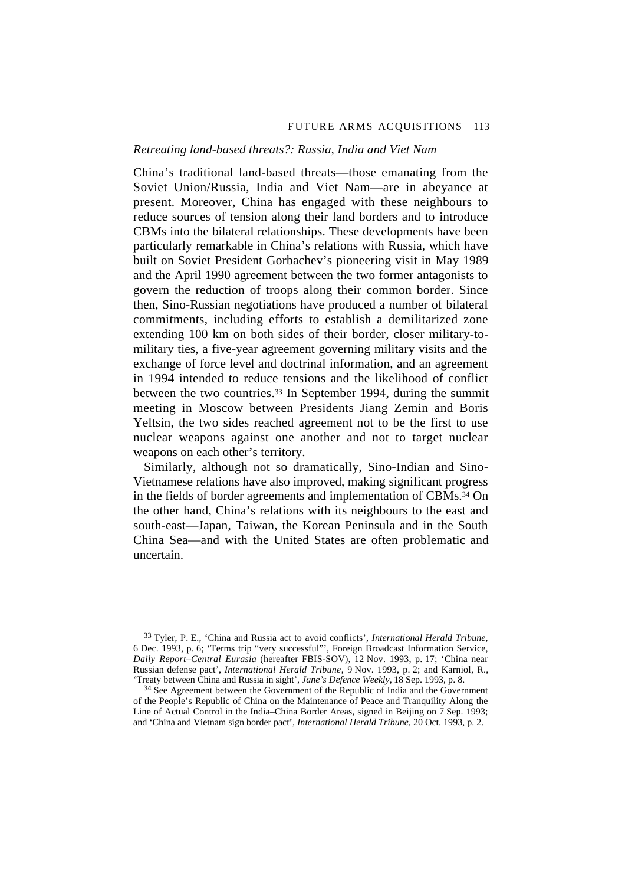*Retreating land-based threats?: Russia, India and Viet Nam*

China's traditional land-based threats—those emanating from the Soviet Union/Russia, India and Viet Nam—are in abeyance at present. Moreover, China has engaged with these neighbours to reduce sources of tension along their land borders and to introduce CBMs into the bilateral relationships. These developments have been particularly remarkable in China's relations with Russia, which have built on Soviet President Gorbachev's pioneering visit in May 1989 and the April 1990 agreement between the two former antagonists to govern the reduction of troops along their common border. Since then, Sino-Russian negotiations have produced a number of bilateral commitments, including efforts to establish a demilitarized zone extending 100 km on both sides of their border, closer military-to-military ties, a five-year agreement governing military visits and the exchange of force level and doctrinal information, and an agreement in 1994 intended to reduce tensions and the likelihood of conflict between the two countries.[33] In September 1994, during the summit meeting in Moscow between Presidents Jiang Zemin and Boris Yeltsin, the two sides reached agreement not to be the first to use nuclear weapons against one another and not to target nuclear weapons on each other's territory.

Similarly, although not so dramatically, Sino-Indian and Sino-Vietnamese relations have also improved, making significant progress in the fields of border agreements and implementation of CBMs.[34] On the other hand, China's relations with its neighbours to the east and south-east—Japan, Taiwan, the Korean Peninsula and in the South China Sea—and with the United States are often problematic and uncertain.

[33] Tyler, P. E., 'China and Russia act to avoid conflicts', *International Herald Tribune*, 6 Dec. 1993, p. 6; 'Terms trip "very successful"', Foreign Broadcast Information Service, *Daily Report–Central Eurasia* (hereafter FBIS-SOV), 12 Nov. 1993, p. 17; 'China near Russian defense pact', *International Herald Tribune*, 9 Nov. 1993, p. 2; and Karniol, R., 'Treaty between China and Russia in sight', *Jane's Defence Weekly*, 18 Sep. 1993, p. 8.

[34] See Agreement between the Government of the Republic of India and the Government of the People's Republic of China on the Maintenance of Peace and Tranquility Along the Line of Actual Control in the India–China Border Areas, signed in Beijing on 7 Sep. 1993; and 'China and Vietnam sign border pact', *International Herald Tribune*, 20 Oct. 1993, p. 2.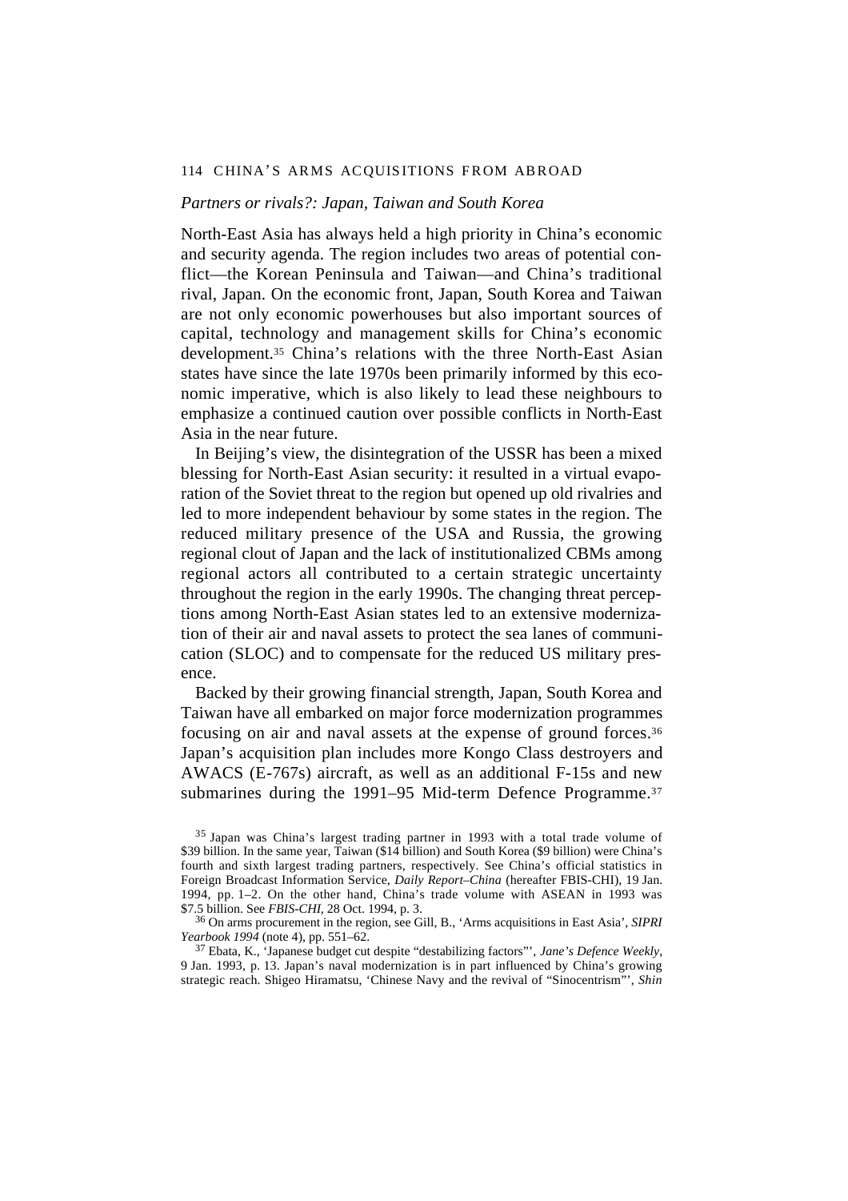### *Partners or rivals?: Japan, Taiwan and South Korea*

North-East Asia has always held a high priority in China's economic and security agenda. The region includes two areas of potential conflict—the Korean Peninsula and Taiwan—and China's traditional rival, Japan. On the economic front, Japan, South Korea and Taiwan are not only economic powerhouses but also important sources of capital, technology and management skills for China's economic development.[35] China's relations with the three North-East Asian states have since the late 1970s been primarily informed by this economic imperative, which is also likely to lead these neighbours to emphasize a continued caution over possible conflicts in North-East Asia in the near future.

In Beijing's view, the disintegration of the USSR has been a mixed blessing for North-East Asian security: it resulted in a virtual evaporation of the Soviet threat to the region but opened up old rivalries and led to more independent behaviour by some states in the region. The reduced military presence of the USA and Russia, the growing regional clout of Japan and the lack of institutionalized CBMs among regional actors all contributed to a certain strategic uncertainty throughout the region in the early 1990s. The changing threat perceptions among North-East Asian states led to an extensive modernization of their air and naval assets to protect the sea lanes of communication (SLOC) and to compensate for the reduced US military presence.

Backed by their growing financial strength, Japan, South Korea and Taiwan have all embarked on major force modernization programmes focusing on air and naval assets at the expense of ground forces.[36] Japan's acquisition plan includes more Kongo Class destroyers and AWACS (E-767s) aircraft, as well as an additional F-15s and new submarines during the 1991–95 Mid-term Defence Programme.[37]

[35] Japan was China's largest trading partner in 1993 with a total trade volume of $39 billion. In the same year, Taiwan ($14 billion) and South Korea ($9 billion) were China's fourth and sixth largest trading partners, respectively. See China's official statistics in Foreign Broadcast Information Service, *Daily Report–China* (hereafter FBIS-CHI), 19 Jan. 1994, pp. 1–2. On the other hand, China's trade volume with ASEAN in 1993 was $7.5 billion. See *FBIS-CHI*, 28 Oct. 1994, p. 3.

[36] On arms procurement in the region, see Gill, B., 'Arms acquisitions in East Asia', *SIPRI Yearbook 1994* (note 4), pp. 551–62.

[37] Ebata, K., 'Japanese budget cut despite "destabilizing factors"', *Jane's Defence Weekly*, 9 Jan. 1993, p. 13. Japan's naval modernization is in part influenced by China's growing strategic reach. Shigeo Hiramatsu, 'Chinese Navy and the revival of "Sinocentrism"', *Shin*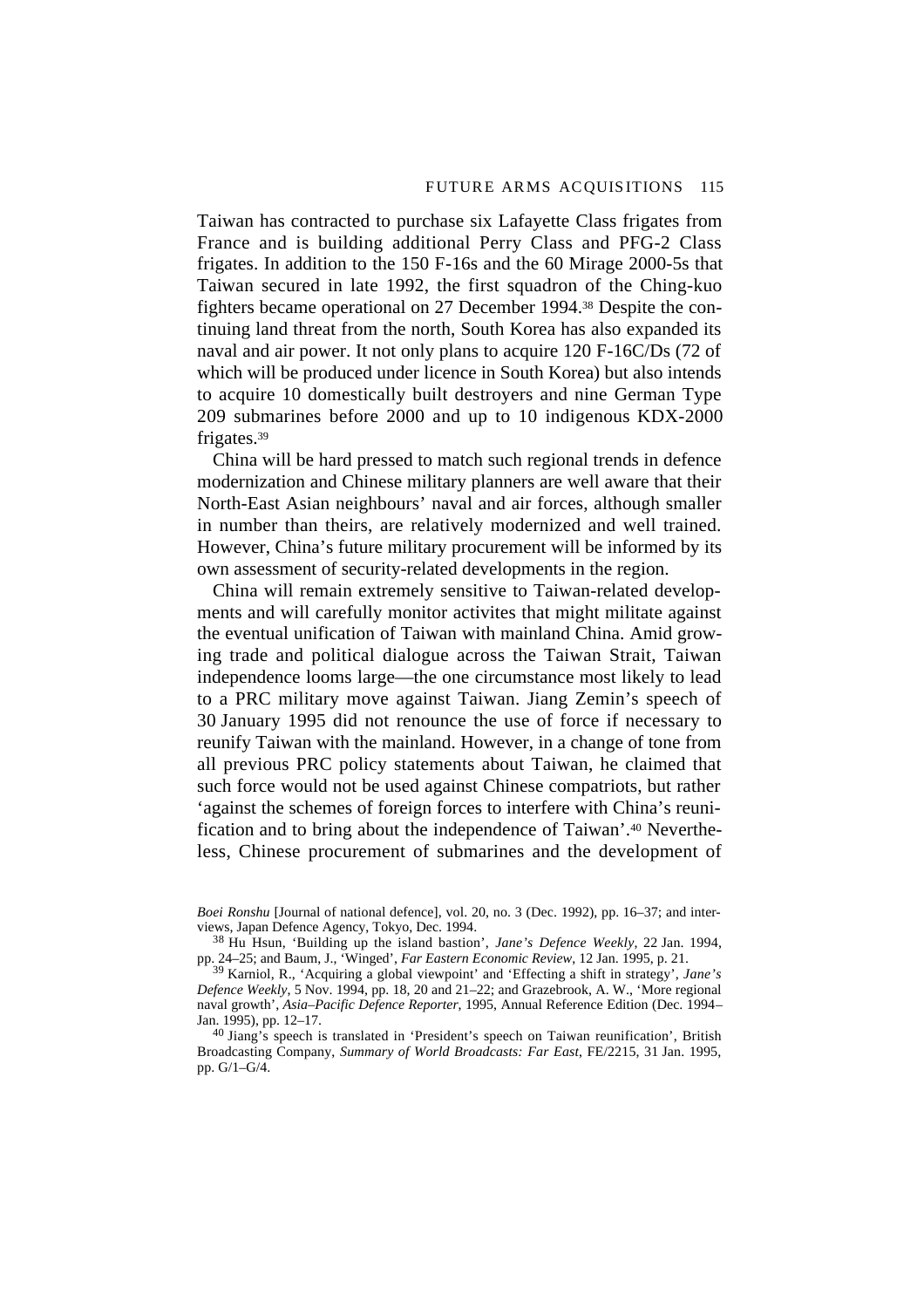Taiwan has contracted to purchase six Lafayette Class frigates from France and is building additional Perry Class and PFG-2 Class frigates. In addition to the 150 F-16s and the 60 Mirage 2000-5s that Taiwan secured in late 1992, the first squadron of the Ching-kuo fighters became operational on 27 December 1994.[38] Despite the continuing land threat from the north, South Korea has also expanded its naval and air power. It not only plans to acquire 120 F-16C/Ds (72 of which will be produced under licence in South Korea) but also intends to acquire 10 domestically built destroyers and nine German Type 209 submarines before 2000 and up to 10 indigenous KDX-2000 frigates.[39]

China will be hard pressed to match such regional trends in defence modernization and Chinese military planners are well aware that their North-East Asian neighbours' naval and air forces, although smaller in number than theirs, are relatively modernized and well trained. However, China's future military procurement will be informed by its own assessment of security-related developments in the region.

China will remain extremely sensitive to Taiwan-related developments and will carefully monitor activites that might militate against the eventual unification of Taiwan with mainland China. Amid growing trade and political dialogue across the Taiwan Strait, Taiwan independence looms large—the one circumstance most likely to lead to a PRC military move against Taiwan. Jiang Zemin's speech of 30 January 1995 did not renounce the use of force if necessary to reunify Taiwan with the mainland. However, in a change of tone from all previous PRC policy statements about Taiwan, he claimed that such force would not be used against Chinese compatriots, but rather 'against the schemes of foreign forces to interfere with China's reunification and to bring about the independence of Taiwan'.[40] Nevertheless, Chinese procurement of submarines and the development of

*Boei Ronshu* [Journal of national defence], vol. 20, no. 3 (Dec. 1992), pp. 16–37; and interviews, Japan Defence Agency, Tokyo, Dec. 1994.

[38] Hu Hsun, 'Building up the island bastion', *Jane's Defence Weekly*, 22 Jan. 1994, pp. 24–25; and Baum, J., 'Winged', *Far Eastern Economic Review*, 12 Jan. 1995, p. 21.

[39] Karniol, R., 'Acquiring a global viewpoint' and 'Effecting a shift in strategy', *Jane's Defence Weekly*, 5 Nov. 1994, pp. 18, 20 and 21–22; and Grazebrook, A. W., 'More regional naval growth', *Asia–Pacific Defence Reporter*, 1995, Annual Reference Edition (Dec. 1994–Jan. 1995), pp. 12–17.

[40] Jiang's speech is translated in 'President's speech on Taiwan reunification', British Broadcasting Company, *Summary of World Broadcasts: Far East*, FE/2215, 31 Jan. 1995, pp. G/1–G/4.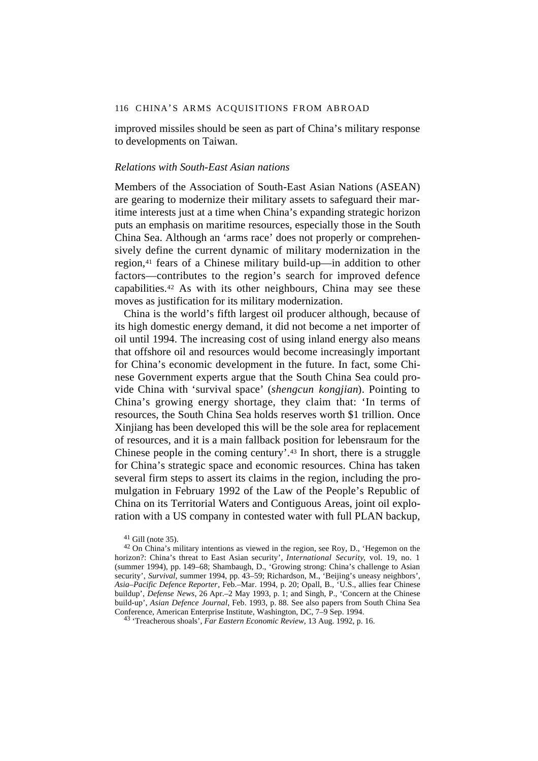improved missiles should be seen as part of China's military response to developments on Taiwan.

### *Relations with South-East Asian nations*

Members of the Association of South-East Asian Nations (ASEAN) are gearing to modernize their military assets to safeguard their maritime interests just at a time when China's expanding strategic horizon puts an emphasis on maritime resources, especially those in the South China Sea. Although an 'arms race' does not properly or comprehensively define the current dynamic of military modernization in the region,[41] fears of a Chinese military build-up—in addition to other factors—contributes to the region's search for improved defence capabilities.[42] As with its other neighbours, China may see these moves as justification for its military modernization.

China is the world's fifth largest oil producer although, because of its high domestic energy demand, it did not become a net importer of oil until 1994. The increasing cost of using inland energy also means that offshore oil and resources would become increasingly important for China's economic development in the future. In fact, some Chinese Government experts argue that the South China Sea could provide China with 'survival space' (*shengcun kongjian*). Pointing to China's growing energy shortage, they claim that: 'In terms of resources, the South China Sea holds reserves worth $1 trillion. Once Xinjiang has been developed this will be the sole area for replacement of resources, and it is a main fallback position for lebensraum for the Chinese people in the coming century'.[43] In short, there is a struggle for China's strategic space and economic resources. China has taken several firm steps to assert its claims in the region, including the promulgation in February 1992 of the Law of the People's Republic of China on its Territorial Waters and Contiguous Areas, joint oil exploration with a US company in contested water with full PLAN backup,

---

[41] Gill (note 35).

[42] On China's military intentions as viewed in the region, see Roy, D., 'Hegemon on the horizon?: China's threat to East Asian security', *International Security*, vol. 19, no. 1 (summer 1994), pp. 149–68; Shambaugh, D., 'Growing strong: China's challenge to Asian security', *Survival*, summer 1994, pp. 43–59; Richardson, M., 'Beijing's uneasy neighbors', *Asia–Pacific Defence Reporter*, Feb.–Mar. 1994, p. 20; Opall, B., 'U.S., allies fear Chinese buildup', *Defense News*, 26 Apr.–2 May 1993, p. 1; and Singh, P., 'Concern at the Chinese build-up', *Asian Defence Journal*, Feb. 1993, p. 88. See also papers from South China Sea Conference, American Enterprise Institute, Washington, DC, 7–9 Sep. 1994.

[43] 'Treacherous shoals', *Far Eastern Economic Review*, 13 Aug. 1992, p. 16.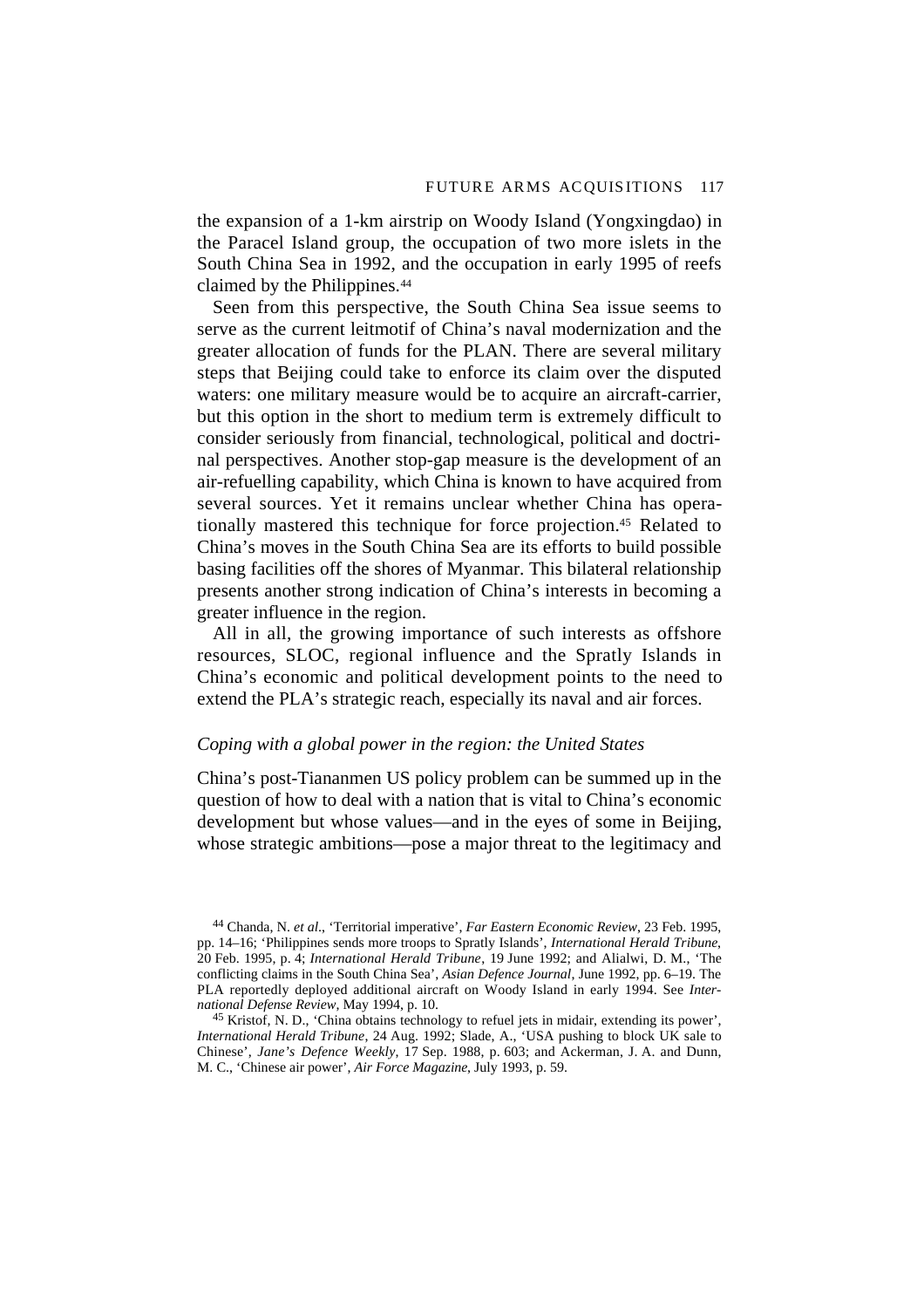the expansion of a 1-km airstrip on Woody Island (Yongxingdao) in the Paracel Island group, the occupation of two more islets in the South China Sea in 1992, and the occupation in early 1995 of reefs claimed by the Philippines.[44]

Seen from this perspective, the South China Sea issue seems to serve as the current leitmotif of China's naval modernization and the greater allocation of funds for the PLAN. There are several military steps that Beijing could take to enforce its claim over the disputed waters: one military measure would be to acquire an aircraft-carrier, but this option in the short to medium term is extremely difficult to consider seriously from financial, technological, political and doctrinal perspectives. Another stop-gap measure is the development of an air-refuelling capability, which China is known to have acquired from several sources. Yet it remains unclear whether China has operationally mastered this technique for force projection.[45] Related to China's moves in the South China Sea are its efforts to build possible basing facilities off the shores of Myanmar. This bilateral relationship presents another strong indication of China's interests in becoming a greater influence in the region.

All in all, the growing importance of such interests as offshore resources, SLOC, regional influence and the Spratly Islands in China's economic and political development points to the need to extend the PLA's strategic reach, especially its naval and air forces.

### *Coping with a global power in the region: the United States*

China's post-Tiananmen US policy problem can be summed up in the question of how to deal with a nation that is vital to China's economic development but whose values—and in the eyes of some in Beijing, whose strategic ambitions—pose a major threat to the legitimacy and

[44] Chanda, N. *et al*., 'Territorial imperative', *Far Eastern Economic Review*, 23 Feb. 1995, pp. 14–16; 'Philippines sends more troops to Spratly Islands', *International Herald Tribune*, 20 Feb. 1995, p. 4; *International Herald Tribune*, 19 June 1992; and Alialwi, D. M., 'The conflicting claims in the South China Sea', *Asian Defence Journal*, June 1992, pp. 6–19. The PLA reportedly deployed additional aircraft on Woody Island in early 1994. See *International Defense Review*, May 1994, p. 10.

[45] Kristof, N. D., 'China obtains technology to refuel jets in midair, extending its power', *International Herald Tribune*, 24 Aug. 1992; Slade, A., 'USA pushing to block UK sale to Chinese', *Jane's Defence Weekly,* 17 Sep. 1988, p. 603; and Ackerman, J. A. and Dunn, M. C., 'Chinese air power', *Air Force Magazine*, July 1993, p. 59.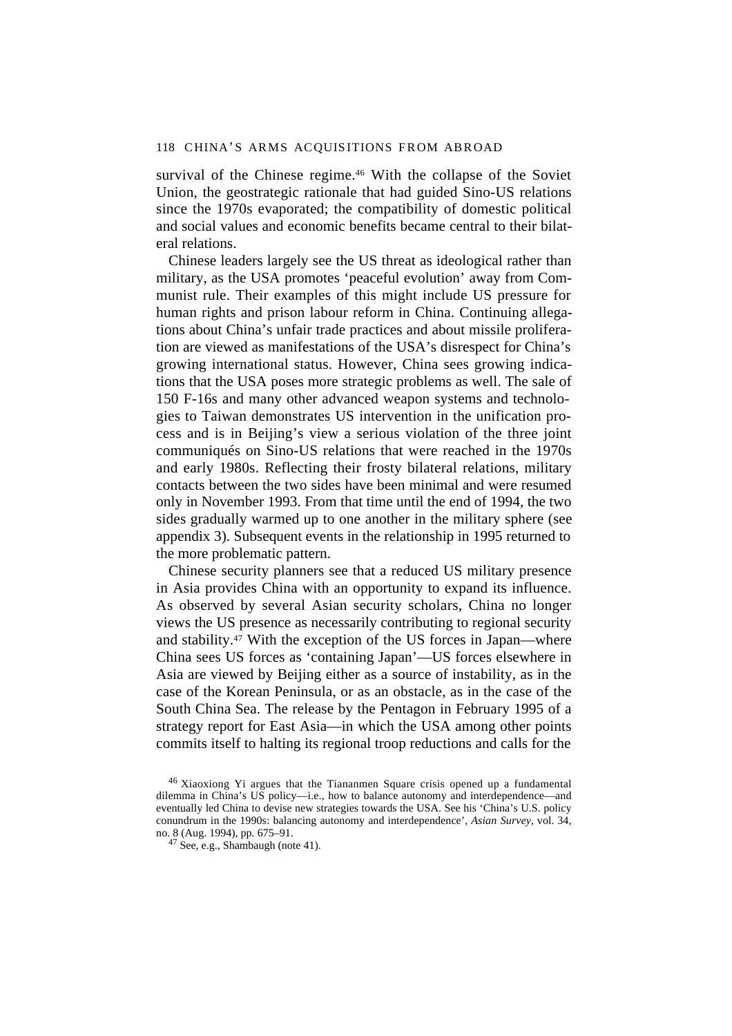survival of the Chinese regime.[46] With the collapse of the Soviet Union, the geostrategic rationale that had guided Sino-US relations since the 1970s evaporated; the compatibility of domestic political and social values and economic benefits became central to their bilateral relations.

Chinese leaders largely see the US threat as ideological rather than military, as the USA promotes 'peaceful evolution' away from Communist rule. Their examples of this might include US pressure for human rights and prison labour reform in China. Continuing allegations about China's unfair trade practices and about missile proliferation are viewed as manifestations of the USA's disrespect for China's growing international status. However, China sees growing indications that the USA poses more strategic problems as well. The sale of 150 F-16s and many other advanced weapon systems and technologies to Taiwan demonstrates US intervention in the unification process and is in Beijing's view a serious violation of the three joint communiqués on Sino-US relations that were reached in the 1970s and early 1980s. Reflecting their frosty bilateral relations, military contacts between the two sides have been minimal and were resumed only in November 1993. From that time until the end of 1994, the two sides gradually warmed up to one another in the military sphere (see appendix 3). Subsequent events in the relationship in 1995 returned to the more problematic pattern.

Chinese security planners see that a reduced US military presence in Asia provides China with an opportunity to expand its influence. As observed by several Asian security scholars, China no longer views the US presence as necessarily contributing to regional security and stability.[47] With the exception of the US forces in Japan—where China sees US forces as 'containing Japan'—US forces elsewhere in Asia are viewed by Beijing either as a source of instability, as in the case of the Korean Peninsula, or as an obstacle, as in the case of the South China Sea. The release by the Pentagon in February 1995 of a strategy report for East Asia—in which the USA among other points commits itself to halting its regional troop reductions and calls for the

[46] Xiaoxiong Yi argues that the Tiananmen Square crisis opened up a fundamental dilemma in China's US policy—i.e., how to balance autonomy and interdependence—and eventually led China to devise new strategies towards the USA. See his 'China's U.S. policy conundrum in the 1990s: balancing autonomy and interdependence', *Asian Survey*, vol. 34, no. 8 (Aug. 1994), pp. 675–91.

[47] See, e.g., Shambaugh (note 41).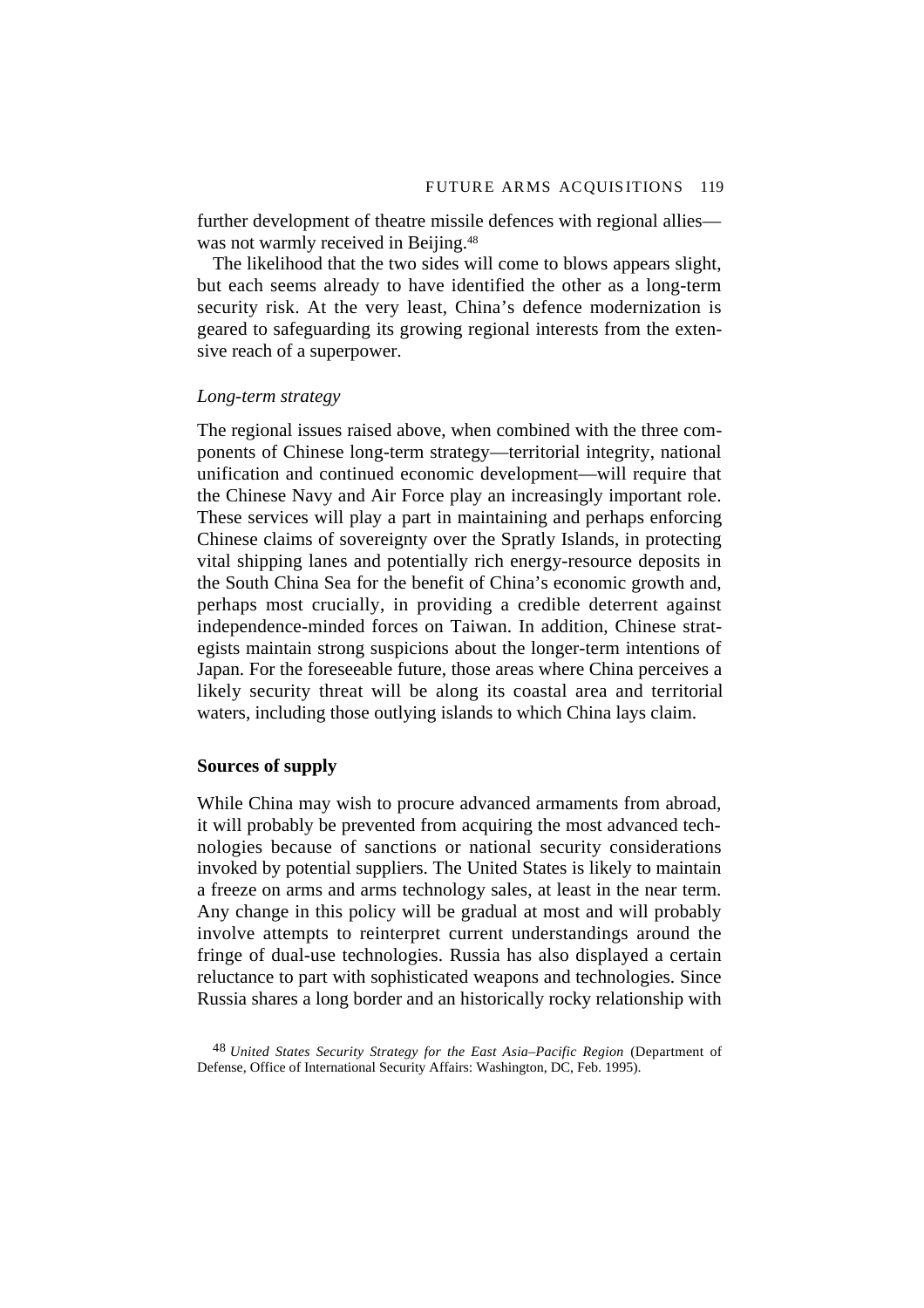further development of theatre missile defences with regional allies—was not warmly received in Beijing.[48]

The likelihood that the two sides will come to blows appears slight, but each seems already to have identified the other as a long-term security risk. At the very least, China's defence modernization is geared to safeguarding its growing regional interests from the extensive reach of a superpower.

### *Long-term strategy*

The regional issues raised above, when combined with the three components of Chinese long-term strategy—territorial integrity, national unification and continued economic development—will require that the Chinese Navy and Air Force play an increasingly important role. These services will play a part in maintaining and perhaps enforcing Chinese claims of sovereignty over the Spratly Islands, in protecting vital shipping lanes and potentially rich energy-resource deposits in the South China Sea for the benefit of China's economic growth and, perhaps most crucially, in providing a credible deterrent against independence-minded forces on Taiwan. In addition, Chinese strategists maintain strong suspicions about the longer-term intentions of Japan. For the foreseeable future, those areas where China perceives a likely security threat will be along its coastal area and territorial waters, including those outlying islands to which China lays claim.

## Sources of supply

While China may wish to procure advanced armaments from abroad, it will probably be prevented from acquiring the most advanced technologies because of sanctions or national security considerations invoked by potential suppliers. The United States is likely to maintain a freeze on arms and arms technology sales, at least in the near term. Any change in this policy will be gradual at most and will probably involve attempts to reinterpret current understandings around the fringe of dual-use technologies. Russia has also displayed a certain reluctance to part with sophisticated weapons and technologies. Since Russia shares a long border and an historically rocky relationship with

[48] *United States Security Strategy for the East Asia–Pacific Region* (Department of Defense, Office of International Security Affairs: Washington, DC, Feb. 1995).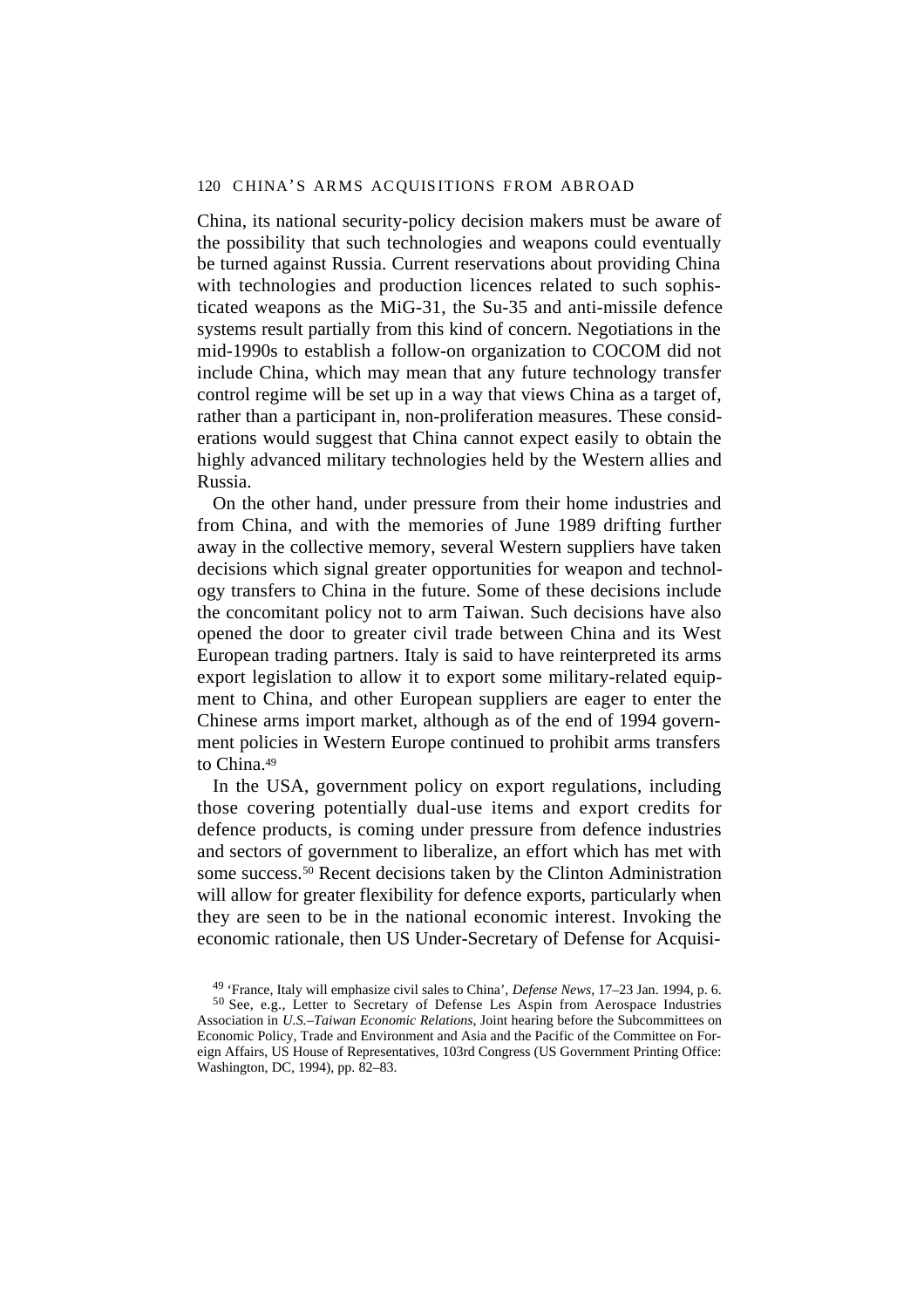China, its national security-policy decision makers must be aware of the possibility that such technologies and weapons could eventually be turned against Russia. Current reservations about providing China with technologies and production licences related to such sophisticated weapons as the MiG-31, the Su-35 and anti-missile defence systems result partially from this kind of concern. Negotiations in the mid-1990s to establish a follow-on organization to COCOM did not include China, which may mean that any future technology transfer control regime will be set up in a way that views China as a target of, rather than a participant in, non-proliferation measures. These considerations would suggest that China cannot expect easily to obtain the highly advanced military technologies held by the Western allies and Russia.

On the other hand, under pressure from their home industries and from China, and with the memories of June 1989 drifting further away in the collective memory, several Western suppliers have taken decisions which signal greater opportunities for weapon and technology transfers to China in the future. Some of these decisions include the concomitant policy not to arm Taiwan. Such decisions have also opened the door to greater civil trade between China and its West European trading partners. Italy is said to have reinterpreted its arms export legislation to allow it to export some military-related equipment to China, and other European suppliers are eager to enter the Chinese arms import market, although as of the end of 1994 government policies in Western Europe continued to prohibit arms transfers to China.[49]

In the USA, government policy on export regulations, including those covering potentially dual-use items and export credits for defence products, is coming under pressure from defence industries and sectors of government to liberalize, an effort which has met with some success.[50] Recent decisions taken by the Clinton Administration will allow for greater flexibility for defence exports, particularly when they are seen to be in the national economic interest. Invoking the economic rationale, then US Under-Secretary of Defense for Acquisi-

[49] 'France, Italy will emphasize civil sales to China', *Defense News*, 17–23 Jan. 1994, p. 6.

[50] See, e.g., Letter to Secretary of Defense Les Aspin from Aerospace Industries Association in *U.S.–Taiwan Economic Relations*, Joint hearing before the Subcommittees on Economic Policy, Trade and Environment and Asia and the Pacific of the Committee on Foreign Affairs, US House of Representatives, 103rd Congress (US Government Printing Office: Washington, DC, 1994), pp. 82–83.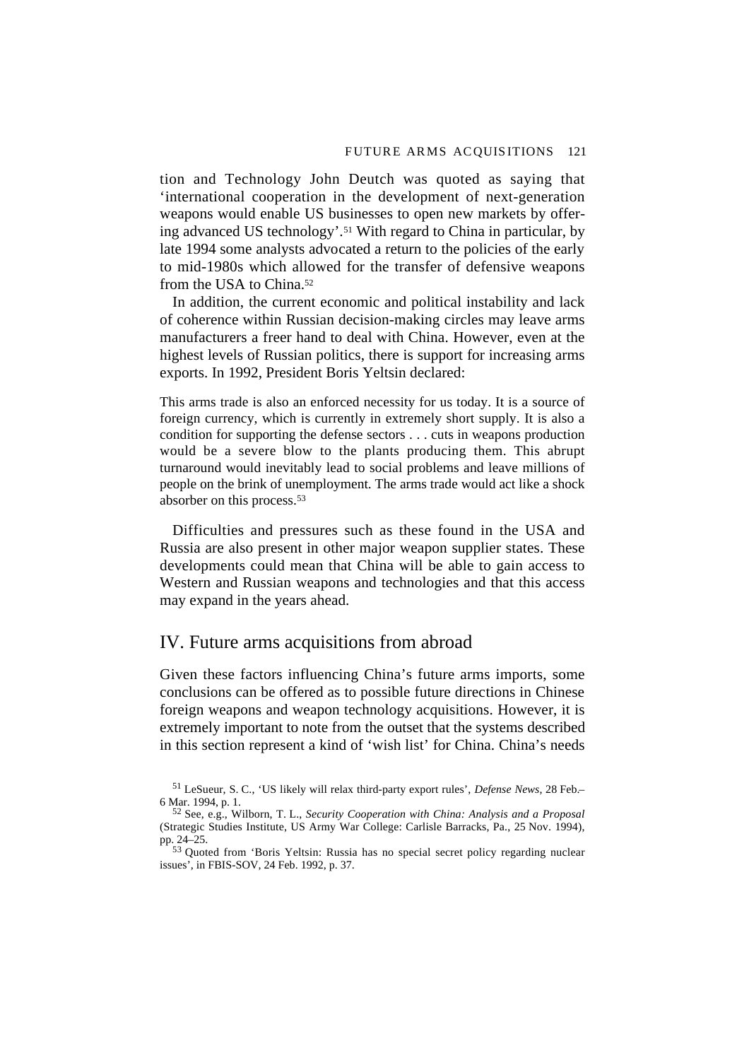tion and Technology John Deutch was quoted as saying that 'international cooperation in the development of next-generation weapons would enable US businesses to open new markets by offering advanced US technology'.[51] With regard to China in particular, by late 1994 some analysts advocated a return to the policies of the early to mid-1980s which allowed for the transfer of defensive weapons from the USA to China.[52]

In addition, the current economic and political instability and lack of coherence within Russian decision-making circles may leave arms manufacturers a freer hand to deal with China. However, even at the highest levels of Russian politics, there is support for increasing arms exports. In 1992, President Boris Yeltsin declared:

> This arms trade is also an enforced necessity for us today. It is a source of foreign currency, which is currently in extremely short supply. It is also a condition for supporting the defense sectors . . . cuts in weapons production would be a severe blow to the plants producing them. This abrupt turnaround would inevitably lead to social problems and leave millions of people on the brink of unemployment. The arms trade would act like a shock absorber on this process.[53]

Difficulties and pressures such as these found in the USA and Russia are also present in other major weapon supplier states. These developments could mean that China will be able to gain access to Western and Russian weapons and technologies and that this access may expand in the years ahead.

## IV. Future arms acquisitions from abroad

Given these factors influencing China's future arms imports, some conclusions can be offered as to possible future directions in Chinese foreign weapons and weapon technology acquisitions. However, it is extremely important to note from the outset that the systems described in this section represent a kind of 'wish list' for China. China's needs

[51] LeSueur, S. C., 'US likely will relax third-party export rules', *Defense News,* 28 Feb.–6 Mar. 1994, p. 1.

[52] See, e.g., Wilborn, T. L., *Security Cooperation with China: Analysis and a Proposal* (Strategic Studies Institute, US Army War College: Carlisle Barracks, Pa., 25 Nov. 1994), pp. 24–25.

[53] Quoted from 'Boris Yeltsin: Russia has no special secret policy regarding nuclear issues', in FBIS-SOV, 24 Feb. 1992, p. 37.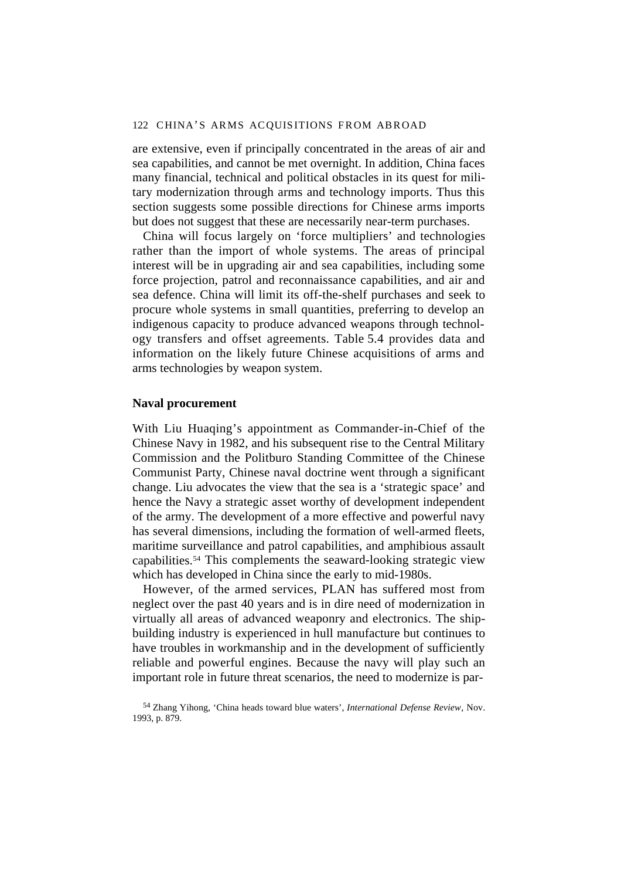are extensive, even if principally concentrated in the areas of air and sea capabilities, and cannot be met overnight. In addition, China faces many financial, technical and political obstacles in its quest for military modernization through arms and technology imports. Thus this section suggests some possible directions for Chinese arms imports but does not suggest that these are necessarily near-term purchases.

China will focus largely on 'force multipliers' and technologies rather than the import of whole systems. The areas of principal interest will be in upgrading air and sea capabilities, including some force projection, patrol and reconnaissance capabilities, and air and sea defence. China will limit its off-the-shelf purchases and seek to procure whole systems in small quantities, preferring to develop an indigenous capacity to produce advanced weapons through technology transfers and offset agreements. Table 5.4 provides data and information on the likely future Chinese acquisitions of arms and arms technologies by weapon system.

### Naval procurement

With Liu Huaqing's appointment as Commander-in-Chief of the Chinese Navy in 1982, and his subsequent rise to the Central Military Commission and the Politburo Standing Committee of the Chinese Communist Party, Chinese naval doctrine went through a significant change. Liu advocates the view that the sea is a 'strategic space' and hence the Navy a strategic asset worthy of development independent of the army. The development of a more effective and powerful navy has several dimensions, including the formation of well-armed fleets, maritime surveillance and patrol capabilities, and amphibious assault capabilities.[54] This complements the seaward-looking strategic view which has developed in China since the early to mid-1980s.

However, of the armed services, PLAN has suffered most from neglect over the past 40 years and is in dire need of modernization in virtually all areas of advanced weaponry and electronics. The shipbuilding industry is experienced in hull manufacture but continues to have troubles in workmanship and in the development of sufficiently reliable and powerful engines. Because the navy will play such an important role in future threat scenarios, the need to modernize is par-

[54] Zhang Yihong, 'China heads toward blue waters', *International Defense Review*, Nov. 1993, p. 879.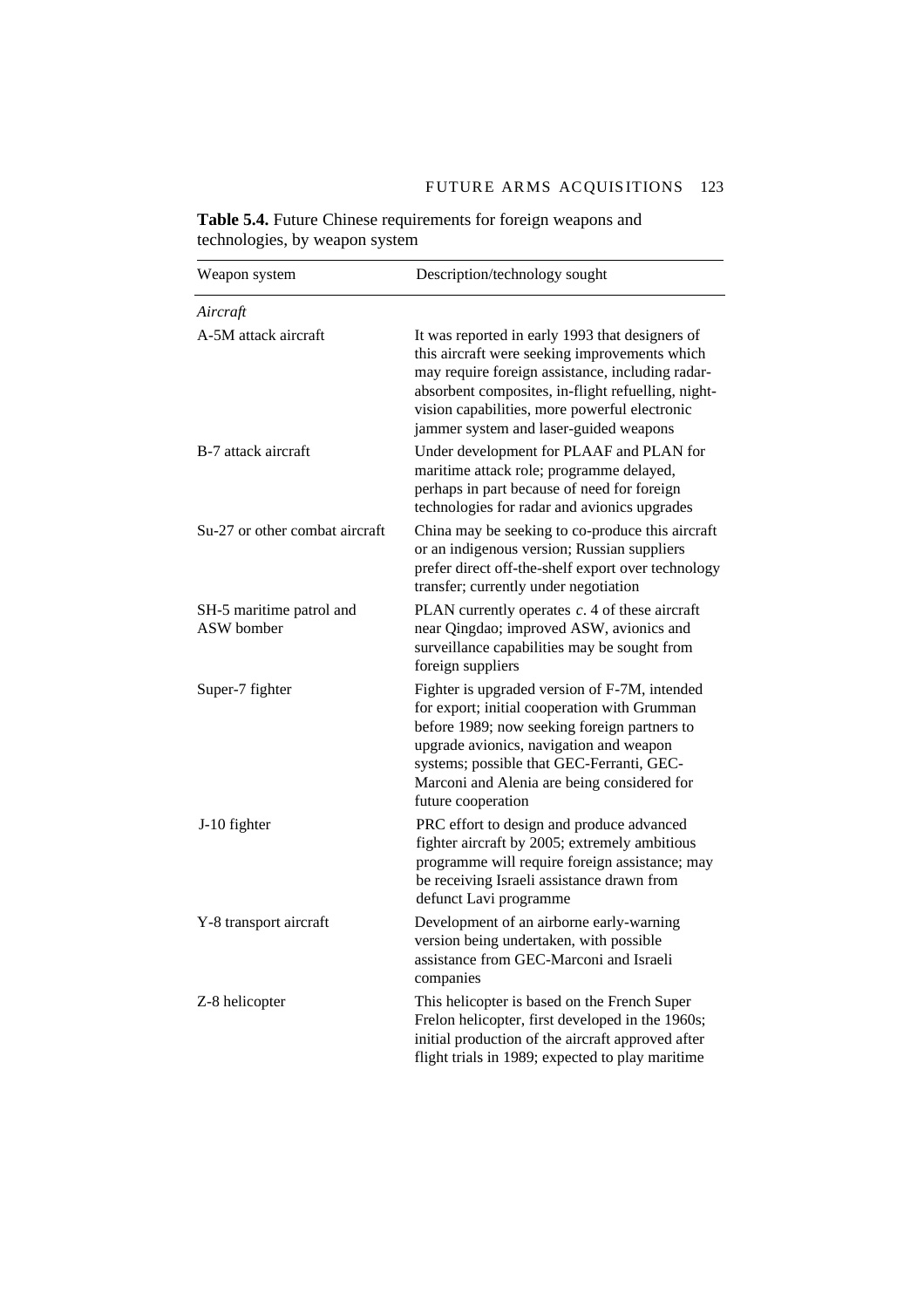**Table 5.4.** Future Chinese requirements for foreign weapons and technologies, by weapon system

| Weapon system | Description/technology sought |
| --- | --- |
| *Aircraft* | |
| A-5M attack aircraft | It was reported in early 1993 that designers of this aircraft were seeking improvements which may require foreign assistance, including radar-absorbent composites, in-flight refuelling, night-vision capabilities, more powerful electronic jammer system and laser-guided weapons |
| B-7 attack aircraft | Under development for PLAAF and PLAN for maritime attack role; programme delayed, perhaps in part because of need for foreign technologies for radar and avionics upgrades |
| Su-27 or other combat aircraft | China may be seeking to co-produce this aircraft or an indigenous version; Russian suppliers prefer direct off-the-shelf export over technology transfer; currently under negotiation |
| SH-5 maritime patrol and ASW bomber | PLAN currently operates *c*. 4 of these aircraft near Qingdao; improved ASW, avionics and surveillance capabilities may be sought from foreign suppliers |
| Super-7 fighter | Fighter is upgraded version of F-7M, intended for export; initial cooperation with Grumman before 1989; now seeking foreign partners to upgrade avionics, navigation and weapon systems; possible that GEC-Ferranti, GEC-Marconi and Alenia are being considered for future cooperation |
| J-10 fighter | PRC effort to design and produce advanced fighter aircraft by 2005; extremely ambitious programme will require foreign assistance; may be receiving Israeli assistance drawn from defunct Lavi programme |
| Y-8 transport aircraft | Development of an airborne early-warning version being undertaken, with possible assistance from GEC-Marconi and Israeli companies |
| Z-8 helicopter | This helicopter is based on the French Super Frelon helicopter, first developed in the 1960s; initial production of the aircraft approved after flight trials in 1989; expected to play maritime |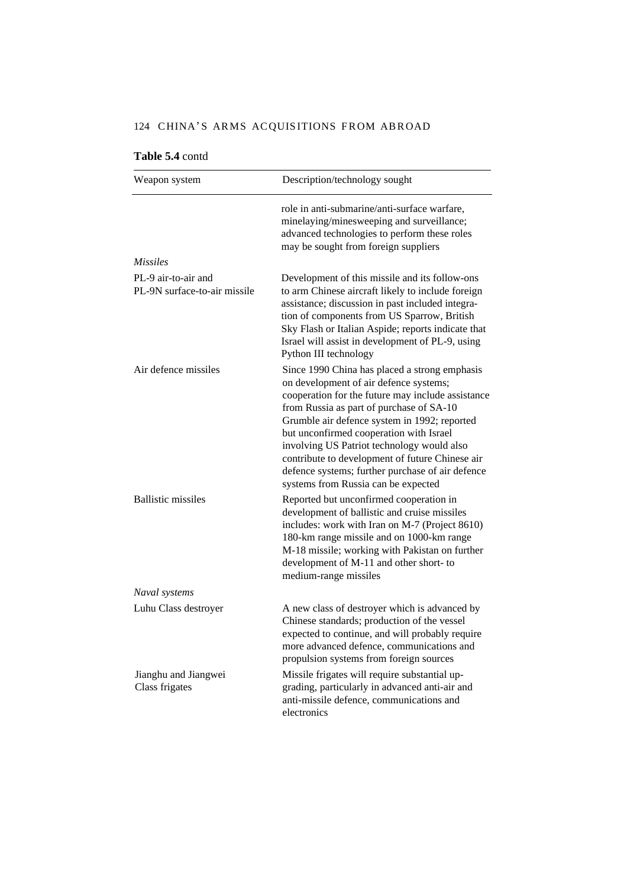**Table 5.4** contd

| Weapon system | Description/technology sought |
| --- | --- |
| | role in anti-submarine/anti-surface warfare, minelaying/minesweeping and surveillance; advanced technologies to perform these roles may be sought from foreign suppliers |
| *Missiles* | |
| PL-9 air-to-air and PL-9N surface-to-air missile | Development of this missile and its follow-ons to arm Chinese aircraft likely to include foreign assistance; discussion in past included integration of components from US Sparrow, British Sky Flash or Italian Aspide; reports indicate that Israel will assist in development of PL-9, using Python III technology |
| Air defence missiles | Since 1990 China has placed a strong emphasis on development of air defence systems; cooperation for the future may include assistance from Russia as part of purchase of SA-10 Grumble air defence system in 1992; reported but unconfirmed cooperation with Israel involving US Patriot technology would also contribute to development of future Chinese air defence systems; further purchase of air defence systems from Russia can be expected |
| Ballistic missiles | Reported but unconfirmed cooperation in development of ballistic and cruise missiles includes: work with Iran on M-7 (Project 8610) 180-km range missile and on 1000-km range M-18 missile; working with Pakistan on further development of M-11 and other short- to medium-range missiles |
| *Naval systems* | |
| Luhu Class destroyer | A new class of destroyer which is advanced by Chinese standards; production of the vessel expected to continue, and will probably require more advanced defence, communications and propulsion systems from foreign sources |
| Jianghu and Jiangwei Class frigates | Missile frigates will require substantial upgrading, particularly in advanced anti-air and anti-missile defence, communications and electronics |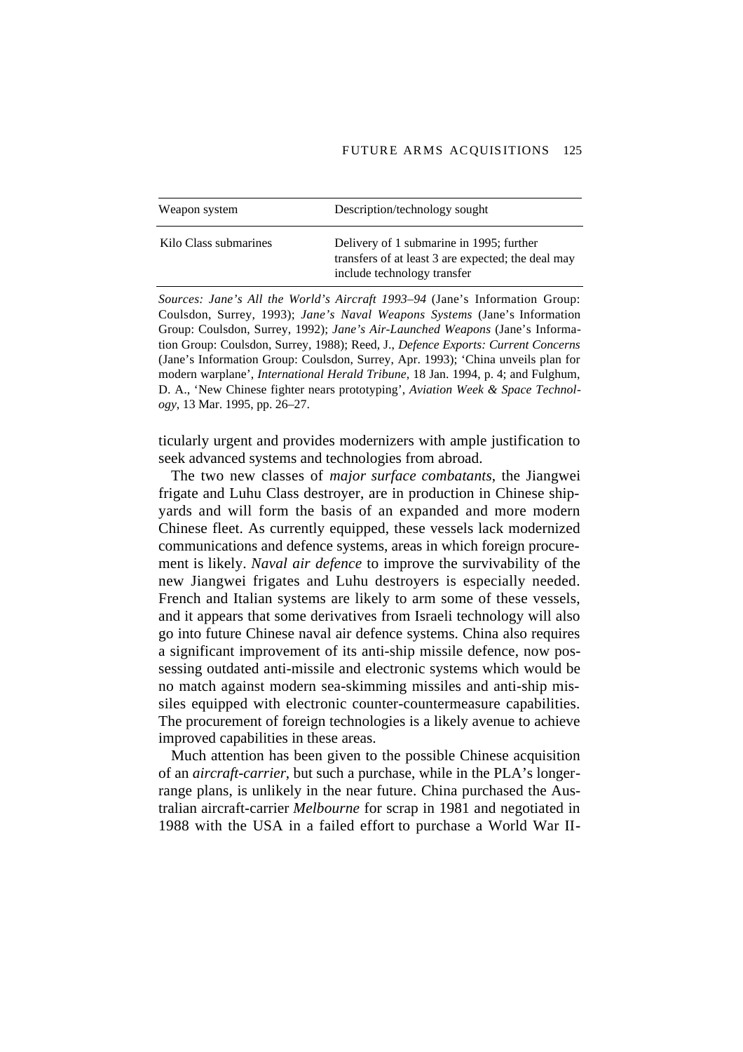| Weapon system | Description/technology sought |
|---|---|
| Kilo Class submarines | Delivery of 1 submarine in 1995; further transfers of at least 3 are expected; the deal may include technology transfer |

*Sources: Jane's All the World's Aircraft 1993–94* (Jane's Information Group: Coulsdon, Surrey, 1993); *Jane's Naval Weapons Systems* (Jane's Information Group: Coulsdon, Surrey, 1992); *Jane's Air-Launched Weapons* (Jane's Information Group: Coulsdon, Surrey, 1988); Reed, J., *Defence Exports: Current Concerns* (Jane's Information Group: Coulsdon, Surrey, Apr. 1993); 'China unveils plan for modern warplane', *International Herald Tribune*, 18 Jan. 1994, p. 4; and Fulghum, D. A., 'New Chinese fighter nears prototyping', *Aviation Week & Space Technology*, 13 Mar. 1995, pp. 26–27.

ticularly urgent and provides modernizers with ample justification to seek advanced systems and technologies from abroad.

The two new classes of *major surface combatants*, the Jiangwei frigate and Luhu Class destroyer, are in production in Chinese shipyards and will form the basis of an expanded and more modern Chinese fleet. As currently equipped, these vessels lack modernized communications and defence systems, areas in which foreign procurement is likely. *Naval air defence* to improve the survivability of the new Jiangwei frigates and Luhu destroyers is especially needed. French and Italian systems are likely to arm some of these vessels, and it appears that some derivatives from Israeli technology will also go into future Chinese naval air defence systems. China also requires a significant improvement of its anti-ship missile defence, now possessing outdated anti-missile and electronic systems which would be no match against modern sea-skimming missiles and anti-ship missiles equipped with electronic counter-countermeasure capabilities. The procurement of foreign technologies is a likely avenue to achieve improved capabilities in these areas.

Much attention has been given to the possible Chinese acquisition of an *aircraft-carrier*, but such a purchase, while in the PLA's longer-range plans, is unlikely in the near future. China purchased the Australian aircraft-carrier *Melbourne* for scrap in 1981 and negotiated in 1988 with the USA in a failed effort to purchase a World War II-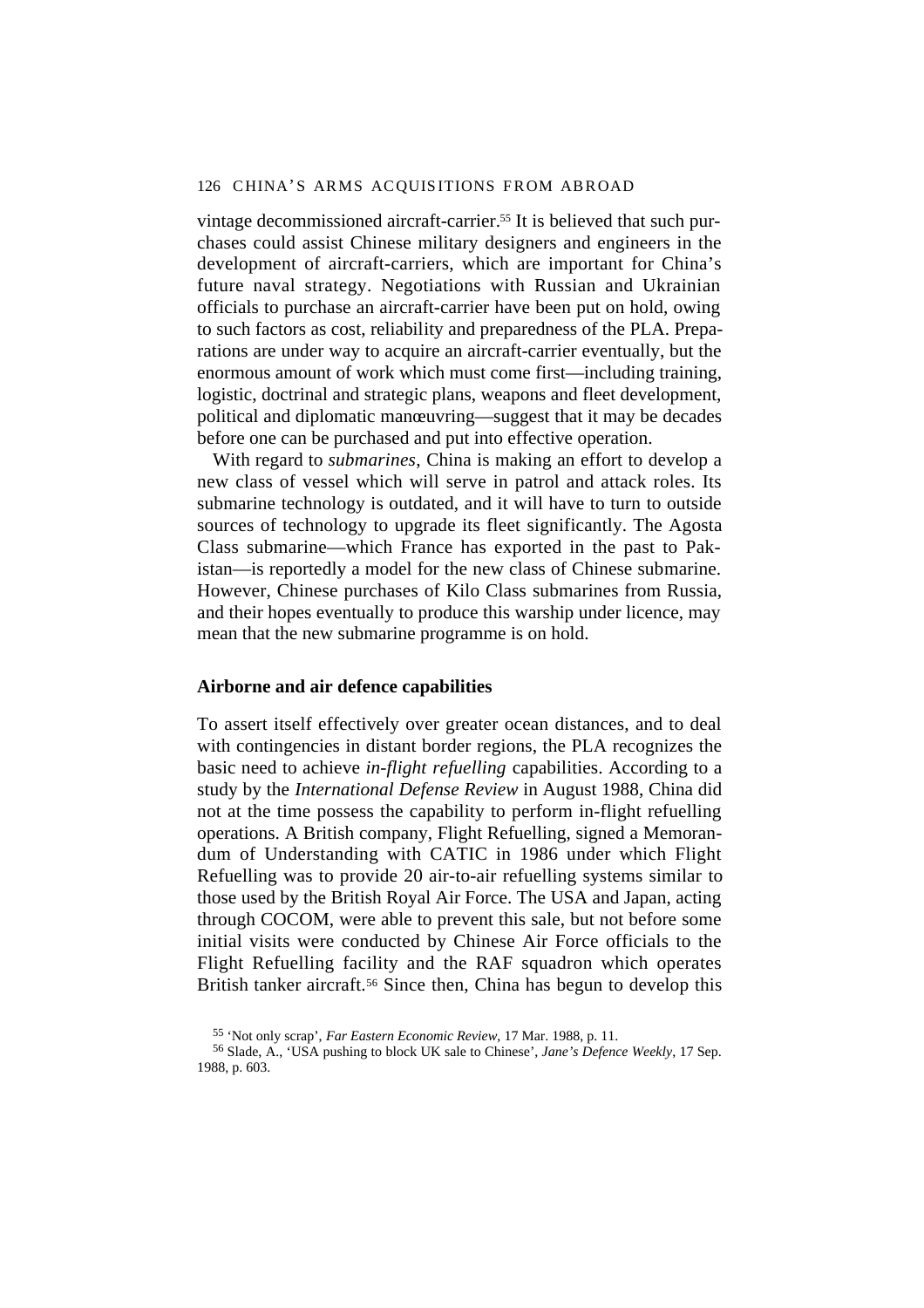vintage decommissioned aircraft-carrier.[55] It is believed that such purchases could assist Chinese military designers and engineers in the development of aircraft-carriers, which are important for China's future naval strategy. Negotiations with Russian and Ukrainian officials to purchase an aircraft-carrier have been put on hold, owing to such factors as cost, reliability and preparedness of the PLA. Preparations are under way to acquire an aircraft-carrier eventually, but the enormous amount of work which must come first—including training, logistic, doctrinal and strategic plans, weapons and fleet development, political and diplomatic manœuvring—suggest that it may be decades before one can be purchased and put into effective operation.

With regard to *submarines*, China is making an effort to develop a new class of vessel which will serve in patrol and attack roles. Its submarine technology is outdated, and it will have to turn to outside sources of technology to upgrade its fleet significantly. The Agosta Class submarine—which France has exported in the past to Pakistan—is reportedly a model for the new class of Chinese submarine. However, Chinese purchases of Kilo Class submarines from Russia, and their hopes eventually to produce this warship under licence, may mean that the new submarine programme is on hold.

### Airborne and air defence capabilities

To assert itself effectively over greater ocean distances, and to deal with contingencies in distant border regions, the PLA recognizes the basic need to achieve *in-flight refuelling* capabilities. According to a study by the *International Defense Review* in August 1988, China did not at the time possess the capability to perform in-flight refuelling operations. A British company, Flight Refuelling, signed a Memorandum of Understanding with CATIC in 1986 under which Flight Refuelling was to provide 20 air-to-air refuelling systems similar to those used by the British Royal Air Force. The USA and Japan, acting through COCOM, were able to prevent this sale, but not before some initial visits were conducted by Chinese Air Force officials to the Flight Refuelling facility and the RAF squadron which operates British tanker aircraft.[56] Since then, China has begun to develop this

[55] 'Not only scrap', *Far Eastern Economic Review*, 17 Mar. 1988, p. 11.

[56] Slade, A., 'USA pushing to block UK sale to Chinese', *Jane's Defence Weekly*, 17 Sep. 1988, p. 603.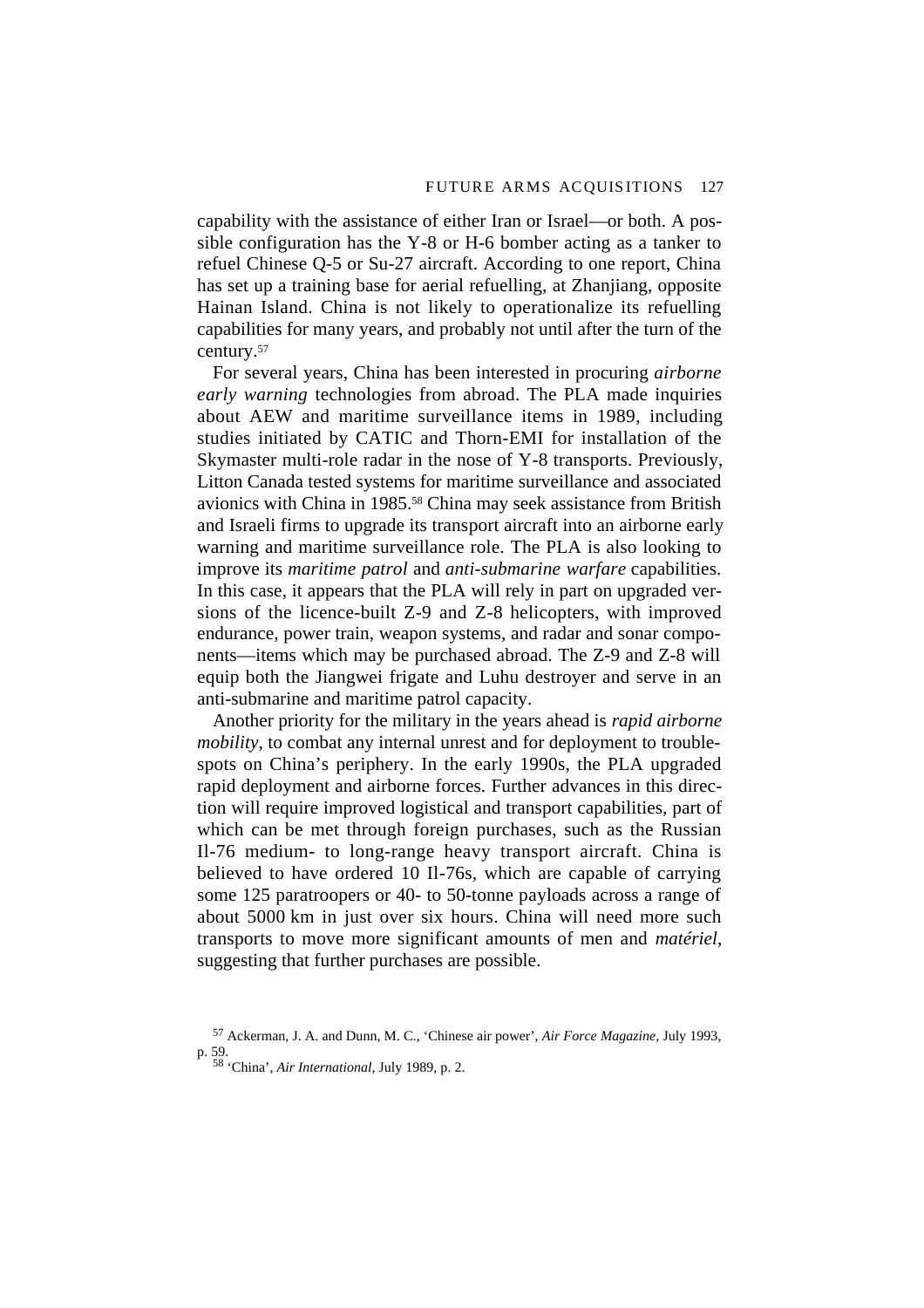capability with the assistance of either Iran or Israel—or both. A possible configuration has the Y-8 or H-6 bomber acting as a tanker to refuel Chinese Q-5 or Su-27 aircraft. According to one report, China has set up a training base for aerial refuelling, at Zhanjiang, opposite Hainan Island. China is not likely to operationalize its refuelling capabilities for many years, and probably not until after the turn of the century.[57]

For several years, China has been interested in procuring *airborne early warning* technologies from abroad. The PLA made inquiries about AEW and maritime surveillance items in 1989, including studies initiated by CATIC and Thorn-EMI for installation of the Skymaster multi-role radar in the nose of Y-8 transports. Previously, Litton Canada tested systems for maritime surveillance and associated avionics with China in 1985.[58] China may seek assistance from British and Israeli firms to upgrade its transport aircraft into an airborne early warning and maritime surveillance role. The PLA is also looking to improve its *maritime patrol* and *anti-submarine warfare* capabilities. In this case, it appears that the PLA will rely in part on upgraded versions of the licence-built Z-9 and Z-8 helicopters, with improved endurance, power train, weapon systems, and radar and sonar components—items which may be purchased abroad. The Z-9 and Z-8 will equip both the Jiangwei frigate and Luhu destroyer and serve in an anti-submarine and maritime patrol capacity.

Another priority for the military in the years ahead is *rapid airborne mobility*, to combat any internal unrest and for deployment to trouble-spots on China's periphery. In the early 1990s, the PLA upgraded rapid deployment and airborne forces. Further advances in this direction will require improved logistical and transport capabilities, part of which can be met through foreign purchases, such as the Russian Il-76 medium- to long-range heavy transport aircraft. China is believed to have ordered 10 Il-76s, which are capable of carrying some 125 paratroopers or 40- to 50-tonne payloads across a range of about 5000 km in just over six hours. China will need more such transports to move more significant amounts of men and *matériel*, suggesting that further purchases are possible.

[57] Ackerman, J. A. and Dunn, M. C., 'Chinese air power', *Air Force Magazine*, July 1993, p. 59.

[58] 'China', *Air International*, July 1989, p. 2.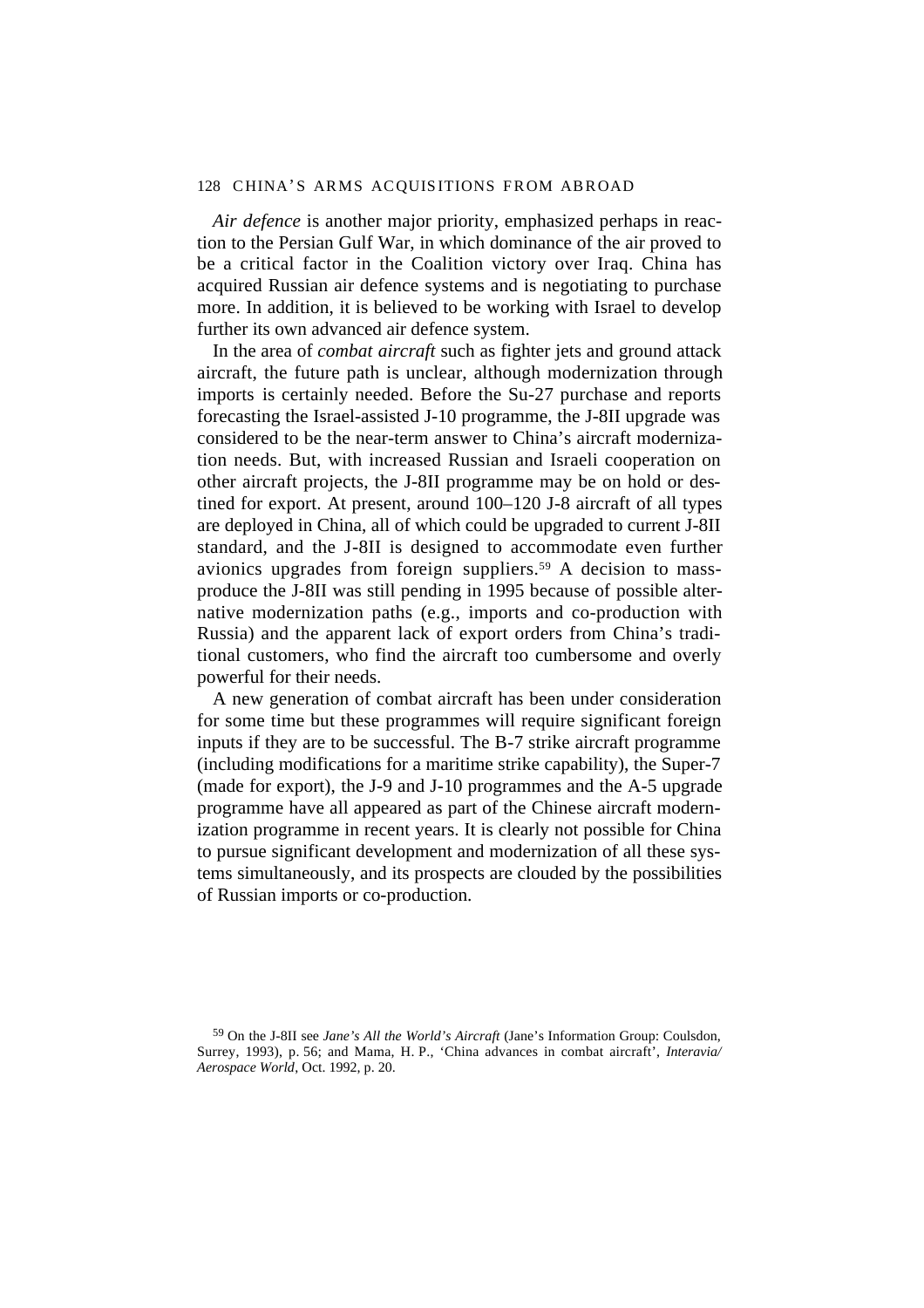*Air defence* is another major priority, emphasized perhaps in reaction to the Persian Gulf War, in which dominance of the air proved to be a critical factor in the Coalition victory over Iraq. China has acquired Russian air defence systems and is negotiating to purchase more. In addition, it is believed to be working with Israel to develop further its own advanced air defence system.

In the area of *combat aircraft* such as fighter jets and ground attack aircraft, the future path is unclear, although modernization through imports is certainly needed. Before the Su-27 purchase and reports forecasting the Israel-assisted J-10 programme, the J-8II upgrade was considered to be the near-term answer to China's aircraft modernization needs. But, with increased Russian and Israeli cooperation on other aircraft projects, the J-8II programme may be on hold or destined for export. At present, around 100–120 J-8 aircraft of all types are deployed in China, all of which could be upgraded to current J-8II standard, and the J-8II is designed to accommodate even further avionics upgrades from foreign suppliers.[59] A decision to mass-produce the J-8II was still pending in 1995 because of possible alternative modernization paths (e.g., imports and co-production with Russia) and the apparent lack of export orders from China's traditional customers, who find the aircraft too cumbersome and overly powerful for their needs.

A new generation of combat aircraft has been under consideration for some time but these programmes will require significant foreign inputs if they are to be successful. The B-7 strike aircraft programme (including modifications for a maritime strike capability), the Super-7 (made for export), the J-9 and J-10 programmes and the A-5 upgrade programme have all appeared as part of the Chinese aircraft modernization programme in recent years. It is clearly not possible for China to pursue significant development and modernization of all these systems simultaneously, and its prospects are clouded by the possibilities of Russian imports or co-production.

[59] On the J-8II see *Jane's All the World's Aircraft* (Jane's Information Group: Coulsdon, Surrey, 1993), p. 56; and Mama, H. P., 'China advances in combat aircraft', *Interavia/Aerospace World*, Oct. 1992, p. 20.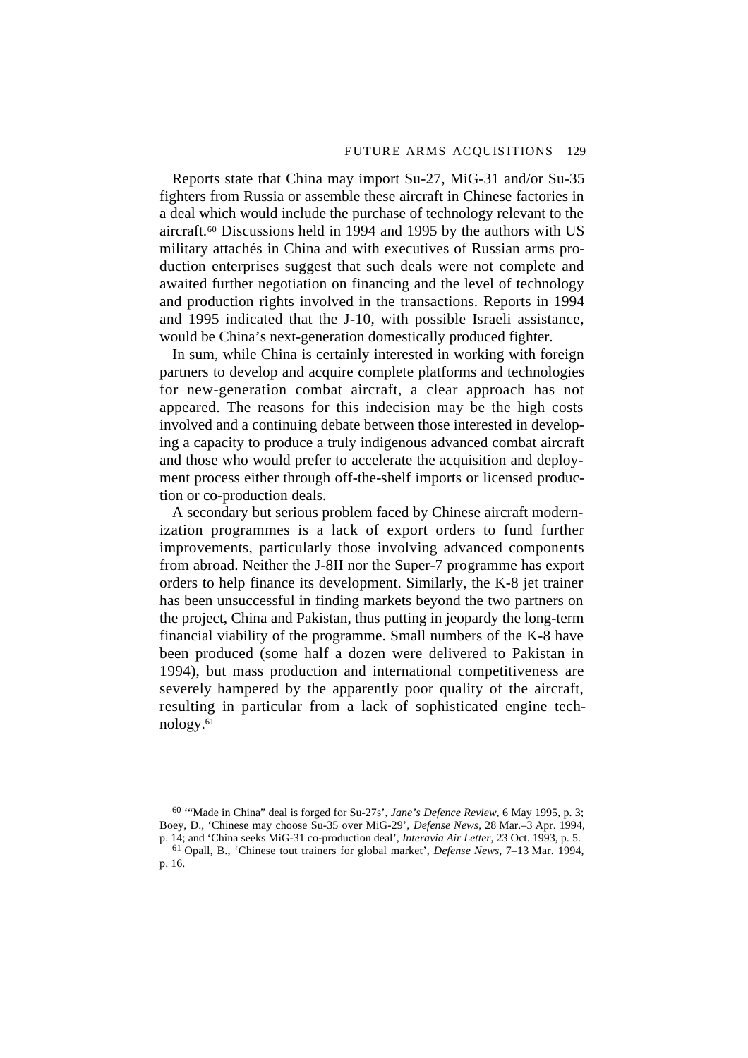Reports state that China may import Su-27, MiG-31 and/or Su-35 fighters from Russia or assemble these aircraft in Chinese factories in a deal which would include the purchase of technology relevant to the aircraft.[60] Discussions held in 1994 and 1995 by the authors with US military attachés in China and with executives of Russian arms production enterprises suggest that such deals were not complete and awaited further negotiation on financing and the level of technology and production rights involved in the transactions. Reports in 1994 and 1995 indicated that the J-10, with possible Israeli assistance, would be China's next-generation domestically produced fighter.

In sum, while China is certainly interested in working with foreign partners to develop and acquire complete platforms and technologies for new-generation combat aircraft, a clear approach has not appeared. The reasons for this indecision may be the high costs involved and a continuing debate between those interested in developing a capacity to produce a truly indigenous advanced combat aircraft and those who would prefer to accelerate the acquisition and deployment process either through off-the-shelf imports or licensed production or co-production deals.

A secondary but serious problem faced by Chinese aircraft modernization programmes is a lack of export orders to fund further improvements, particularly those involving advanced components from abroad. Neither the J-8II nor the Super-7 programme has export orders to help finance its development. Similarly, the K-8 jet trainer has been unsuccessful in finding markets beyond the two partners on the project, China and Pakistan, thus putting in jeopardy the long-term financial viability of the programme. Small numbers of the K-8 have been produced (some half a dozen were delivered to Pakistan in 1994), but mass production and international competitiveness are severely hampered by the apparently poor quality of the aircraft, resulting in particular from a lack of sophisticated engine technology.[61]

---

[60] '"Made in China" deal is forged for Su-27s', *Jane's Defence Review*, 6 May 1995, p. 3; Boey, D., 'Chinese may choose Su-35 over MiG-29', *Defense News*, 28 Mar.–3 Apr. 1994, p. 14; and 'China seeks MiG-31 co-production deal', *Interavia Air Letter*, 23 Oct. 1993, p. 5.

[61] Opall, B., 'Chinese tout trainers for global market', *Defense News*, 7–13 Mar. 1994, p. 16.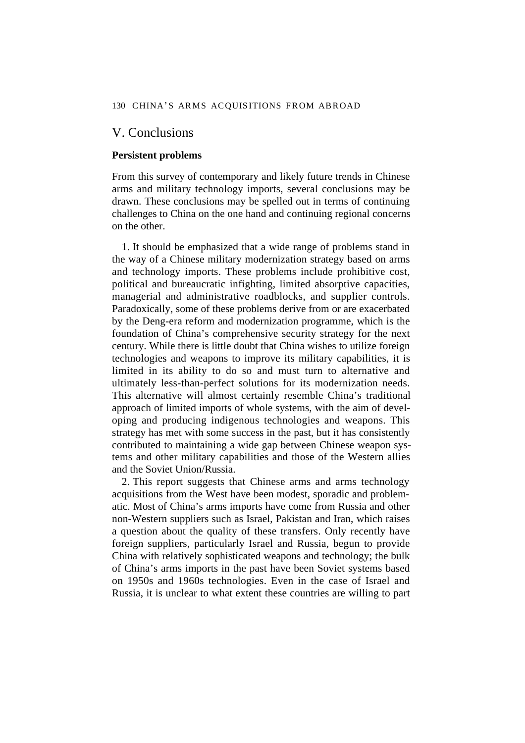## V. Conclusions

### Persistent problems

From this survey of contemporary and likely future trends in Chinese arms and military technology imports, several conclusions may be drawn. These conclusions may be spelled out in terms of continuing challenges to China on the one hand and continuing regional concerns on the other.

1. It should be emphasized that a wide range of problems stand in the way of a Chinese military modernization strategy based on arms and technology imports. These problems include prohibitive cost, political and bureaucratic infighting, limited absorptive capacities, managerial and administrative roadblocks, and supplier controls. Paradoxically, some of these problems derive from or are exacerbated by the Deng-era reform and modernization programme, which is the foundation of China's comprehensive security strategy for the next century. While there is little doubt that China wishes to utilize foreign technologies and weapons to improve its military capabilities, it is limited in its ability to do so and must turn to alternative and ultimately less-than-perfect solutions for its modernization needs. This alternative will almost certainly resemble China's traditional approach of limited imports of whole systems, with the aim of developing and producing indigenous technologies and weapons. This strategy has met with some success in the past, but it has consistently contributed to maintaining a wide gap between Chinese weapon systems and other military capabilities and those of the Western allies and the Soviet Union/Russia.

2. This report suggests that Chinese arms and arms technology acquisitions from the West have been modest, sporadic and problematic. Most of China's arms imports have come from Russia and other non-Western suppliers such as Israel, Pakistan and Iran, which raises a question about the quality of these transfers. Only recently have foreign suppliers, particularly Israel and Russia, begun to provide China with relatively sophisticated weapons and technology; the bulk of China's arms imports in the past have been Soviet systems based on 1950s and 1960s technologies. Even in the case of Israel and Russia, it is unclear to what extent these countries are willing to part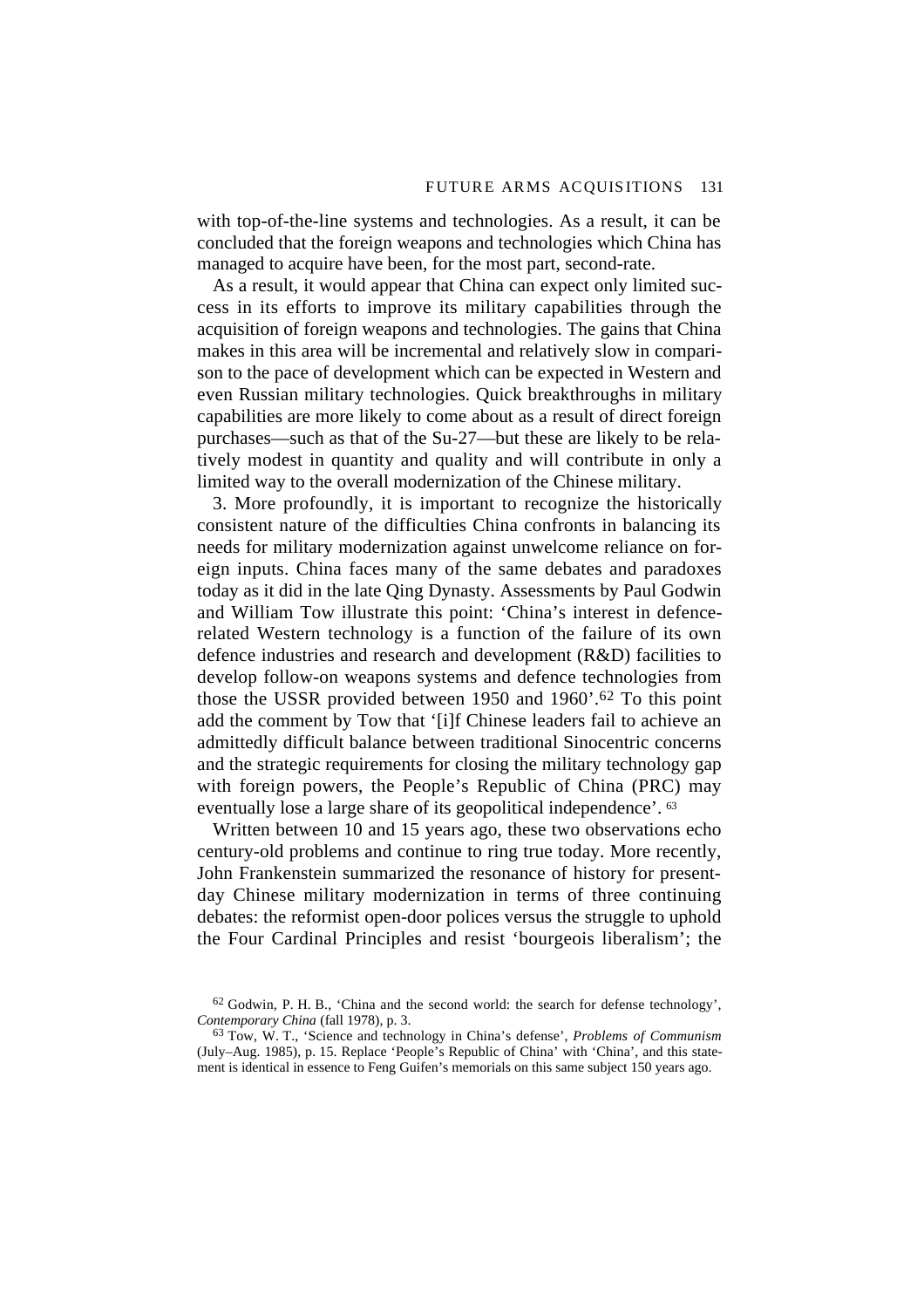with top-of-the-line systems and technologies. As a result, it can be concluded that the foreign weapons and technologies which China has managed to acquire have been, for the most part, second-rate.

As a result, it would appear that China can expect only limited success in its efforts to improve its military capabilities through the acquisition of foreign weapons and technologies. The gains that China makes in this area will be incremental and relatively slow in comparison to the pace of development which can be expected in Western and even Russian military technologies. Quick breakthroughs in military capabilities are more likely to come about as a result of direct foreign purchases—such as that of the Su-27—but these are likely to be relatively modest in quantity and quality and will contribute in only a limited way to the overall modernization of the Chinese military.

3. More profoundly, it is important to recognize the historically consistent nature of the difficulties China confronts in balancing its needs for military modernization against unwelcome reliance on foreign inputs. China faces many of the same debates and paradoxes today as it did in the late Qing Dynasty. Assessments by Paul Godwin and William Tow illustrate this point: 'China's interest in defence-related Western technology is a function of the failure of its own defence industries and research and development (R&D) facilities to develop follow-on weapons systems and defence technologies from those the USSR provided between 1950 and 1960'.[62] To this point add the comment by Tow that '[i]f Chinese leaders fail to achieve an admittedly difficult balance between traditional Sinocentric concerns and the strategic requirements for closing the military technology gap with foreign powers, the People's Republic of China (PRC) may eventually lose a large share of its geopolitical independence'.[63]

Written between 10 and 15 years ago, these two observations echo century-old problems and continue to ring true today. More recently, John Frankenstein summarized the resonance of history for present-day Chinese military modernization in terms of three continuing debates: the reformist open-door polices versus the struggle to uphold the Four Cardinal Principles and resist 'bourgeois liberalism'; the

[62] Godwin, P. H. B., 'China and the second world: the search for defense technology', *Contemporary China* (fall 1978), p. 3.

[63] Tow, W. T., 'Science and technology in China's defense', *Problems of Communism* (July–Aug. 1985), p. 15. Replace 'People's Republic of China' with 'China', and this statement is identical in essence to Feng Guifen's memorials on this same subject 150 years ago.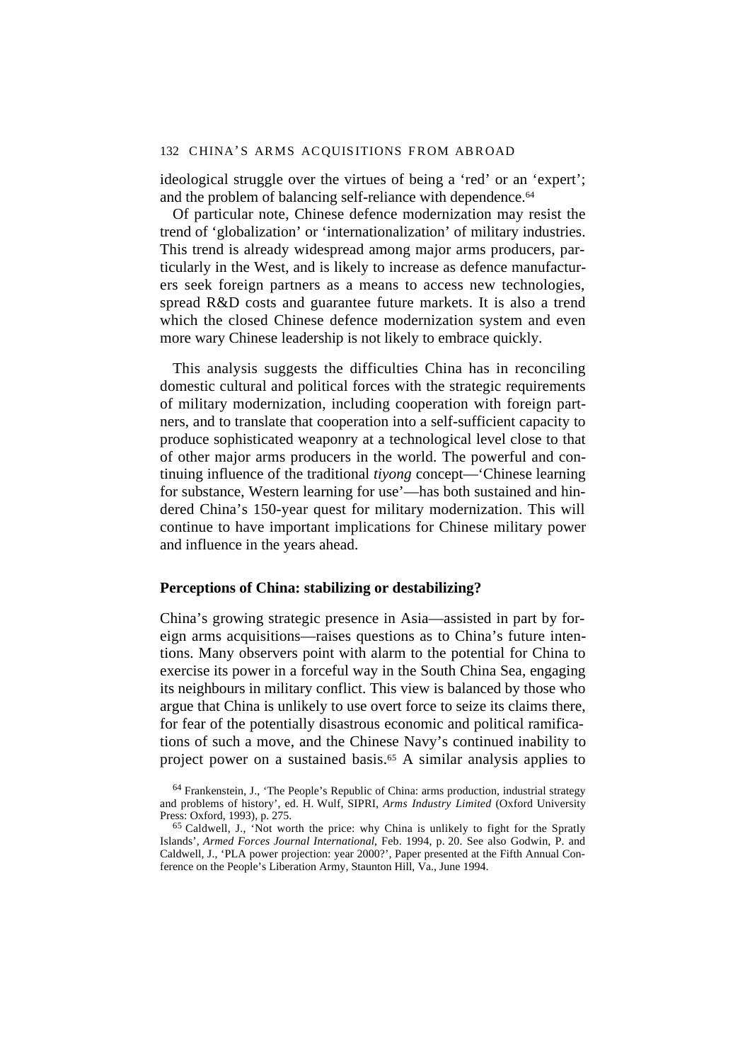ideological struggle over the virtues of being a 'red' or an 'expert'; and the problem of balancing self-reliance with dependence.[64]

Of particular note, Chinese defence modernization may resist the trend of 'globalization' or 'internationalization' of military industries. This trend is already widespread among major arms producers, particularly in the West, and is likely to increase as defence manufacturers seek foreign partners as a means to access new technologies, spread R&D costs and guarantee future markets. It is also a trend which the closed Chinese defence modernization system and even more wary Chinese leadership is not likely to embrace quickly.

This analysis suggests the difficulties China has in reconciling domestic cultural and political forces with the strategic requirements of military modernization, including cooperation with foreign partners, and to translate that cooperation into a self-sufficient capacity to produce sophisticated weaponry at a technological level close to that of other major arms producers in the world. The powerful and continuing influence of the traditional *tiyong* concept—'Chinese learning for substance, Western learning for use'—has both sustained and hindered China's 150-year quest for military modernization. This will continue to have important implications for Chinese military power and influence in the years ahead.

## Perceptions of China: stabilizing or destabilizing?

China's growing strategic presence in Asia—assisted in part by foreign arms acquisitions—raises questions as to China's future intentions. Many observers point with alarm to the potential for China to exercise its power in a forceful way in the South China Sea, engaging its neighbours in military conflict. This view is balanced by those who argue that China is unlikely to use overt force to seize its claims there, for fear of the potentially disastrous economic and political ramifications of such a move, and the Chinese Navy's continued inability to project power on a sustained basis.[65] A similar analysis applies to

[64] Frankenstein, J., 'The People's Republic of China: arms production, industrial strategy and problems of history', ed. H. Wulf, SIPRI, *Arms Industry Limited* (Oxford University Press: Oxford, 1993), p. 275.

[65] Caldwell, J., 'Not worth the price: why China is unlikely to fight for the Spratly Islands', *Armed Forces Journal International*, Feb. 1994, p. 20. See also Godwin, P. and Caldwell, J., 'PLA power projection: year 2000?', Paper presented at the Fifth Annual Conference on the People's Liberation Army, Staunton Hill, Va., June 1994.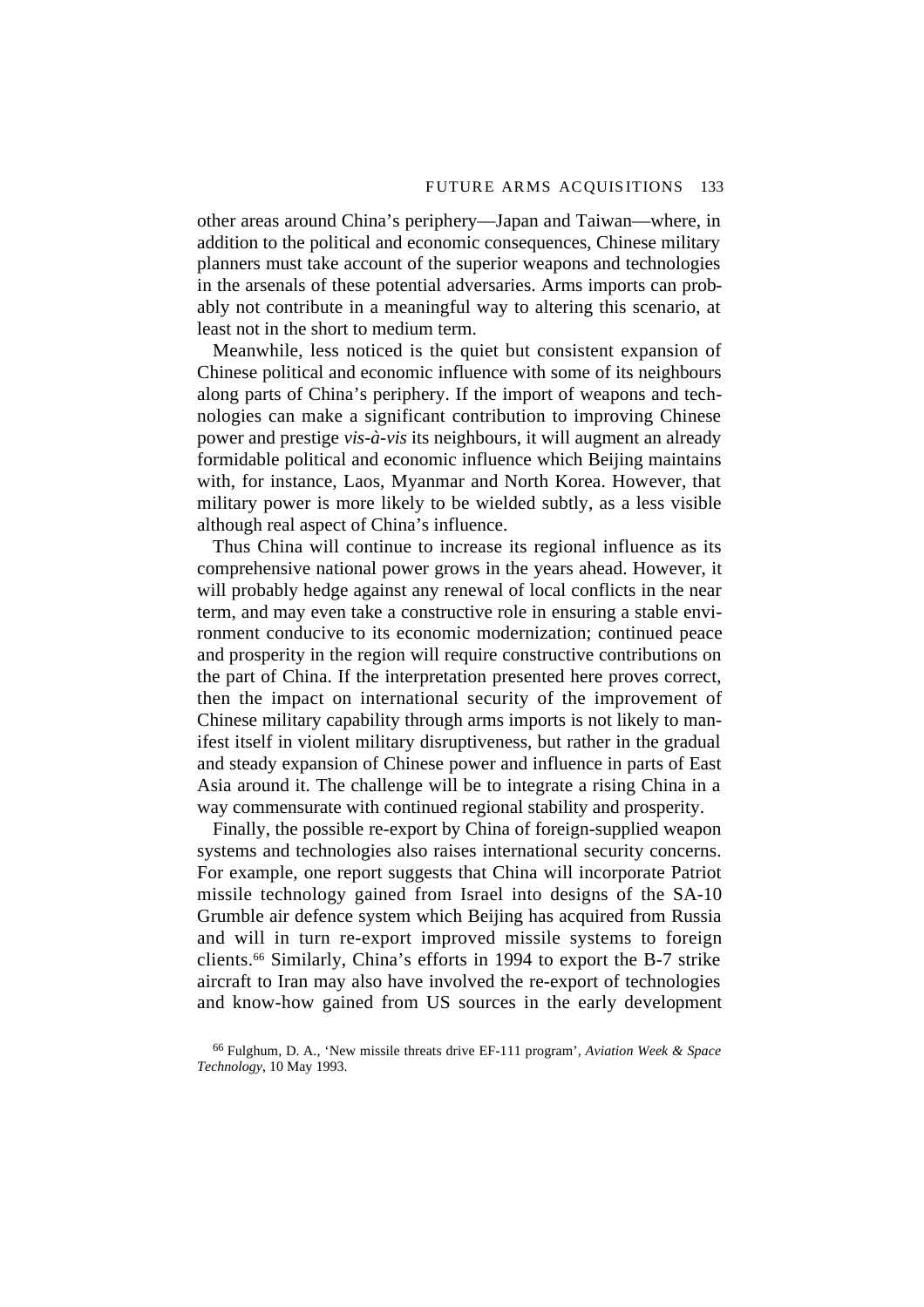other areas around China's periphery—Japan and Taiwan—where, in addition to the political and economic consequences, Chinese military planners must take account of the superior weapons and technologies in the arsenals of these potential adversaries. Arms imports can probably not contribute in a meaningful way to altering this scenario, at least not in the short to medium term.

Meanwhile, less noticed is the quiet but consistent expansion of Chinese political and economic influence with some of its neighbours along parts of China's periphery. If the import of weapons and technologies can make a significant contribution to improving Chinese power and prestige *vis-à-vis* its neighbours, it will augment an already formidable political and economic influence which Beijing maintains with, for instance, Laos, Myanmar and North Korea. However, that military power is more likely to be wielded subtly, as a less visible although real aspect of China's influence.

Thus China will continue to increase its regional influence as its comprehensive national power grows in the years ahead. However, it will probably hedge against any renewal of local conflicts in the near term, and may even take a constructive role in ensuring a stable environment conducive to its economic modernization; continued peace and prosperity in the region will require constructive contributions on the part of China. If the interpretation presented here proves correct, then the impact on international security of the improvement of Chinese military capability through arms imports is not likely to manifest itself in violent military disruptiveness, but rather in the gradual and steady expansion of Chinese power and influence in parts of East Asia around it. The challenge will be to integrate a rising China in a way commensurate with continued regional stability and prosperity.

Finally, the possible re-export by China of foreign-supplied weapon systems and technologies also raises international security concerns. For example, one report suggests that China will incorporate Patriot missile technology gained from Israel into designs of the SA-10 Grumble air defence system which Beijing has acquired from Russia and will in turn re-export improved missile systems to foreign clients.[66] Similarly, China's efforts in 1994 to export the B-7 strike aircraft to Iran may also have involved the re-export of technologies and know-how gained from US sources in the early development

[66] Fulghum, D. A., 'New missile threats drive EF-111 program', *Aviation Week & Space Technology*, 10 May 1993.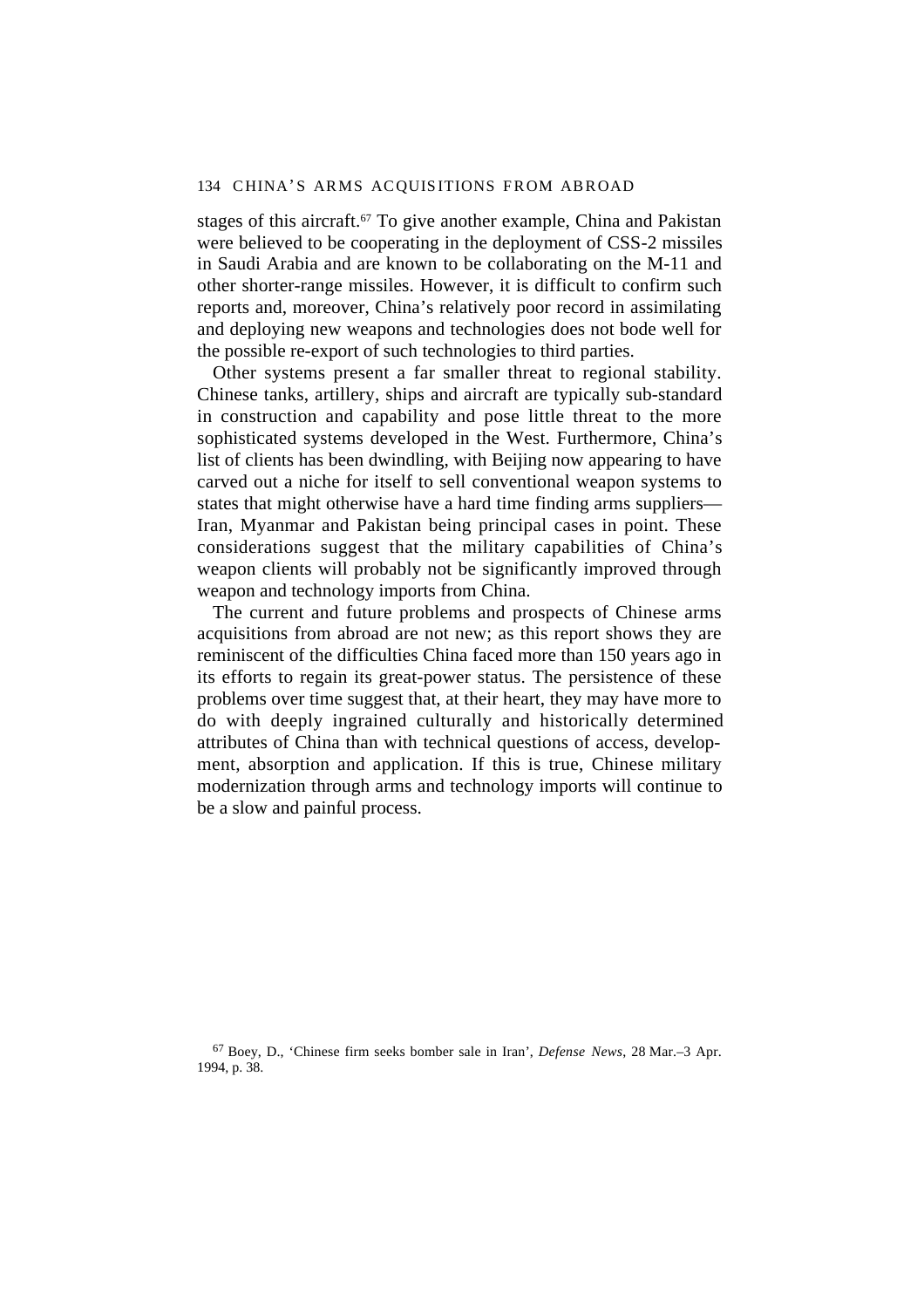stages of this aircraft.[67] To give another example, China and Pakistan were believed to be cooperating in the deployment of CSS-2 missiles in Saudi Arabia and are known to be collaborating on the M-11 and other shorter-range missiles. However, it is difficult to confirm such reports and, moreover, China's relatively poor record in assimilating and deploying new weapons and technologies does not bode well for the possible re-export of such technologies to third parties.

Other systems present a far smaller threat to regional stability. Chinese tanks, artillery, ships and aircraft are typically sub-standard in construction and capability and pose little threat to the more sophisticated systems developed in the West. Furthermore, China's list of clients has been dwindling, with Beijing now appearing to have carved out a niche for itself to sell conventional weapon systems to states that might otherwise have a hard time finding arms suppliers—Iran, Myanmar and Pakistan being principal cases in point. These considerations suggest that the military capabilities of China's weapon clients will probably not be significantly improved through weapon and technology imports from China.

The current and future problems and prospects of Chinese arms acquisitions from abroad are not new; as this report shows they are reminiscent of the difficulties China faced more than 150 years ago in its efforts to regain its great-power status. The persistence of these problems over time suggest that, at their heart, they may have more to do with deeply ingrained culturally and historically determined attributes of China than with technical questions of access, development, absorption and application. If this is true, Chinese military modernization through arms and technology imports will continue to be a slow and painful process.

[67] Boey, D., 'Chinese firm seeks bomber sale in Iran', *Defense News*, 28 Mar.–3 Apr. 1994, p. 38.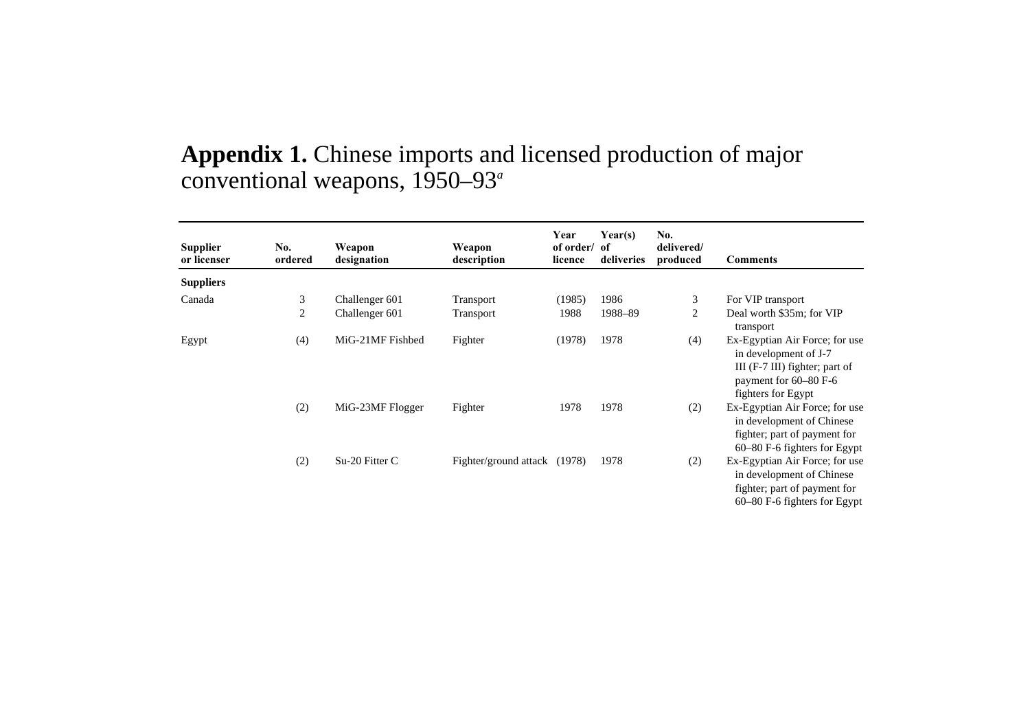# **Appendix 1.** Chinese imports and licensed production of major conventional weapons, 1950–93[a]

| Supplier or licenser | No. ordered | Weapon designation | Weapon description | Year of order/ licence | Year(s) of deliveries | No. delivered/ produced | Comments |
|---|---|---|---|---|---|---|---|
| **Suppliers** | | | | | | | |
| Canada | 3 | Challenger 601 | Transport | (1985) | 1986 | 3 | For VIP transport |
| | 2 | Challenger 601 | Transport | 1988 | 1988–89 | 2 | Deal worth $35m; for VIP transport |
| Egypt | (4) | MiG-21MF Fishbed | Fighter | (1978) | 1978 | (4) | Ex-Egyptian Air Force; for use in development of J-7 III (F-7 III) fighter; part of payment for 60–80 F-6 fighters for Egypt |
| | (2) | MiG-23MF Flogger | Fighter | 1978 | 1978 | (2) | Ex-Egyptian Air Force; for use in development of Chinese fighter; part of payment for 60–80 F-6 fighters for Egypt |
| | (2) | Su-20 Fitter C | Fighter/ground attack | (1978) | 1978 | (2) | Ex-Egyptian Air Force; for use in development of Chinese fighter; part of payment for 60–80 F-6 fighters for Egypt |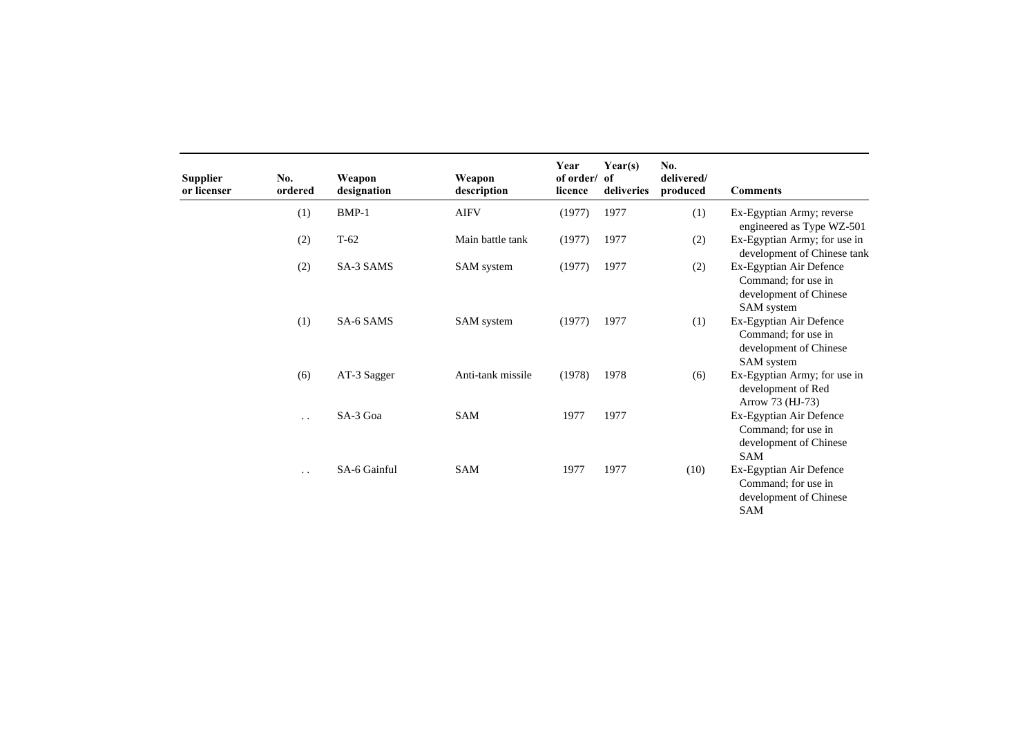| Supplier or licenser | No. ordered | Weapon designation | Weapon description | Year of order/ licence | Year(s) of deliveries | No. delivered/ produced | Comments |
|---|---|---|---|---|---|---|---|
| | (1) | BMP-1 | AIFV | (1977) | 1977 | (1) | Ex-Egyptian Army; reverse engineered as Type WZ-501 |
| | (2) | T-62 | Main battle tank | (1977) | 1977 | (2) | Ex-Egyptian Army; for use in development of Chinese tank |
| | (2) | SA-3 SAMS | SAM system | (1977) | 1977 | (2) | Ex-Egyptian Air Defence Command; for use in development of Chinese SAM system |
| | (1) | SA-6 SAMS | SAM system | (1977) | 1977 | (1) | Ex-Egyptian Air Defence Command; for use in development of Chinese SAM system |
| | (6) | AT-3 Sagger | Anti-tank missile | (1978) | 1978 | (6) | Ex-Egyptian Army; for use in development of Red Arrow 73 (HJ-73) |
| | . . | SA-3 Goa | SAM | 1977 | 1977 | | Ex-Egyptian Air Defence Command; for use in development of Chinese SAM |
| | . . | SA-6 Gainful | SAM | 1977 | 1977 | (10) | Ex-Egyptian Air Defence Command; for use in development of Chinese SAM |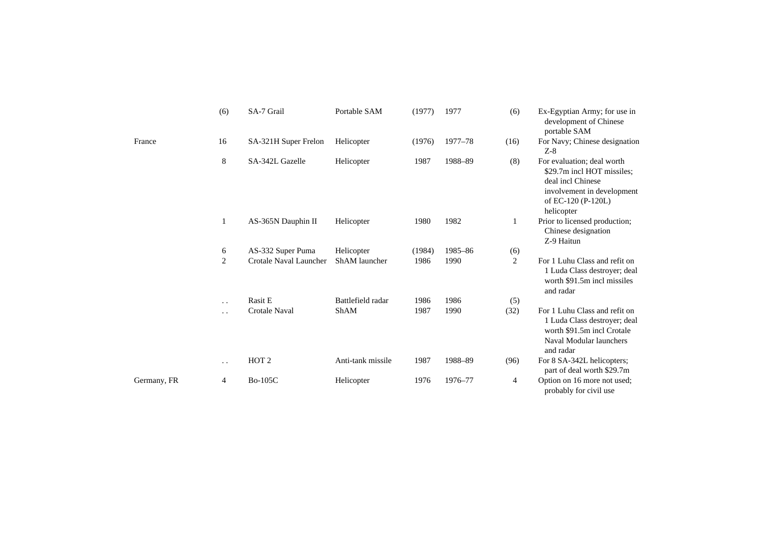| | | | | | | | |
|---|---|---|---|---|---|---|---|
| | (6) | SA-7 Grail | Portable SAM | (1977) | 1977 | (6) | Ex-Egyptian Army; for use in development of Chinese portable SAM |
| France | 16 | SA-321H Super Frelon | Helicopter | (1976) | 1977–78 | (16) | For Navy; Chinese designation Z-8 |
| | 8 | SA-342L Gazelle | Helicopter | 1987 | 1988–89 | (8) | For evaluation; deal worth $29.7m incl HOT missiles; deal incl Chinese involvement in development of EC-120 (P-120L) helicopter |
| | 1 | AS-365N Dauphin II | Helicopter | 1980 | 1982 | 1 | Prior to licensed production; Chinese designation Z-9 Haitun |
| | 6 | AS-332 Super Puma | Helicopter | (1984) | 1985–86 | (6) | |
| | 2 | Crotale Naval Launcher | ShAM launcher | 1986 | 1990 | 2 | For 1 Luhu Class and refit on 1 Luda Class destroyer; deal worth $91.5m incl missiles and radar |
| | . . | Rasit E | Battlefield radar | 1986 | 1986 | (5) | |
| | . . | Crotale Naval | ShAM | 1987 | 1990 | (32) | For 1 Luhu Class and refit on 1 Luda Class destroyer; deal worth $91.5m incl Crotale Naval Modular launchers and radar |
| | . . | HOT 2 | Anti-tank missile | 1987 | 1988–89 | (96) | For 8 SA-342L helicopters; part of deal worth $29.7m |
| Germany, FR | 4 | Bo-105C | Helicopter | 1976 | 1976–77 | 4 | Option on 16 more not used; probably for civil use |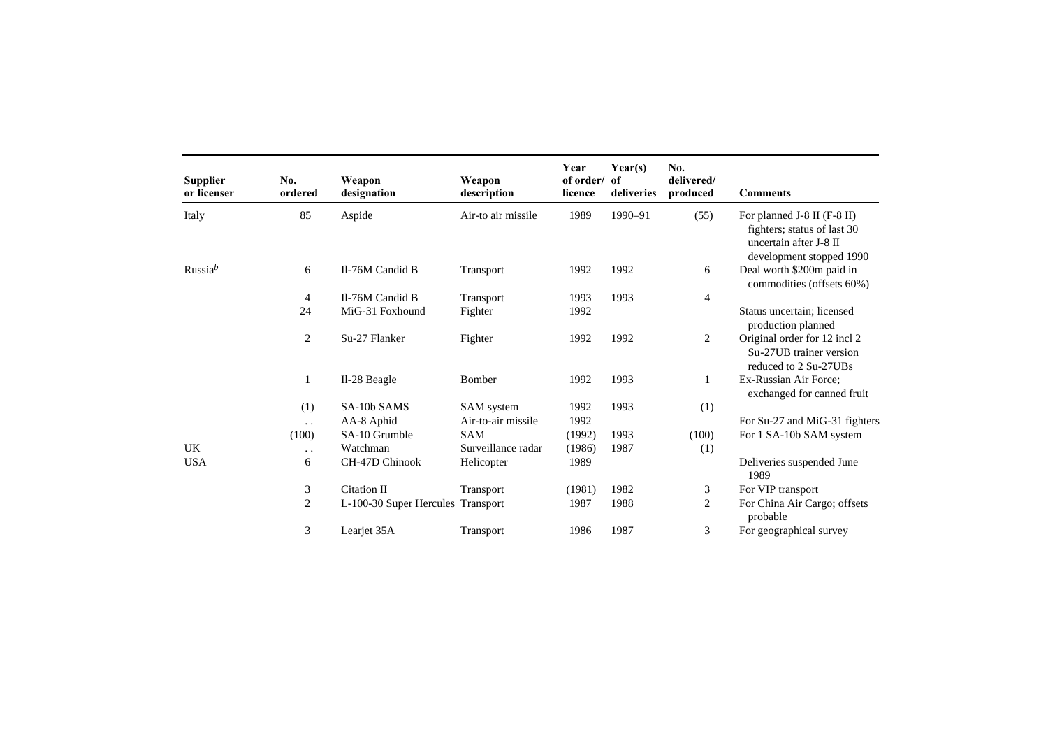| Supplier or licenser | No. ordered | Weapon designation | Weapon description | Year of order/ licence | Year(s) of deliveries | No. delivered/ produced | Comments |
|---|---|---|---|---|---|---|---|
| Italy | 85 | Aspide | Air-to air missile | 1989 | 1990–91 | (55) | For planned J-8 II (F-8 II) fighters; status of last 30 uncertain after J-8 II development stopped 1990 |
| Russia[b] | 6 | Il-76M Candid B | Transport | 1992 | 1992 | 6 | Deal worth $200m paid in commodities (offsets 60%) |
| | 4 | Il-76M Candid B | Transport | 1993 | 1993 | 4 | |
| | 24 | MiG-31 Foxhound | Fighter | 1992 | | | Status uncertain; licensed production planned |
| | 2 | Su-27 Flanker | Fighter | 1992 | 1992 | 2 | Original order for 12 incl 2 Su-27UB trainer version reduced to 2 Su-27UBs |
| | 1 | Il-28 Beagle | Bomber | 1992 | 1993 | 1 | Ex-Russian Air Force; exchanged for canned fruit |
| | (1) | SA-10b SAMS | SAM system | 1992 | 1993 | (1) | |
| | . . | AA-8 Aphid | Air-to-air missile | 1992 | | | For Su-27 and MiG-31 fighters |
| | (100) | SA-10 Grumble | SAM | (1992) | 1993 | (100) | For 1 SA-10b SAM system |
| UK | . . | Watchman | Surveillance radar | (1986) | 1987 | (1) | |
| USA | 6 | CH-47D Chinook | Helicopter | 1989 | | | Deliveries suspended June 1989 |
| | 3 | Citation II | Transport | (1981) | 1982 | 3 | For VIP transport |
| | 2 | L-100-30 Super Hercules | Transport | 1987 | 1988 | 2 | For China Air Cargo; offsets probable |
| | 3 | Learjet 35A | Transport | 1986 | 1987 | 3 | For geographical survey |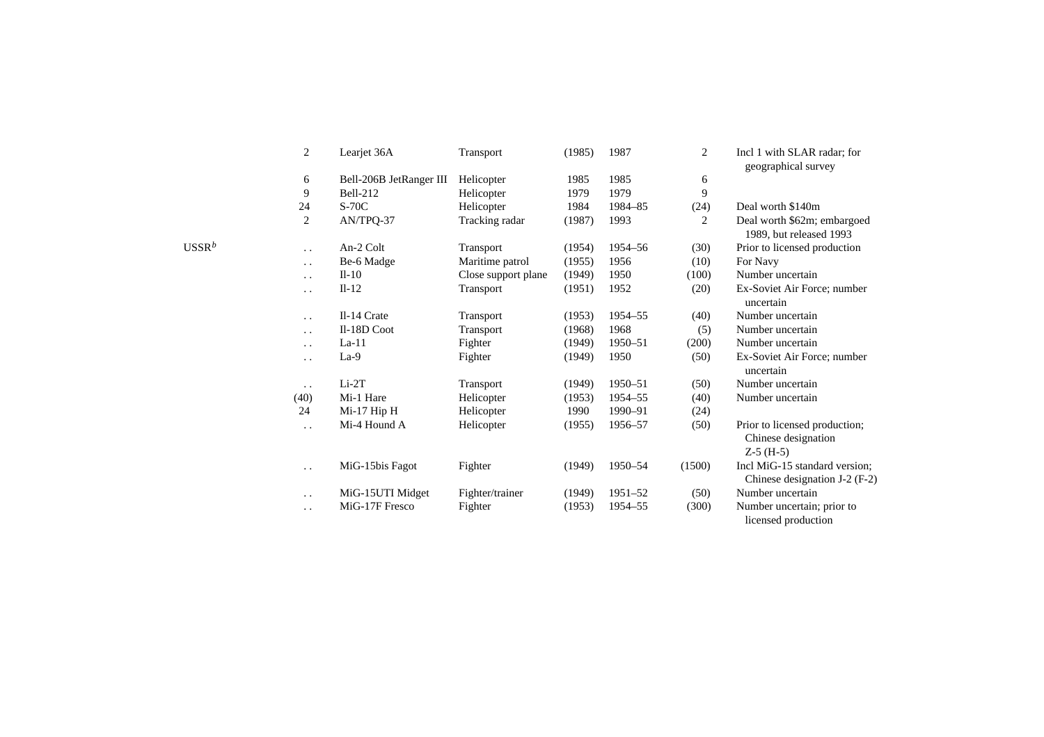| | | | | | | | |
|---|---|---|---|---|---|---|---|
| | 2 | Learjet 36A | Transport | (1985) | 1987 | 2 | Incl 1 with SLAR radar; for geographical survey |
| | 6 | Bell-206B JetRanger III | Helicopter | 1985 | 1985 | 6 | |
| | 9 | Bell-212 | Helicopter | 1979 | 1979 | 9 | |
| | 24 | S-70C | Helicopter | 1984 | 1984–85 | (24) | Deal worth $140m |
| | 2 | AN/TPQ-37 | Tracking radar | (1987) | 1993 | 2 | Deal worth $62m; embargoed 1989, but released 1993 |
| USSR[b] | . . | An-2 Colt | Transport | (1954) | 1954–56 | (30) | Prior to licensed production |
| | . . | Be-6 Madge | Maritime patrol | (1955) | 1956 | (10) | For Navy |
| | . . | Il-10 | Close support plane | (1949) | 1950 | (100) | Number uncertain |
| | . . | Il-12 | Transport | (1951) | 1952 | (20) | Ex-Soviet Air Force; number uncertain |
| | . . | Il-14 Crate | Transport | (1953) | 1954–55 | (40) | Number uncertain |
| | . . | Il-18D Coot | Transport | (1968) | 1968 | (5) | Number uncertain |
| | . . | La-11 | Fighter | (1949) | 1950–51 | (200) | Number uncertain |
| | . . | La-9 | Fighter | (1949) | 1950 | (50) | Ex-Soviet Air Force; number uncertain |
| | . . | Li-2T | Transport | (1949) | 1950–51 | (50) | Number uncertain |
| | (40) | Mi-1 Hare | Helicopter | (1953) | 1954–55 | (40) | Number uncertain |
| | 24 | Mi-17 Hip H | Helicopter | 1990 | 1990–91 | (24) | |
| | . . | Mi-4 Hound A | Helicopter | (1955) | 1956–57 | (50) | Prior to licensed production; Chinese designation Z-5 (H-5) |
| | . . | MiG-15bis Fagot | Fighter | (1949) | 1950–54 | (1500) | Incl MiG-15 standard version; Chinese designation J-2 (F-2) |
| | . . | MiG-15UTI Midget | Fighter/trainer | (1949) | 1951–52 | (50) | Number uncertain |
| | . . | MiG-17F Fresco | Fighter | (1953) | 1954–55 | (300) | Number uncertain; prior to licensed production |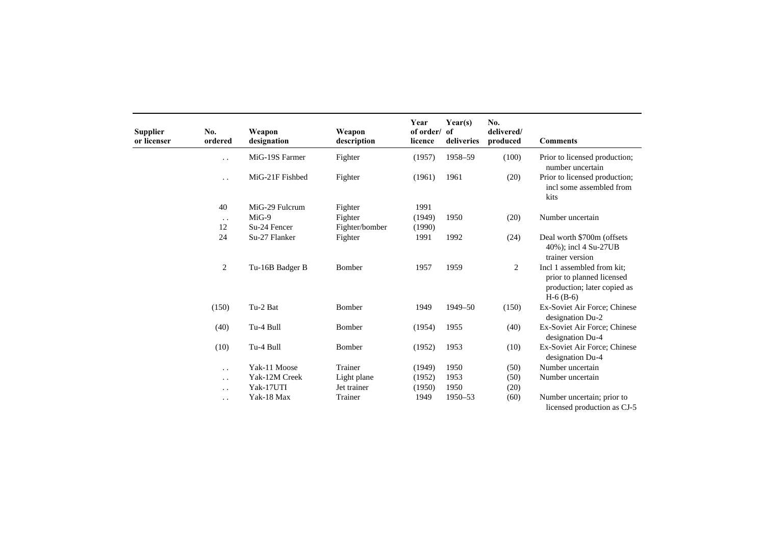| Supplier or licenser | No. ordered | Weapon designation | Weapon description | Year of order/ licence | Year(s) of deliveries | No. delivered/ produced | Comments |
|---|---|---|---|---|---|---|---|
| | . . | MiG-19S Farmer | Fighter | (1957) | 1958–59 | (100) | Prior to licensed production; number uncertain |
| | . . | MiG-21F Fishbed | Fighter | (1961) | 1961 | (20) | Prior to licensed production; incl some assembled from kits |
| | 40 | MiG-29 Fulcrum | Fighter | 1991 | | | |
| | . . | MiG-9 | Fighter | (1949) | 1950 | (20) | Number uncertain |
| | 12 | Su-24 Fencer | Fighter/bomber | (1990) | | | |
| | 24 | Su-27 Flanker | Fighter | 1991 | 1992 | (24) | Deal worth $700m (offsets 40%); incl 4 Su-27UB trainer version |
| | 2 | Tu-16B Badger B | Bomber | 1957 | 1959 | 2 | Incl 1 assembled from kit; prior to planned licensed production; later copied as H-6 (B-6) |
| | (150) | Tu-2 Bat | Bomber | 1949 | 1949–50 | (150) | Ex-Soviet Air Force; Chinese designation Du-2 |
| | (40) | Tu-4 Bull | Bomber | (1954) | 1955 | (40) | Ex-Soviet Air Force; Chinese designation Du-4 |
| | (10) | Tu-4 Bull | Bomber | (1952) | 1953 | (10) | Ex-Soviet Air Force; Chinese designation Du-4 |
| | . . | Yak-11 Moose | Trainer | (1949) | 1950 | (50) | Number uncertain |
| | . . | Yak-12M Creek | Light plane | (1952) | 1953 | (50) | Number uncertain |
| | . . | Yak-17UTI | Jet trainer | (1950) | 1950 | (20) | |
| | . . | Yak-18 Max | Trainer | 1949 | 1950–53 | (60) | Number uncertain; prior to licensed production as CJ-5 |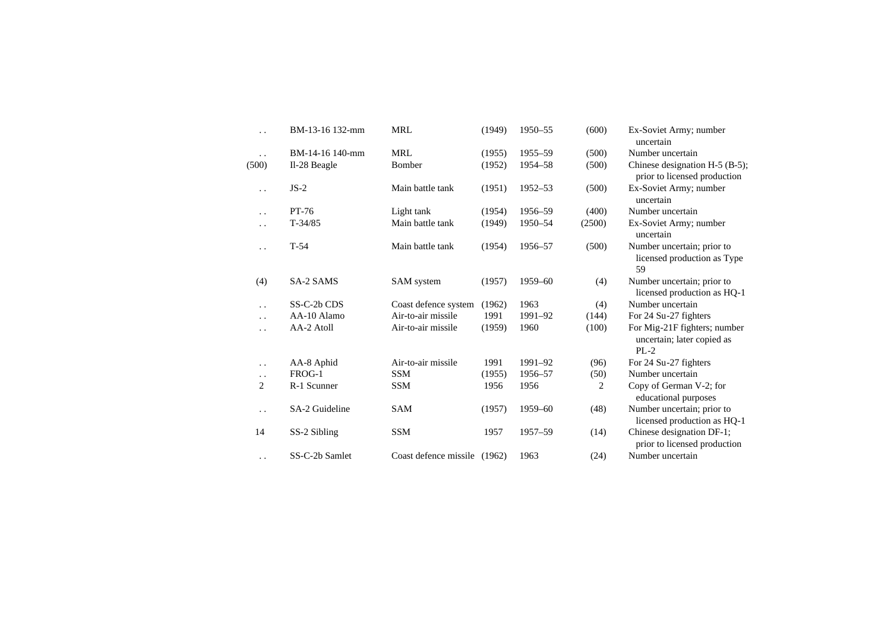| | | | | | | |
|---|---|---|---|---|---|---|
| . . | BM-13-16 132-mm | MRL | (1949) | 1950–55 | (600) | Ex-Soviet Army; number uncertain |
| . . | BM-14-16 140-mm | MRL | (1955) | 1955–59 | (500) | Number uncertain |
| (500) | Il-28 Beagle | Bomber | (1952) | 1954–58 | (500) | Chinese designation H-5 (B-5); prior to licensed production |
| . . | JS-2 | Main battle tank | (1951) | 1952–53 | (500) | Ex-Soviet Army; number uncertain |
| . . | PT-76 | Light tank | (1954) | 1956–59 | (400) | Number uncertain |
| . . | T-34/85 | Main battle tank | (1949) | 1950–54 | (2500) | Ex-Soviet Army; number uncertain |
| . . | T-54 | Main battle tank | (1954) | 1956–57 | (500) | Number uncertain; prior to licensed production as Type 59 |
| (4) | SA-2 SAMS | SAM system | (1957) | 1959–60 | (4) | Number uncertain; prior to licensed production as HQ-1 |
| . . | SS-C-2b CDS | Coast defence system | (1962) | 1963 | (4) | Number uncertain |
| . . | AA-10 Alamo | Air-to-air missile | 1991 | 1991–92 | (144) | For 24 Su-27 fighters |
| . . | AA-2 Atoll | Air-to-air missile | (1959) | 1960 | (100) | For Mig-21F fighters; number uncertain; later copied as PL-2 |
| . . | AA-8 Aphid | Air-to-air missile | 1991 | 1991–92 | (96) | For 24 Su-27 fighters |
| . . | FROG-1 | SSM | (1955) | 1956–57 | (50) | Number uncertain |
| 2 | R-1 Scunner | SSM | 1956 | 1956 | 2 | Copy of German V-2; for educational purposes |
| . . | SA-2 Guideline | SAM | (1957) | 1959–60 | (48) | Number uncertain; prior to licensed production as HQ-1 |
| 14 | SS-2 Sibling | SSM | 1957 | 1957–59 | (14) | Chinese designation DF-1; prior to licensed production |
| . . | SS-C-2b Samlet | Coast defence missile | (1962) | 1963 | (24) | Number uncertain |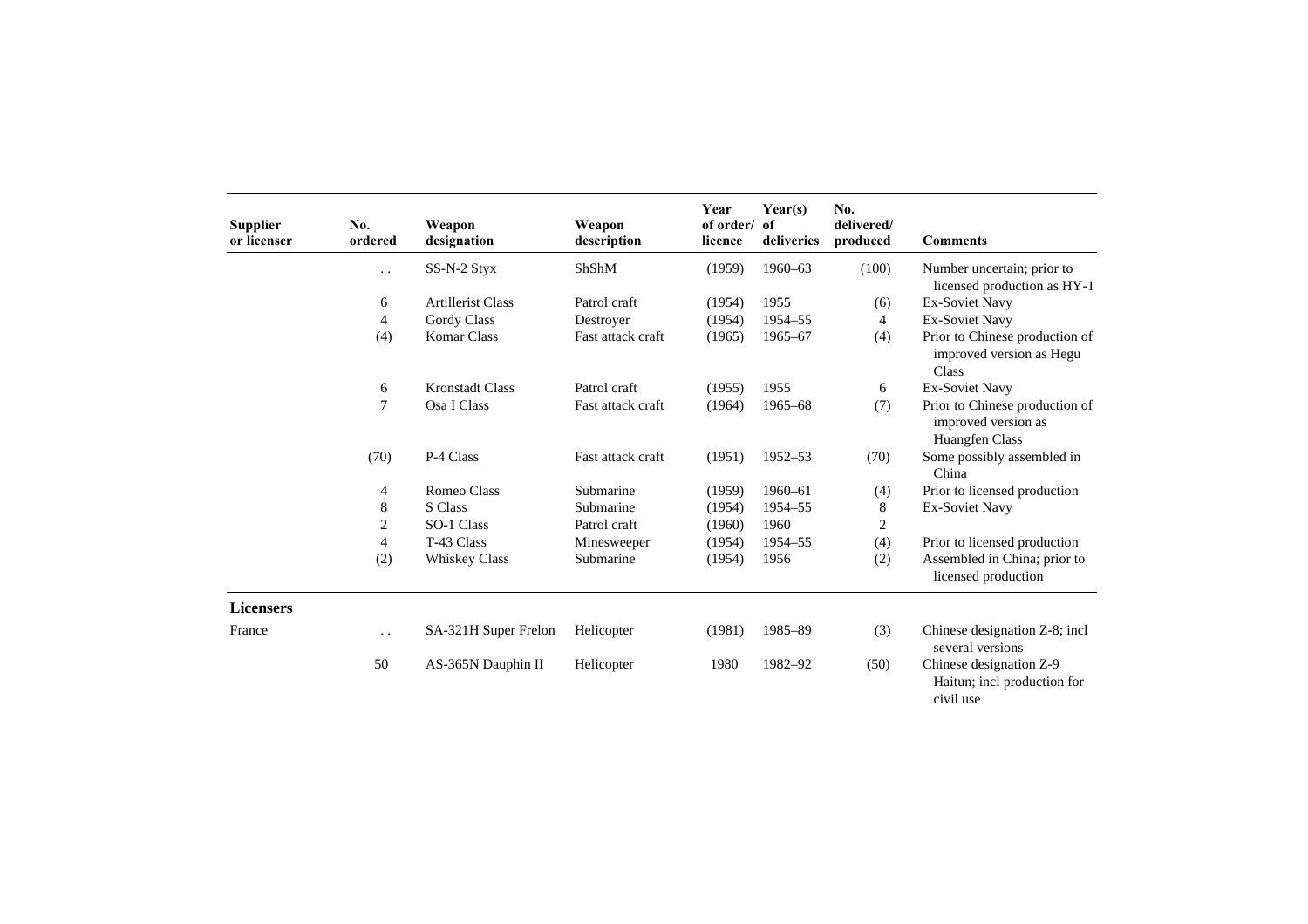| Supplier or licenser | No. ordered | Weapon designation | Weapon description | Year of order/ licence | Year(s) of deliveries | No. delivered/ produced | Comments |
|---|---|---|---|---|---|---|---|
| | . . | SS-N-2 Styx | ShShM | (1959) | 1960–63 | (100) | Number uncertain; prior to licensed production as HY-1 |
| | 6 | Artillerist Class | Patrol craft | (1954) | 1955 | (6) | Ex-Soviet Navy |
| | 4 | Gordy Class | Destroyer | (1954) | 1954–55 | 4 | Ex-Soviet Navy |
| | (4) | Komar Class | Fast attack craft | (1965) | 1965–67 | (4) | Prior to Chinese production of improved version as Hegu Class |
| | 6 | Kronstadt Class | Patrol craft | (1955) | 1955 | 6 | Ex-Soviet Navy |
| | 7 | Osa I Class | Fast attack craft | (1964) | 1965–68 | (7) | Prior to Chinese production of improved version as Huangfen Class |
| | (70) | P-4 Class | Fast attack craft | (1951) | 1952–53 | (70) | Some possibly assembled in China |
| | 4 | Romeo Class | Submarine | (1959) | 1960–61 | (4) | Prior to licensed production |
| | 8 | S Class | Submarine | (1954) | 1954–55 | 8 | Ex-Soviet Navy |
| | 2 | SO-1 Class | Patrol craft | (1960) | 1960 | 2 | |
| | 4 | T-43 Class | Minesweeper | (1954) | 1954–55 | (4) | Prior to licensed production |
| | (2) | Whiskey Class | Submarine | (1954) | 1956 | (2) | Assembled in China; prior to licensed production |
| **Licensers** | | | | | | | |
| France | . . | SA-321H Super Frelon | Helicopter | (1981) | 1985–89 | (3) | Chinese designation Z-8; incl several versions |
| | 50 | AS-365N Dauphin II | Helicopter | 1980 | 1982–92 | (50) | Chinese designation Z-9 Haitun; incl production for civil use |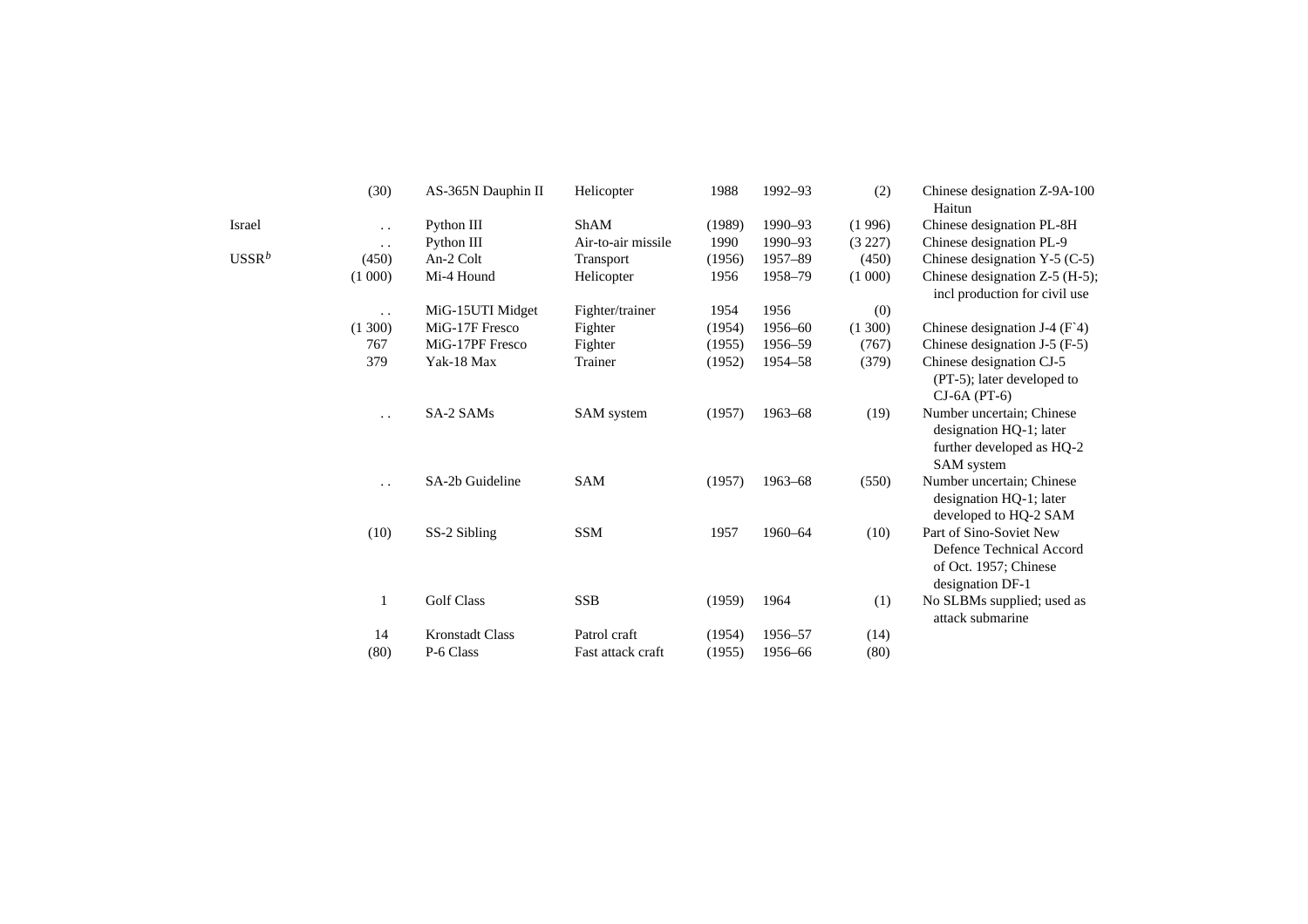| | | | | | | | |
|---|---|---|---|---|---|---|---|
| | (30) | AS-365N Dauphin II | Helicopter | 1988 | 1992–93 | (2) | Chinese designation Z-9A-100 Haitun |
| Israel | . . | Python III | ShAM | (1989) | 1990–93 | (1 996) | Chinese designation PL-8H |
| | . . | Python III | Air-to-air missile | 1990 | 1990–93 | (3 227) | Chinese designation PL-9 |
| USSR[b] | (450) | An-2 Colt | Transport | (1956) | 1957–89 | (450) | Chinese designation Y-5 (C-5) |
| | (1 000) | Mi-4 Hound | Helicopter | 1956 | 1958–79 | (1 000) | Chinese designation Z-5 (H-5); incl production for civil use |
| | . . | MiG-15UTI Midget | Fighter/trainer | 1954 | 1956 | (0) | |
| | (1 300) | MiG-17F Fresco | Fighter | (1954) | 1956–60 | (1 300) | Chinese designation J-4 (F`4) |
| | 767 | MiG-17PF Fresco | Fighter | (1955) | 1956–59 | (767) | Chinese designation J-5 (F-5) |
| | 379 | Yak-18 Max | Trainer | (1952) | 1954–58 | (379) | Chinese designation CJ-5 (PT-5); later developed to CJ-6A (PT-6) |
| | . . | SA-2 SAMs | SAM system | (1957) | 1963–68 | (19) | Number uncertain; Chinese designation HQ-1; later further developed as HQ-2 SAM system |
| | . . | SA-2b Guideline | SAM | (1957) | 1963–68 | (550) | Number uncertain; Chinese designation HQ-1; later developed to HQ-2 SAM |
| | (10) | SS-2 Sibling | SSM | 1957 | 1960–64 | (10) | Part of Sino-Soviet New Defence Technical Accord of Oct. 1957; Chinese designation DF-1 |
| | 1 | Golf Class | SSB | (1959) | 1964 | (1) | No SLBMs supplied; used as attack submarine |
| | 14 | Kronstadt Class | Patrol craft | (1954) | 1956–57 | (14) | |
| | (80) | P-6 Class | Fast attack craft | (1955) | 1956–66 | (80) | |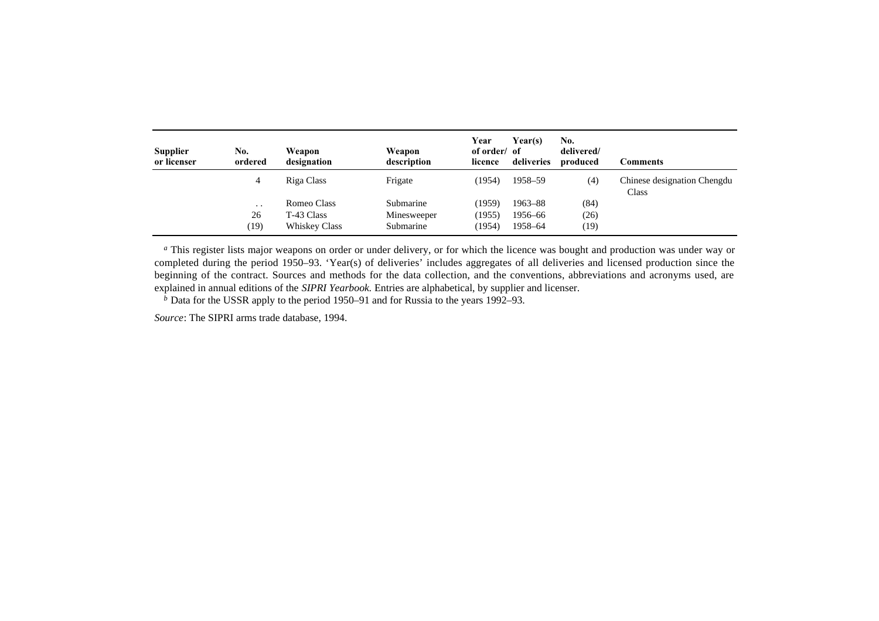| Supplier or licenser | No. ordered | Weapon designation | Weapon description | Year of order/ licence | Year(s) of deliveries | No. delivered/ produced | Comments |
|---|---|---|---|---|---|---|---|
| | 4 | Riga Class | Frigate | (1954) | 1958–59 | (4) | Chinese designation Chengdu Class |
| | . . | Romeo Class | Submarine | (1959) | 1963–88 | (84) | |
| | 26 | T-43 Class | Minesweeper | (1955) | 1956–66 | (26) | |
| | (19) | Whiskey Class | Submarine | (1954) | 1958–64 | (19) | |

[a] This register lists major weapons on order or under delivery, or for which the licence was bought and production was under way or completed during the period 1950–93. 'Year(s) of deliveries' includes aggregates of all deliveries and licensed production since the beginning of the contract. Sources and methods for the data collection, and the conventions, abbreviations and acronyms used, are explained in annual editions of the *SIPRI Yearbook.* Entries are alphabetical, by supplier and licenser.

[b] Data for the USSR apply to the period 1950–91 and for Russia to the years 1992–93.

*Source*: The SIPRI arms trade database, 1994.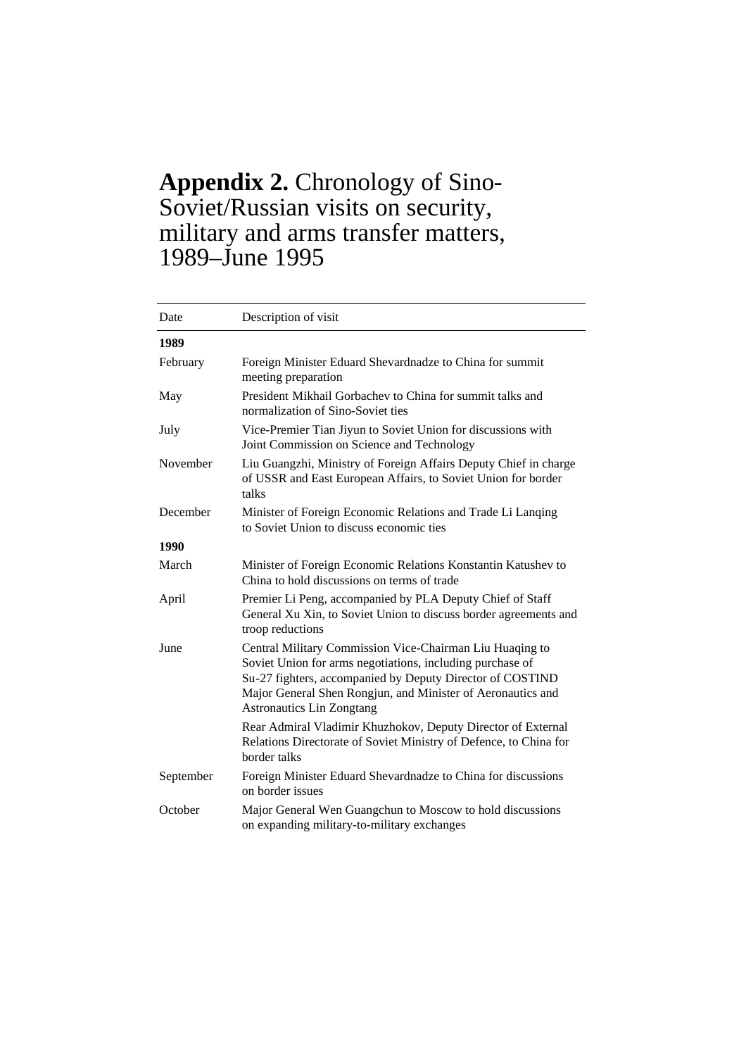# **Appendix 2.** Chronology of Sino-Soviet/Russian visits on security, military and arms transfer matters, 1989–June 1995

| Date | Description of visit |
|---|---|
| **1989** | |
| February | Foreign Minister Eduard Shevardnadze to China for summit meeting preparation |
| May | President Mikhail Gorbachev to China for summit talks and normalization of Sino-Soviet ties |
| July | Vice-Premier Tian Jiyun to Soviet Union for discussions with Joint Commission on Science and Technology |
| November | Liu Guangzhi, Ministry of Foreign Affairs Deputy Chief in charge of USSR and East European Affairs, to Soviet Union for border talks |
| December | Minister of Foreign Economic Relations and Trade Li Lanqing to Soviet Union to discuss economic ties |
| **1990** | |
| March | Minister of Foreign Economic Relations Konstantin Katushev to China to hold discussions on terms of trade |
| April | Premier Li Peng, accompanied by PLA Deputy Chief of Staff General Xu Xin, to Soviet Union to discuss border agreements and troop reductions |
| June | Central Military Commission Vice-Chairman Liu Huaqing to Soviet Union for arms negotiations, including purchase of Su-27 fighters, accompanied by Deputy Director of COSTIND Major General Shen Rongjun, and Minister of Aeronautics and Astronautics Lin Zongtang |
| | Rear Admiral Vladimir Khuzhokov, Deputy Director of External Relations Directorate of Soviet Ministry of Defence, to China for border talks |
| September | Foreign Minister Eduard Shevardnadze to China for discussions on border issues |
| October | Major General Wen Guangchun to Moscow to hold discussions on expanding military-to-military exchanges |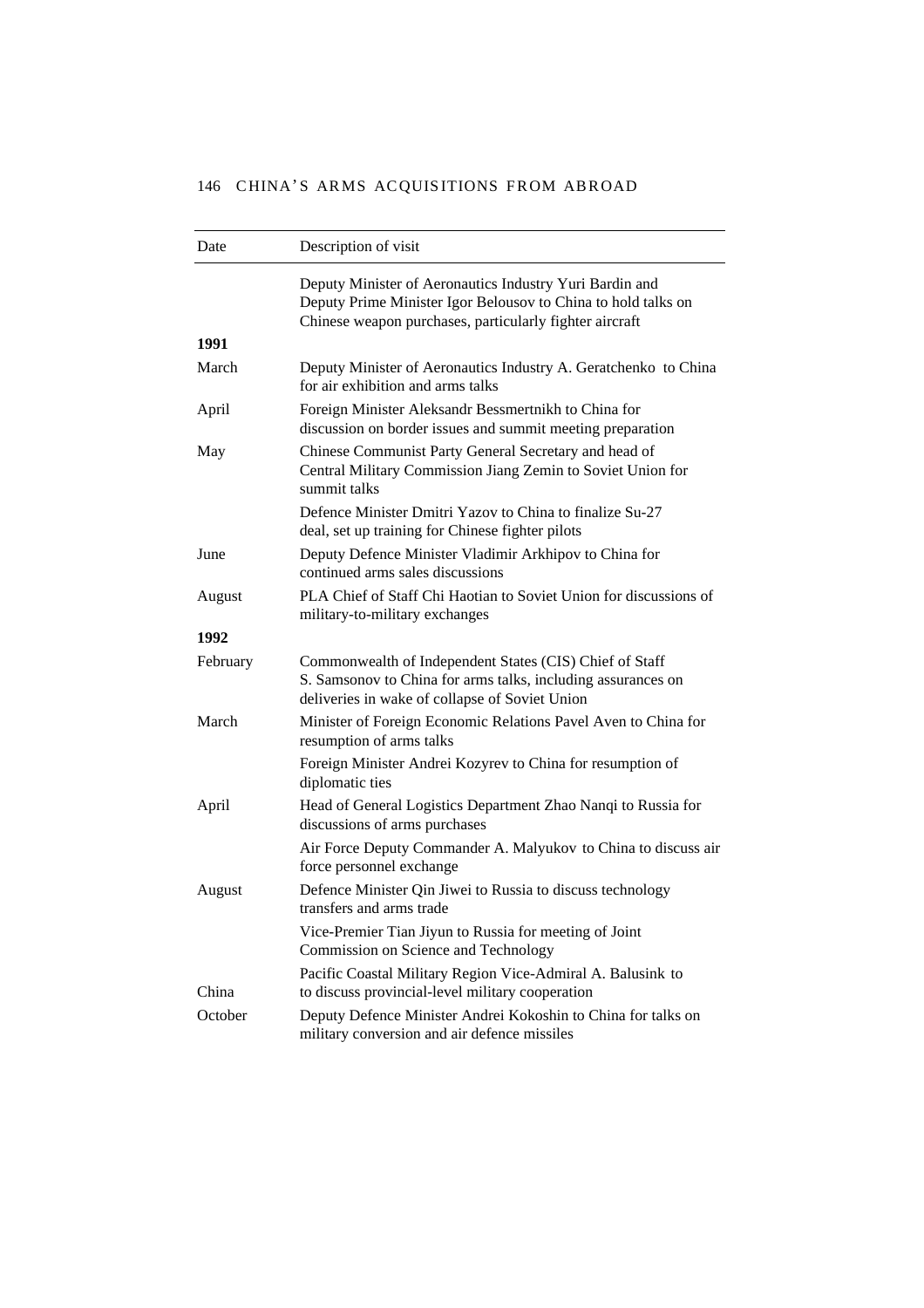| Date | Description of visit |
|---|---|
| | Deputy Minister of Aeronautics Industry Yuri Bardin and Deputy Prime Minister Igor Belousov to China to hold talks on Chinese weapon purchases, particularly fighter aircraft |
| **1991** | |
| March | Deputy Minister of Aeronautics Industry A. Geratchenko to China for air exhibition and arms talks |
| April | Foreign Minister Aleksandr Bessmertnikh to China for discussion on border issues and summit meeting preparation |
| May | Chinese Communist Party General Secretary and head of Central Military Commission Jiang Zemin to Soviet Union for summit talks |
| | Defence Minister Dmitri Yazov to China to finalize Su-27 deal, set up training for Chinese fighter pilots |
| June | Deputy Defence Minister Vladimir Arkhipov to China for continued arms sales discussions |
| August | PLA Chief of Staff Chi Haotian to Soviet Union for discussions of military-to-military exchanges |
| **1992** | |
| February | Commonwealth of Independent States (CIS) Chief of Staff S. Samsonov to China for arms talks, including assurances on deliveries in wake of collapse of Soviet Union |
| March | Minister of Foreign Economic Relations Pavel Aven to China for resumption of arms talks |
| | Foreign Minister Andrei Kozyrev to China for resumption of diplomatic ties |
| April | Head of General Logistics Department Zhao Nanqi to Russia for discussions of arms purchases |
| | Air Force Deputy Commander A. Malyukov to China to discuss air force personnel exchange |
| August | Defence Minister Qin Jiwei to Russia to discuss technology transfers and arms trade |
| | Vice-Premier Tian Jiyun to Russia for meeting of Joint Commission on Science and Technology |
| China | Pacific Coastal Military Region Vice-Admiral A. Balusink to to discuss provincial-level military cooperation |
| October | Deputy Defence Minister Andrei Kokoshin to China for talks on military conversion and air defence missiles |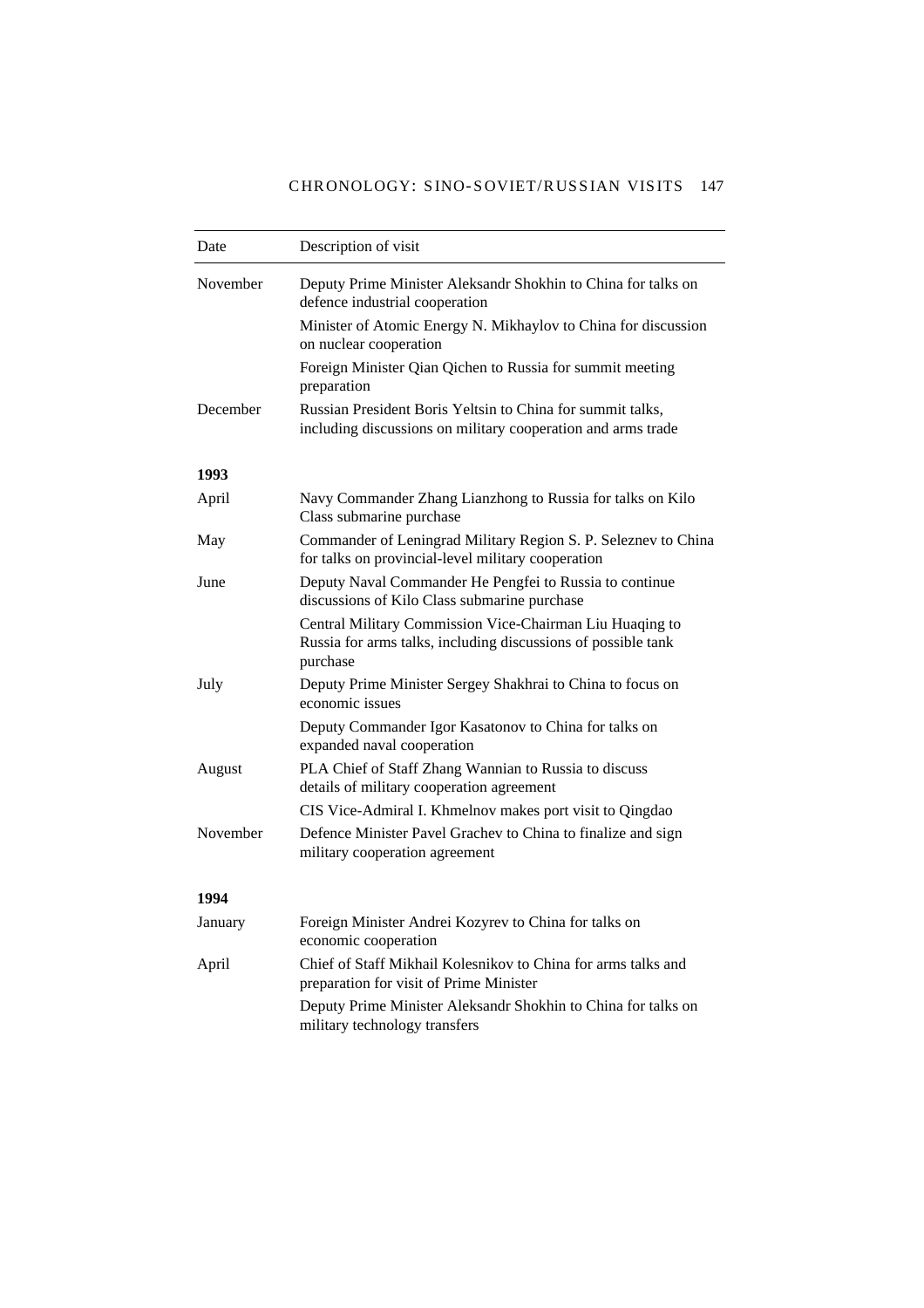| Date | Description of visit |
|---|---|
| November | Deputy Prime Minister Aleksandr Shokhin to China for talks on defence industrial cooperation |
| | Minister of Atomic Energy N. Mikhaylov to China for discussion on nuclear cooperation |
| | Foreign Minister Qian Qichen to Russia for summit meeting preparation |
| December | Russian President Boris Yeltsin to China for summit talks, including discussions on military cooperation and arms trade |
| **1993** | |
| April | Navy Commander Zhang Lianzhong to Russia for talks on Kilo Class submarine purchase |
| May | Commander of Leningrad Military Region S. P. Seleznev to China for talks on provincial-level military cooperation |
| June | Deputy Naval Commander He Pengfei to Russia to continue discussions of Kilo Class submarine purchase |
| | Central Military Commission Vice-Chairman Liu Huaqing to Russia for arms talks, including discussions of possible tank purchase |
| July | Deputy Prime Minister Sergey Shakhrai to China to focus on economic issues |
| | Deputy Commander Igor Kasatonov to China for talks on expanded naval cooperation |
| August | PLA Chief of Staff Zhang Wannian to Russia to discuss details of military cooperation agreement |
| | CIS Vice-Admiral I. Khmelnov makes port visit to Qingdao |
| November | Defence Minister Pavel Grachev to China to finalize and sign military cooperation agreement |
| **1994** | |
| January | Foreign Minister Andrei Kozyrev to China for talks on economic cooperation |
| April | Chief of Staff Mikhail Kolesnikov to China for arms talks and preparation for visit of Prime Minister |
| | Deputy Prime Minister Aleksandr Shokhin to China for talks on military technology transfers |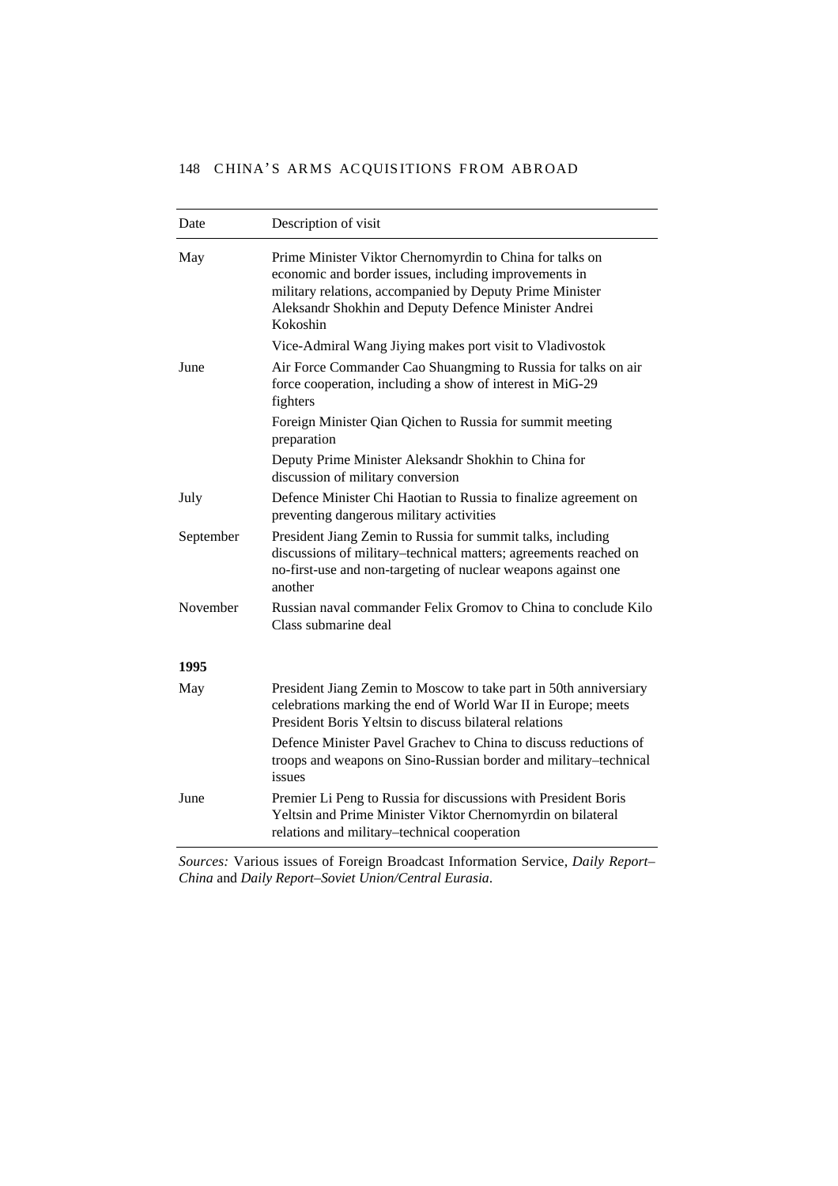| Date | Description of visit |
|---|---|
| May | Prime Minister Viktor Chernomyrdin to China for talks on economic and border issues, including improvements in military relations, accompanied by Deputy Prime Minister Aleksandr Shokhin and Deputy Defence Minister Andrei Kokoshin |
| | Vice-Admiral Wang Jiying makes port visit to Vladivostok |
| June | Air Force Commander Cao Shuangming to Russia for talks on air force cooperation, including a show of interest in MiG-29 fighters |
| | Foreign Minister Qian Qichen to Russia for summit meeting preparation |
| | Deputy Prime Minister Aleksandr Shokhin to China for discussion of military conversion |
| July | Defence Minister Chi Haotian to Russia to finalize agreement on preventing dangerous military activities |
| September | President Jiang Zemin to Russia for summit talks, including discussions of military–technical matters; agreements reached on no-first-use and non-targeting of nuclear weapons against one another |
| November | Russian naval commander Felix Gromov to China to conclude Kilo Class submarine deal |
| **1995** | |
| May | President Jiang Zemin to Moscow to take part in 50th anniversiary celebrations marking the end of World War II in Europe; meets President Boris Yeltsin to discuss bilateral relations |
| | Defence Minister Pavel Grachev to China to discuss reductions of troops and weapons on Sino-Russian border and military–technical issues |
| June | Premier Li Peng to Russia for discussions with President Boris Yeltsin and Prime Minister Viktor Chernomyrdin on bilateral relations and military–technical cooperation |

*Sources:* Various issues of Foreign Broadcast Information Service, *Daily Report–China* and *Daily Report–Soviet Union/Central Eurasia*.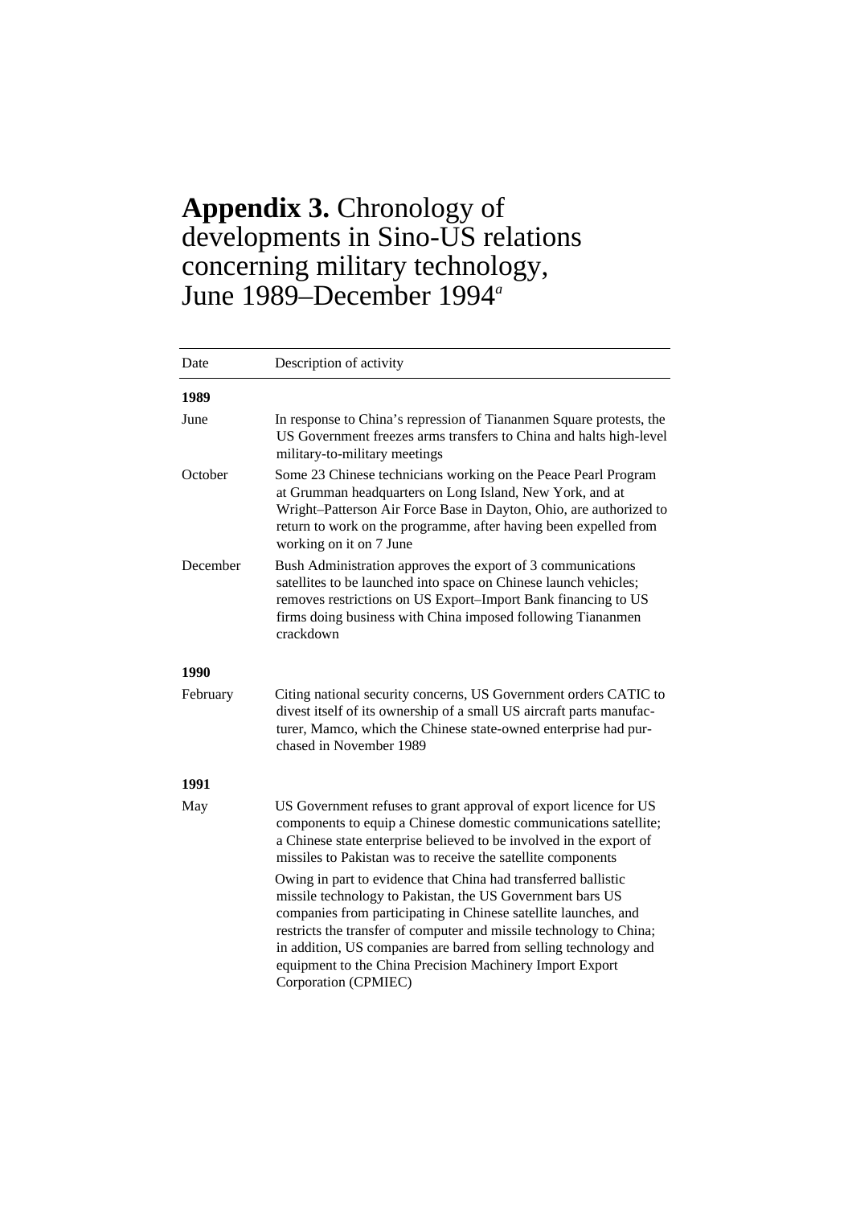# **Appendix 3.** Chronology of developments in Sino-US relations concerning military technology, June 1989–December 1994[a]

| Date | Description of activity |
|---|---|
| **1989** | |
| June | In response to China's repression of Tiananmen Square protests, the US Government freezes arms transfers to China and halts high-level military-to-military meetings |
| October | Some 23 Chinese technicians working on the Peace Pearl Program at Grumman headquarters on Long Island, New York, and at Wright–Patterson Air Force Base in Dayton, Ohio, are authorized to return to work on the programme, after having been expelled from working on it on 7 June |
| December | Bush Administration approves the export of 3 communications satellites to be launched into space on Chinese launch vehicles; removes restrictions on US Export–Import Bank financing to US firms doing business with China imposed following Tiananmen crackdown |
| **1990** | |
| February | Citing national security concerns, US Government orders CATIC to divest itself of its ownership of a small US aircraft parts manufacturer, Mamco, which the Chinese state-owned enterprise had purchased in November 1989 |
| **1991** | |
| May | US Government refuses to grant approval of export licence for US components to equip a Chinese domestic communications satellite; a Chinese state enterprise believed to be involved in the export of missiles to Pakistan was to receive the satellite components |
| | Owing in part to evidence that China had transferred ballistic missile technology to Pakistan, the US Government bars US companies from participating in Chinese satellite launches, and restricts the transfer of computer and missile technology to China; in addition, US companies are barred from selling technology and equipment to the China Precision Machinery Import Export Corporation (CPMIEC) |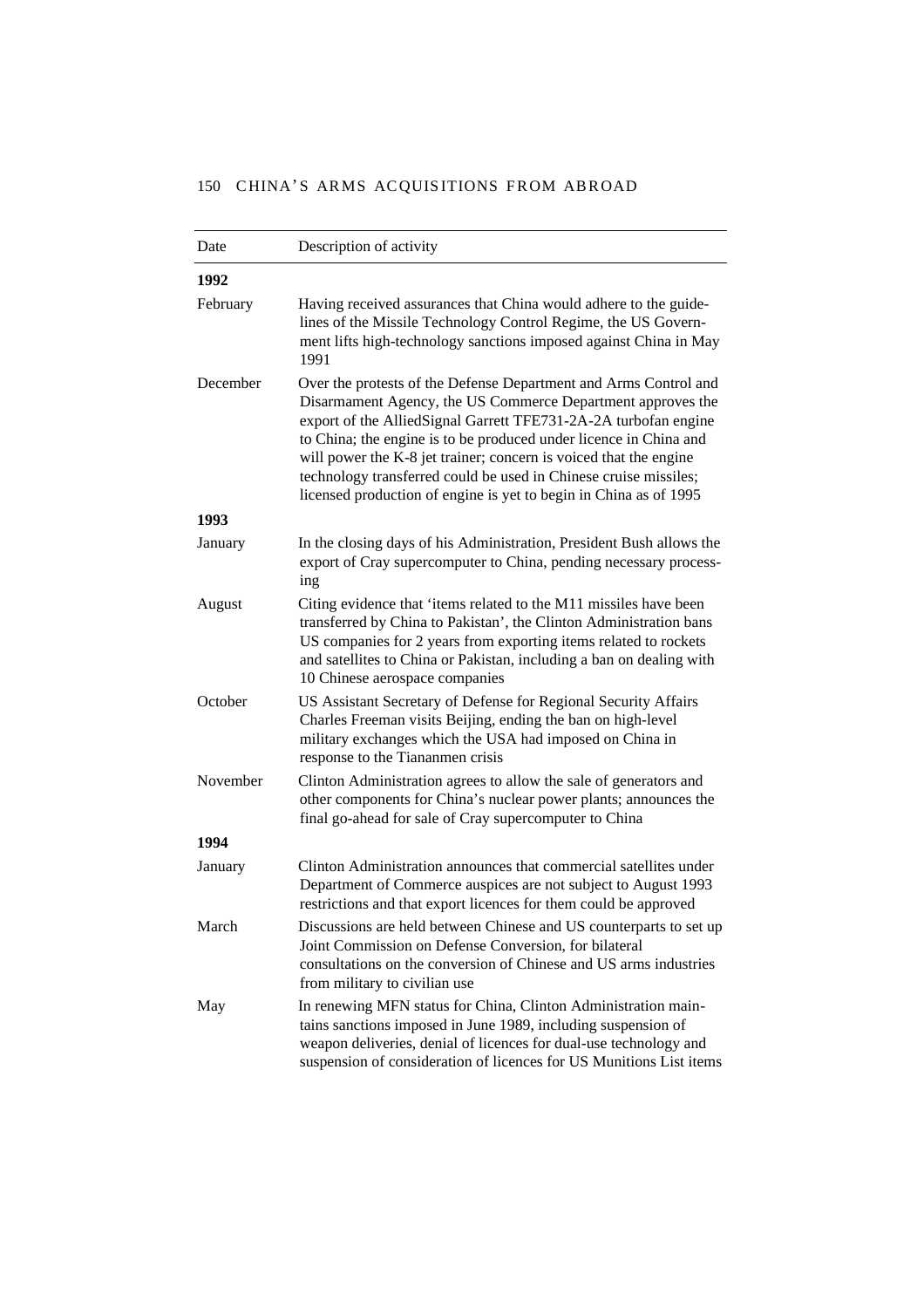| Date | Description of activity |
|---|---|
| **1992** | |
| February | Having received assurances that China would adhere to the guidelines of the Missile Technology Control Regime, the US Government lifts high-technology sanctions imposed against China in May 1991 |
| December | Over the protests of the Defense Department and Arms Control and Disarmament Agency, the US Commerce Department approves the export of the AlliedSignal Garrett TFE731-2A-2A turbofan engine to China; the engine is to be produced under licence in China and will power the K-8 jet trainer; concern is voiced that the engine technology transferred could be used in Chinese cruise missiles; licensed production of engine is yet to begin in China as of 1995 |
| **1993** | |
| January | In the closing days of his Administration, President Bush allows the export of Cray supercomputer to China, pending necessary processing |
| August | Citing evidence that 'items related to the M11 missiles have been transferred by China to Pakistan', the Clinton Administration bans US companies for 2 years from exporting items related to rockets and satellites to China or Pakistan, including a ban on dealing with 10 Chinese aerospace companies |
| October | US Assistant Secretary of Defense for Regional Security Affairs Charles Freeman visits Beijing, ending the ban on high-level military exchanges which the USA had imposed on China in response to the Tiananmen crisis |
| November | Clinton Administration agrees to allow the sale of generators and other components for China's nuclear power plants; announces the final go-ahead for sale of Cray supercomputer to China |
| **1994** | |
| January | Clinton Administration announces that commercial satellites under Department of Commerce auspices are not subject to August 1993 restrictions and that export licences for them could be approved |
| March | Discussions are held between Chinese and US counterparts to set up Joint Commission on Defense Conversion, for bilateral consultations on the conversion of Chinese and US arms industries from military to civilian use |
| May | In renewing MFN status for China, Clinton Administration maintains sanctions imposed in June 1989, including suspension of weapon deliveries, denial of licences for dual-use technology and suspension of consideration of licences for US Munitions List items |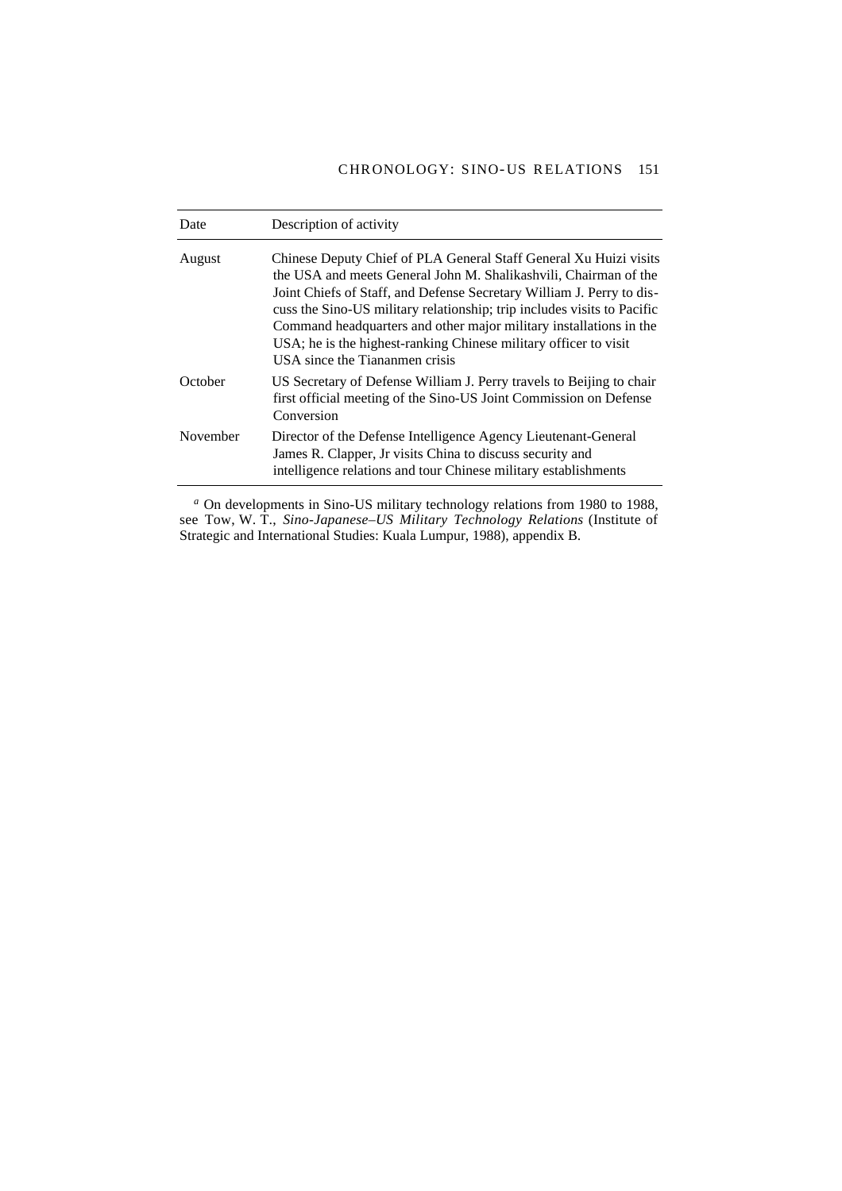| Date | Description of activity |
| --- | --- |
| August | Chinese Deputy Chief of PLA General Staff General Xu Huizi visits the USA and meets General John M. Shalikashvili, Chairman of the Joint Chiefs of Staff, and Defense Secretary William J. Perry to discuss the Sino-US military relationship; trip includes visits to Pacific Command headquarters and other major military installations in the USA; he is the highest-ranking Chinese military officer to visit USA since the Tiananmen crisis |
| October | US Secretary of Defense William J. Perry travels to Beijing to chair first official meeting of the Sino-US Joint Commission on Defense Conversion |
| November | Director of the Defense Intelligence Agency Lieutenant-General James R. Clapper, Jr visits China to discuss security and intelligence relations and tour Chinese military establishments |

[a] On developments in Sino-US military technology relations from 1980 to 1988, see Tow, W. T., *Sino-Japanese–US Military Technology Relations* (Institute of Strategic and International Studies: Kuala Lumpur, 1988), appendix B.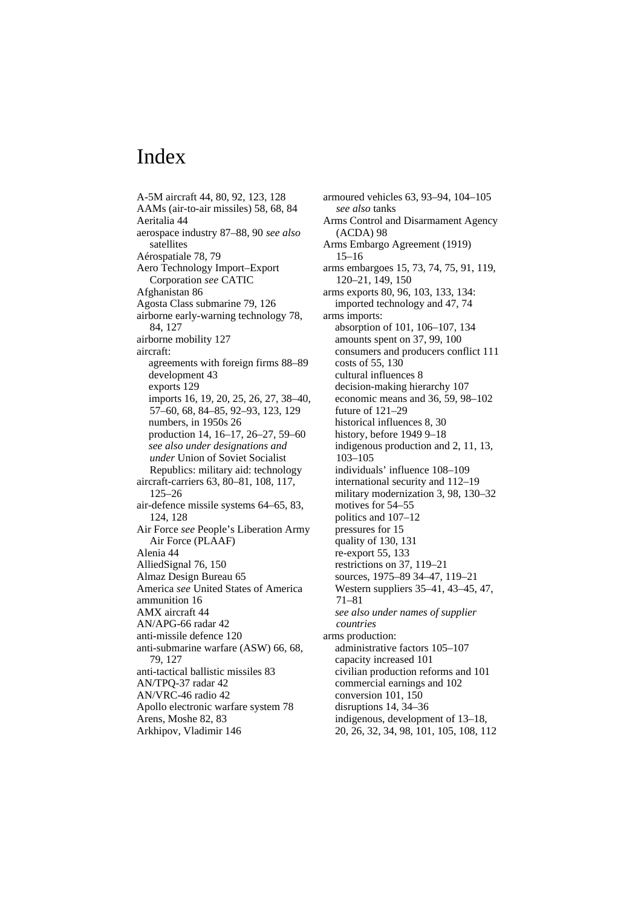# Index

A-5M aircraft 44, 80, 92, 123, 128
AAMs (air-to-air missiles) 58, 68, 84
Aeritalia 44
aerospace industry 87–88, 90 *see also* satellites
Aérospatiale 78, 79
Aero Technology Import–Export Corporation *see* CATIC
Afghanistan 86
Agosta Class submarine 79, 126
airborne early-warning technology 78, 84, 127
airborne mobility 127
aircraft:
  agreements with foreign firms 88–89
  development 43
  exports 129
  imports 16, 19, 20, 25, 26, 27, 38–40, 57–60, 68, 84–85, 92–93, 123, 129
  numbers, in 1950s 26
  production 14, 16–17, 26–27, 59–60
  *see also under designations and under* Union of Soviet Socialist Republics: military aid: technology
aircraft-carriers 63, 80–81, 108, 117, 125–26
air-defence missile systems 64–65, 83, 124, 128
Air Force *see* People's Liberation Army Air Force (PLAAF)
Alenia 44
AlliedSignal 76, 150
Almaz Design Bureau 65
America *see* United States of America
ammunition 16
AMX aircraft 44
AN/APG-66 radar 42
anti-missile defence 120
anti-submarine warfare (ASW) 66, 68, 79, 127
anti-tactical ballistic missiles 83
AN/TPQ-37 radar 42
AN/VRC-46 radio 42
Apollo electronic warfare system 78
Arens, Moshe 82, 83
Arkhipov, Vladimir 146

armoured vehicles 63, 93–94, 104–105
  *see also* tanks
Arms Control and Disarmament Agency (ACDA) 98
Arms Embargo Agreement (1919) 15–16
arms embargoes 15, 73, 74, 75, 91, 119, 120–21, 149, 150
arms exports 80, 96, 103, 133, 134: imported technology and 47, 74
arms imports:
  absorption of 101, 106–107, 134
  amounts spent on 37, 99, 100
  consumers and producers conflict 111
  costs of 55, 130
  cultural influences 8
  decision-making hierarchy 107
  economic means and 36, 59, 98–102
  future of 121–29
  historical influences 8, 30
  history, before 1949 9–18
  indigenous production and 2, 11, 13, 103–105
  individuals' influence 108–109
  international security and 112–19
  military modernization 3, 98, 130–32
  motives for 54–55
  politics and 107–12
  pressures for 15
  quality of 130, 131
  re-export 55, 133
  restrictions on 37, 119–21
  sources, 1975–89 34–47, 119–21
  Western suppliers 35–41, 43–45, 47, 71–81
  *see also under names of supplier countries*
arms production:
  administrative factors 105–107
  capacity increased 101
  civilian production reforms and 101
  commercial earnings and 102
  conversion 101, 150
  disruptions 14, 34–36
  indigenous, development of 13–18, 20, 26, 32, 34, 98, 101, 105, 108, 112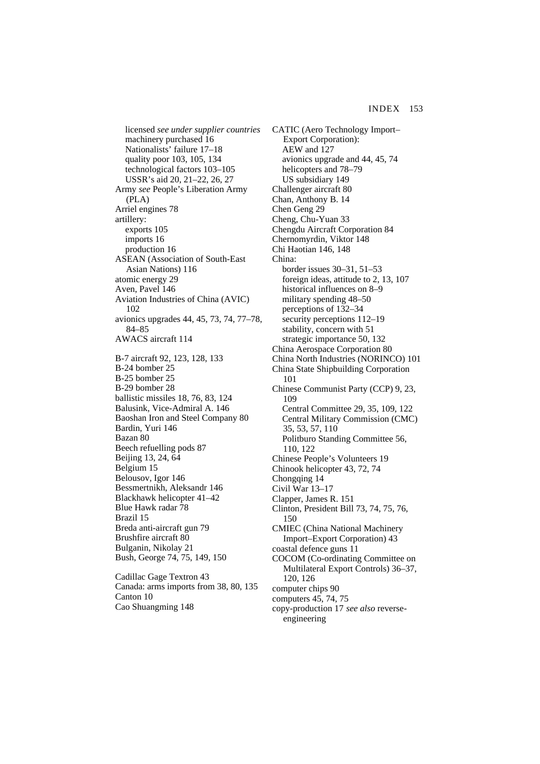licensed *see under supplier countries*
machinery purchased 16
Nationalists' failure 17–18
quality poor 103, 105, 134
technological factors 103–105
USSR's aid 20, 21–22, 26, 27

Army *see* People's Liberation Army (PLA)

Arriel engines 78

artillery:
exports 105
imports 16
production 16

ASEAN (Association of South-East Asian Nations) 116

atomic energy 29

Aven, Pavel 146

Aviation Industries of China (AVIC) 102

avionics upgrades 44, 45, 73, 74, 77–78, 84–85

AWACS aircraft 114

B-7 aircraft 92, 123, 128, 133

B-24 bomber 25

B-25 bomber 25

B-29 bomber 28

ballistic missiles 18, 76, 83, 124

Balusink, Vice-Admiral A. 146

Baoshan Iron and Steel Company 80

Bardin, Yuri 146

Bazan 80

Beech refuelling pods 87

Beijing 13, 24, 64

Belgium 15

Belousov, Igor 146

Bessmertnikh, Aleksandr 146

Blackhawk helicopter 41–42

Blue Hawk radar 78

Brazil 15

Breda anti-aircraft gun 79

Brushfire aircraft 80

Bulganin, Nikolay 21

Bush, George 74, 75, 149, 150

Cadillac Gage Textron 43

Canada: arms imports from 38, 80, 135

Canton 10

Cao Shuangming 148

CATIC (Aero Technology Import–Export Corporation):
AEW and 127
avionics upgrade and 44, 45, 74
helicopters and 78–79
US subsidiary 149

Challenger aircraft 80

Chan, Anthony B. 14

Chen Geng 29

Cheng, Chu-Yuan 33

Chengdu Aircraft Corporation 84

Chernomyrdin, Viktor 148

Chi Haotian 146, 148

China:
border issues 30–31, 51–53
foreign ideas, attitude to 2, 13, 107
historical influences on 8–9
military spending 48–50
perceptions of 132–34
security perceptions 112–19
stability, concern with 51
strategic importance 50, 132

China Aerospace Corporation 80

China North Industries (NORINCO) 101

China State Shipbuilding Corporation 101

Chinese Communist Party (CCP) 9, 23, 109
Central Committee 29, 35, 109, 122
Central Military Commission (CMC) 35, 53, 57, 110
Politburo Standing Committee 56, 110, 122

Chinese People's Volunteers 19

Chinook helicopter 43, 72, 74

Chongqing 14

Civil War 13–17

Clapper, James R. 151

Clinton, President Bill 73, 74, 75, 76, 150

CMIEC (China National Machinery Import–Export Corporation) 43

coastal defence guns 11

COCOM (Co-ordinating Committee on Multilateral Export Controls) 36–37, 120, 126

computer chips 90

computers 45, 74, 75

copy-production 17 *see also* reverse-engineering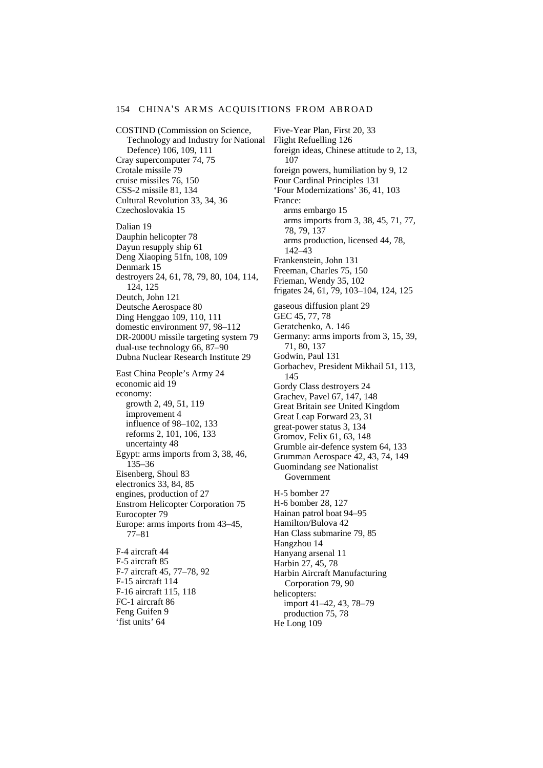COSTIND (Commission on Science, Technology and Industry for National Defence) 106, 109, 111
Cray supercomputer 74, 75
Crotale missile 79
cruise missiles 76, 150
CSS-2 missile 81, 134
Cultural Revolution 33, 34, 36
Czechoslovakia 15

Dalian 19
Dauphin helicopter 78
Dayun resupply ship 61
Deng Xiaoping 51fn, 108, 109
Denmark 15
destroyers 24, 61, 78, 79, 80, 104, 114, 124, 125
Deutch, John 121
Deutsche Aerospace 80
Ding Henggao 109, 110, 111
domestic environment 97, 98–112
DR-2000U missile targeting system 79
dual-use technology 66, 87–90
Dubna Nuclear Research Institute 29

East China People's Army 24
economic aid 19
economy:
- growth 2, 49, 51, 119
- improvement 4
- influence of 98–102, 133
- reforms 2, 101, 106, 133
- uncertainty 48

Egypt: arms imports from 3, 38, 46, 135–36
Eisenberg, Shoul 83
electronics 33, 84, 85
engines, production of 27
Enstrom Helicopter Corporation 75
Eurocopter 79
Europe: arms imports from 43–45, 77–81

F-4 aircraft 44
F-5 aircraft 85
F-7 aircraft 45, 77–78, 92
F-15 aircraft 114
F-16 aircraft 115, 118
FC-1 aircraft 86
Feng Guifen 9
'fist units' 64

Five-Year Plan, First 20, 33
Flight Refuelling 126
foreign ideas, Chinese attitude to 2, 13, 107
foreign powers, humiliation by 9, 12
Four Cardinal Principles 131
'Four Modernizations' 36, 41, 103
France:
- arms embargo 15
- arms imports from 3, 38, 45, 71, 77, 78, 79, 137
- arms production, licensed 44, 78, 142–43

Frankenstein, John 131
Freeman, Charles 75, 150
Frieman, Wendy 35, 102
frigates 24, 61, 79, 103–104, 124, 125

gaseous diffusion plant 29
GEC 45, 77, 78
Geratchenko, A. 146
Germany: arms imports from 3, 15, 39, 71, 80, 137
Godwin, Paul 131
Gorbachev, President Mikhail 51, 113, 145
Gordy Class destroyers 24
Grachev, Pavel 67, 147, 148
Great Britain *see* United Kingdom
Great Leap Forward 23, 31
great-power status 3, 134
Gromov, Felix 61, 63, 148
Grumble air-defence system 64, 133
Grumman Aerospace 42, 43, 74, 149
Guomindang *see* Nationalist Government

H-5 bomber 27
H-6 bomber 28, 127
Hainan patrol boat 94–95
Hamilton/Bulova 42
Han Class submarine 79, 85
Hangzhou 14
Hanyang arsenal 11
Harbin 27, 45, 78
Harbin Aircraft Manufacturing Corporation 79, 90
helicopters:
- import 41–42, 43, 78–79
- production 75, 78

He Long 109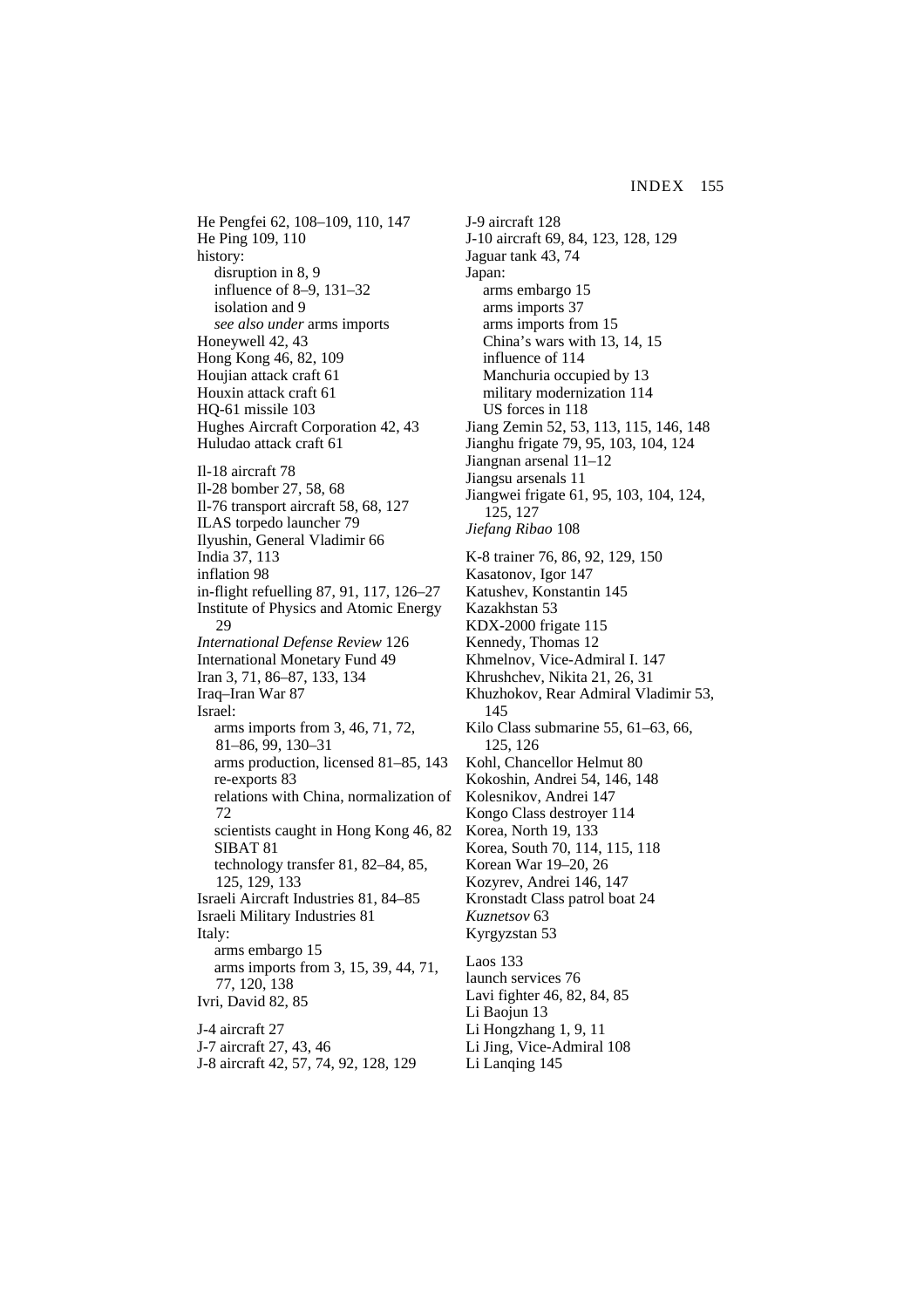He Pengfei 62, 108–109, 110, 147
He Ping 109, 110
history:
  disruption in 8, 9
  influence of 8–9, 131–32
  isolation and 9
  *see also under* arms imports
Honeywell 42, 43
Hong Kong 46, 82, 109
Houjian attack craft 61
Houxin attack craft 61
HQ-61 missile 103
Hughes Aircraft Corporation 42, 43
Huludao attack craft 61

Il-18 aircraft 78
Il-28 bomber 27, 58, 68
Il-76 transport aircraft 58, 68, 127
ILAS torpedo launcher 79
Ilyushin, General Vladimir 66
India 37, 113
inflation 98
in-flight refuelling 87, 91, 117, 126–27
Institute of Physics and Atomic Energy 29
*International Defense Review* 126
International Monetary Fund 49
Iran 3, 71, 86–87, 133, 134
Iraq–Iran War 87
Israel:
  arms imports from 3, 46, 71, 72, 81–86, 99, 130–31
  arms production, licensed 81–85, 143
  re-exports 83
  relations with China, normalization of 72
  scientists caught in Hong Kong 46, 82
  SIBAT 81
  technology transfer 81, 82–84, 85, 125, 129, 133
Israeli Aircraft Industries 81, 84–85
Israeli Military Industries 81
Italy:
  arms embargo 15
  arms imports from 3, 15, 39, 44, 71, 77, 120, 138
Ivri, David 82, 85

J-4 aircraft 27
J-7 aircraft 27, 43, 46
J-8 aircraft 42, 57, 74, 92, 128, 129
J-9 aircraft 128
J-10 aircraft 69, 84, 123, 128, 129
Jaguar tank 43, 74
Japan:
  arms embargo 15
  arms imports 37
  arms imports from 15
  China's wars with 13, 14, 15
  influence of 114
  Manchuria occupied by 13
  military modernization 114
  US forces in 118
Jiang Zemin 52, 53, 113, 115, 146, 148
Jianghu frigate 79, 95, 103, 104, 124
Jiangnan arsenal 11–12
Jiangsu arsenals 11
Jiangwei frigate 61, 95, 103, 104, 124, 125, 127
*Jiefang Ribao* 108

K-8 trainer 76, 86, 92, 129, 150
Kasatonov, Igor 147
Katushev, Konstantin 145
Kazakhstan 53
KDX-2000 frigate 115
Kennedy, Thomas 12
Khmelnov, Vice-Admiral I. 147
Khrushchev, Nikita 21, 26, 31
Khuzhokov, Rear Admiral Vladimir 53, 145
Kilo Class submarine 55, 61–63, 66, 125, 126
Kohl, Chancellor Helmut 80
Kokoshin, Andrei 54, 146, 148
Kolesnikov, Andrei 147
Kongo Class destroyer 114
Korea, North 19, 133
Korea, South 70, 114, 115, 118
Korean War 19–20, 26
Kozyrev, Andrei 146, 147
Kronstadt Class patrol boat 24
*Kuznetsov* 63
Kyrgyzstan 53

Laos 133
launch services 76
Lavi fighter 46, 82, 84, 85
Li Baojun 13
Li Hongzhang 1, 9, 11
Li Jing, Vice-Admiral 108
Li Lanqing 145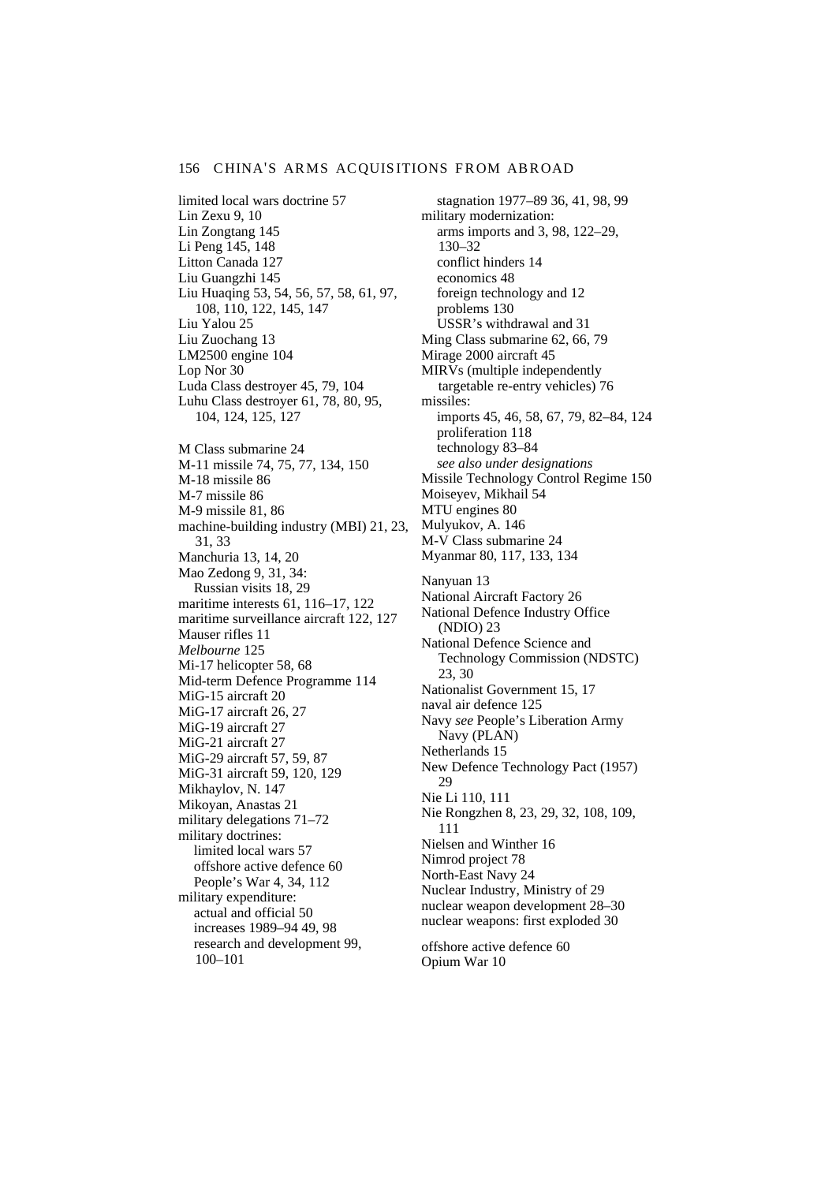limited local wars doctrine 57
Lin Zexu 9, 10
Lin Zongtang 145
Li Peng 145, 148
Litton Canada 127
Liu Guangzhi 145
Liu Huaqing 53, 54, 56, 57, 58, 61, 97, 108, 110, 122, 145, 147
Liu Yalou 25
Liu Zuochang 13
LM2500 engine 104
Lop Nor 30
Luda Class destroyer 45, 79, 104
Luhu Class destroyer 61, 78, 80, 95, 104, 124, 125, 127

M Class submarine 24
M-11 missile 74, 75, 77, 134, 150
M-18 missile 86
M-7 missile 86
M-9 missile 81, 86
machine-building industry (MBI) 21, 23, 31, 33
Manchuria 13, 14, 20
Mao Zedong 9, 31, 34:
  Russian visits 18, 29
maritime interests 61, 116–17, 122
maritime surveillance aircraft 122, 127
Mauser rifles 11
*Melbourne* 125
Mi-17 helicopter 58, 68
Mid-term Defence Programme 114
MiG-15 aircraft 20
MiG-17 aircraft 26, 27
MiG-19 aircraft 27
MiG-21 aircraft 27
MiG-29 aircraft 57, 59, 87
MiG-31 aircraft 59, 120, 129
Mikhaylov, N. 147
Mikoyan, Anastas 21
military delegations 71–72
military doctrines:
  limited local wars 57
  offshore active defence 60
  People's War 4, 34, 112
military expenditure:
  actual and official 50
  increases 1989–94 49, 98
  research and development 99, 100–101
  stagnation 1977–89 36, 41, 98, 99
military modernization:
  arms imports and 3, 98, 122–29, 130–32
  conflict hinders 14
  economics 48
  foreign technology and 12
  problems 130
  USSR's withdrawal and 31
Ming Class submarine 62, 66, 79
Mirage 2000 aircraft 45
MIRVs (multiple independently targetable re-entry vehicles) 76
missiles:
  imports 45, 46, 58, 67, 79, 82–84, 124
  proliferation 118
  technology 83–84
  *see also under designations*
Missile Technology Control Regime 150
Moiseyev, Mikhail 54
MTU engines 80
Mulyukov, A. 146
M-V Class submarine 24
Myanmar 80, 117, 133, 134

Nanyuan 13
National Aircraft Factory 26
National Defence Industry Office (NDIO) 23
National Defence Science and Technology Commission (NDSTC) 23, 30
Nationalist Government 15, 17
naval air defence 125
Navy *see* People's Liberation Army Navy (PLAN)
Netherlands 15
New Defence Technology Pact (1957) 29
Nie Li 110, 111
Nie Rongzhen 8, 23, 29, 32, 108, 109, 111
Nielsen and Winther 16
Nimrod project 78
North-East Navy 24
Nuclear Industry, Ministry of 29
nuclear weapon development 28–30
nuclear weapons: first exploded 30

offshore active defence 60
Opium War 10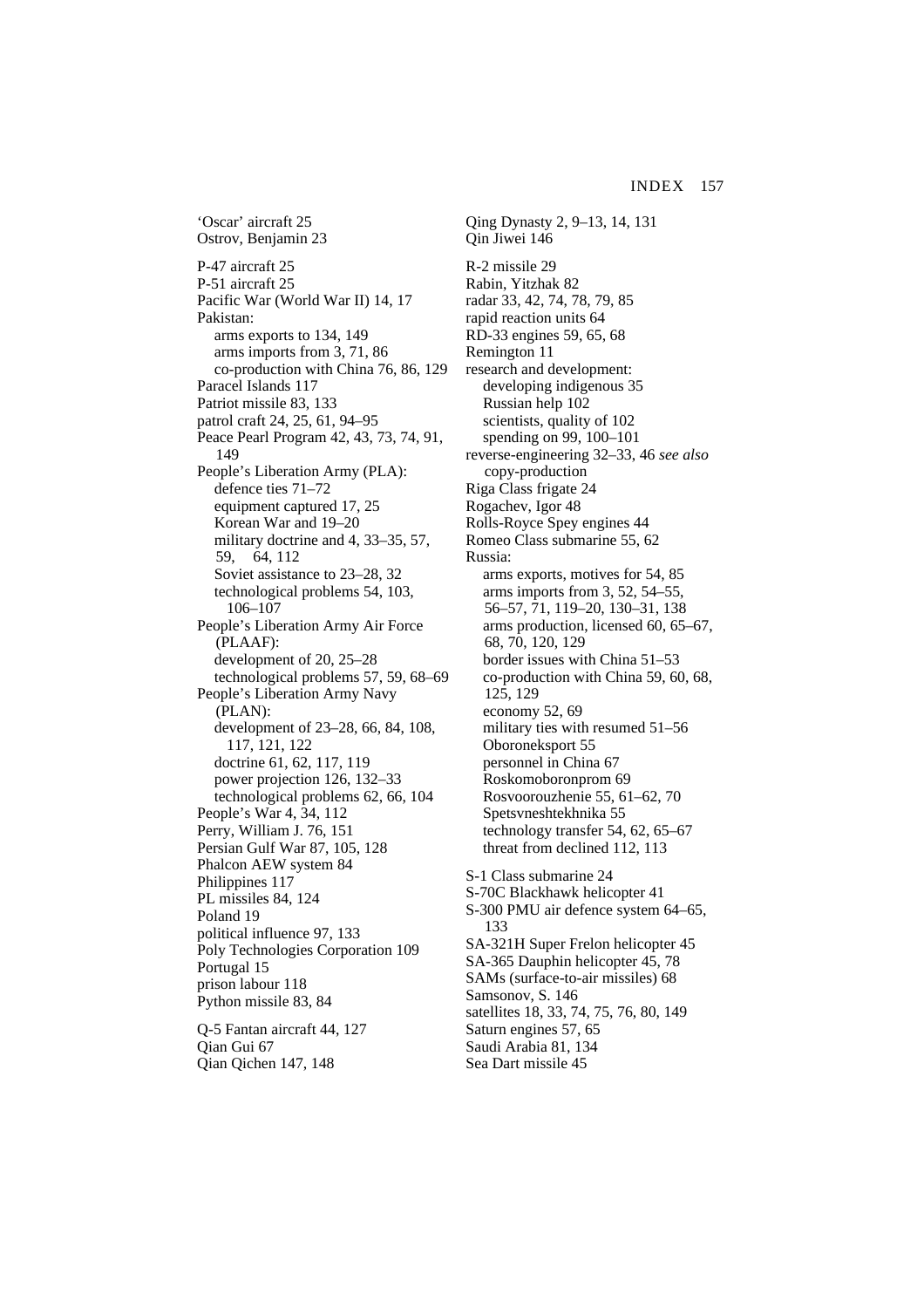'Oscar' aircraft 25
Ostrov, Benjamin 23

P-47 aircraft 25
P-51 aircraft 25
Pacific War (World War II) 14, 17
Pakistan:
  arms exports to 134, 149
  arms imports from 3, 71, 86
  co-production with China 76, 86, 129
Paracel Islands 117
Patriot missile 83, 133
patrol craft 24, 25, 61, 94–95
Peace Pearl Program 42, 43, 73, 74, 91, 149
People's Liberation Army (PLA):
  defence ties 71–72
  equipment captured 17, 25
  Korean War and 19–20
  military doctrine and 4, 33–35, 57, 59, 64, 112
  Soviet assistance to 23–28, 32
  technological problems 54, 103, 106–107
People's Liberation Army Air Force (PLAAF):
  development of 20, 25–28
  technological problems 57, 59, 68–69
People's Liberation Army Navy (PLAN):
  development of 23–28, 66, 84, 108, 117, 121, 122
  doctrine 61, 62, 117, 119
  power projection 126, 132–33
  technological problems 62, 66, 104
People's War 4, 34, 112
Perry, William J. 76, 151
Persian Gulf War 87, 105, 128
Phalcon AEW system 84
Philippines 117
PL missiles 84, 124
Poland 19
political influence 97, 133
Poly Technologies Corporation 109
Portugal 15
prison labour 118
Python missile 83, 84

Q-5 Fantan aircraft 44, 127
Qian Gui 67
Qian Qichen 147, 148
Qing Dynasty 2, 9–13, 14, 131
Qin Jiwei 146

R-2 missile 29
Rabin, Yitzhak 82
radar 33, 42, 74, 78, 79, 85
rapid reaction units 64
RD-33 engines 59, 65, 68
Remington 11
research and development:
  developing indigenous 35
  Russian help 102
  scientists, quality of 102
  spending on 99, 100–101
reverse-engineering 32–33, 46 *see also* copy-production
Riga Class frigate 24
Rogachev, Igor 48
Rolls-Royce Spey engines 44
Romeo Class submarine 55, 62
Russia:
  arms exports, motives for 54, 85
  arms imports from 3, 52, 54–55, 56–57, 71, 119–20, 130–31, 138
  arms production, licensed 60, 65–67, 68, 70, 120, 129
  border issues with China 51–53
  co-production with China 59, 60, 68, 125, 129
  economy 52, 69
  military ties with resumed 51–56
  Oboroneksport 55
  personnel in China 67
  Roskomoboronprom 69
  Rosvoorouzhenie 55, 61–62, 70
  Spetsvneshtekhnika 55
  technology transfer 54, 62, 65–67
  threat from declined 112, 113

S-1 Class submarine 24
S-70C Blackhawk helicopter 41
S-300 PMU air defence system 64–65, 133
SA-321H Super Frelon helicopter 45
SA-365 Dauphin helicopter 45, 78
SAMs (surface-to-air missiles) 68
Samsonov, S. 146
satellites 18, 33, 74, 75, 76, 80, 149
Saturn engines 57, 65
Saudi Arabia 81, 134
Sea Dart missile 45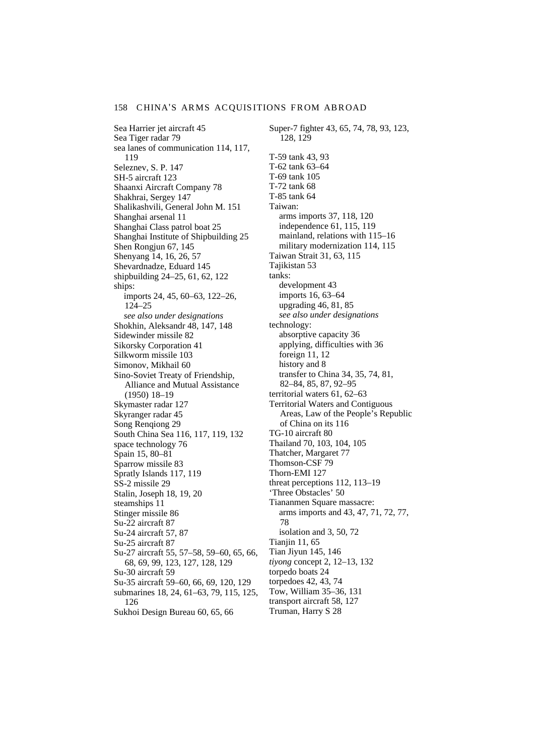Sea Harrier jet aircraft 45
Sea Tiger radar 79
sea lanes of communication 114, 117, 119
Seleznev, S. P. 147
SH-5 aircraft 123
Shaanxi Aircraft Company 78
Shakhrai, Sergey 147
Shalikashvili, General John M. 151
Shanghai arsenal 11
Shanghai Class patrol boat 25
Shanghai Institute of Shipbuilding 25
Shen Rongjun 67, 145
Shenyang 14, 16, 26, 57
Shevardnadze, Eduard 145
shipbuilding 24–25, 61, 62, 122
ships:
  imports 24, 45, 60–63, 122–26, 124–25
  *see also under designations*
Shokhin, Aleksandr 48, 147, 148
Sidewinder missile 82
Sikorsky Corporation 41
Silkworm missile 103
Simonov, Mikhail 60
Sino-Soviet Treaty of Friendship, Alliance and Mutual Assistance (1950) 18–19
Skymaster radar 127
Skyranger radar 45
Song Renqiong 29
South China Sea 116, 117, 119, 132
space technology 76
Spain 15, 80–81
Sparrow missile 83
Spratly Islands 117, 119
SS-2 missile 29
Stalin, Joseph 18, 19, 20
steamships 11
Stinger missile 86
Su-22 aircraft 87
Su-24 aircraft 57, 87
Su-25 aircraft 87
Su-27 aircraft 55, 57–58, 59–60, 65, 66, 68, 69, 99, 123, 127, 128, 129
Su-30 aircraft 59
Su-35 aircraft 59–60, 66, 69, 120, 129
submarines 18, 24, 61–63, 79, 115, 125, 126
Sukhoi Design Bureau 60, 65, 66
Super-7 fighter 43, 65, 74, 78, 93, 123, 128, 129

T-59 tank 43, 93
T-62 tank 63–64
T-69 tank 105
T-72 tank 68
T-85 tank 64
Taiwan:
  arms imports 37, 118, 120
  independence 61, 115, 119
  mainland, relations with 115–16
  military modernization 114, 115
Taiwan Strait 31, 63, 115
Tajikistan 53
tanks:
  development 43
  imports 16, 63–64
  upgrading 46, 81, 85
  *see also under designations*
technology:
  absorptive capacity 36
  applying, difficulties with 36
  foreign 11, 12
  history and 8
  transfer to China 34, 35, 74, 81, 82–84, 85, 87, 92–95
territorial waters 61, 62–63
Territorial Waters and Contiguous Areas, Law of the People's Republic of China on its 116
TG-10 aircraft 80
Thailand 70, 103, 104, 105
Thatcher, Margaret 77
Thomson-CSF 79
Thorn-EMI 127
threat perceptions 112, 113–19
'Three Obstacles' 50
Tiananmen Square massacre:
  arms imports and 43, 47, 71, 72, 77, 78
  isolation and 3, 50, 72
Tianjin 11, 65
Tian Jiyun 145, 146
*tiyong* concept 2, 12–13, 132
torpedo boats 24
torpedoes 42, 43, 74
Tow, William 35–36, 131
transport aircraft 58, 127
Truman, Harry S 28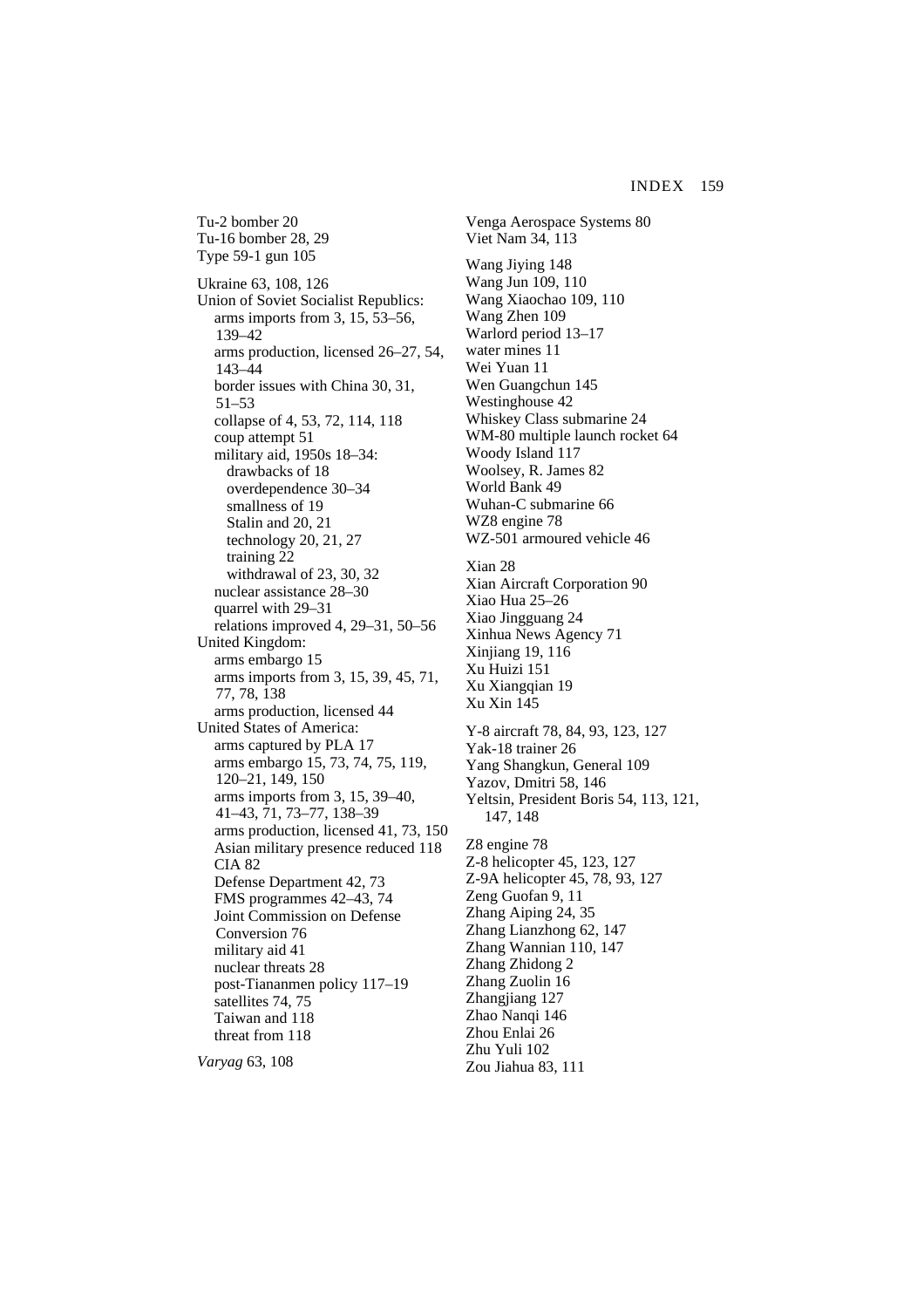Tu-2 bomber 20
Tu-16 bomber 28, 29
Type 59-1 gun 105

Ukraine 63, 108, 126
Union of Soviet Socialist Republics:
  arms imports from 3, 15, 53–56, 139–42
  arms production, licensed 26–27, 54, 143–44
  border issues with China 30, 31, 51–53
  collapse of 4, 53, 72, 114, 118
  coup attempt 51
  military aid, 1950s 18–34:
    drawbacks of 18
    overdependence 30–34
    smallness of 19
    Stalin and 20, 21
    technology 20, 21, 27
    training 22
    withdrawal of 23, 30, 32
  nuclear assistance 28–30
  quarrel with 29–31
  relations improved 4, 29–31, 50–56
United Kingdom:
  arms embargo 15
  arms imports from 3, 15, 39, 45, 71, 77, 78, 138
  arms production, licensed 44
United States of America:
  arms captured by PLA 17
  arms embargo 15, 73, 74, 75, 119, 120–21, 149, 150
  arms imports from 3, 15, 39–40, 41–43, 71, 73–77, 138–39
  arms production, licensed 41, 73, 150
  Asian military presence reduced 118
  CIA 82
  Defense Department 42, 73
  FMS programmes 42–43, 74
  Joint Commission on Defense Conversion 76
  military aid 41
  nuclear threats 28
  post-Tiananmen policy 117–19
  satellites 74, 75
  Taiwan and 118
  threat from 118

*Varyag* 63, 108

Venga Aerospace Systems 80
Viet Nam 34, 113

Wang Jiying 148
Wang Jun 109, 110
Wang Xiaochao 109, 110
Wang Zhen 109
Warlord period 13–17
water mines 11
Wei Yuan 11
Wen Guangchun 145
Westinghouse 42
Whiskey Class submarine 24
WM-80 multiple launch rocket 64
Woody Island 117
Woolsey, R. James 82
World Bank 49
Wuhan-C submarine 66
WZ8 engine 78
WZ-501 armoured vehicle 46

Xian 28
Xian Aircraft Corporation 90
Xiao Hua 25–26
Xiao Jingguang 24
Xinhua News Agency 71
Xinjiang 19, 116
Xu Huizi 151
Xu Xiangqian 19
Xu Xin 145

Y-8 aircraft 78, 84, 93, 123, 127
Yak-18 trainer 26
Yang Shangkun, General 109
Yazov, Dmitri 58, 146
Yeltsin, President Boris 54, 113, 121, 147, 148

Z8 engine 78
Z-8 helicopter 45, 123, 127
Z-9A helicopter 45, 78, 93, 127
Zeng Guofan 9, 11
Zhang Aiping 24, 35
Zhang Lianzhong 62, 147
Zhang Wannian 110, 147
Zhang Zhidong 2
Zhang Zuolin 16
Zhangjiang 127
Zhao Nanqi 146
Zhou Enlai 26
Zhu Yuli 102
Zou Jiahua 83, 111